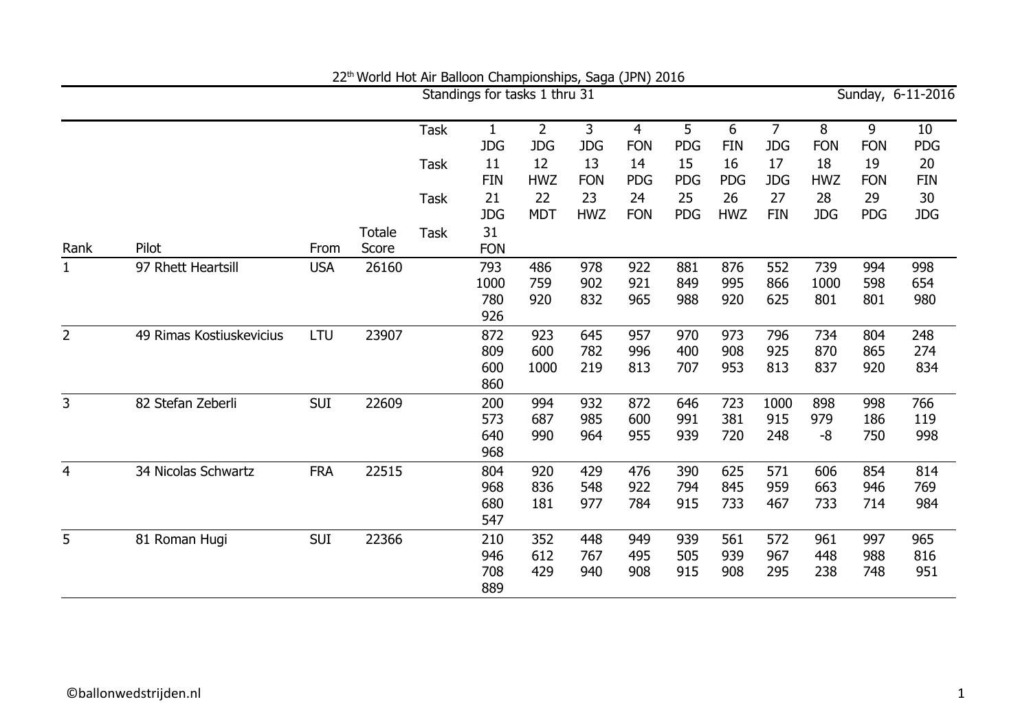22[th] World Hot Air Balloon Championships, Saga (JPN) 2016

Standings for tasks 1 thru 31 — Sunday, 6-11-2016

| Rank | Pilot | From | Totale Score | Task | | | | | | | | | | |
|---|---|---|---|---|---|---|---|---|---|---|---|---|---|---|
| | | | | Task | 1 JDG | 2 JDG | 3 JDG | 4 FON | 5 PDG | 6 FIN | 7 JDG | 8 FON | 9 FON | 10 PDG |
| | | | | Task | 11 FIN | 12 HWZ | 13 FON | 14 PDG | 15 PDG | 16 PDG | 17 JDG | 18 HWZ | 19 FON | 20 FIN |
| | | | | Task | 21 JDG | 22 MDT | 23 HWZ | 24 FON | 25 PDG | 26 HWZ | 27 FIN | 28 JDG | 29 PDG | 30 JDG |
| | | | | Task | 31 FON | | | | | | | | | |
| 1 | 97 Rhett Heartsill | USA | 26160 | | 793 | 486 | 978 | 922 | 881 | 876 | 552 | 739 | 994 | 998 |
| | | | | | 1000 | 759 | 902 | 921 | 849 | 995 | 866 | 1000 | 598 | 654 |
| | | | | | 780 | 920 | 832 | 965 | 988 | 920 | 625 | 801 | 801 | 980 |
| | | | | | 926 | | | | | | | | | |
| 2 | 49 Rimas Kostiuskevicius | LTU | 23907 | | 872 | 923 | 645 | 957 | 970 | 973 | 796 | 734 | 804 | 248 |
| | | | | | 809 | 600 | 782 | 996 | 400 | 908 | 925 | 870 | 865 | 274 |
| | | | | | 600 | 1000 | 219 | 813 | 707 | 953 | 813 | 837 | 920 | 834 |
| | | | | | 860 | | | | | | | | | |
| 3 | 82 Stefan Zeberli | SUI | 22609 | | 200 | 994 | 932 | 872 | 646 | 723 | 1000 | 898 | 998 | 766 |
| | | | | | 573 | 687 | 985 | 600 | 991 | 381 | 915 | 979 | 186 | 119 |
| | | | | | 640 | 990 | 964 | 955 | 939 | 720 | 248 | -8 | 750 | 998 |
| | | | | | 968 | | | | | | | | | |
| 4 | 34 Nicolas Schwartz | FRA | 22515 | | 804 | 920 | 429 | 476 | 390 | 625 | 571 | 606 | 854 | 814 |
| | | | | | 968 | 836 | 548 | 922 | 794 | 845 | 959 | 663 | 946 | 769 |
| | | | | | 680 | 181 | 977 | 784 | 915 | 733 | 467 | 733 | 714 | 984 |
| | | | | | 547 | | | | | | | | | |
| 5 | 81 Roman Hugi | SUI | 22366 | | 210 | 352 | 448 | 949 | 939 | 561 | 572 | 961 | 997 | 965 |
| | | | | | 946 | 612 | 767 | 495 | 505 | 939 | 967 | 448 | 988 | 816 |
| | | | | | 708 | 429 | 940 | 908 | 915 | 908 | 295 | 238 | 748 | 951 |
| | | | | | 889 | | | | | | | | | |

©ballonwedstrijden.nl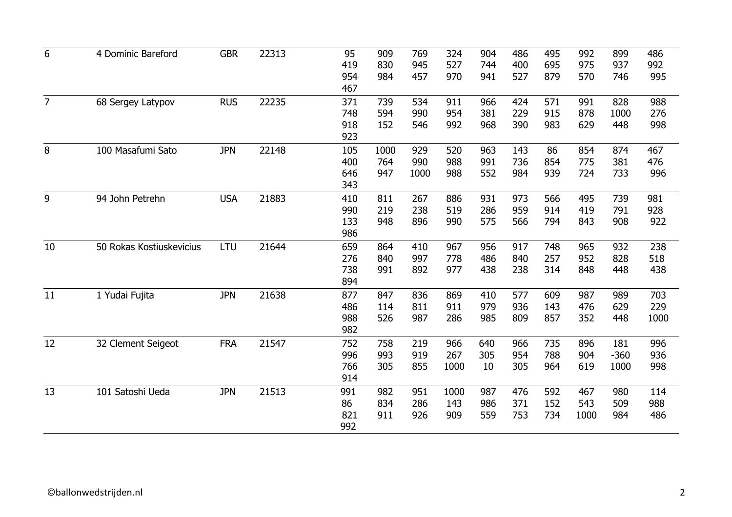| 6 | 4 Dominic Bareford | GBR | 22313 | 95 | 909 | 769 | 324 | 904 | 486 | 495 | 992 | 899 | 486 |
|---|---|---|---|---|---|---|---|---|---|---|---|---|---|
| | | | | 419 | 830 | 945 | 527 | 744 | 400 | 695 | 975 | 937 | 992 |
| | | | | 954 | 984 | 457 | 970 | 941 | 527 | 879 | 570 | 746 | 995 |
| | | | | 467 | | | | | | | | | |
| 7 | 68 Sergey Latypov | RUS | 22235 | 371 | 739 | 534 | 911 | 966 | 424 | 571 | 991 | 828 | 988 |
| | | | | 748 | 594 | 990 | 954 | 381 | 229 | 915 | 878 | 1000 | 276 |
| | | | | 918 | 152 | 546 | 992 | 968 | 390 | 983 | 629 | 448 | 998 |
| | | | | 923 | | | | | | | | | |
| 8 | 100 Masafumi Sato | JPN | 22148 | 105 | 1000 | 929 | 520 | 963 | 143 | 86 | 854 | 874 | 467 |
| | | | | 400 | 764 | 990 | 988 | 991 | 736 | 854 | 775 | 381 | 476 |
| | | | | 646 | 947 | 1000 | 988 | 552 | 984 | 939 | 724 | 733 | 996 |
| | | | | 343 | | | | | | | | | |
| 9 | 94 John Petrehn | USA | 21883 | 410 | 811 | 267 | 886 | 931 | 973 | 566 | 495 | 739 | 981 |
| | | | | 990 | 219 | 238 | 519 | 286 | 959 | 914 | 419 | 791 | 928 |
| | | | | 133 | 948 | 896 | 990 | 575 | 566 | 794 | 843 | 908 | 922 |
| | | | | 986 | | | | | | | | | |
| 10 | 50 Rokas Kostiuskevicius | LTU | 21644 | 659 | 864 | 410 | 967 | 956 | 917 | 748 | 965 | 932 | 238 |
| | | | | 276 | 840 | 997 | 778 | 486 | 840 | 257 | 952 | 828 | 518 |
| | | | | 738 | 991 | 892 | 977 | 438 | 238 | 314 | 848 | 448 | 438 |
| | | | | 894 | | | | | | | | | |
| 11 | 1 Yudai Fujita | JPN | 21638 | 877 | 847 | 836 | 869 | 410 | 577 | 609 | 987 | 989 | 703 |
| | | | | 486 | 114 | 811 | 911 | 979 | 936 | 143 | 476 | 629 | 229 |
| | | | | 988 | 526 | 987 | 286 | 985 | 809 | 857 | 352 | 448 | 1000 |
| | | | | 982 | | | | | | | | | |
| 12 | 32 Clement Seigeot | FRA | 21547 | 752 | 758 | 219 | 966 | 640 | 966 | 735 | 896 | 181 | 996 |
| | | | | 996 | 993 | 919 | 267 | 305 | 954 | 788 | 904 | -360 | 936 |
| | | | | 766 | 305 | 855 | 1000 | 10 | 305 | 964 | 619 | 1000 | 998 |
| | | | | 914 | | | | | | | | | |
| 13 | 101 Satoshi Ueda | JPN | 21513 | 991 | 982 | 951 | 1000 | 987 | 476 | 592 | 467 | 980 | 114 |
| | | | | 86 | 834 | 286 | 143 | 986 | 371 | 152 | 543 | 509 | 988 |
| | | | | 821 | 911 | 926 | 909 | 559 | 753 | 734 | 1000 | 984 | 486 |
| | | | | 992 | | | | | | | | | |

©ballonwedstrijden.nl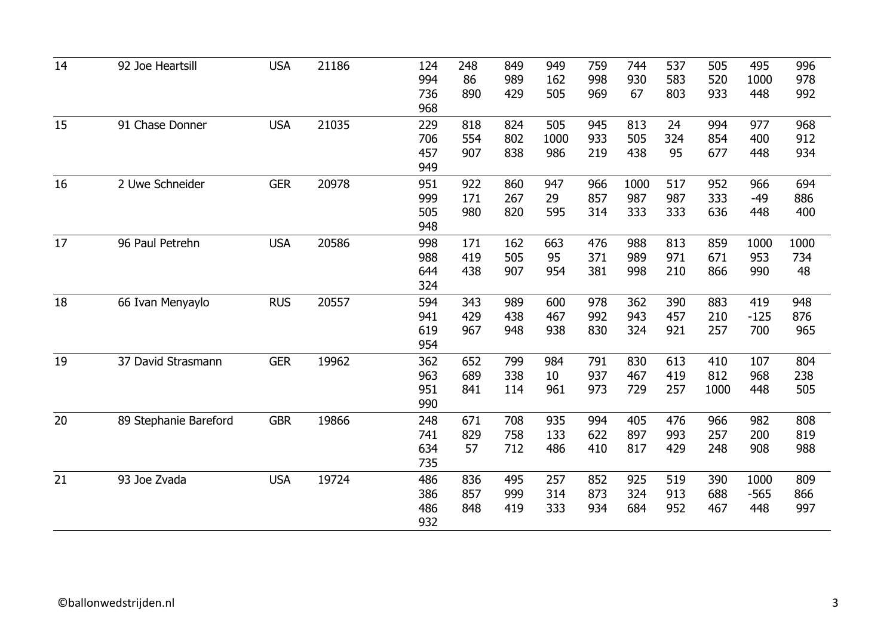| | | | | | | | | | | | | | |
|---|---|---|---|---|---|---|---|---|---|---|---|---|---|
| 14 | 92 Joe Heartsill | USA | 21186 | 124 | 248 | 849 | 949 | 759 | 744 | 537 | 505 | 495 | 996 |
| | | | | 994 | 86 | 989 | 162 | 998 | 930 | 583 | 520 | 1000 | 978 |
| | | | | 736 | 890 | 429 | 505 | 969 | 67 | 803 | 933 | 448 | 992 |
| | | | | 968 | | | | | | | | | |
| 15 | 91 Chase Donner | USA | 21035 | 229 | 818 | 824 | 505 | 945 | 813 | 24 | 994 | 977 | 968 |
| | | | | 706 | 554 | 802 | 1000 | 933 | 505 | 324 | 854 | 400 | 912 |
| | | | | 457 | 907 | 838 | 986 | 219 | 438 | 95 | 677 | 448 | 934 |
| | | | | 949 | | | | | | | | | |
| 16 | 2 Uwe Schneider | GER | 20978 | 951 | 922 | 860 | 947 | 966 | 1000 | 517 | 952 | 966 | 694 |
| | | | | 999 | 171 | 267 | 29 | 857 | 987 | 987 | 333 | -49 | 886 |
| | | | | 505 | 980 | 820 | 595 | 314 | 333 | 333 | 636 | 448 | 400 |
| | | | | 948 | | | | | | | | | |
| 17 | 96 Paul Petrehn | USA | 20586 | 998 | 171 | 162 | 663 | 476 | 988 | 813 | 859 | 1000 | 1000 |
| | | | | 988 | 419 | 505 | 95 | 371 | 989 | 971 | 671 | 953 | 734 |
| | | | | 644 | 438 | 907 | 954 | 381 | 998 | 210 | 866 | 990 | 48 |
| | | | | 324 | | | | | | | | | |
| 18 | 66 Ivan Menyaylo | RUS | 20557 | 594 | 343 | 989 | 600 | 978 | 362 | 390 | 883 | 419 | 948 |
| | | | | 941 | 429 | 438 | 467 | 992 | 943 | 457 | 210 | -125 | 876 |
| | | | | 619 | 967 | 948 | 938 | 830 | 324 | 921 | 257 | 700 | 965 |
| | | | | 954 | | | | | | | | | |
| 19 | 37 David Strasmann | GER | 19962 | 362 | 652 | 799 | 984 | 791 | 830 | 613 | 410 | 107 | 804 |
| | | | | 963 | 689 | 338 | 10 | 937 | 467 | 419 | 812 | 968 | 238 |
| | | | | 951 | 841 | 114 | 961 | 973 | 729 | 257 | 1000 | 448 | 505 |
| | | | | 990 | | | | | | | | | |
| 20 | 89 Stephanie Bareford | GBR | 19866 | 248 | 671 | 708 | 935 | 994 | 405 | 476 | 966 | 982 | 808 |
| | | | | 741 | 829 | 758 | 133 | 622 | 897 | 993 | 257 | 200 | 819 |
| | | | | 634 | 57 | 712 | 486 | 410 | 817 | 429 | 248 | 908 | 988 |
| | | | | 735 | | | | | | | | | |
| 21 | 93 Joe Zvada | USA | 19724 | 486 | 836 | 495 | 257 | 852 | 925 | 519 | 390 | 1000 | 809 |
| | | | | 386 | 857 | 999 | 314 | 873 | 324 | 913 | 688 | -565 | 866 |
| | | | | 486 | 848 | 419 | 333 | 934 | 684 | 952 | 467 | 448 | 997 |
| | | | | 932 | | | | | | | | | |

©ballonwedstrijden.nl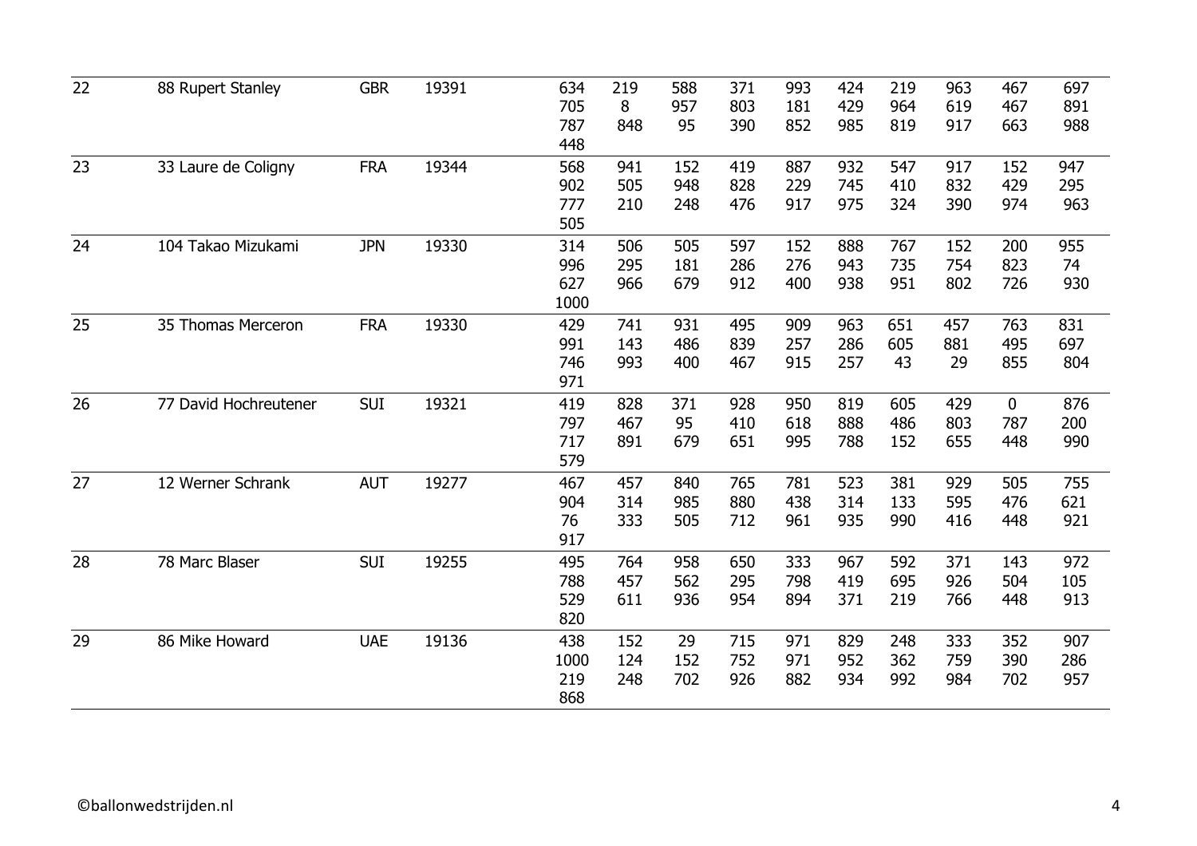| | | | | | | | | | | | | | |
|---|---|---|---|---|---|---|---|---|---|---|---|---|---|
| 22 | 88 Rupert Stanley | GBR | 19391 | 634 | 219 | 588 | 371 | 993 | 424 | 219 | 963 | 467 | 697 |
| | | | | 705 | 8 | 957 | 803 | 181 | 429 | 964 | 619 | 467 | 891 |
| | | | | 787 | 848 | 95 | 390 | 852 | 985 | 819 | 917 | 663 | 988 |
| | | | | 448 | | | | | | | | | |
| 23 | 33 Laure de Coligny | FRA | 19344 | 568 | 941 | 152 | 419 | 887 | 932 | 547 | 917 | 152 | 947 |
| | | | | 902 | 505 | 948 | 828 | 229 | 745 | 410 | 832 | 429 | 295 |
| | | | | 777 | 210 | 248 | 476 | 917 | 975 | 324 | 390 | 974 | 963 |
| | | | | 505 | | | | | | | | | |
| 24 | 104 Takao Mizukami | JPN | 19330 | 314 | 506 | 505 | 597 | 152 | 888 | 767 | 152 | 200 | 955 |
| | | | | 996 | 295 | 181 | 286 | 276 | 943 | 735 | 754 | 823 | 74 |
| | | | | 627 | 966 | 679 | 912 | 400 | 938 | 951 | 802 | 726 | 930 |
| | | | | 1000 | | | | | | | | | |
| 25 | 35 Thomas Merceron | FRA | 19330 | 429 | 741 | 931 | 495 | 909 | 963 | 651 | 457 | 763 | 831 |
| | | | | 991 | 143 | 486 | 839 | 257 | 286 | 605 | 881 | 495 | 697 |
| | | | | 746 | 993 | 400 | 467 | 915 | 257 | 43 | 29 | 855 | 804 |
| | | | | 971 | | | | | | | | | |
| 26 | 77 David Hochreutener | SUI | 19321 | 419 | 828 | 371 | 928 | 950 | 819 | 605 | 429 | 0 | 876 |
| | | | | 797 | 467 | 95 | 410 | 618 | 888 | 486 | 803 | 787 | 200 |
| | | | | 717 | 891 | 679 | 651 | 995 | 788 | 152 | 655 | 448 | 990 |
| | | | | 579 | | | | | | | | | |
| 27 | 12 Werner Schrank | AUT | 19277 | 467 | 457 | 840 | 765 | 781 | 523 | 381 | 929 | 505 | 755 |
| | | | | 904 | 314 | 985 | 880 | 438 | 314 | 133 | 595 | 476 | 621 |
| | | | | 76 | 333 | 505 | 712 | 961 | 935 | 990 | 416 | 448 | 921 |
| | | | | 917 | | | | | | | | | |
| 28 | 78 Marc Blaser | SUI | 19255 | 495 | 764 | 958 | 650 | 333 | 967 | 592 | 371 | 143 | 972 |
| | | | | 788 | 457 | 562 | 295 | 798 | 419 | 695 | 926 | 504 | 105 |
| | | | | 529 | 611 | 936 | 954 | 894 | 371 | 219 | 766 | 448 | 913 |
| | | | | 820 | | | | | | | | | |
| 29 | 86 Mike Howard | UAE | 19136 | 438 | 152 | 29 | 715 | 971 | 829 | 248 | 333 | 352 | 907 |
| | | | | 1000 | 124 | 152 | 752 | 971 | 952 | 362 | 759 | 390 | 286 |
| | | | | 219 | 248 | 702 | 926 | 882 | 934 | 992 | 984 | 702 | 957 |
| | | | | 868 | | | | | | | | | |

©ballonwedstrijden.nl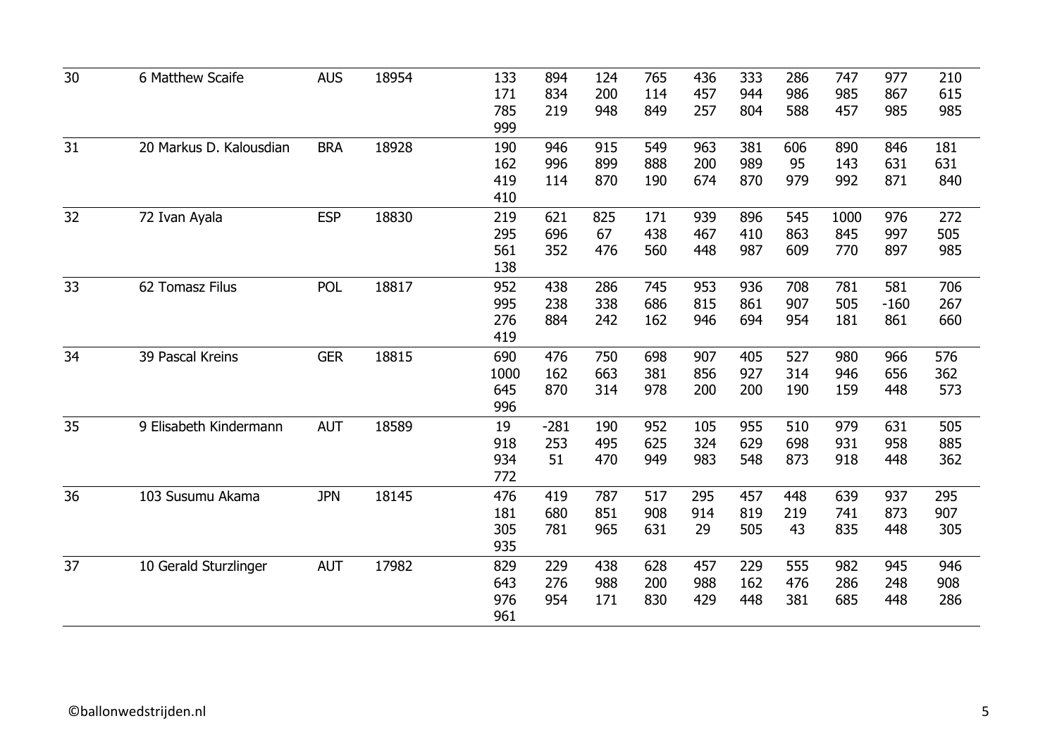| | | | | | | | | | | | | | |
|---|---|---|---|---|---|---|---|---|---|---|---|---|---|
| 30 | 6 Matthew Scaife | AUS | 18954 | 133 | 894 | 124 | 765 | 436 | 333 | 286 | 747 | 977 | 210 |
| | | | | 171 | 834 | 200 | 114 | 457 | 944 | 986 | 985 | 867 | 615 |
| | | | | 785 | 219 | 948 | 849 | 257 | 804 | 588 | 457 | 985 | 985 |
| | | | | 999 | | | | | | | | | |
| 31 | 20 Markus D. Kalousdian | BRA | 18928 | 190 | 946 | 915 | 549 | 963 | 381 | 606 | 890 | 846 | 181 |
| | | | | 162 | 996 | 899 | 888 | 200 | 989 | 95 | 143 | 631 | 631 |
| | | | | 419 | 114 | 870 | 190 | 674 | 870 | 979 | 992 | 871 | 840 |
| | | | | 410 | | | | | | | | | |
| 32 | 72 Ivan Ayala | ESP | 18830 | 219 | 621 | 825 | 171 | 939 | 896 | 545 | 1000 | 976 | 272 |
| | | | | 295 | 696 | 67 | 438 | 467 | 410 | 863 | 845 | 997 | 505 |
| | | | | 561 | 352 | 476 | 560 | 448 | 987 | 609 | 770 | 897 | 985 |
| | | | | 138 | | | | | | | | | |
| 33 | 62 Tomasz Filus | POL | 18817 | 952 | 438 | 286 | 745 | 953 | 936 | 708 | 781 | 581 | 706 |
| | | | | 995 | 238 | 338 | 686 | 815 | 861 | 907 | 505 | -160 | 267 |
| | | | | 276 | 884 | 242 | 162 | 946 | 694 | 954 | 181 | 861 | 660 |
| | | | | 419 | | | | | | | | | |
| 34 | 39 Pascal Kreins | GER | 18815 | 690 | 476 | 750 | 698 | 907 | 405 | 527 | 980 | 966 | 576 |
| | | | | 1000 | 162 | 663 | 381 | 856 | 927 | 314 | 946 | 656 | 362 |
| | | | | 645 | 870 | 314 | 978 | 200 | 200 | 190 | 159 | 448 | 573 |
| | | | | 996 | | | | | | | | | |
| 35 | 9 Elisabeth Kindermann | AUT | 18589 | 19 | -281 | 190 | 952 | 105 | 955 | 510 | 979 | 631 | 505 |
| | | | | 918 | 253 | 495 | 625 | 324 | 629 | 698 | 931 | 958 | 885 |
| | | | | 934 | 51 | 470 | 949 | 983 | 548 | 873 | 918 | 448 | 362 |
| | | | | 772 | | | | | | | | | |
| 36 | 103 Susumu Akama | JPN | 18145 | 476 | 419 | 787 | 517 | 295 | 457 | 448 | 639 | 937 | 295 |
| | | | | 181 | 680 | 851 | 908 | 914 | 819 | 219 | 741 | 873 | 907 |
| | | | | 305 | 781 | 965 | 631 | 29 | 505 | 43 | 835 | 448 | 305 |
| | | | | 935 | | | | | | | | | |
| 37 | 10 Gerald Sturzlinger | AUT | 17982 | 829 | 229 | 438 | 628 | 457 | 229 | 555 | 982 | 945 | 946 |
| | | | | 643 | 276 | 988 | 200 | 988 | 162 | 476 | 286 | 248 | 908 |
| | | | | 976 | 954 | 171 | 830 | 429 | 448 | 381 | 685 | 448 | 286 |
| | | | | 961 | | | | | | | | | |

©ballonwedstrijden.nl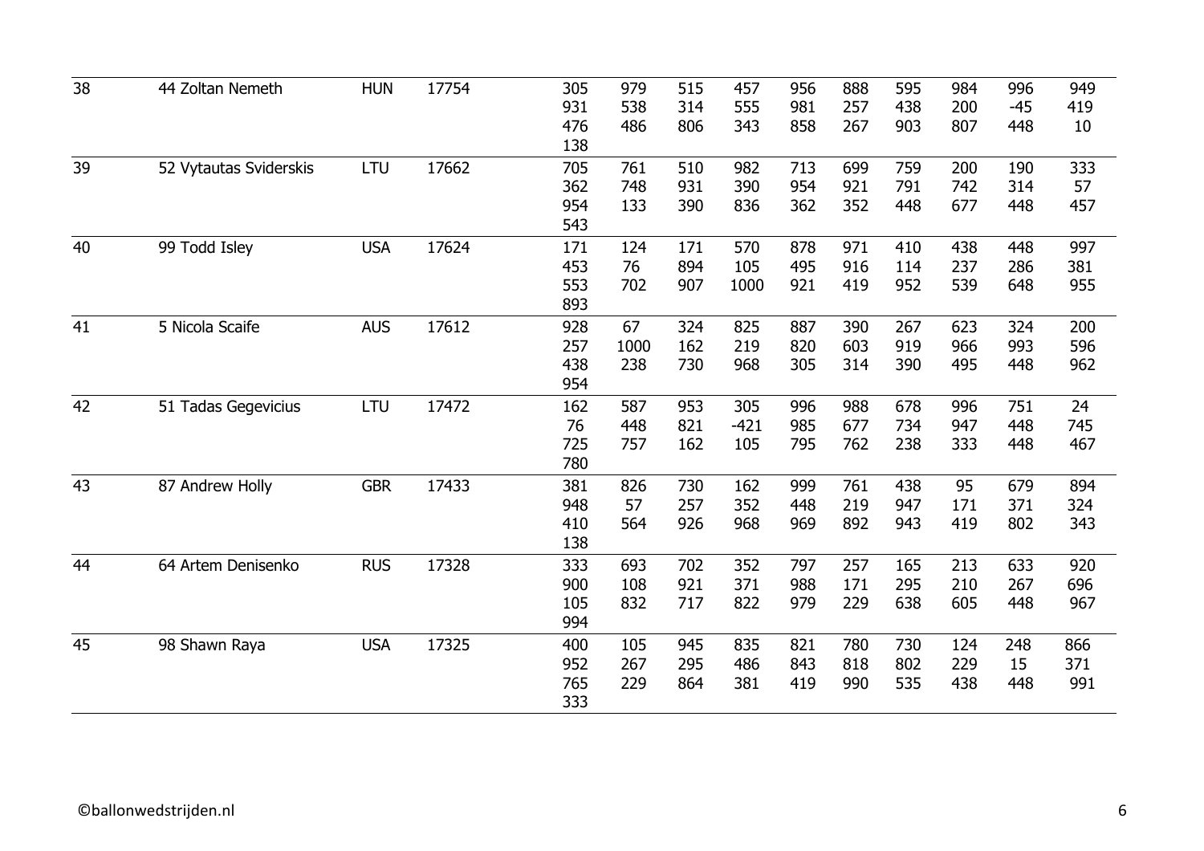| 38 | 44 Zoltan Nemeth | HUN | 17754 | 305 | 979 | 515 | 457 | 956 | 888 | 595 | 984 | 996 | 949 |
|---|---|---|---|---|---|---|---|---|---|---|---|---|---|
| | | | | 931 | 538 | 314 | 555 | 981 | 257 | 438 | 200 | -45 | 419 |
| | | | | 476 | 486 | 806 | 343 | 858 | 267 | 903 | 807 | 448 | 10 |
| | | | | 138 | | | | | | | | | |
| 39 | 52 Vytautas Sviderskis | LTU | 17662 | 705 | 761 | 510 | 982 | 713 | 699 | 759 | 200 | 190 | 333 |
| | | | | 362 | 748 | 931 | 390 | 954 | 921 | 791 | 742 | 314 | 57 |
| | | | | 954 | 133 | 390 | 836 | 362 | 352 | 448 | 677 | 448 | 457 |
| | | | | 543 | | | | | | | | | |
| 40 | 99 Todd Isley | USA | 17624 | 171 | 124 | 171 | 570 | 878 | 971 | 410 | 438 | 448 | 997 |
| | | | | 453 | 76 | 894 | 105 | 495 | 916 | 114 | 237 | 286 | 381 |
| | | | | 553 | 702 | 907 | 1000 | 921 | 419 | 952 | 539 | 648 | 955 |
| | | | | 893 | | | | | | | | | |
| 41 | 5 Nicola Scaife | AUS | 17612 | 928 | 67 | 324 | 825 | 887 | 390 | 267 | 623 | 324 | 200 |
| | | | | 257 | 1000 | 162 | 219 | 820 | 603 | 919 | 966 | 993 | 596 |
| | | | | 438 | 238 | 730 | 968 | 305 | 314 | 390 | 495 | 448 | 962 |
| | | | | 954 | | | | | | | | | |
| 42 | 51 Tadas Gegevicius | LTU | 17472 | 162 | 587 | 953 | 305 | 996 | 988 | 678 | 996 | 751 | 24 |
| | | | | 76 | 448 | 821 | -421 | 985 | 677 | 734 | 947 | 448 | 745 |
| | | | | 725 | 757 | 162 | 105 | 795 | 762 | 238 | 333 | 448 | 467 |
| | | | | 780 | | | | | | | | | |
| 43 | 87 Andrew Holly | GBR | 17433 | 381 | 826 | 730 | 162 | 999 | 761 | 438 | 95 | 679 | 894 |
| | | | | 948 | 57 | 257 | 352 | 448 | 219 | 947 | 171 | 371 | 324 |
| | | | | 410 | 564 | 926 | 968 | 969 | 892 | 943 | 419 | 802 | 343 |
| | | | | 138 | | | | | | | | | |
| 44 | 64 Artem Denisenko | RUS | 17328 | 333 | 693 | 702 | 352 | 797 | 257 | 165 | 213 | 633 | 920 |
| | | | | 900 | 108 | 921 | 371 | 988 | 171 | 295 | 210 | 267 | 696 |
| | | | | 105 | 832 | 717 | 822 | 979 | 229 | 638 | 605 | 448 | 967 |
| | | | | 994 | | | | | | | | | |
| 45 | 98 Shawn Raya | USA | 17325 | 400 | 105 | 945 | 835 | 821 | 780 | 730 | 124 | 248 | 866 |
| | | | | 952 | 267 | 295 | 486 | 843 | 818 | 802 | 229 | 15 | 371 |
| | | | | 765 | 229 | 864 | 381 | 419 | 990 | 535 | 438 | 448 | 991 |
| | | | | 333 | | | | | | | | | |

©ballonwedstrijden.nl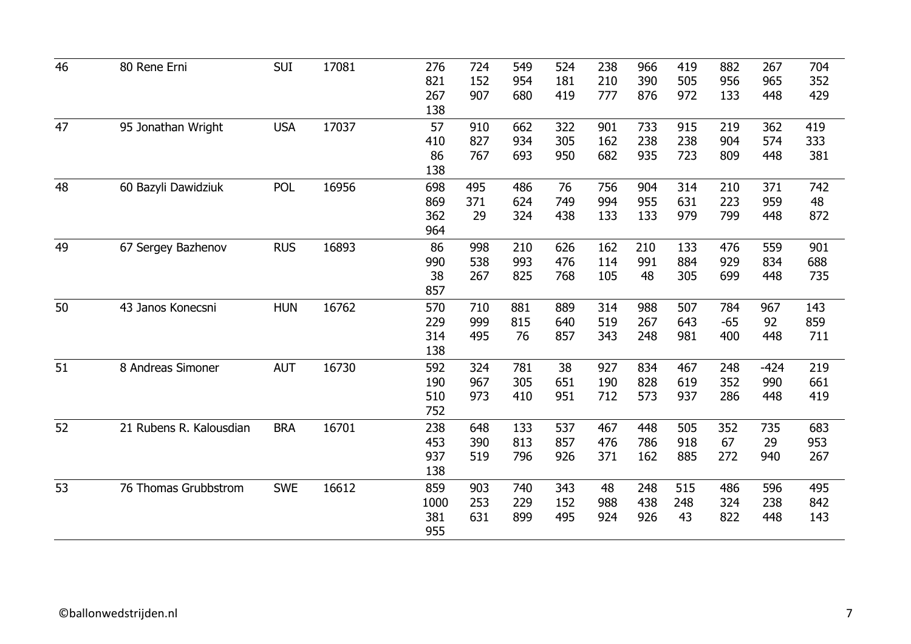| | | | | | | | | | | | | | |
|---|---|---|---|---|---|---|---|---|---|---|---|---|---|
| 46 | 80 Rene Erni | SUI | 17081 | 276 | 724 | 549 | 524 | 238 | 966 | 419 | 882 | 267 | 704 |
| | | | | 821 | 152 | 954 | 181 | 210 | 390 | 505 | 956 | 965 | 352 |
| | | | | 267 | 907 | 680 | 419 | 777 | 876 | 972 | 133 | 448 | 429 |
| | | | | 138 | | | | | | | | | |
| 47 | 95 Jonathan Wright | USA | 17037 | 57 | 910 | 662 | 322 | 901 | 733 | 915 | 219 | 362 | 419 |
| | | | | 410 | 827 | 934 | 305 | 162 | 238 | 238 | 904 | 574 | 333 |
| | | | | 86 | 767 | 693 | 950 | 682 | 935 | 723 | 809 | 448 | 381 |
| | | | | 138 | | | | | | | | | |
| 48 | 60 Bazyli Dawidziuk | POL | 16956 | 698 | 495 | 486 | 76 | 756 | 904 | 314 | 210 | 371 | 742 |
| | | | | 869 | 371 | 624 | 749 | 994 | 955 | 631 | 223 | 959 | 48 |
| | | | | 362 | 29 | 324 | 438 | 133 | 133 | 979 | 799 | 448 | 872 |
| | | | | 964 | | | | | | | | | |
| 49 | 67 Sergey Bazhenov | RUS | 16893 | 86 | 998 | 210 | 626 | 162 | 210 | 133 | 476 | 559 | 901 |
| | | | | 990 | 538 | 993 | 476 | 114 | 991 | 884 | 929 | 834 | 688 |
| | | | | 38 | 267 | 825 | 768 | 105 | 48 | 305 | 699 | 448 | 735 |
| | | | | 857 | | | | | | | | | |
| 50 | 43 Janos Konecsni | HUN | 16762 | 570 | 710 | 881 | 889 | 314 | 988 | 507 | 784 | 967 | 143 |
| | | | | 229 | 999 | 815 | 640 | 519 | 267 | 643 | -65 | 92 | 859 |
| | | | | 314 | 495 | 76 | 857 | 343 | 248 | 981 | 400 | 448 | 711 |
| | | | | 138 | | | | | | | | | |
| 51 | 8 Andreas Simoner | AUT | 16730 | 592 | 324 | 781 | 38 | 927 | 834 | 467 | 248 | -424 | 219 |
| | | | | 190 | 967 | 305 | 651 | 190 | 828 | 619 | 352 | 990 | 661 |
| | | | | 510 | 973 | 410 | 951 | 712 | 573 | 937 | 286 | 448 | 419 |
| | | | | 752 | | | | | | | | | |
| 52 | 21 Rubens R. Kalousdian | BRA | 16701 | 238 | 648 | 133 | 537 | 467 | 448 | 505 | 352 | 735 | 683 |
| | | | | 453 | 390 | 813 | 857 | 476 | 786 | 918 | 67 | 29 | 953 |
| | | | | 937 | 519 | 796 | 926 | 371 | 162 | 885 | 272 | 940 | 267 |
| | | | | 138 | | | | | | | | | |
| 53 | 76 Thomas Grubbstrom | SWE | 16612 | 859 | 903 | 740 | 343 | 48 | 248 | 515 | 486 | 596 | 495 |
| | | | | 1000 | 253 | 229 | 152 | 988 | 438 | 248 | 324 | 238 | 842 |
| | | | | 381 | 631 | 899 | 495 | 924 | 926 | 43 | 822 | 448 | 143 |
| | | | | 955 | | | | | | | | | |

©ballonwedstrijden.nl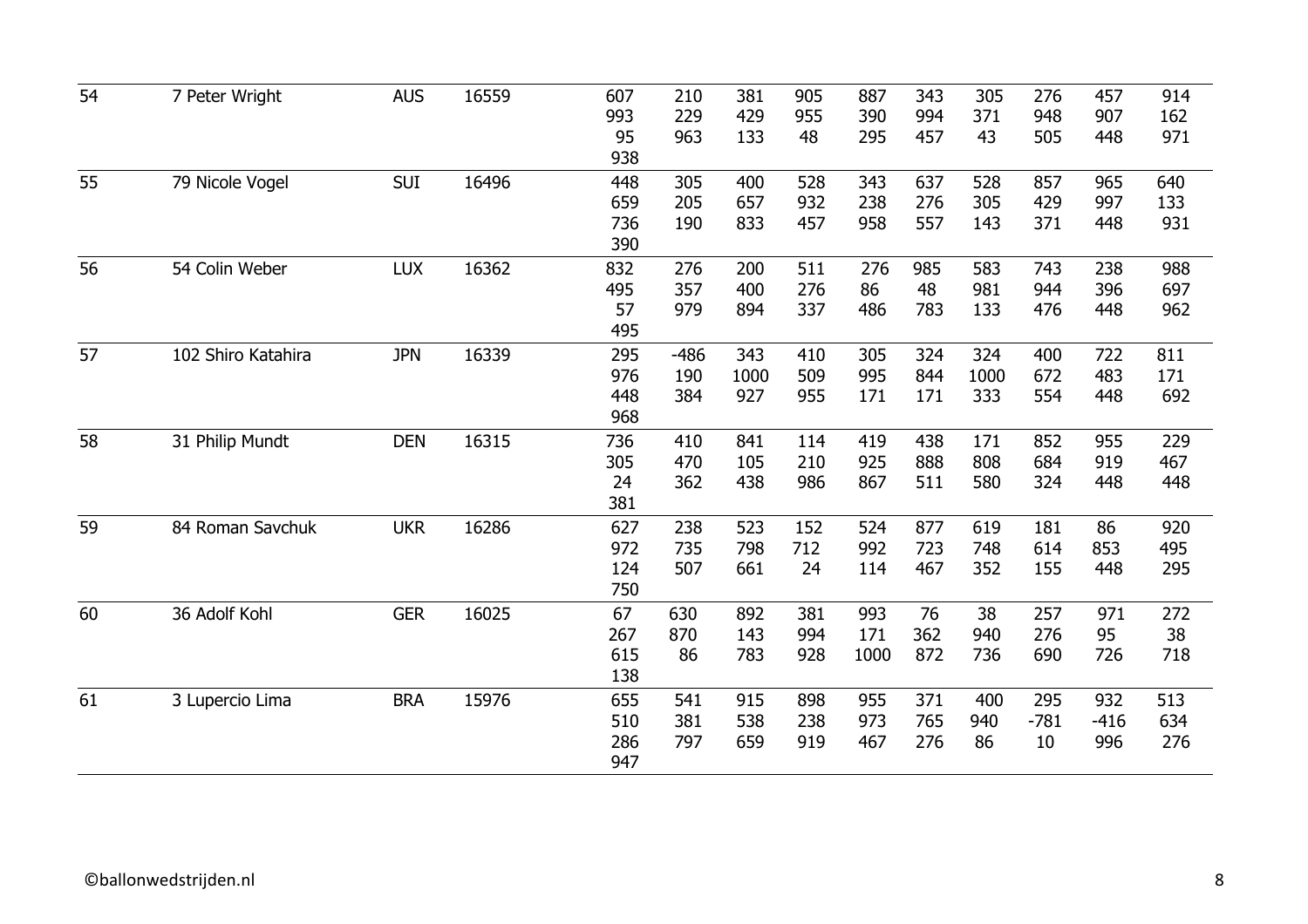| | | | | | | | | | | | | | |
|---|---|---|---|---|---|---|---|---|---|---|---|---|---|
| 54 | 7 Peter Wright | AUS | 16559 | 607 | 210 | 381 | 905 | 887 | 343 | 305 | 276 | 457 | 914 |
| | | | | 993 | 229 | 429 | 955 | 390 | 994 | 371 | 948 | 907 | 162 |
| | | | | 95 | 963 | 133 | 48 | 295 | 457 | 43 | 505 | 448 | 971 |
| | | | | 938 | | | | | | | | | |
| 55 | 79 Nicole Vogel | SUI | 16496 | 448 | 305 | 400 | 528 | 343 | 637 | 528 | 857 | 965 | 640 |
| | | | | 659 | 205 | 657 | 932 | 238 | 276 | 305 | 429 | 997 | 133 |
| | | | | 736 | 190 | 833 | 457 | 958 | 557 | 143 | 371 | 448 | 931 |
| | | | | 390 | | | | | | | | | |
| 56 | 54 Colin Weber | LUX | 16362 | 832 | 276 | 200 | 511 | 276 | 985 | 583 | 743 | 238 | 988 |
| | | | | 495 | 357 | 400 | 276 | 86 | 48 | 981 | 944 | 396 | 697 |
| | | | | 57 | 979 | 894 | 337 | 486 | 783 | 133 | 476 | 448 | 962 |
| | | | | 495 | | | | | | | | | |
| 57 | 102 Shiro Katahira | JPN | 16339 | 295 | -486 | 343 | 410 | 305 | 324 | 324 | 400 | 722 | 811 |
| | | | | 976 | 190 | 1000 | 509 | 995 | 844 | 1000 | 672 | 483 | 171 |
| | | | | 448 | 384 | 927 | 955 | 171 | 171 | 333 | 554 | 448 | 692 |
| | | | | 968 | | | | | | | | | |
| 58 | 31 Philip Mundt | DEN | 16315 | 736 | 410 | 841 | 114 | 419 | 438 | 171 | 852 | 955 | 229 |
| | | | | 305 | 470 | 105 | 210 | 925 | 888 | 808 | 684 | 919 | 467 |
| | | | | 24 | 362 | 438 | 986 | 867 | 511 | 580 | 324 | 448 | 448 |
| | | | | 381 | | | | | | | | | |
| 59 | 84 Roman Savchuk | UKR | 16286 | 627 | 238 | 523 | 152 | 524 | 877 | 619 | 181 | 86 | 920 |
| | | | | 972 | 735 | 798 | 712 | 992 | 723 | 748 | 614 | 853 | 495 |
| | | | | 124 | 507 | 661 | 24 | 114 | 467 | 352 | 155 | 448 | 295 |
| | | | | 750 | | | | | | | | | |
| 60 | 36 Adolf Kohl | GER | 16025 | 67 | 630 | 892 | 381 | 993 | 76 | 38 | 257 | 971 | 272 |
| | | | | 267 | 870 | 143 | 994 | 171 | 362 | 940 | 276 | 95 | 38 |
| | | | | 615 | 86 | 783 | 928 | 1000 | 872 | 736 | 690 | 726 | 718 |
| | | | | 138 | | | | | | | | | |
| 61 | 3 Lupercio Lima | BRA | 15976 | 655 | 541 | 915 | 898 | 955 | 371 | 400 | 295 | 932 | 513 |
| | | | | 510 | 381 | 538 | 238 | 973 | 765 | 940 | -781 | -416 | 634 |
| | | | | 286 | 797 | 659 | 919 | 467 | 276 | 86 | 10 | 996 | 276 |
| | | | | 947 | | | | | | | | | |

©ballonwedstrijden.nl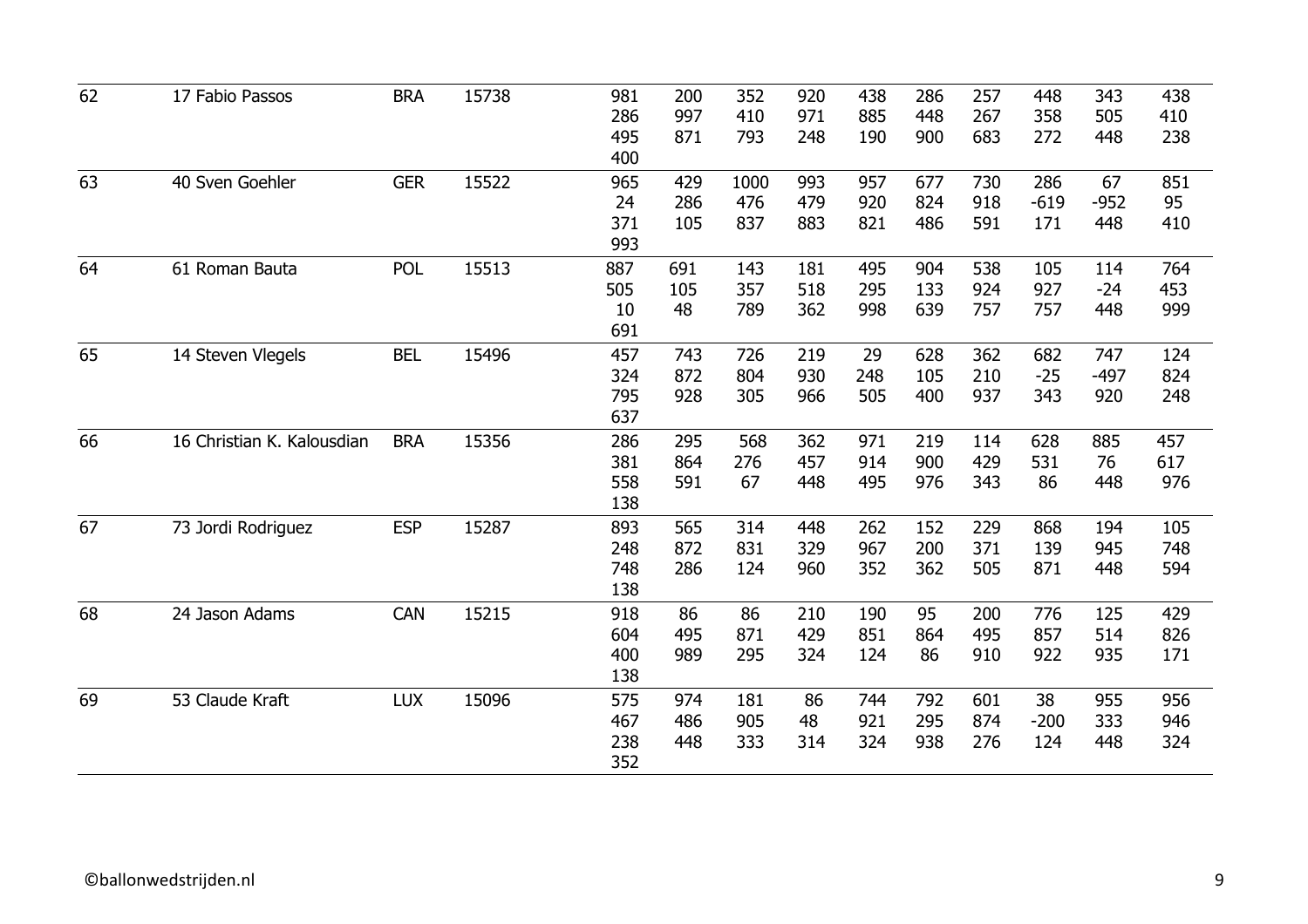| 62 | 17 Fabio Passos | BRA | 15738 | 981 | 200 | 352 | 920 | 438 | 286 | 257 | 448 | 343 | 438 |
|---|---|---|---|---|---|---|---|---|---|---|---|---|---|
| | | | | 286 | 997 | 410 | 971 | 885 | 448 | 267 | 358 | 505 | 410 |
| | | | | 495 | 871 | 793 | 248 | 190 | 900 | 683 | 272 | 448 | 238 |
| | | | | 400 | | | | | | | | | |
| 63 | 40 Sven Goehler | GER | 15522 | 965 | 429 | 1000 | 993 | 957 | 677 | 730 | 286 | 67 | 851 |
| | | | | 24 | 286 | 476 | 479 | 920 | 824 | 918 | -619 | -952 | 95 |
| | | | | 371 | 105 | 837 | 883 | 821 | 486 | 591 | 171 | 448 | 410 |
| | | | | 993 | | | | | | | | | |
| 64 | 61 Roman Bauta | POL | 15513 | 887 | 691 | 143 | 181 | 495 | 904 | 538 | 105 | 114 | 764 |
| | | | | 505 | 105 | 357 | 518 | 295 | 133 | 924 | 927 | -24 | 453 |
| | | | | 10 | 48 | 789 | 362 | 998 | 639 | 757 | 757 | 448 | 999 |
| | | | | 691 | | | | | | | | | |
| 65 | 14 Steven Vlegels | BEL | 15496 | 457 | 743 | 726 | 219 | 29 | 628 | 362 | 682 | 747 | 124 |
| | | | | 324 | 872 | 804 | 930 | 248 | 105 | 210 | -25 | -497 | 824 |
| | | | | 795 | 928 | 305 | 966 | 505 | 400 | 937 | 343 | 920 | 248 |
| | | | | 637 | | | | | | | | | |
| 66 | 16 Christian K. Kalousdian | BRA | 15356 | 286 | 295 | 568 | 362 | 971 | 219 | 114 | 628 | 885 | 457 |
| | | | | 381 | 864 | 276 | 457 | 914 | 900 | 429 | 531 | 76 | 617 |
| | | | | 558 | 591 | 67 | 448 | 495 | 976 | 343 | 86 | 448 | 976 |
| | | | | 138 | | | | | | | | | |
| 67 | 73 Jordi Rodriguez | ESP | 15287 | 893 | 565 | 314 | 448 | 262 | 152 | 229 | 868 | 194 | 105 |
| | | | | 248 | 872 | 831 | 329 | 967 | 200 | 371 | 139 | 945 | 748 |
| | | | | 748 | 286 | 124 | 960 | 352 | 362 | 505 | 871 | 448 | 594 |
| | | | | 138 | | | | | | | | | |
| 68 | 24 Jason Adams | CAN | 15215 | 918 | 86 | 86 | 210 | 190 | 95 | 200 | 776 | 125 | 429 |
| | | | | 604 | 495 | 871 | 429 | 851 | 864 | 495 | 857 | 514 | 826 |
| | | | | 400 | 989 | 295 | 324 | 124 | 86 | 910 | 922 | 935 | 171 |
| | | | | 138 | | | | | | | | | |
| 69 | 53 Claude Kraft | LUX | 15096 | 575 | 974 | 181 | 86 | 744 | 792 | 601 | 38 | 955 | 956 |
| | | | | 467 | 486 | 905 | 48 | 921 | 295 | 874 | -200 | 333 | 946 |
| | | | | 238 | 448 | 333 | 314 | 324 | 938 | 276 | 124 | 448 | 324 |
| | | | | 352 | | | | | | | | | |

©ballonwedstrijden.nl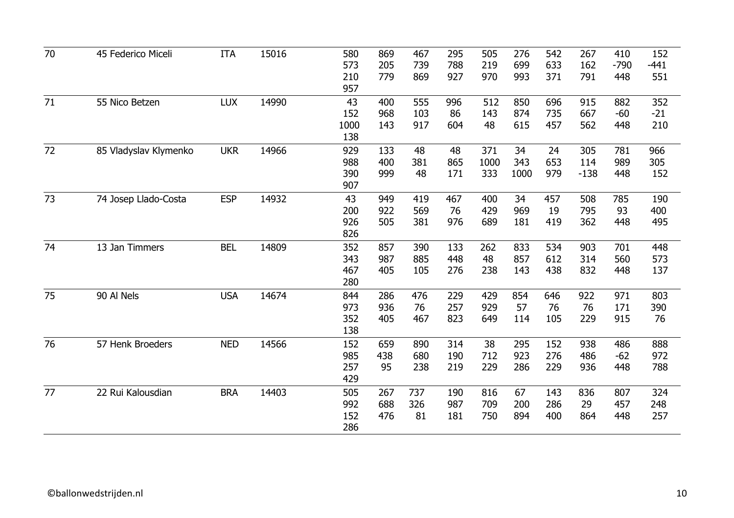| | | | | | | | | | | | | | |
|---|---|---|---|---|---|---|---|---|---|---|---|---|---|
| 70 | 45 Federico Miceli | ITA | 15016 | 580 | 869 | 467 | 295 | 505 | 276 | 542 | 267 | 410 | 152 |
| | | | | 573 | 205 | 739 | 788 | 219 | 699 | 633 | 162 | -790 | -441 |
| | | | | 210 | 779 | 869 | 927 | 970 | 993 | 371 | 791 | 448 | 551 |
| | | | | 957 | | | | | | | | | |
| 71 | 55 Nico Betzen | LUX | 14990 | 43 | 400 | 555 | 996 | 512 | 850 | 696 | 915 | 882 | 352 |
| | | | | 152 | 968 | 103 | 86 | 143 | 874 | 735 | 667 | -60 | -21 |
| | | | | 1000 | 143 | 917 | 604 | 48 | 615 | 457 | 562 | 448 | 210 |
| | | | | 138 | | | | | | | | | |
| 72 | 85 Vladyslav Klymenko | UKR | 14966 | 929 | 133 | 48 | 48 | 371 | 34 | 24 | 305 | 781 | 966 |
| | | | | 988 | 400 | 381 | 865 | 1000 | 343 | 653 | 114 | 989 | 305 |
| | | | | 390 | 999 | 48 | 171 | 333 | 1000 | 979 | -138 | 448 | 152 |
| | | | | 907 | | | | | | | | | |
| 73 | 74 Josep Llado-Costa | ESP | 14932 | 43 | 949 | 419 | 467 | 400 | 34 | 457 | 508 | 785 | 190 |
| | | | | 200 | 922 | 569 | 76 | 429 | 969 | 19 | 795 | 93 | 400 |
| | | | | 926 | 505 | 381 | 976 | 689 | 181 | 419 | 362 | 448 | 495 |
| | | | | 826 | | | | | | | | | |
| 74 | 13 Jan Timmers | BEL | 14809 | 352 | 857 | 390 | 133 | 262 | 833 | 534 | 903 | 701 | 448 |
| | | | | 343 | 987 | 885 | 448 | 48 | 857 | 612 | 314 | 560 | 573 |
| | | | | 467 | 405 | 105 | 276 | 238 | 143 | 438 | 832 | 448 | 137 |
| | | | | 280 | | | | | | | | | |
| 75 | 90 Al Nels | USA | 14674 | 844 | 286 | 476 | 229 | 429 | 854 | 646 | 922 | 971 | 803 |
| | | | | 973 | 936 | 76 | 257 | 929 | 57 | 76 | 76 | 171 | 390 |
| | | | | 352 | 405 | 467 | 823 | 649 | 114 | 105 | 229 | 915 | 76 |
| | | | | 138 | | | | | | | | | |
| 76 | 57 Henk Broeders | NED | 14566 | 152 | 659 | 890 | 314 | 38 | 295 | 152 | 938 | 486 | 888 |
| | | | | 985 | 438 | 680 | 190 | 712 | 923 | 276 | 486 | -62 | 972 |
| | | | | 257 | 95 | 238 | 219 | 229 | 286 | 229 | 936 | 448 | 788 |
| | | | | 429 | | | | | | | | | |
| 77 | 22 Rui Kalousdian | BRA | 14403 | 505 | 267 | 737 | 190 | 816 | 67 | 143 | 836 | 807 | 324 |
| | | | | 992 | 688 | 326 | 987 | 709 | 200 | 286 | 29 | 457 | 248 |
| | | | | 152 | 476 | 81 | 181 | 750 | 894 | 400 | 864 | 448 | 257 |
| | | | | 286 | | | | | | | | | |

©ballonwedstrijden.nl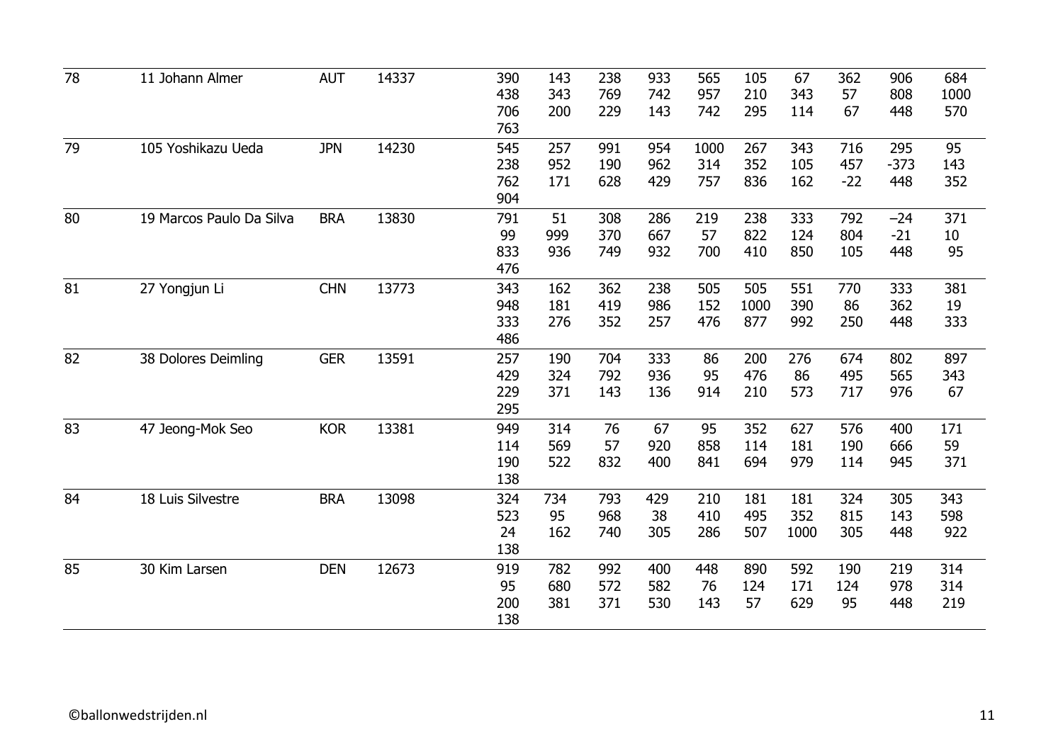| 78 | 11 Johann Almer | AUT | 14337 | 390 | 143 | 238 | 933 | 565 | 105 | 67 | 362 | 906 | 684 |
|---|---|---|---|---|---|---|---|---|---|---|---|---|---|
| | | | | 438 | 343 | 769 | 742 | 957 | 210 | 343 | 57 | 808 | 1000 |
| | | | | 706 | 200 | 229 | 143 | 742 | 295 | 114 | 67 | 448 | 570 |
| | | | | 763 | | | | | | | | | |
| 79 | 105 Yoshikazu Ueda | JPN | 14230 | 545 | 257 | 991 | 954 | 1000 | 267 | 343 | 716 | 295 | 95 |
| | | | | 238 | 952 | 190 | 962 | 314 | 352 | 105 | 457 | -373 | 143 |
| | | | | 762 | 171 | 628 | 429 | 757 | 836 | 162 | -22 | 448 | 352 |
| | | | | 904 | | | | | | | | | |
| 80 | 19 Marcos Paulo Da Silva | BRA | 13830 | 791 | 51 | 308 | 286 | 219 | 238 | 333 | 792 | −24 | 371 |
| | | | | 99 | 999 | 370 | 667 | 57 | 822 | 124 | 804 | -21 | 10 |
| | | | | 833 | 936 | 749 | 932 | 700 | 410 | 850 | 105 | 448 | 95 |
| | | | | 476 | | | | | | | | | |
| 81 | 27 Yongjun Li | CHN | 13773 | 343 | 162 | 362 | 238 | 505 | 505 | 551 | 770 | 333 | 381 |
| | | | | 948 | 181 | 419 | 986 | 152 | 1000 | 390 | 86 | 362 | 19 |
| | | | | 333 | 276 | 352 | 257 | 476 | 877 | 992 | 250 | 448 | 333 |
| | | | | 486 | | | | | | | | | |
| 82 | 38 Dolores Deimling | GER | 13591 | 257 | 190 | 704 | 333 | 86 | 200 | 276 | 674 | 802 | 897 |
| | | | | 429 | 324 | 792 | 936 | 95 | 476 | 86 | 495 | 565 | 343 |
| | | | | 229 | 371 | 143 | 136 | 914 | 210 | 573 | 717 | 976 | 67 |
| | | | | 295 | | | | | | | | | |
| 83 | 47 Jeong-Mok Seo | KOR | 13381 | 949 | 314 | 76 | 67 | 95 | 352 | 627 | 576 | 400 | 171 |
| | | | | 114 | 569 | 57 | 920 | 858 | 114 | 181 | 190 | 666 | 59 |
| | | | | 190 | 522 | 832 | 400 | 841 | 694 | 979 | 114 | 945 | 371 |
| | | | | 138 | | | | | | | | | |
| 84 | 18 Luis Silvestre | BRA | 13098 | 324 | 734 | 793 | 429 | 210 | 181 | 181 | 324 | 305 | 343 |
| | | | | 523 | 95 | 968 | 38 | 410 | 495 | 352 | 815 | 143 | 598 |
| | | | | 24 | 162 | 740 | 305 | 286 | 507 | 1000 | 305 | 448 | 922 |
| | | | | 138 | | | | | | | | | |
| 85 | 30 Kim Larsen | DEN | 12673 | 919 | 782 | 992 | 400 | 448 | 890 | 592 | 190 | 219 | 314 |
| | | | | 95 | 680 | 572 | 582 | 76 | 124 | 171 | 124 | 978 | 314 |
| | | | | 200 | 381 | 371 | 530 | 143 | 57 | 629 | 95 | 448 | 219 |
| | | | | 138 | | | | | | | | | |

©ballonwedstrijden.nl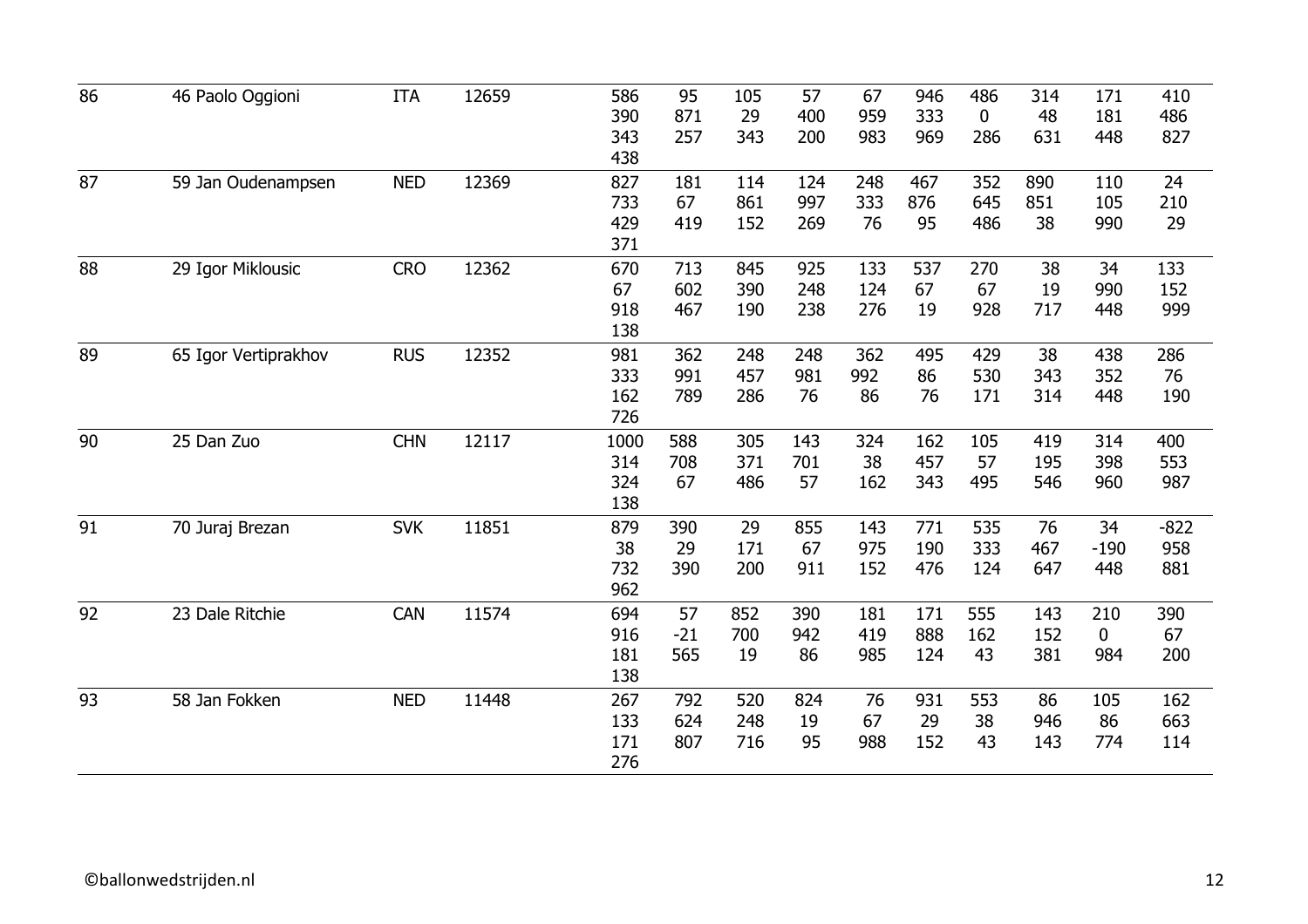| | | | | | | | | | | | | | |
|---|---|---|---|---|---|---|---|---|---|---|---|---|---|
| 86 | 46 Paolo Oggioni | ITA | 12659 | 586 | 95 | 105 | 57 | 67 | 946 | 486 | 314 | 171 | 410 |
| | | | | 390 | 871 | 29 | 400 | 959 | 333 | 0 | 48 | 181 | 486 |
| | | | | 343 | 257 | 343 | 200 | 983 | 969 | 286 | 631 | 448 | 827 |
| | | | | 438 | | | | | | | | | |
| 87 | 59 Jan Oudenampsen | NED | 12369 | 827 | 181 | 114 | 124 | 248 | 467 | 352 | 890 | 110 | 24 |
| | | | | 733 | 67 | 861 | 997 | 333 | 876 | 645 | 851 | 105 | 210 |
| | | | | 429 | 419 | 152 | 269 | 76 | 95 | 486 | 38 | 990 | 29 |
| | | | | 371 | | | | | | | | | |
| 88 | 29 Igor Miklousic | CRO | 12362 | 670 | 713 | 845 | 925 | 133 | 537 | 270 | 38 | 34 | 133 |
| | | | | 67 | 602 | 390 | 248 | 124 | 67 | 67 | 19 | 990 | 152 |
| | | | | 918 | 467 | 190 | 238 | 276 | 19 | 928 | 717 | 448 | 999 |
| | | | | 138 | | | | | | | | | |
| 89 | 65 Igor Vertiprakhov | RUS | 12352 | 981 | 362 | 248 | 248 | 362 | 495 | 429 | 38 | 438 | 286 |
| | | | | 333 | 991 | 457 | 981 | 992 | 86 | 530 | 343 | 352 | 76 |
| | | | | 162 | 789 | 286 | 76 | 86 | 76 | 171 | 314 | 448 | 190 |
| | | | | 726 | | | | | | | | | |
| 90 | 25 Dan Zuo | CHN | 12117 | 1000 | 588 | 305 | 143 | 324 | 162 | 105 | 419 | 314 | 400 |
| | | | | 314 | 708 | 371 | 701 | 38 | 457 | 57 | 195 | 398 | 553 |
| | | | | 324 | 67 | 486 | 57 | 162 | 343 | 495 | 546 | 960 | 987 |
| | | | | 138 | | | | | | | | | |
| 91 | 70 Juraj Brezan | SVK | 11851 | 879 | 390 | 29 | 855 | 143 | 771 | 535 | 76 | 34 | -822 |
| | | | | 38 | 29 | 171 | 67 | 975 | 190 | 333 | 467 | -190 | 958 |
| | | | | 732 | 390 | 200 | 911 | 152 | 476 | 124 | 647 | 448 | 881 |
| | | | | 962 | | | | | | | | | |
| 92 | 23 Dale Ritchie | CAN | 11574 | 694 | 57 | 852 | 390 | 181 | 171 | 555 | 143 | 210 | 390 |
| | | | | 916 | -21 | 700 | 942 | 419 | 888 | 162 | 152 | 0 | 67 |
| | | | | 181 | 565 | 19 | 86 | 985 | 124 | 43 | 381 | 984 | 200 |
| | | | | 138 | | | | | | | | | |
| 93 | 58 Jan Fokken | NED | 11448 | 267 | 792 | 520 | 824 | 76 | 931 | 553 | 86 | 105 | 162 |
| | | | | 133 | 624 | 248 | 19 | 67 | 29 | 38 | 946 | 86 | 663 |
| | | | | 171 | 807 | 716 | 95 | 988 | 152 | 43 | 143 | 774 | 114 |
| | | | | 276 | | | | | | | | | |

©ballonwedstrijden.nl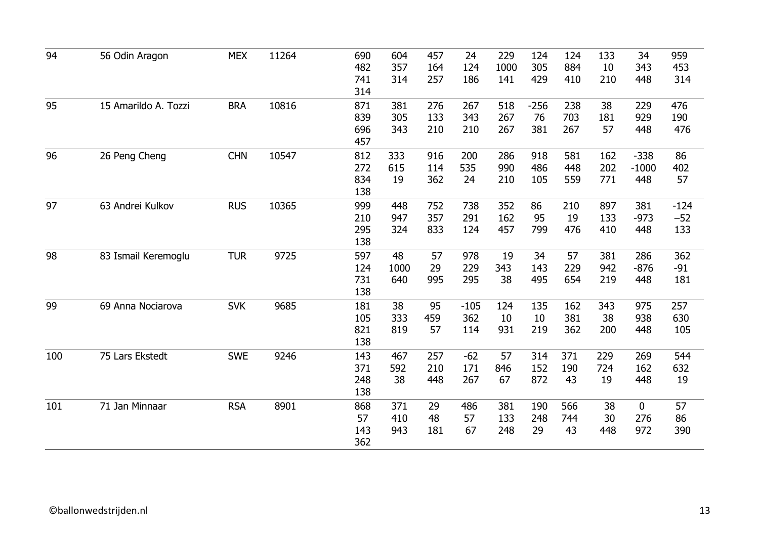| | | | | | | | | | | | | | |
|---|---|---|---|---|---|---|---|---|---|---|---|---|---|
| 94 | 56 Odin Aragon | MEX | 11264 | 690 | 604 | 457 | 24 | 229 | 124 | 124 | 133 | 34 | 959 |
| | | | | 482 | 357 | 164 | 124 | 1000 | 305 | 884 | 10 | 343 | 453 |
| | | | | 741 | 314 | 257 | 186 | 141 | 429 | 410 | 210 | 448 | 314 |
| | | | | 314 | | | | | | | | | |
| 95 | 15 Amarildo A. Tozzi | BRA | 10816 | 871 | 381 | 276 | 267 | 518 | -256 | 238 | 38 | 229 | 476 |
| | | | | 839 | 305 | 133 | 343 | 267 | 76 | 703 | 181 | 929 | 190 |
| | | | | 696 | 343 | 210 | 210 | 267 | 381 | 267 | 57 | 448 | 476 |
| | | | | 457 | | | | | | | | | |
| 96 | 26 Peng Cheng | CHN | 10547 | 812 | 333 | 916 | 200 | 286 | 918 | 581 | 162 | -338 | 86 |
| | | | | 272 | 615 | 114 | 535 | 990 | 486 | 448 | 202 | -1000 | 402 |
| | | | | 834 | 19 | 362 | 24 | 210 | 105 | 559 | 771 | 448 | 57 |
| | | | | 138 | | | | | | | | | |
| 97 | 63 Andrei Kulkov | RUS | 10365 | 999 | 448 | 752 | 738 | 352 | 86 | 210 | 897 | 381 | -124 |
| | | | | 210 | 947 | 357 | 291 | 162 | 95 | 19 | 133 | -973 | -52 |
| | | | | 295 | 324 | 833 | 124 | 457 | 799 | 476 | 410 | 448 | 133 |
| | | | | 138 | | | | | | | | | |
| 98 | 83 Ismail Keremoglu | TUR | 9725 | 597 | 48 | 57 | 978 | 19 | 34 | 57 | 381 | 286 | 362 |
| | | | | 124 | 1000 | 29 | 229 | 343 | 143 | 229 | 942 | -876 | -91 |
| | | | | 731 | 640 | 995 | 295 | 38 | 495 | 654 | 219 | 448 | 181 |
| | | | | 138 | | | | | | | | | |
| 99 | 69 Anna Nociarova | SVK | 9685 | 181 | 38 | 95 | -105 | 124 | 135 | 162 | 343 | 975 | 257 |
| | | | | 105 | 333 | 459 | 362 | 10 | 10 | 381 | 38 | 938 | 630 |
| | | | | 821 | 819 | 57 | 114 | 931 | 219 | 362 | 200 | 448 | 105 |
| | | | | 138 | | | | | | | | | |
| 100 | 75 Lars Ekstedt | SWE | 9246 | 143 | 467 | 257 | -62 | 57 | 314 | 371 | 229 | 269 | 544 |
| | | | | 371 | 592 | 210 | 171 | 846 | 152 | 190 | 724 | 162 | 632 |
| | | | | 248 | 38 | 448 | 267 | 67 | 872 | 43 | 19 | 448 | 19 |
| | | | | 138 | | | | | | | | | |
| 101 | 71 Jan Minnaar | RSA | 8901 | 868 | 371 | 29 | 486 | 381 | 190 | 566 | 38 | 0 | 57 |
| | | | | 57 | 410 | 48 | 57 | 133 | 248 | 744 | 30 | 276 | 86 |
| | | | | 143 | 943 | 181 | 67 | 248 | 29 | 43 | 448 | 972 | 390 |
| | | | | 362 | | | | | | | | | |

©ballonwedstrijden.nl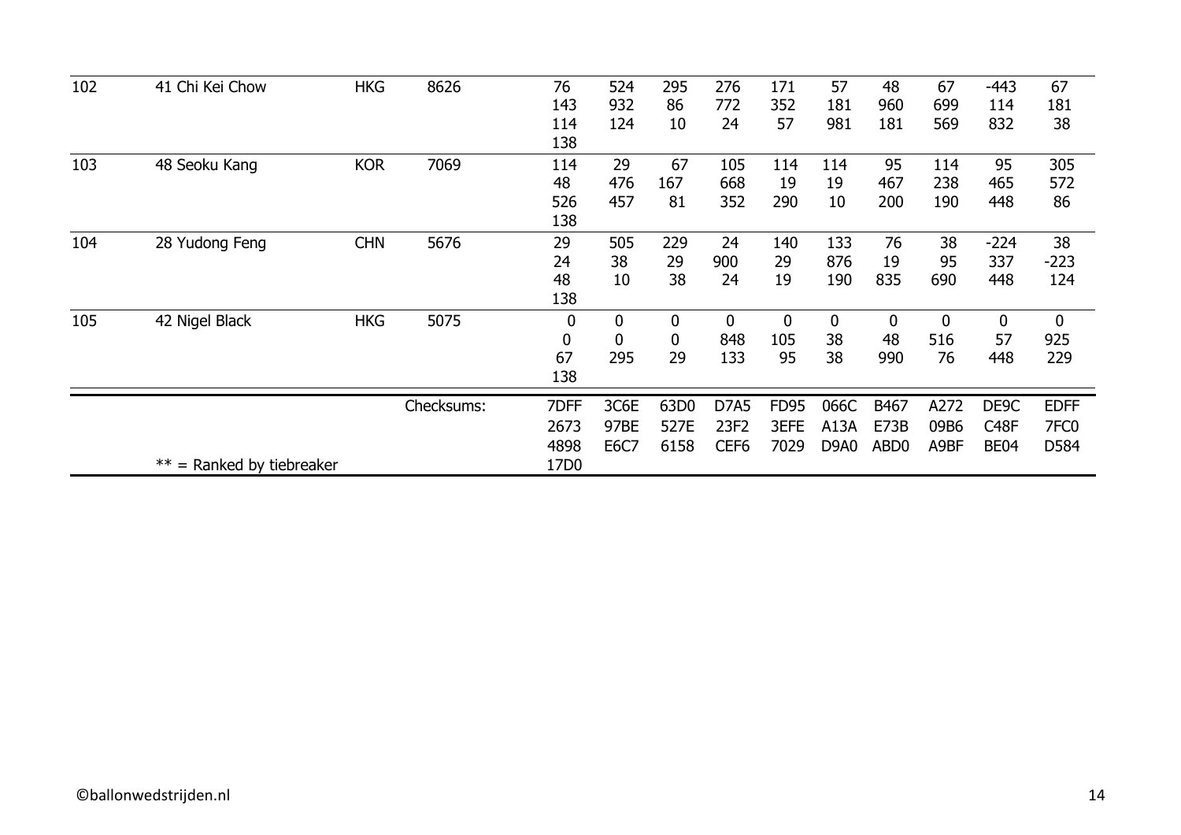| | | | | | | | | | | | | | | |
|---|---|---|---|---|---|---|---|---|---|---|---|---|---|---|
| 102 | 41 Chi Kei Chow | HKG | 8626 | 76 | 524 | 295 | 276 | 171 | 57 | 48 | 67 | -443 | 67 |
| | | | | 143 | 932 | 86 | 772 | 352 | 181 | 960 | 699 | 114 | 181 |
| | | | | 114 | 124 | 10 | 24 | 57 | 981 | 181 | 569 | 832 | 38 |
| | | | | 138 | | | | | | | | | |
| 103 | 48 Seoku Kang | KOR | 7069 | 114 | 29 | 67 | 105 | 114 | 114 | 95 | 114 | 95 | 305 |
| | | | | 48 | 476 | 167 | 668 | 19 | 19 | 467 | 238 | 465 | 572 |
| | | | | 526 | 457 | 81 | 352 | 290 | 10 | 200 | 190 | 448 | 86 |
| | | | | 138 | | | | | | | | | |
| 104 | 28 Yudong Feng | CHN | 5676 | 29 | 505 | 229 | 24 | 140 | 133 | 76 | 38 | -224 | 38 |
| | | | | 24 | 38 | 29 | 900 | 29 | 876 | 19 | 95 | 337 | -223 |
| | | | | 48 | 10 | 38 | 24 | 19 | 190 | 835 | 690 | 448 | 124 |
| | | | | 138 | | | | | | | | | |
| 105 | 42 Nigel Black | HKG | 5075 | 0 | 0 | 0 | 0 | 0 | 0 | 0 | 0 | 0 | 0 |
| | | | | 0 | 0 | 0 | 848 | 105 | 38 | 48 | 516 | 57 | 925 |
| | | | | 67 | 295 | 29 | 133 | 95 | 38 | 990 | 76 | 448 | 229 |
| | | | | 138 | | | | | | | | | |
| | | | Checksums: | 7DFF | 3C6E | 63D0 | D7A5 | FD95 | 066C | B467 | A272 | DE9C | EDFF |
| | | | | 2673 | 97BE | 527E | 23F2 | 3EFE | A13A | E73B | 09B6 | C48F | 7FC0 |
| | | | | 4898 | E6C7 | 6158 | CEF6 | 7029 | D9A0 | ABD0 | A9BF | BE04 | D584 |
| | ** = Ranked by tiebreaker | | | 17D0 | | | | | | | | | |

©ballonwedstrijden.nl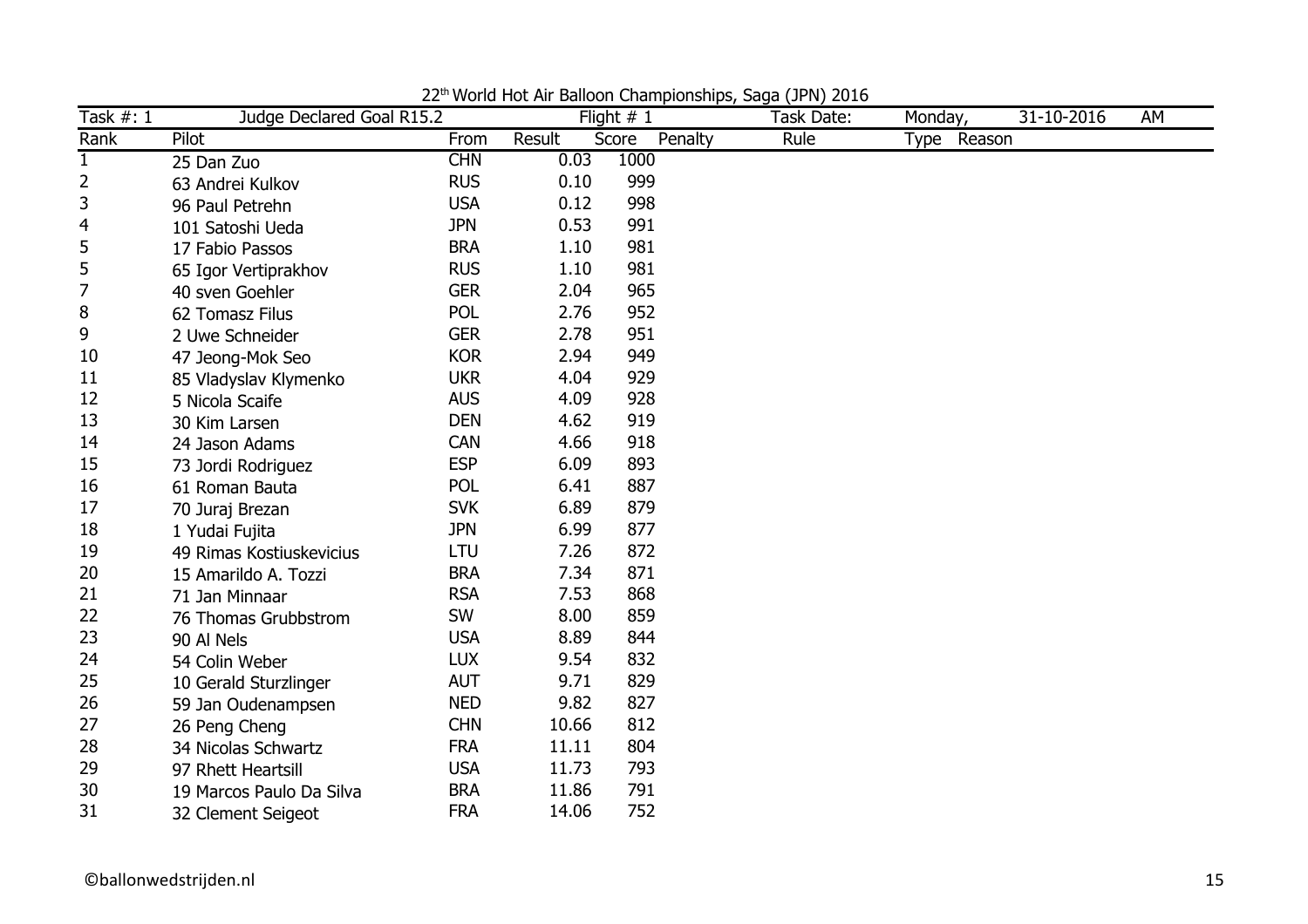22[th] World Hot Air Balloon Championships, Saga (JPN) 2016

| Task #: 1 | Judge Declared Goal R15.2 | | Flight # 1 | | Task Date: | Monday, | 31-10-2016 | AM |
|---|---|---|---|---|---|---|---|---|
| Rank | Pilot | From | Result | Score | Penalty | Rule | Type | Reason |
| 1 | 25 Dan Zuo | CHN | 0.03 | 1000 | | | | |
| 2 | 63 Andrei Kulkov | RUS | 0.10 | 999 | | | | |
| 3 | 96 Paul Petrehn | USA | 0.12 | 998 | | | | |
| 4 | 101 Satoshi Ueda | JPN | 0.53 | 991 | | | | |
| 5 | 17 Fabio Passos | BRA | 1.10 | 981 | | | | |
| 5 | 65 Igor Vertiprakhov | RUS | 1.10 | 981 | | | | |
| 7 | 40 sven Goehler | GER | 2.04 | 965 | | | | |
| 8 | 62 Tomasz Filus | POL | 2.76 | 952 | | | | |
| 9 | 2 Uwe Schneider | GER | 2.78 | 951 | | | | |
| 10 | 47 Jeong-Mok Seo | KOR | 2.94 | 949 | | | | |
| 11 | 85 Vladyslav Klymenko | UKR | 4.04 | 929 | | | | |
| 12 | 5 Nicola Scaife | AUS | 4.09 | 928 | | | | |
| 13 | 30 Kim Larsen | DEN | 4.62 | 919 | | | | |
| 14 | 24 Jason Adams | CAN | 4.66 | 918 | | | | |
| 15 | 73 Jordi Rodriguez | ESP | 6.09 | 893 | | | | |
| 16 | 61 Roman Bauta | POL | 6.41 | 887 | | | | |
| 17 | 70 Juraj Brezan | SVK | 6.89 | 879 | | | | |
| 18 | 1 Yudai Fujita | JPN | 6.99 | 877 | | | | |
| 19 | 49 Rimas Kostiuskevicius | LTU | 7.26 | 872 | | | | |
| 20 | 15 Amarildo A. Tozzi | BRA | 7.34 | 871 | | | | |
| 21 | 71 Jan Minnaar | RSA | 7.53 | 868 | | | | |
| 22 | 76 Thomas Grubbstrom | SW | 8.00 | 859 | | | | |
| 23 | 90 Al Nels | USA | 8.89 | 844 | | | | |
| 24 | 54 Colin Weber | LUX | 9.54 | 832 | | | | |
| 25 | 10 Gerald Sturzlinger | AUT | 9.71 | 829 | | | | |
| 26 | 59 Jan Oudenampsen | NED | 9.82 | 827 | | | | |
| 27 | 26 Peng Cheng | CHN | 10.66 | 812 | | | | |
| 28 | 34 Nicolas Schwartz | FRA | 11.11 | 804 | | | | |
| 29 | 97 Rhett Heartsill | USA | 11.73 | 793 | | | | |
| 30 | 19 Marcos Paulo Da Silva | BRA | 11.86 | 791 | | | | |
| 31 | 32 Clement Seigeot | FRA | 14.06 | 752 | | | | |

©ballonwedstrijden.nl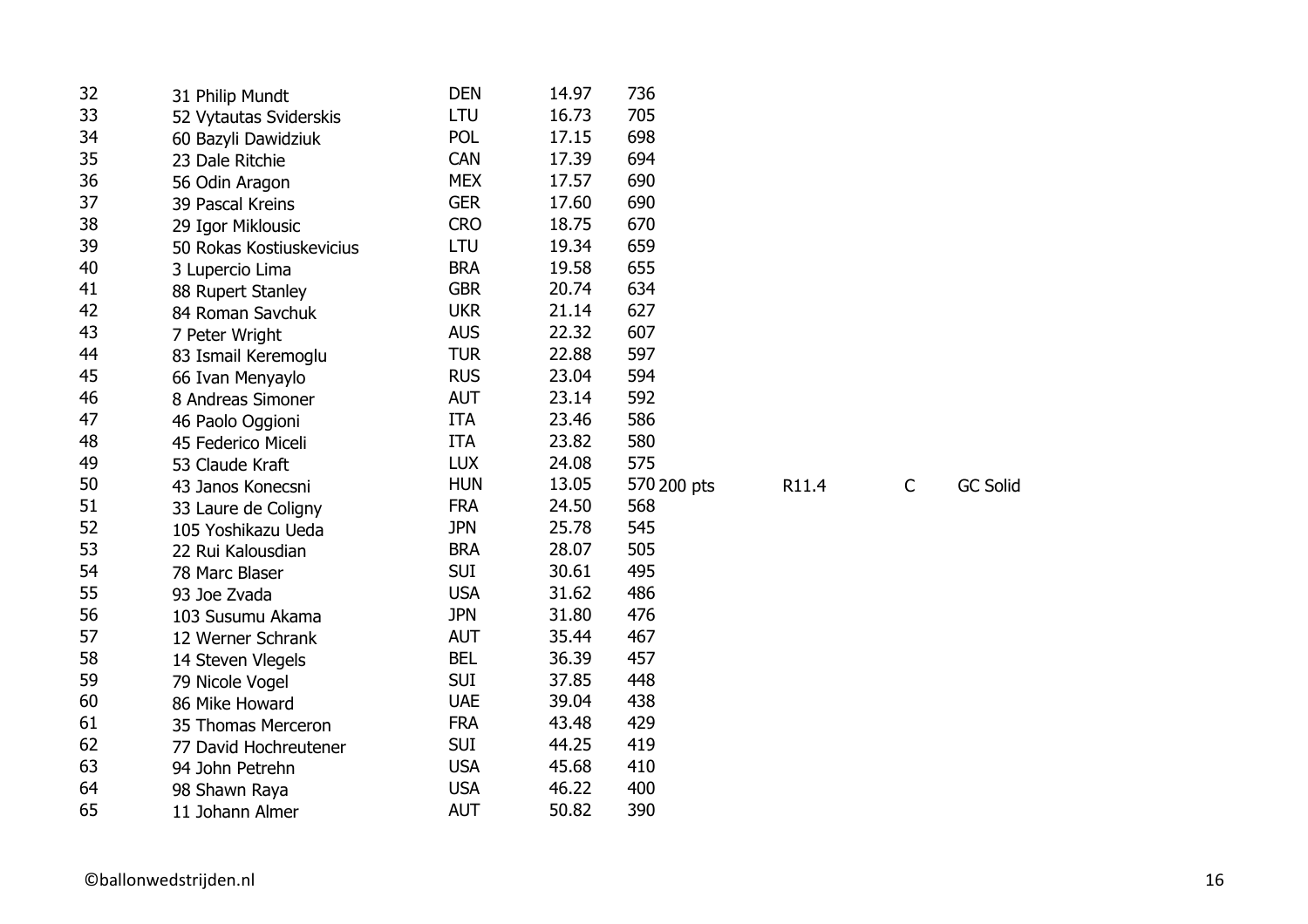| | | | | | | | | |
|---|---|---|---|---|---|---|---|---|
| 32 | 31 Philip Mundt | DEN | 14.97 | 736 | | | | |
| 33 | 52 Vytautas Sviderskis | LTU | 16.73 | 705 | | | | |
| 34 | 60 Bazyli Dawidziuk | POL | 17.15 | 698 | | | | |
| 35 | 23 Dale Ritchie | CAN | 17.39 | 694 | | | | |
| 36 | 56 Odin Aragon | MEX | 17.57 | 690 | | | | |
| 37 | 39 Pascal Kreins | GER | 17.60 | 690 | | | | |
| 38 | 29 Igor Miklousic | CRO | 18.75 | 670 | | | | |
| 39 | 50 Rokas Kostiuskevicius | LTU | 19.34 | 659 | | | | |
| 40 | 3 Lupercio Lima | BRA | 19.58 | 655 | | | | |
| 41 | 88 Rupert Stanley | GBR | 20.74 | 634 | | | | |
| 42 | 84 Roman Savchuk | UKR | 21.14 | 627 | | | | |
| 43 | 7 Peter Wright | AUS | 22.32 | 607 | | | | |
| 44 | 83 Ismail Keremoglu | TUR | 22.88 | 597 | | | | |
| 45 | 66 Ivan Menyaylo | RUS | 23.04 | 594 | | | | |
| 46 | 8 Andreas Simoner | AUT | 23.14 | 592 | | | | |
| 47 | 46 Paolo Oggioni | ITA | 23.46 | 586 | | | | |
| 48 | 45 Federico Miceli | ITA | 23.82 | 580 | | | | |
| 49 | 53 Claude Kraft | LUX | 24.08 | 575 | | | | |
| 50 | 43 Janos Konecsni | HUN | 13.05 | 570 | 200 pts | R11.4 | C | GC Solid |
| 51 | 33 Laure de Coligny | FRA | 24.50 | 568 | | | | |
| 52 | 105 Yoshikazu Ueda | JPN | 25.78 | 545 | | | | |
| 53 | 22 Rui Kalousdian | BRA | 28.07 | 505 | | | | |
| 54 | 78 Marc Blaser | SUI | 30.61 | 495 | | | | |
| 55 | 93 Joe Zvada | USA | 31.62 | 486 | | | | |
| 56 | 103 Susumu Akama | JPN | 31.80 | 476 | | | | |
| 57 | 12 Werner Schrank | AUT | 35.44 | 467 | | | | |
| 58 | 14 Steven Vlegels | BEL | 36.39 | 457 | | | | |
| 59 | 79 Nicole Vogel | SUI | 37.85 | 448 | | | | |
| 60 | 86 Mike Howard | UAE | 39.04 | 438 | | | | |
| 61 | 35 Thomas Merceron | FRA | 43.48 | 429 | | | | |
| 62 | 77 David Hochreutener | SUI | 44.25 | 419 | | | | |
| 63 | 94 John Petrehn | USA | 45.68 | 410 | | | | |
| 64 | 98 Shawn Raya | USA | 46.22 | 400 | | | | |
| 65 | 11 Johann Almer | AUT | 50.82 | 390 | | | | |

©ballonwedstrijden.nl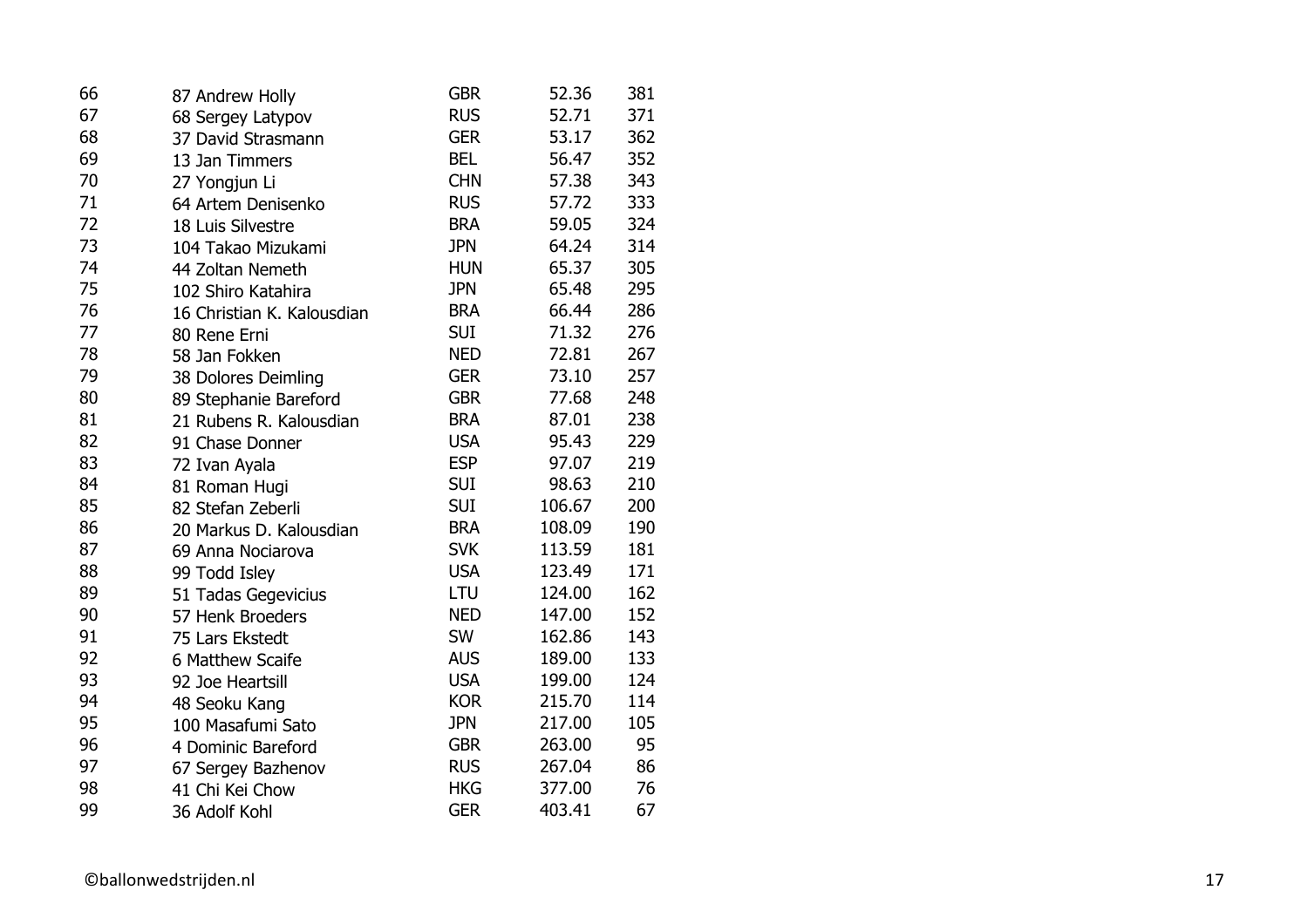| | | | | |
|---|---|---|---|---|
| 66 | 87 Andrew Holly | GBR | 52.36 | 381 |
| 67 | 68 Sergey Latypov | RUS | 52.71 | 371 |
| 68 | 37 David Strasmann | GER | 53.17 | 362 |
| 69 | 13 Jan Timmers | BEL | 56.47 | 352 |
| 70 | 27 Yongjun Li | CHN | 57.38 | 343 |
| 71 | 64 Artem Denisenko | RUS | 57.72 | 333 |
| 72 | 18 Luis Silvestre | BRA | 59.05 | 324 |
| 73 | 104 Takao Mizukami | JPN | 64.24 | 314 |
| 74 | 44 Zoltan Nemeth | HUN | 65.37 | 305 |
| 75 | 102 Shiro Katahira | JPN | 65.48 | 295 |
| 76 | 16 Christian K. Kalousdian | BRA | 66.44 | 286 |
| 77 | 80 Rene Erni | SUI | 71.32 | 276 |
| 78 | 58 Jan Fokken | NED | 72.81 | 267 |
| 79 | 38 Dolores Deimling | GER | 73.10 | 257 |
| 80 | 89 Stephanie Bareford | GBR | 77.68 | 248 |
| 81 | 21 Rubens R. Kalousdian | BRA | 87.01 | 238 |
| 82 | 91 Chase Donner | USA | 95.43 | 229 |
| 83 | 72 Ivan Ayala | ESP | 97.07 | 219 |
| 84 | 81 Roman Hugi | SUI | 98.63 | 210 |
| 85 | 82 Stefan Zeberli | SUI | 106.67 | 200 |
| 86 | 20 Markus D. Kalousdian | BRA | 108.09 | 190 |
| 87 | 69 Anna Nociarova | SVK | 113.59 | 181 |
| 88 | 99 Todd Isley | USA | 123.49 | 171 |
| 89 | 51 Tadas Gegevicius | LTU | 124.00 | 162 |
| 90 | 57 Henk Broeders | NED | 147.00 | 152 |
| 91 | 75 Lars Ekstedt | SW | 162.86 | 143 |
| 92 | 6 Matthew Scaife | AUS | 189.00 | 133 |
| 93 | 92 Joe Heartsill | USA | 199.00 | 124 |
| 94 | 48 Seoku Kang | KOR | 215.70 | 114 |
| 95 | 100 Masafumi Sato | JPN | 217.00 | 105 |
| 96 | 4 Dominic Bareford | GBR | 263.00 | 95 |
| 97 | 67 Sergey Bazhenov | RUS | 267.04 | 86 |
| 98 | 41 Chi Kei Chow | HKG | 377.00 | 76 |
| 99 | 36 Adolf Kohl | GER | 403.41 | 67 |

©ballonwedstrijden.nl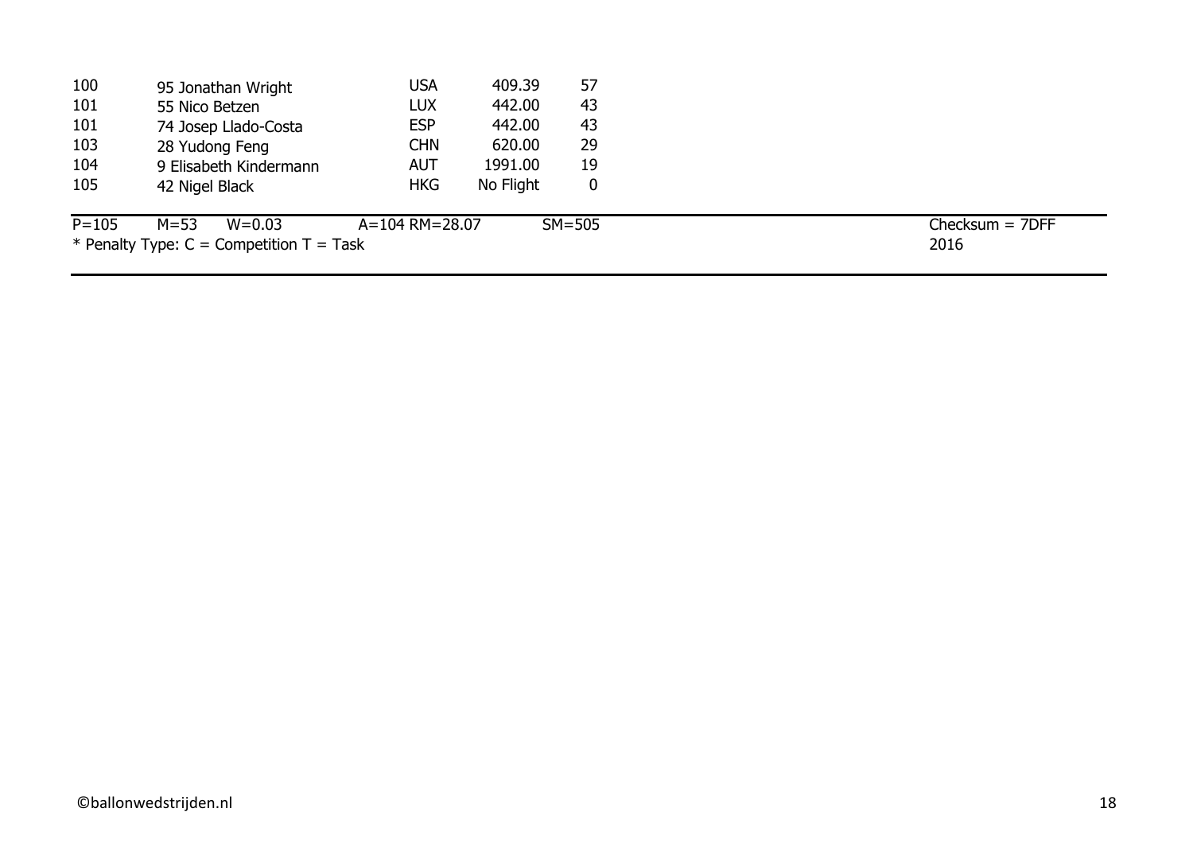| | | | | |
|---|---|---|---|---|
| 100 | 95 Jonathan Wright | USA | 409.39 | 57 |
| 101 | 55 Nico Betzen | LUX | 442.00 | 43 |
| 101 | 74 Josep Llado-Costa | ESP | 442.00 | 43 |
| 103 | 28 Yudong Feng | CHN | 620.00 | 29 |
| 104 | 9 Elisabeth Kindermann | AUT | 1991.00 | 19 |
| 105 | 42 Nigel Black | HKG | No Flight | 0 |

P=105 M=53 W=0.03 A=104 RM=28.07 SM=505 Checksum = 7DFF

* Penalty Type: C = Competition T = Task 2016

©ballonwedstrijden.nl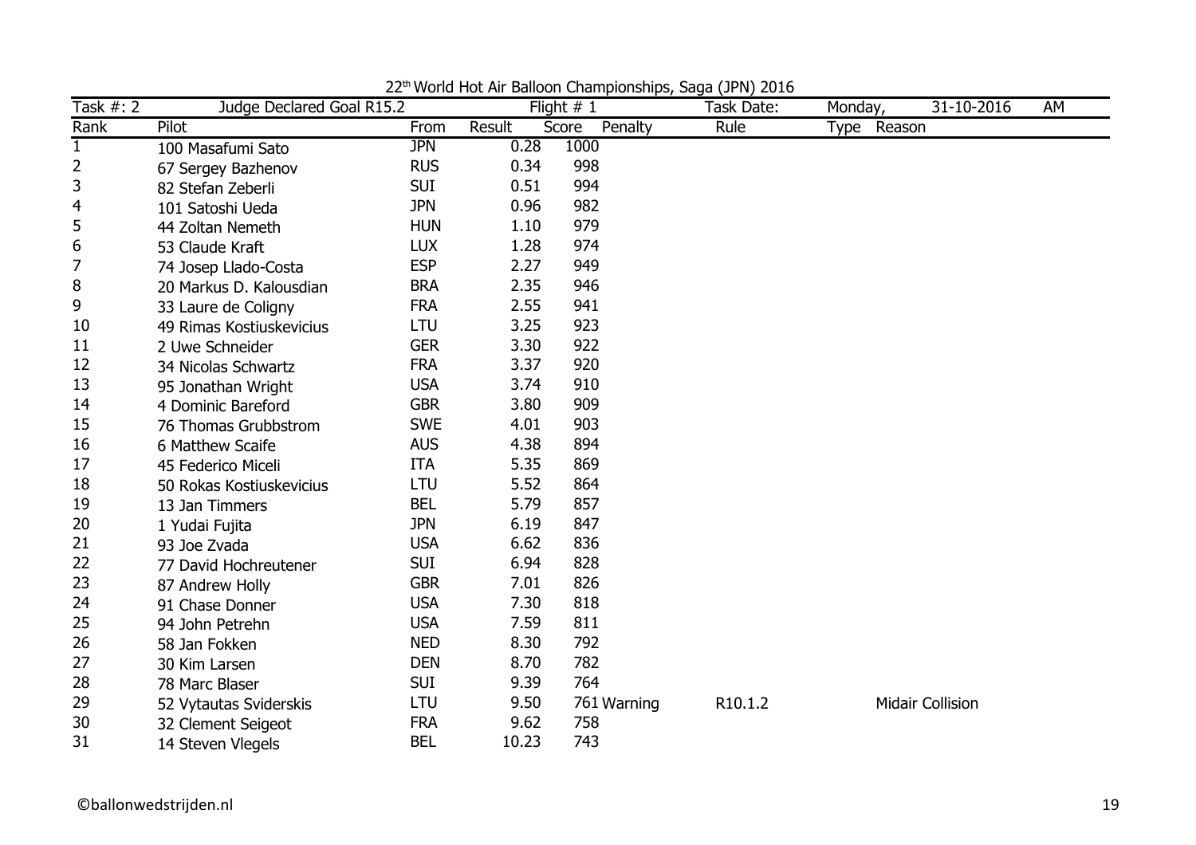22th World Hot Air Balloon Championships, Saga (JPN) 2016

| Task #: 2 | Judge Declared Goal R15.2 | | Flight # 1 | | | Task Date: | Monday, | 31-10-2016 | AM |
|---|---|---|---|---|---|---|---|---|---|
| Rank | Pilot | From | Result | Score | Penalty | Rule | Type | Reason | |
| 1 | 100 Masafumi Sato | JPN | 0.28 | 1000 | | | | | |
| 2 | 67 Sergey Bazhenov | RUS | 0.34 | 998 | | | | | |
| 3 | 82 Stefan Zeberli | SUI | 0.51 | 994 | | | | | |
| 4 | 101 Satoshi Ueda | JPN | 0.96 | 982 | | | | | |
| 5 | 44 Zoltan Nemeth | HUN | 1.10 | 979 | | | | | |
| 6 | 53 Claude Kraft | LUX | 1.28 | 974 | | | | | |
| 7 | 74 Josep Llado-Costa | ESP | 2.27 | 949 | | | | | |
| 8 | 20 Markus D. Kalousdian | BRA | 2.35 | 946 | | | | | |
| 9 | 33 Laure de Coligny | FRA | 2.55 | 941 | | | | | |
| 10 | 49 Rimas Kostiuskevicius | LTU | 3.25 | 923 | | | | | |
| 11 | 2 Uwe Schneider | GER | 3.30 | 922 | | | | | |
| 12 | 34 Nicolas Schwartz | FRA | 3.37 | 920 | | | | | |
| 13 | 95 Jonathan Wright | USA | 3.74 | 910 | | | | | |
| 14 | 4 Dominic Bareford | GBR | 3.80 | 909 | | | | | |
| 15 | 76 Thomas Grubbstrom | SWE | 4.01 | 903 | | | | | |
| 16 | 6 Matthew Scaife | AUS | 4.38 | 894 | | | | | |
| 17 | 45 Federico Miceli | ITA | 5.35 | 869 | | | | | |
| 18 | 50 Rokas Kostiuskevicius | LTU | 5.52 | 864 | | | | | |
| 19 | 13 Jan Timmers | BEL | 5.79 | 857 | | | | | |
| 20 | 1 Yudai Fujita | JPN | 6.19 | 847 | | | | | |
| 21 | 93 Joe Zvada | USA | 6.62 | 836 | | | | | |
| 22 | 77 David Hochreutener | SUI | 6.94 | 828 | | | | | |
| 23 | 87 Andrew Holly | GBR | 7.01 | 826 | | | | | |
| 24 | 91 Chase Donner | USA | 7.30 | 818 | | | | | |
| 25 | 94 John Petrehn | USA | 7.59 | 811 | | | | | |
| 26 | 58 Jan Fokken | NED | 8.30 | 792 | | | | | |
| 27 | 30 Kim Larsen | DEN | 8.70 | 782 | | | | | |
| 28 | 78 Marc Blaser | SUI | 9.39 | 764 | | | | | |
| 29 | 52 Vytautas Sviderskis | LTU | 9.50 | 761 | Warning | R10.1.2 | | Midair Collision | |
| 30 | 32 Clement Seigeot | FRA | 9.62 | 758 | | | | | |
| 31 | 14 Steven Vlegels | BEL | 10.23 | 743 | | | | | |

©ballonwedstrijden.nl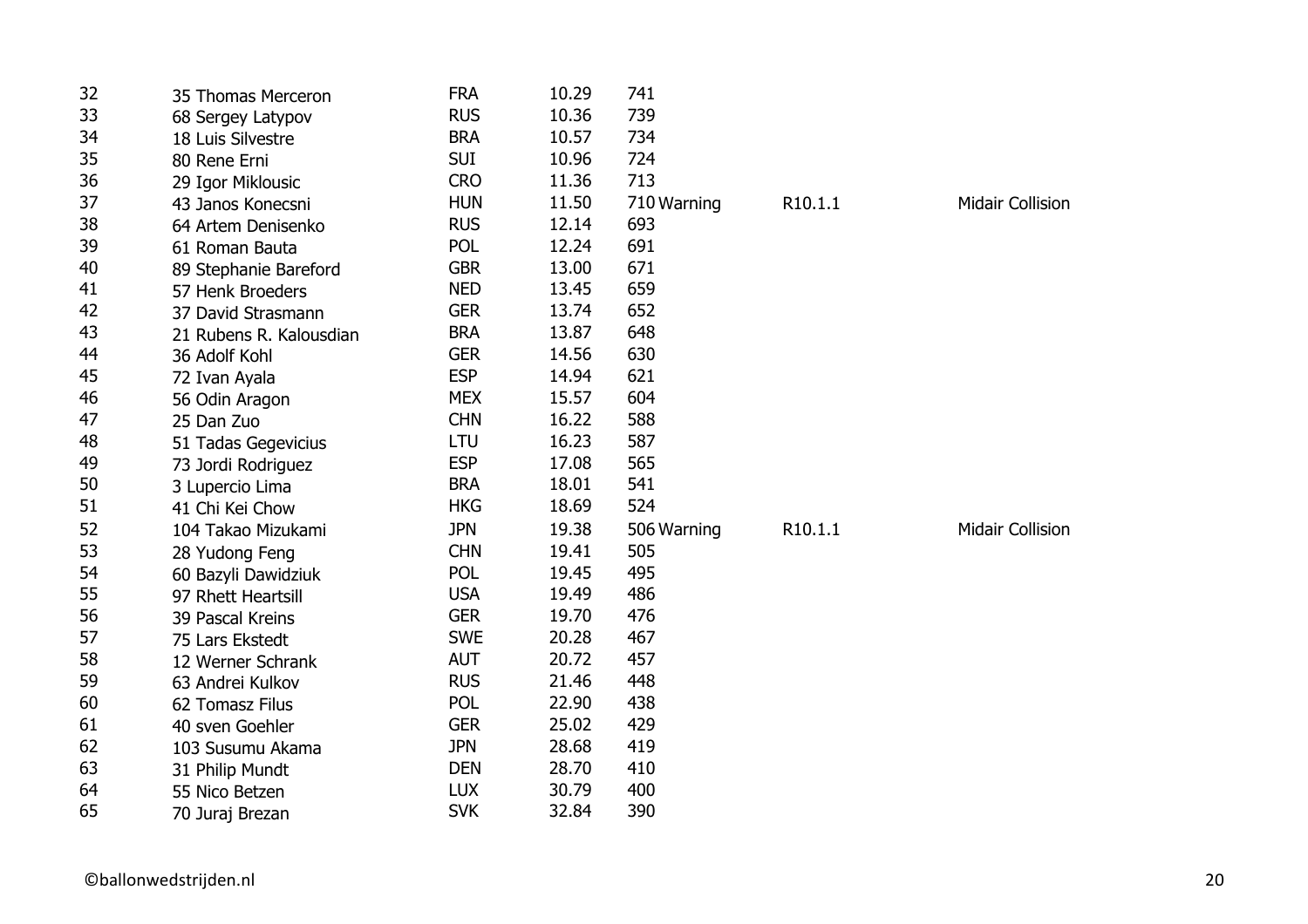| | | | | | | |
|---|---|---|---|---|---|---|
| 32 | 35 Thomas Merceron | FRA | 10.29 | 741 | | |
| 33 | 68 Sergey Latypov | RUS | 10.36 | 739 | | |
| 34 | 18 Luis Silvestre | BRA | 10.57 | 734 | | |
| 35 | 80 Rene Erni | SUI | 10.96 | 724 | | |
| 36 | 29 Igor Miklousic | CRO | 11.36 | 713 | | |
| 37 | 43 Janos Konecsni | HUN | 11.50 | 710 Warning | R10.1.1 | Midair Collision |
| 38 | 64 Artem Denisenko | RUS | 12.14 | 693 | | |
| 39 | 61 Roman Bauta | POL | 12.24 | 691 | | |
| 40 | 89 Stephanie Bareford | GBR | 13.00 | 671 | | |
| 41 | 57 Henk Broeders | NED | 13.45 | 659 | | |
| 42 | 37 David Strasmann | GER | 13.74 | 652 | | |
| 43 | 21 Rubens R. Kalousdian | BRA | 13.87 | 648 | | |
| 44 | 36 Adolf Kohl | GER | 14.56 | 630 | | |
| 45 | 72 Ivan Ayala | ESP | 14.94 | 621 | | |
| 46 | 56 Odin Aragon | MEX | 15.57 | 604 | | |
| 47 | 25 Dan Zuo | CHN | 16.22 | 588 | | |
| 48 | 51 Tadas Gegevicius | LTU | 16.23 | 587 | | |
| 49 | 73 Jordi Rodriguez | ESP | 17.08 | 565 | | |
| 50 | 3 Lupercio Lima | BRA | 18.01 | 541 | | |
| 51 | 41 Chi Kei Chow | HKG | 18.69 | 524 | | |
| 52 | 104 Takao Mizukami | JPN | 19.38 | 506 Warning | R10.1.1 | Midair Collision |
| 53 | 28 Yudong Feng | CHN | 19.41 | 505 | | |
| 54 | 60 Bazyli Dawidziuk | POL | 19.45 | 495 | | |
| 55 | 97 Rhett Heartsill | USA | 19.49 | 486 | | |
| 56 | 39 Pascal Kreins | GER | 19.70 | 476 | | |
| 57 | 75 Lars Ekstedt | SWE | 20.28 | 467 | | |
| 58 | 12 Werner Schrank | AUT | 20.72 | 457 | | |
| 59 | 63 Andrei Kulkov | RUS | 21.46 | 448 | | |
| 60 | 62 Tomasz Filus | POL | 22.90 | 438 | | |
| 61 | 40 sven Goehler | GER | 25.02 | 429 | | |
| 62 | 103 Susumu Akama | JPN | 28.68 | 419 | | |
| 63 | 31 Philip Mundt | DEN | 28.70 | 410 | | |
| 64 | 55 Nico Betzen | LUX | 30.79 | 400 | | |
| 65 | 70 Juraj Brezan | SVK | 32.84 | 390 | | |

©ballonwedstrijden.nl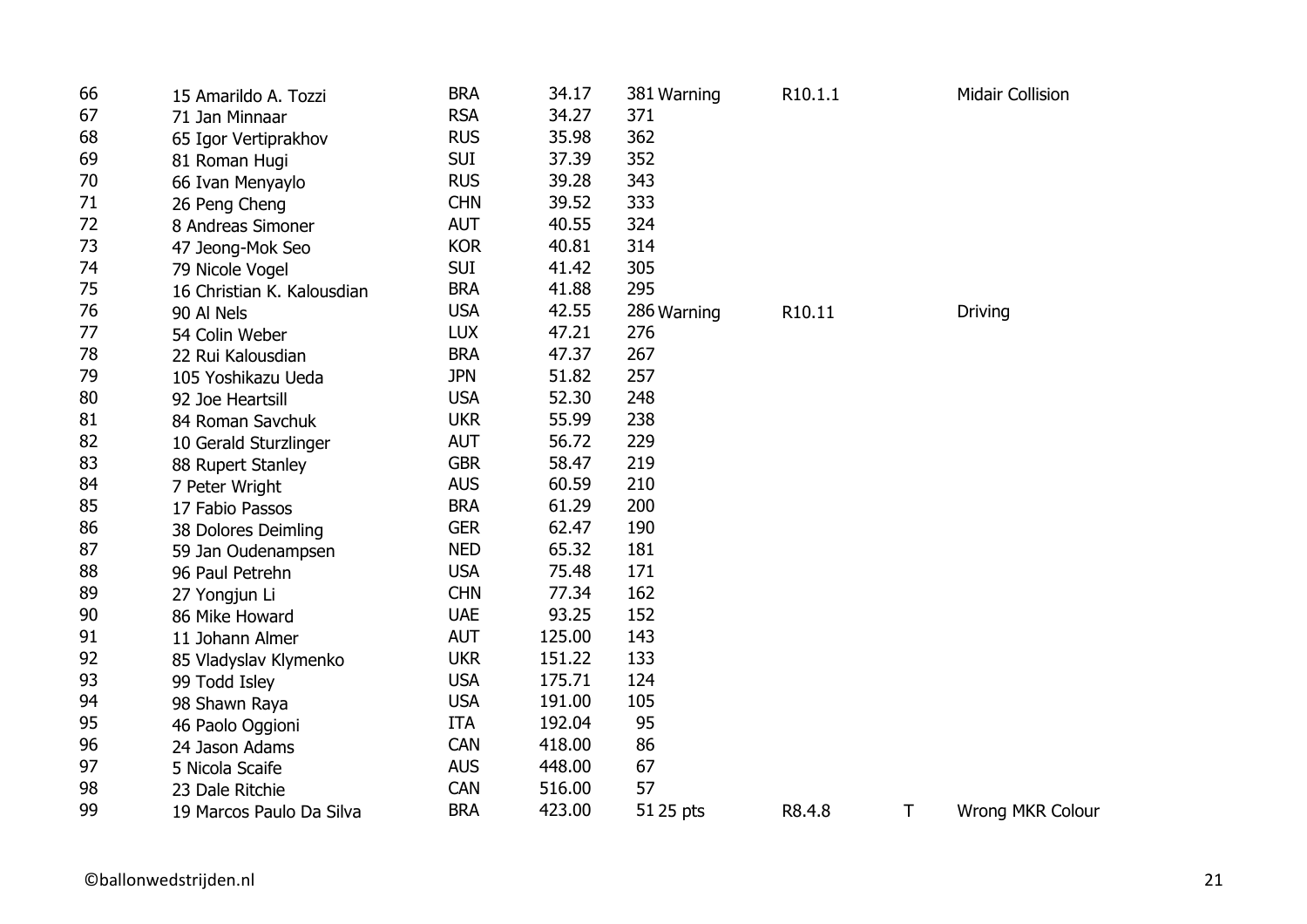| | | | | | | | | |
|---|---|---|---|---|---|---|---|---|
| 66 | 15 Amarildo A. Tozzi | BRA | 34.17 | 381 | Warning | R10.1.1 | | Midair Collision |
| 67 | 71 Jan Minnaar | RSA | 34.27 | 371 | | | | |
| 68 | 65 Igor Vertiprakhov | RUS | 35.98 | 362 | | | | |
| 69 | 81 Roman Hugi | SUI | 37.39 | 352 | | | | |
| 70 | 66 Ivan Menyaylo | RUS | 39.28 | 343 | | | | |
| 71 | 26 Peng Cheng | CHN | 39.52 | 333 | | | | |
| 72 | 8 Andreas Simoner | AUT | 40.55 | 324 | | | | |
| 73 | 47 Jeong-Mok Seo | KOR | 40.81 | 314 | | | | |
| 74 | 79 Nicole Vogel | SUI | 41.42 | 305 | | | | |
| 75 | 16 Christian K. Kalousdian | BRA | 41.88 | 295 | | | | |
| 76 | 90 Al Nels | USA | 42.55 | 286 | Warning | R10.11 | | Driving |
| 77 | 54 Colin Weber | LUX | 47.21 | 276 | | | | |
| 78 | 22 Rui Kalousdian | BRA | 47.37 | 267 | | | | |
| 79 | 105 Yoshikazu Ueda | JPN | 51.82 | 257 | | | | |
| 80 | 92 Joe Heartsill | USA | 52.30 | 248 | | | | |
| 81 | 84 Roman Savchuk | UKR | 55.99 | 238 | | | | |
| 82 | 10 Gerald Sturzlinger | AUT | 56.72 | 229 | | | | |
| 83 | 88 Rupert Stanley | GBR | 58.47 | 219 | | | | |
| 84 | 7 Peter Wright | AUS | 60.59 | 210 | | | | |
| 85 | 17 Fabio Passos | BRA | 61.29 | 200 | | | | |
| 86 | 38 Dolores Deimling | GER | 62.47 | 190 | | | | |
| 87 | 59 Jan Oudenampsen | NED | 65.32 | 181 | | | | |
| 88 | 96 Paul Petrehn | USA | 75.48 | 171 | | | | |
| 89 | 27 Yongjun Li | CHN | 77.34 | 162 | | | | |
| 90 | 86 Mike Howard | UAE | 93.25 | 152 | | | | |
| 91 | 11 Johann Almer | AUT | 125.00 | 143 | | | | |
| 92 | 85 Vladyslav Klymenko | UKR | 151.22 | 133 | | | | |
| 93 | 99 Todd Isley | USA | 175.71 | 124 | | | | |
| 94 | 98 Shawn Raya | USA | 191.00 | 105 | | | | |
| 95 | 46 Paolo Oggioni | ITA | 192.04 | 95 | | | | |
| 96 | 24 Jason Adams | CAN | 418.00 | 86 | | | | |
| 97 | 5 Nicola Scaife | AUS | 448.00 | 67 | | | | |
| 98 | 23 Dale Ritchie | CAN | 516.00 | 57 | | | | |
| 99 | 19 Marcos Paulo Da Silva | BRA | 423.00 | 51 | 25 pts | R8.4.8 | T | Wrong MKR Colour |

©ballonwedstrijden.nl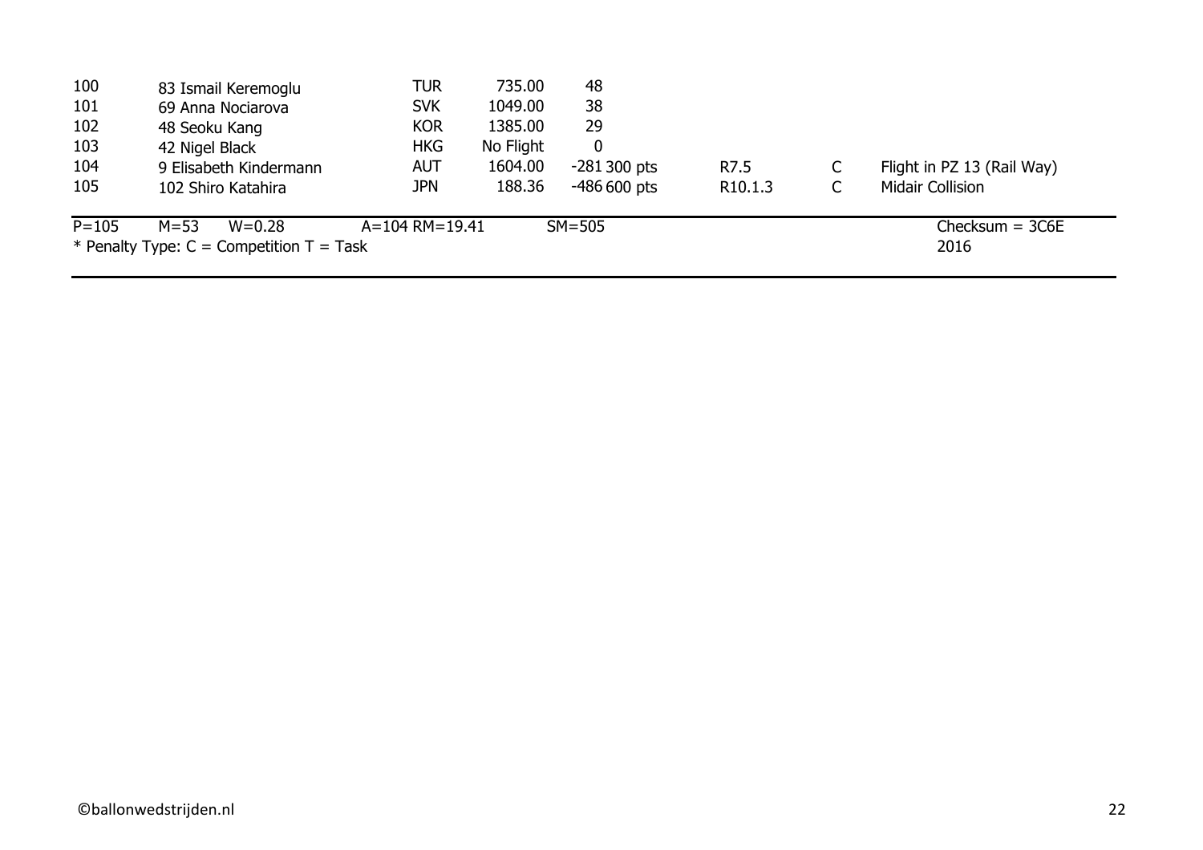| | | | | | | | |
|---|---|---|---|---|---|---|---|
| 100 | 83 Ismail Keremoglu | TUR | 735.00 | 48 | | | |
| 101 | 69 Anna Nociarova | SVK | 1049.00 | 38 | | | |
| 102 | 48 Seoku Kang | KOR | 1385.00 | 29 | | | |
| 103 | 42 Nigel Black | HKG | No Flight | 0 | | | |
| 104 | 9 Elisabeth Kindermann | AUT | 1604.00 | -281 300 pts | R7.5 | C | Flight in PZ 13 (Rail Way) |
| 105 | 102 Shiro Katahira | JPN | 188.36 | -486 600 pts | R10.1.3 | C | Midair Collision |

P=105 M=53 W=0.28 A=104 RM=19.41 SM=505 Checksum = 3C6E

* Penalty Type: C = Competition T = Task 2016

©ballonwedstrijden.nl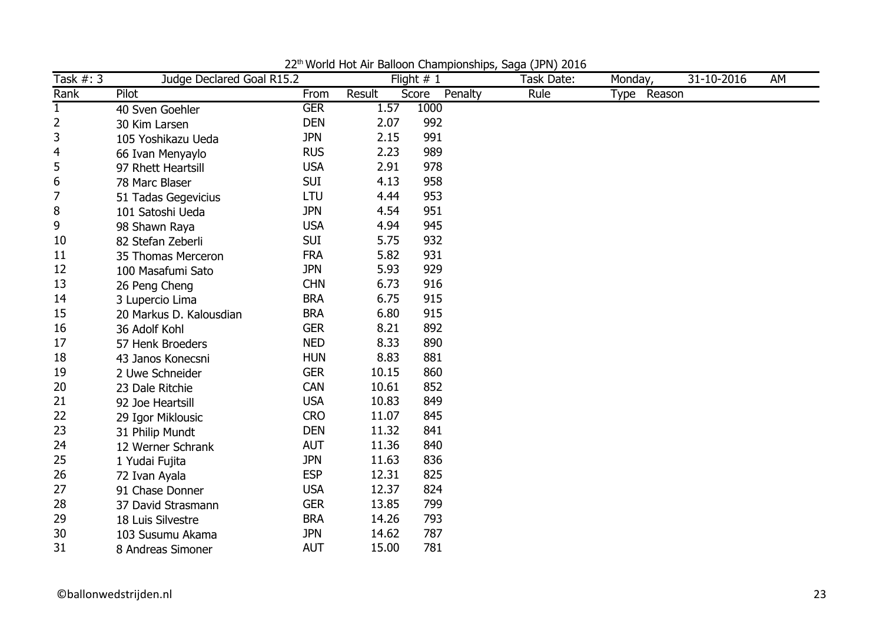22[th] World Hot Air Balloon Championships, Saga (JPN) 2016

| Task #: 3 | Judge Declared Goal R15.2 | | Flight # 1 | | | Task Date: | Monday, | 31-10-2016 | AM |
|---|---|---|---|---|---|---|---|---|---|
| Rank | Pilot | From | Result | Score | Penalty | Rule | Type | Reason | |
| 1 | 40 Sven Goehler | GER | 1.57 | 1000 | | | | | |
| 2 | 30 Kim Larsen | DEN | 2.07 | 992 | | | | | |
| 3 | 105 Yoshikazu Ueda | JPN | 2.15 | 991 | | | | | |
| 4 | 66 Ivan Menyaylo | RUS | 2.23 | 989 | | | | | |
| 5 | 97 Rhett Heartsill | USA | 2.91 | 978 | | | | | |
| 6 | 78 Marc Blaser | SUI | 4.13 | 958 | | | | | |
| 7 | 51 Tadas Gegevicius | LTU | 4.44 | 953 | | | | | |
| 8 | 101 Satoshi Ueda | JPN | 4.54 | 951 | | | | | |
| 9 | 98 Shawn Raya | USA | 4.94 | 945 | | | | | |
| 10 | 82 Stefan Zeberli | SUI | 5.75 | 932 | | | | | |
| 11 | 35 Thomas Merceron | FRA | 5.82 | 931 | | | | | |
| 12 | 100 Masafumi Sato | JPN | 5.93 | 929 | | | | | |
| 13 | 26 Peng Cheng | CHN | 6.73 | 916 | | | | | |
| 14 | 3 Lupercio Lima | BRA | 6.75 | 915 | | | | | |
| 15 | 20 Markus D. Kalousdian | BRA | 6.80 | 915 | | | | | |
| 16 | 36 Adolf Kohl | GER | 8.21 | 892 | | | | | |
| 17 | 57 Henk Broeders | NED | 8.33 | 890 | | | | | |
| 18 | 43 Janos Konecsni | HUN | 8.83 | 881 | | | | | |
| 19 | 2 Uwe Schneider | GER | 10.15 | 860 | | | | | |
| 20 | 23 Dale Ritchie | CAN | 10.61 | 852 | | | | | |
| 21 | 92 Joe Heartsill | USA | 10.83 | 849 | | | | | |
| 22 | 29 Igor Miklousic | CRO | 11.07 | 845 | | | | | |
| 23 | 31 Philip Mundt | DEN | 11.32 | 841 | | | | | |
| 24 | 12 Werner Schrank | AUT | 11.36 | 840 | | | | | |
| 25 | 1 Yudai Fujita | JPN | 11.63 | 836 | | | | | |
| 26 | 72 Ivan Ayala | ESP | 12.31 | 825 | | | | | |
| 27 | 91 Chase Donner | USA | 12.37 | 824 | | | | | |
| 28 | 37 David Strasmann | GER | 13.85 | 799 | | | | | |
| 29 | 18 Luis Silvestre | BRA | 14.26 | 793 | | | | | |
| 30 | 103 Susumu Akama | JPN | 14.62 | 787 | | | | | |
| 31 | 8 Andreas Simoner | AUT | 15.00 | 781 | | | | | |

©ballonwedstrijden.nl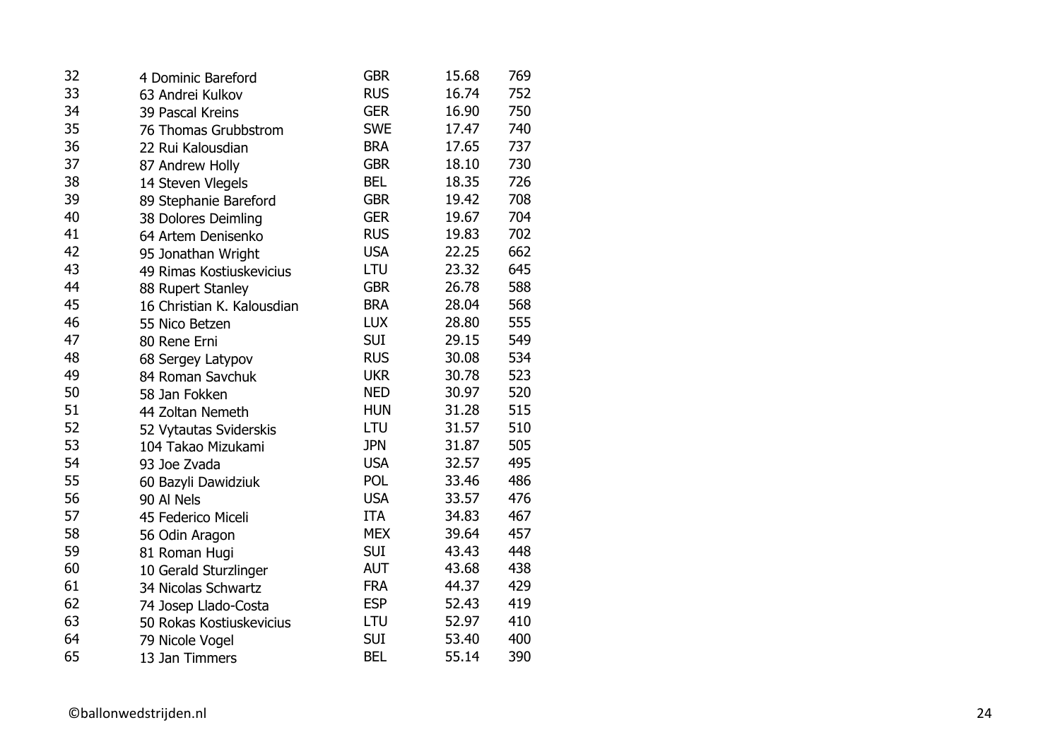| | | | | |
|---|---|---|---|---|
| 32 | 4 Dominic Bareford | GBR | 15.68 | 769 |
| 33 | 63 Andrei Kulkov | RUS | 16.74 | 752 |
| 34 | 39 Pascal Kreins | GER | 16.90 | 750 |
| 35 | 76 Thomas Grubbstrom | SWE | 17.47 | 740 |
| 36 | 22 Rui Kalousdian | BRA | 17.65 | 737 |
| 37 | 87 Andrew Holly | GBR | 18.10 | 730 |
| 38 | 14 Steven Vlegels | BEL | 18.35 | 726 |
| 39 | 89 Stephanie Bareford | GBR | 19.42 | 708 |
| 40 | 38 Dolores Deimling | GER | 19.67 | 704 |
| 41 | 64 Artem Denisenko | RUS | 19.83 | 702 |
| 42 | 95 Jonathan Wright | USA | 22.25 | 662 |
| 43 | 49 Rimas Kostiuskevicius | LTU | 23.32 | 645 |
| 44 | 88 Rupert Stanley | GBR | 26.78 | 588 |
| 45 | 16 Christian K. Kalousdian | BRA | 28.04 | 568 |
| 46 | 55 Nico Betzen | LUX | 28.80 | 555 |
| 47 | 80 Rene Erni | SUI | 29.15 | 549 |
| 48 | 68 Sergey Latypov | RUS | 30.08 | 534 |
| 49 | 84 Roman Savchuk | UKR | 30.78 | 523 |
| 50 | 58 Jan Fokken | NED | 30.97 | 520 |
| 51 | 44 Zoltan Nemeth | HUN | 31.28 | 515 |
| 52 | 52 Vytautas Sviderskis | LTU | 31.57 | 510 |
| 53 | 104 Takao Mizukami | JPN | 31.87 | 505 |
| 54 | 93 Joe Zvada | USA | 32.57 | 495 |
| 55 | 60 Bazyli Dawidziuk | POL | 33.46 | 486 |
| 56 | 90 Al Nels | USA | 33.57 | 476 |
| 57 | 45 Federico Miceli | ITA | 34.83 | 467 |
| 58 | 56 Odin Aragon | MEX | 39.64 | 457 |
| 59 | 81 Roman Hugi | SUI | 43.43 | 448 |
| 60 | 10 Gerald Sturzlinger | AUT | 43.68 | 438 |
| 61 | 34 Nicolas Schwartz | FRA | 44.37 | 429 |
| 62 | 74 Josep Llado-Costa | ESP | 52.43 | 419 |
| 63 | 50 Rokas Kostiuskevicius | LTU | 52.97 | 410 |
| 64 | 79 Nicole Vogel | SUI | 53.40 | 400 |
| 65 | 13 Jan Timmers | BEL | 55.14 | 390 |

©ballonwedstrijden.nl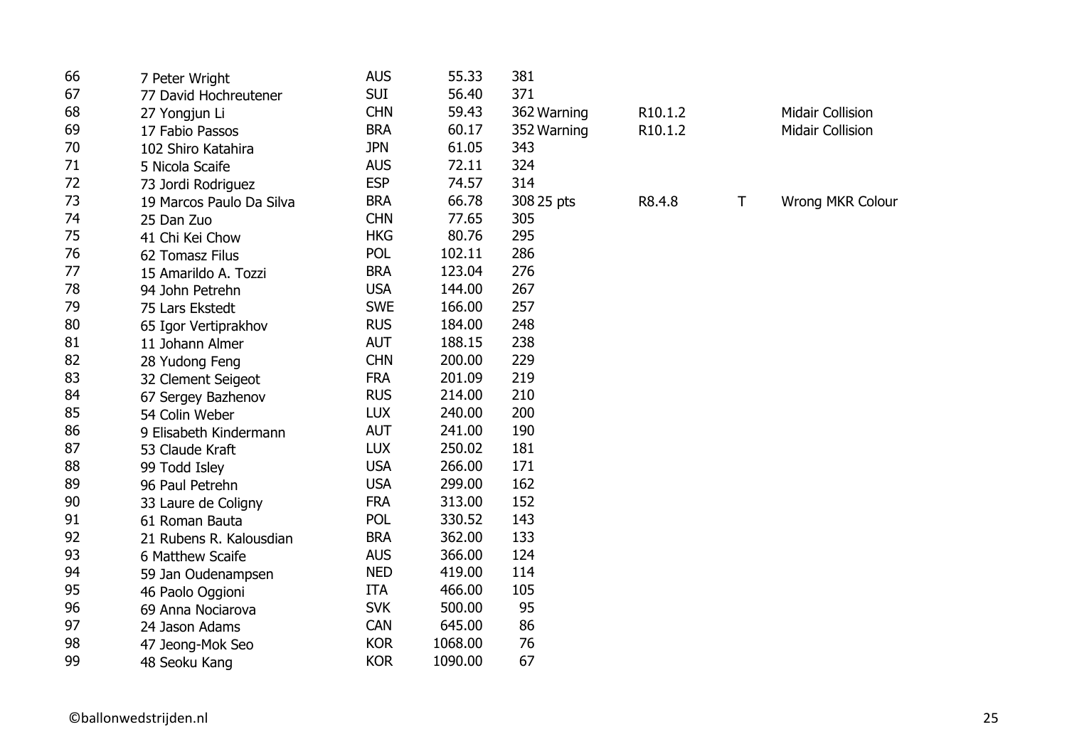| | | | | | | | |
|---|---|---|---|---|---|---|---|
| 66 | 7 Peter Wright | AUS | 55.33 | 381 | | | |
| 67 | 77 David Hochreutener | SUI | 56.40 | 371 | | | |
| 68 | 27 Yongjun Li | CHN | 59.43 | 362 Warning | R10.1.2 | | Midair Collision |
| 69 | 17 Fabio Passos | BRA | 60.17 | 352 Warning | R10.1.2 | | Midair Collision |
| 70 | 102 Shiro Katahira | JPN | 61.05 | 343 | | | |
| 71 | 5 Nicola Scaife | AUS | 72.11 | 324 | | | |
| 72 | 73 Jordi Rodriguez | ESP | 74.57 | 314 | | | |
| 73 | 19 Marcos Paulo Da Silva | BRA | 66.78 | 308 25 pts | R8.4.8 | T | Wrong MKR Colour |
| 74 | 25 Dan Zuo | CHN | 77.65 | 305 | | | |
| 75 | 41 Chi Kei Chow | HKG | 80.76 | 295 | | | |
| 76 | 62 Tomasz Filus | POL | 102.11 | 286 | | | |
| 77 | 15 Amarildo A. Tozzi | BRA | 123.04 | 276 | | | |
| 78 | 94 John Petrehn | USA | 144.00 | 267 | | | |
| 79 | 75 Lars Ekstedt | SWE | 166.00 | 257 | | | |
| 80 | 65 Igor Vertiprakhov | RUS | 184.00 | 248 | | | |
| 81 | 11 Johann Almer | AUT | 188.15 | 238 | | | |
| 82 | 28 Yudong Feng | CHN | 200.00 | 229 | | | |
| 83 | 32 Clement Seigeot | FRA | 201.09 | 219 | | | |
| 84 | 67 Sergey Bazhenov | RUS | 214.00 | 210 | | | |
| 85 | 54 Colin Weber | LUX | 240.00 | 200 | | | |
| 86 | 9 Elisabeth Kindermann | AUT | 241.00 | 190 | | | |
| 87 | 53 Claude Kraft | LUX | 250.02 | 181 | | | |
| 88 | 99 Todd Isley | USA | 266.00 | 171 | | | |
| 89 | 96 Paul Petrehn | USA | 299.00 | 162 | | | |
| 90 | 33 Laure de Coligny | FRA | 313.00 | 152 | | | |
| 91 | 61 Roman Bauta | POL | 330.52 | 143 | | | |
| 92 | 21 Rubens R. Kalousdian | BRA | 362.00 | 133 | | | |
| 93 | 6 Matthew Scaife | AUS | 366.00 | 124 | | | |
| 94 | 59 Jan Oudenampsen | NED | 419.00 | 114 | | | |
| 95 | 46 Paolo Oggioni | ITA | 466.00 | 105 | | | |
| 96 | 69 Anna Nociarova | SVK | 500.00 | 95 | | | |
| 97 | 24 Jason Adams | CAN | 645.00 | 86 | | | |
| 98 | 47 Jeong-Mok Seo | KOR | 1068.00 | 76 | | | |
| 99 | 48 Seoku Kang | KOR | 1090.00 | 67 | | | |

©ballonwedstrijden.nl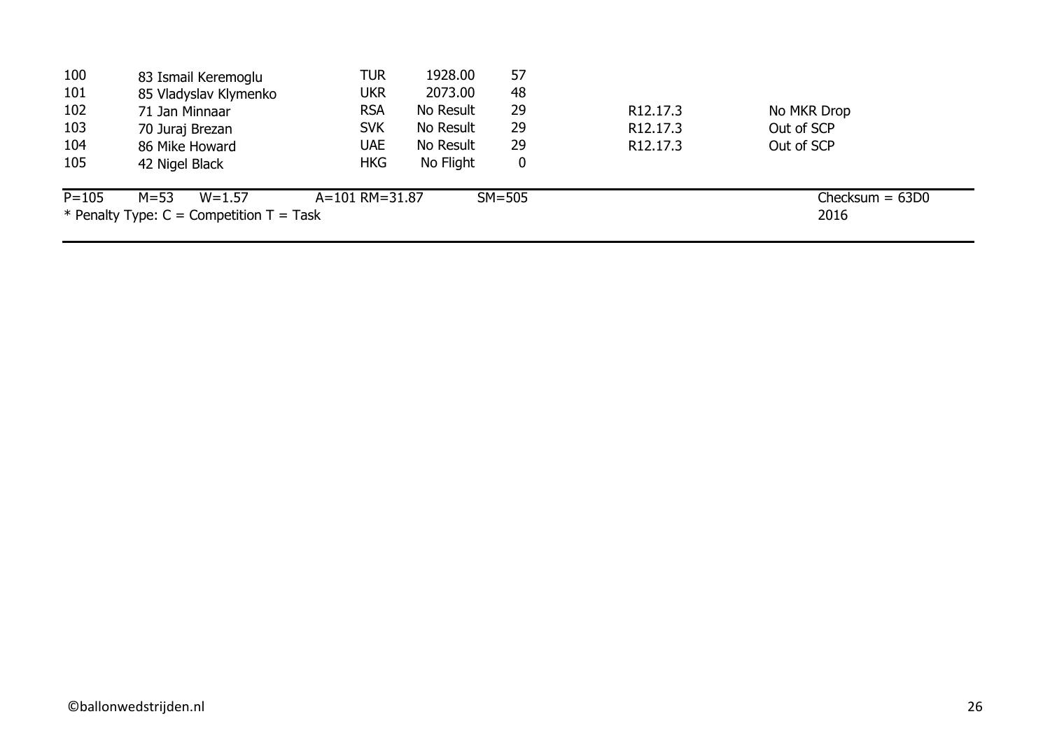| | | | | | | |
|---|---|---|---|---|---|---|
| 100 | 83 Ismail Keremoglu | TUR | 1928.00 | 57 | | |
| 101 | 85 Vladyslav Klymenko | UKR | 2073.00 | 48 | | |
| 102 | 71 Jan Minnaar | RSA | No Result | 29 | R12.17.3 | No MKR Drop |
| 103 | 70 Juraj Brezan | SVK | No Result | 29 | R12.17.3 | Out of SCP |
| 104 | 86 Mike Howard | UAE | No Result | 29 | R12.17.3 | Out of SCP |
| 105 | 42 Nigel Black | HKG | No Flight | 0 | | |

P=105 M=53 W=1.57 A=101 RM=31.87 SM=505 Checksum = 63D0

* Penalty Type: C = Competition T = Task 2016

©ballonwedstrijden.nl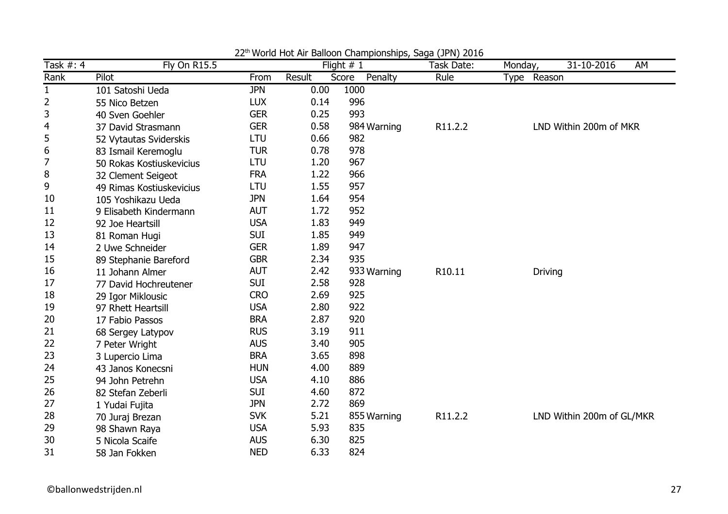22[th] World Hot Air Balloon Championships, Saga (JPN) 2016

| Task #: 4 | Fly On R15.5 | | Flight # 1 | | | Task Date: | Monday, | 31-10-2016 | AM |
|---|---|---|---|---|---|---|---|---|---|
| **Rank** | **Pilot** | **From** | **Result** | **Score** | **Penalty** | **Rule** | **Type** | **Reason** | |
| 1 | 101 Satoshi Ueda | JPN | 0.00 | 1000 | | | | | |
| 2 | 55 Nico Betzen | LUX | 0.14 | 996 | | | | | |
| 3 | 40 Sven Goehler | GER | 0.25 | 993 | | | | | |
| 4 | 37 David Strasmann | GER | 0.58 | 984 | Warning | R11.2.2 | | LND Within 200m of MKR | |
| 5 | 52 Vytautas Sviderskis | LTU | 0.66 | 982 | | | | | |
| 6 | 83 Ismail Keremoglu | TUR | 0.78 | 978 | | | | | |
| 7 | 50 Rokas Kostiuskevicius | LTU | 1.20 | 967 | | | | | |
| 8 | 32 Clement Seigeot | FRA | 1.22 | 966 | | | | | |
| 9 | 49 Rimas Kostiuskevicius | LTU | 1.55 | 957 | | | | | |
| 10 | 105 Yoshikazu Ueda | JPN | 1.64 | 954 | | | | | |
| 11 | 9 Elisabeth Kindermann | AUT | 1.72 | 952 | | | | | |
| 12 | 92 Joe Heartsill | USA | 1.83 | 949 | | | | | |
| 13 | 81 Roman Hugi | SUI | 1.85 | 949 | | | | | |
| 14 | 2 Uwe Schneider | GER | 1.89 | 947 | | | | | |
| 15 | 89 Stephanie Bareford | GBR | 2.34 | 935 | | | | | |
| 16 | 11 Johann Almer | AUT | 2.42 | 933 | Warning | R10.11 | | Driving | |
| 17 | 77 David Hochreutener | SUI | 2.58 | 928 | | | | | |
| 18 | 29 Igor Miklousic | CRO | 2.69 | 925 | | | | | |
| 19 | 97 Rhett Heartsill | USA | 2.80 | 922 | | | | | |
| 20 | 17 Fabio Passos | BRA | 2.87 | 920 | | | | | |
| 21 | 68 Sergey Latypov | RUS | 3.19 | 911 | | | | | |
| 22 | 7 Peter Wright | AUS | 3.40 | 905 | | | | | |
| 23 | 3 Lupercio Lima | BRA | 3.65 | 898 | | | | | |
| 24 | 43 Janos Konecsni | HUN | 4.00 | 889 | | | | | |
| 25 | 94 John Petrehn | USA | 4.10 | 886 | | | | | |
| 26 | 82 Stefan Zeberli | SUI | 4.60 | 872 | | | | | |
| 27 | 1 Yudai Fujita | JPN | 2.72 | 869 | | | | | |
| 28 | 70 Juraj Brezan | SVK | 5.21 | 855 | Warning | R11.2.2 | | LND Within 200m of GL/MKR | |
| 29 | 98 Shawn Raya | USA | 5.93 | 835 | | | | | |
| 30 | 5 Nicola Scaife | AUS | 6.30 | 825 | | | | | |
| 31 | 58 Jan Fokken | NED | 6.33 | 824 | | | | | |

©ballonwedstrijden.nl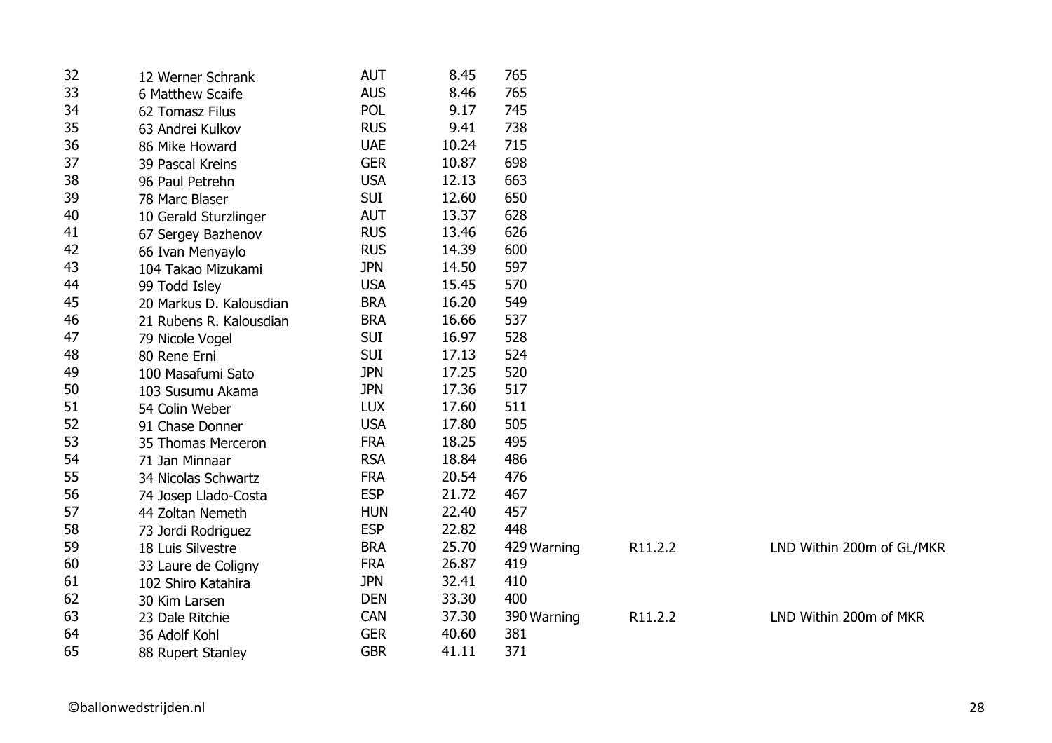| | | | | | | | |
|---|---|---|---|---|---|---|---|
| 32 | 12 Werner Schrank | AUT | 8.45 | 765 | | | |
| 33 | 6 Matthew Scaife | AUS | 8.46 | 765 | | | |
| 34 | 62 Tomasz Filus | POL | 9.17 | 745 | | | |
| 35 | 63 Andrei Kulkov | RUS | 9.41 | 738 | | | |
| 36 | 86 Mike Howard | UAE | 10.24 | 715 | | | |
| 37 | 39 Pascal Kreins | GER | 10.87 | 698 | | | |
| 38 | 96 Paul Petrehn | USA | 12.13 | 663 | | | |
| 39 | 78 Marc Blaser | SUI | 12.60 | 650 | | | |
| 40 | 10 Gerald Sturzlinger | AUT | 13.37 | 628 | | | |
| 41 | 67 Sergey Bazhenov | RUS | 13.46 | 626 | | | |
| 42 | 66 Ivan Menyaylo | RUS | 14.39 | 600 | | | |
| 43 | 104 Takao Mizukami | JPN | 14.50 | 597 | | | |
| 44 | 99 Todd Isley | USA | 15.45 | 570 | | | |
| 45 | 20 Markus D. Kalousdian | BRA | 16.20 | 549 | | | |
| 46 | 21 Rubens R. Kalousdian | BRA | 16.66 | 537 | | | |
| 47 | 79 Nicole Vogel | SUI | 16.97 | 528 | | | |
| 48 | 80 Rene Erni | SUI | 17.13 | 524 | | | |
| 49 | 100 Masafumi Sato | JPN | 17.25 | 520 | | | |
| 50 | 103 Susumu Akama | JPN | 17.36 | 517 | | | |
| 51 | 54 Colin Weber | LUX | 17.60 | 511 | | | |
| 52 | 91 Chase Donner | USA | 17.80 | 505 | | | |
| 53 | 35 Thomas Merceron | FRA | 18.25 | 495 | | | |
| 54 | 71 Jan Minnaar | RSA | 18.84 | 486 | | | |
| 55 | 34 Nicolas Schwartz | FRA | 20.54 | 476 | | | |
| 56 | 74 Josep Llado-Costa | ESP | 21.72 | 467 | | | |
| 57 | 44 Zoltan Nemeth | HUN | 22.40 | 457 | | | |
| 58 | 73 Jordi Rodriguez | ESP | 22.82 | 448 | | | |
| 59 | 18 Luis Silvestre | BRA | 25.70 | 429 | Warning | R11.2.2 | LND Within 200m of GL/MKR |
| 60 | 33 Laure de Coligny | FRA | 26.87 | 419 | | | |
| 61 | 102 Shiro Katahira | JPN | 32.41 | 410 | | | |
| 62 | 30 Kim Larsen | DEN | 33.30 | 400 | | | |
| 63 | 23 Dale Ritchie | CAN | 37.30 | 390 | Warning | R11.2.2 | LND Within 200m of MKR |
| 64 | 36 Adolf Kohl | GER | 40.60 | 381 | | | |
| 65 | 88 Rupert Stanley | GBR | 41.11 | 371 | | | |

©ballonwedstrijden.nl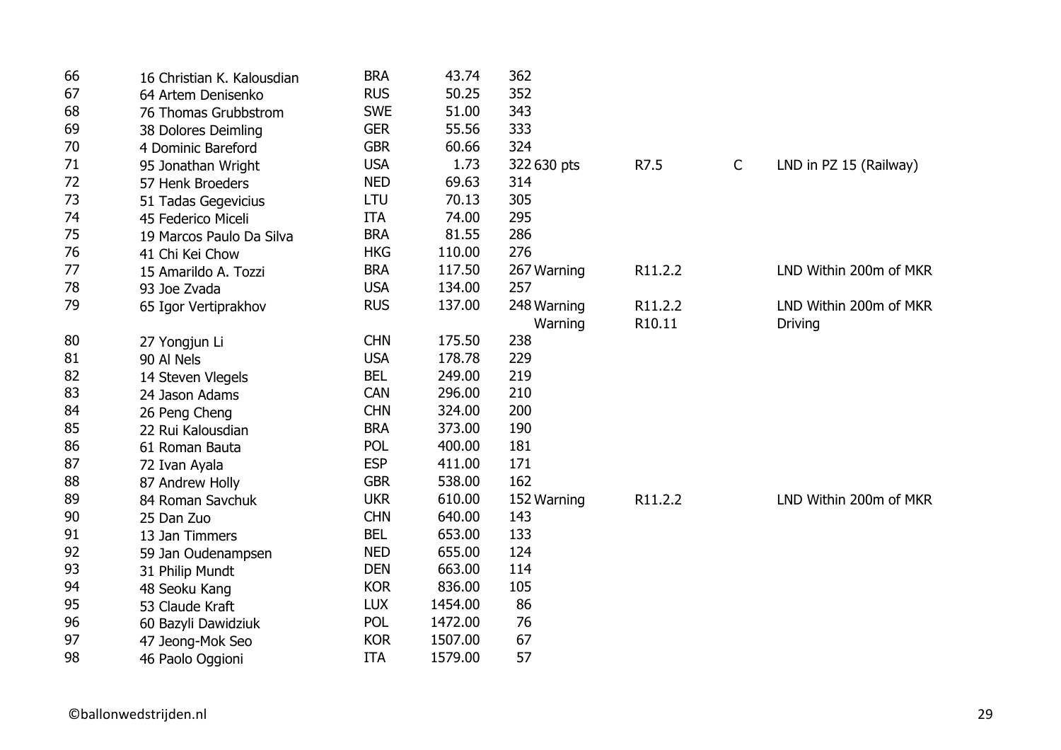| | | | | | | | | |
|---|---|---|---|---|---|---|---|---|
| 66 | 16 Christian K. Kalousdian | BRA | 43.74 | 362 | | | | |
| 67 | 64 Artem Denisenko | RUS | 50.25 | 352 | | | | |
| 68 | 76 Thomas Grubbstrom | SWE | 51.00 | 343 | | | | |
| 69 | 38 Dolores Deimling | GER | 55.56 | 333 | | | | |
| 70 | 4 Dominic Bareford | GBR | 60.66 | 324 | | | | |
| 71 | 95 Jonathan Wright | USA | 1.73 | 322 | 630 pts | R7.5 | C | LND in PZ 15 (Railway) |
| 72 | 57 Henk Broeders | NED | 69.63 | 314 | | | | |
| 73 | 51 Tadas Gegevicius | LTU | 70.13 | 305 | | | | |
| 74 | 45 Federico Miceli | ITA | 74.00 | 295 | | | | |
| 75 | 19 Marcos Paulo Da Silva | BRA | 81.55 | 286 | | | | |
| 76 | 41 Chi Kei Chow | HKG | 110.00 | 276 | | | | |
| 77 | 15 Amarildo A. Tozzi | BRA | 117.50 | 267 | Warning | R11.2.2 | | LND Within 200m of MKR |
| 78 | 93 Joe Zvada | USA | 134.00 | 257 | | | | |
| 79 | 65 Igor Vertiprakhov | RUS | 137.00 | 248 | Warning | R11.2.2 | | LND Within 200m of MKR |
| | | | | | Warning | R10.11 | | Driving |
| 80 | 27 Yongjun Li | CHN | 175.50 | 238 | | | | |
| 81 | 90 Al Nels | USA | 178.78 | 229 | | | | |
| 82 | 14 Steven Vlegels | BEL | 249.00 | 219 | | | | |
| 83 | 24 Jason Adams | CAN | 296.00 | 210 | | | | |
| 84 | 26 Peng Cheng | CHN | 324.00 | 200 | | | | |
| 85 | 22 Rui Kalousdian | BRA | 373.00 | 190 | | | | |
| 86 | 61 Roman Bauta | POL | 400.00 | 181 | | | | |
| 87 | 72 Ivan Ayala | ESP | 411.00 | 171 | | | | |
| 88 | 87 Andrew Holly | GBR | 538.00 | 162 | | | | |
| 89 | 84 Roman Savchuk | UKR | 610.00 | 152 | Warning | R11.2.2 | | LND Within 200m of MKR |
| 90 | 25 Dan Zuo | CHN | 640.00 | 143 | | | | |
| 91 | 13 Jan Timmers | BEL | 653.00 | 133 | | | | |
| 92 | 59 Jan Oudenampsen | NED | 655.00 | 124 | | | | |
| 93 | 31 Philip Mundt | DEN | 663.00 | 114 | | | | |
| 94 | 48 Seoku Kang | KOR | 836.00 | 105 | | | | |
| 95 | 53 Claude Kraft | LUX | 1454.00 | 86 | | | | |
| 96 | 60 Bazyli Dawidziuk | POL | 1472.00 | 76 | | | | |
| 97 | 47 Jeong-Mok Seo | KOR | 1507.00 | 67 | | | | |
| 98 | 46 Paolo Oggioni | ITA | 1579.00 | 57 | | | | |

©ballonwedstrijden.nl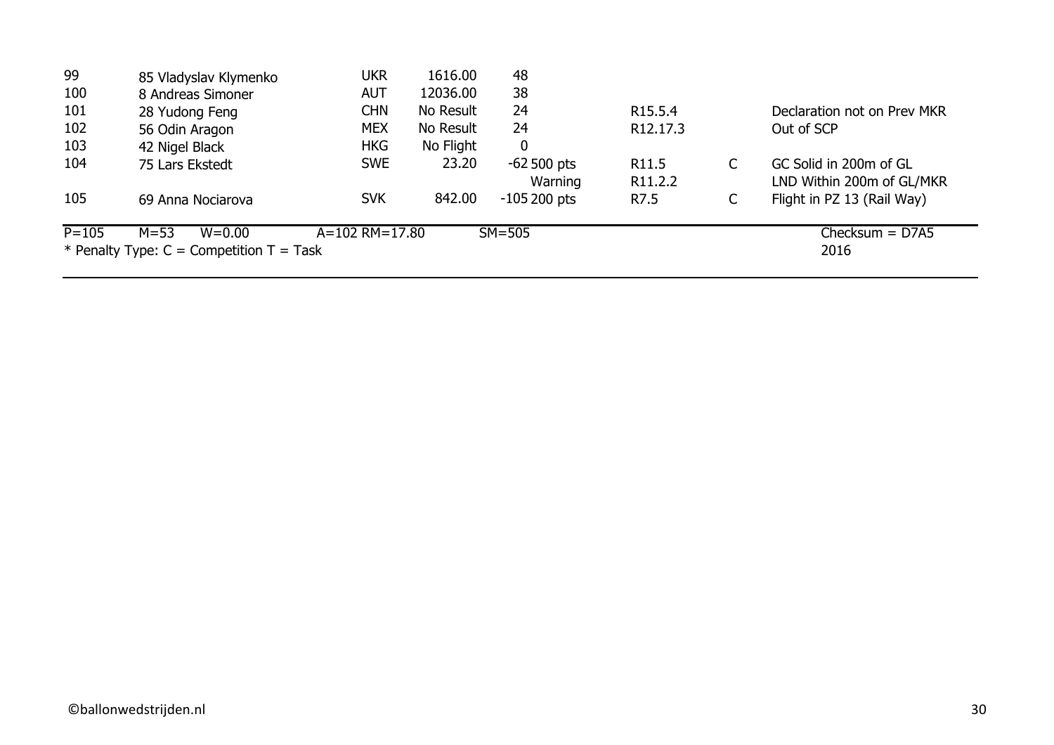| | | | | | | | | |
|---|---|---|---|---|---|---|---|---|
| 99 | 85 Vladyslav Klymenko | UKR | 1616.00 | 48 | | | | |
| 100 | 8 Andreas Simoner | AUT | 12036.00 | 38 | | | | |
| 101 | 28 Yudong Feng | CHN | No Result | 24 | | R15.5.4 | | Declaration not on Prev MKR |
| 102 | 56 Odin Aragon | MEX | No Result | 24 | | R12.17.3 | | Out of SCP |
| 103 | 42 Nigel Black | HKG | No Flight | 0 | | | | |
| 104 | 75 Lars Ekstedt | SWE | 23.20 | -62 | 500 pts | R11.5 | C | GC Solid in 200m of GL |
| | | | | | Warning | R11.2.2 | | LND Within 200m of GL/MKR |
| 105 | 69 Anna Nociarova | SVK | 842.00 | -105 | 200 pts | R7.5 | C | Flight in PZ 13 (Rail Way) |

P=105 M=53 W=0.00 A=102 RM=17.80 SM=505 Checksum = D7A5

* Penalty Type: C = Competition T = Task 2016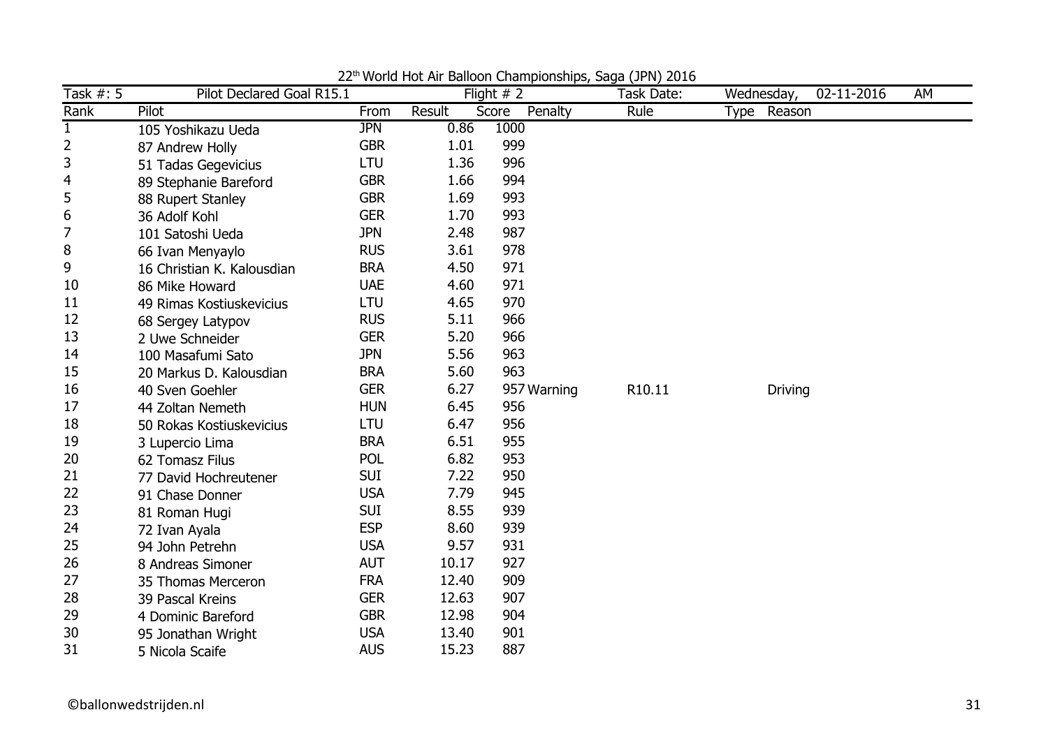22[th] World Hot Air Balloon Championships, Saga (JPN) 2016

| Task #: 5 | Pilot Declared Goal R15.1 | | Flight # 2 | | | Task Date: | Wednesday, 02-11-2016 AM |
|---|---|---|---|---|---|---|---|
| Rank | Pilot | From | Result | Score | Penalty | Rule | Type Reason |
| 1 | 105 Yoshikazu Ueda | JPN | 0.86 | 1000 | | | |
| 2 | 87 Andrew Holly | GBR | 1.01 | 999 | | | |
| 3 | 51 Tadas Gegevicius | LTU | 1.36 | 996 | | | |
| 4 | 89 Stephanie Bareford | GBR | 1.66 | 994 | | | |
| 5 | 88 Rupert Stanley | GBR | 1.69 | 993 | | | |
| 6 | 36 Adolf Kohl | GER | 1.70 | 993 | | | |
| 7 | 101 Satoshi Ueda | JPN | 2.48 | 987 | | | |
| 8 | 66 Ivan Menyaylo | RUS | 3.61 | 978 | | | |
| 9 | 16 Christian K. Kalousdian | BRA | 4.50 | 971 | | | |
| 10 | 86 Mike Howard | UAE | 4.60 | 971 | | | |
| 11 | 49 Rimas Kostiuskevicius | LTU | 4.65 | 970 | | | |
| 12 | 68 Sergey Latypov | RUS | 5.11 | 966 | | | |
| 13 | 2 Uwe Schneider | GER | 5.20 | 966 | | | |
| 14 | 100 Masafumi Sato | JPN | 5.56 | 963 | | | |
| 15 | 20 Markus D. Kalousdian | BRA | 5.60 | 963 | | | |
| 16 | 40 Sven Goehler | GER | 6.27 | 957 | Warning | R10.11 | Driving |
| 17 | 44 Zoltan Nemeth | HUN | 6.45 | 956 | | | |
| 18 | 50 Rokas Kostiuskevicius | LTU | 6.47 | 956 | | | |
| 19 | 3 Lupercio Lima | BRA | 6.51 | 955 | | | |
| 20 | 62 Tomasz Filus | POL | 6.82 | 953 | | | |
| 21 | 77 David Hochreutener | SUI | 7.22 | 950 | | | |
| 22 | 91 Chase Donner | USA | 7.79 | 945 | | | |
| 23 | 81 Roman Hugi | SUI | 8.55 | 939 | | | |
| 24 | 72 Ivan Ayala | ESP | 8.60 | 939 | | | |
| 25 | 94 John Petrehn | USA | 9.57 | 931 | | | |
| 26 | 8 Andreas Simoner | AUT | 10.17 | 927 | | | |
| 27 | 35 Thomas Merceron | FRA | 12.40 | 909 | | | |
| 28 | 39 Pascal Kreins | GER | 12.63 | 907 | | | |
| 29 | 4 Dominic Bareford | GBR | 12.98 | 904 | | | |
| 30 | 95 Jonathan Wright | USA | 13.40 | 901 | | | |
| 31 | 5 Nicola Scaife | AUS | 15.23 | 887 | | | |

©ballonwedstrijden.nl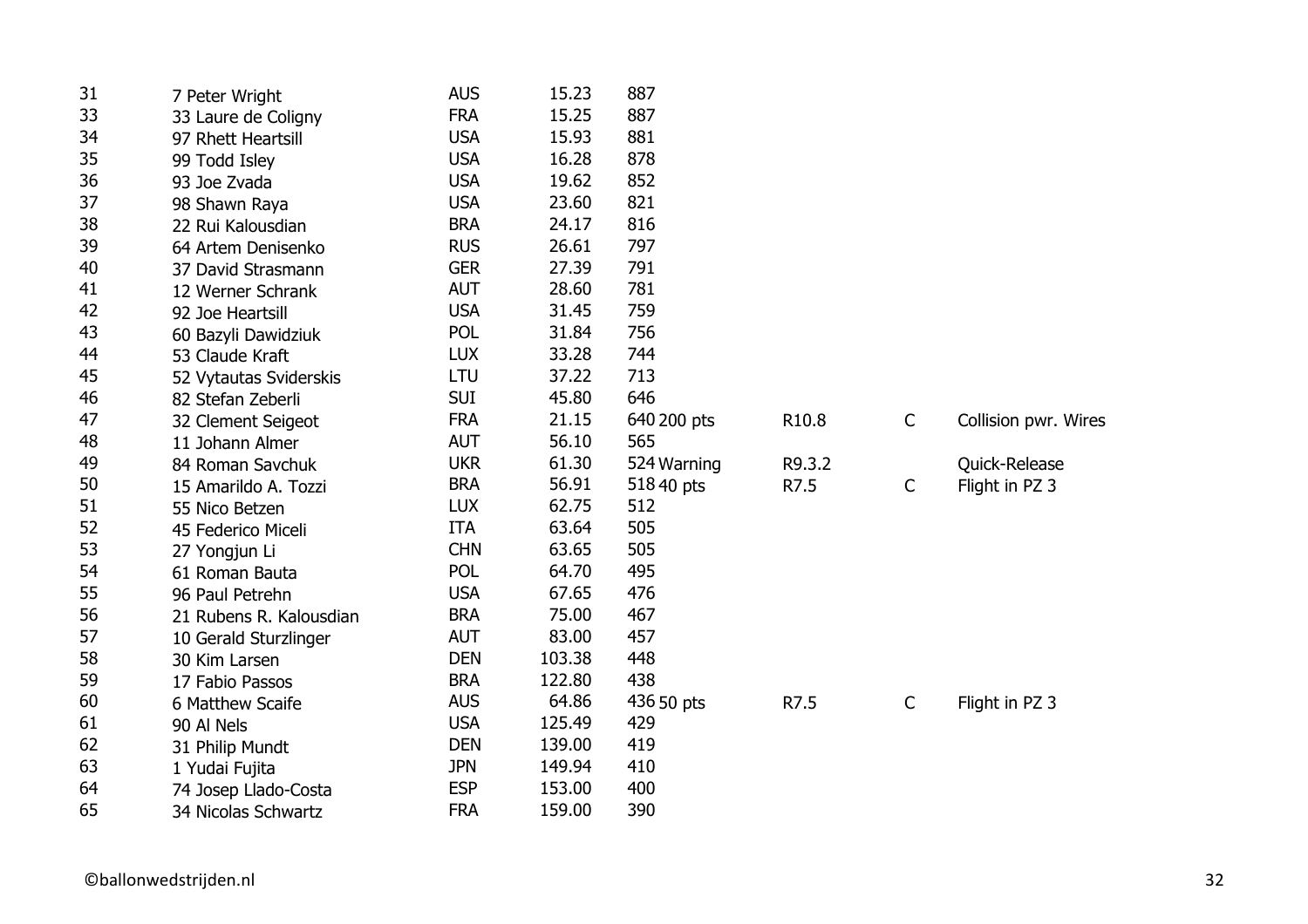| | | | | | | | | |
|---|---|---|---|---|---|---|---|---|
| 31 | 7 Peter Wright | AUS | 15.23 | 887 | | | | |
| 33 | 33 Laure de Coligny | FRA | 15.25 | 887 | | | | |
| 34 | 97 Rhett Heartsill | USA | 15.93 | 881 | | | | |
| 35 | 99 Todd Isley | USA | 16.28 | 878 | | | | |
| 36 | 93 Joe Zvada | USA | 19.62 | 852 | | | | |
| 37 | 98 Shawn Raya | USA | 23.60 | 821 | | | | |
| 38 | 22 Rui Kalousdian | BRA | 24.17 | 816 | | | | |
| 39 | 64 Artem Denisenko | RUS | 26.61 | 797 | | | | |
| 40 | 37 David Strasmann | GER | 27.39 | 791 | | | | |
| 41 | 12 Werner Schrank | AUT | 28.60 | 781 | | | | |
| 42 | 92 Joe Heartsill | USA | 31.45 | 759 | | | | |
| 43 | 60 Bazyli Dawidziuk | POL | 31.84 | 756 | | | | |
| 44 | 53 Claude Kraft | LUX | 33.28 | 744 | | | | |
| 45 | 52 Vytautas Sviderskis | LTU | 37.22 | 713 | | | | |
| 46 | 82 Stefan Zeberli | SUI | 45.80 | 646 | | | | |
| 47 | 32 Clement Seigeot | FRA | 21.15 | 640 | 200 pts | R10.8 | C | Collision pwr. Wires |
| 48 | 11 Johann Almer | AUT | 56.10 | 565 | | | | |
| 49 | 84 Roman Savchuk | UKR | 61.30 | 524 | Warning | R9.3.2 | | Quick-Release |
| 50 | 15 Amaraldo A. Tozzi | BRA | 56.91 | 518 | 40 pts | R7.5 | C | Flight in PZ 3 |
| 51 | 55 Nico Betzen | LUX | 62.75 | 512 | | | | |
| 52 | 45 Federico Miceli | ITA | 63.64 | 505 | | | | |
| 53 | 27 Yongjun Li | CHN | 63.65 | 505 | | | | |
| 54 | 61 Roman Bauta | POL | 64.70 | 495 | | | | |
| 55 | 96 Paul Petrehn | USA | 67.65 | 476 | | | | |
| 56 | 21 Rubens R. Kalousdian | BRA | 75.00 | 467 | | | | |
| 57 | 10 Gerald Sturzlinger | AUT | 83.00 | 457 | | | | |
| 58 | 30 Kim Larsen | DEN | 103.38 | 448 | | | | |
| 59 | 17 Fabio Passos | BRA | 122.80 | 438 | | | | |
| 60 | 6 Matthew Scaife | AUS | 64.86 | 436 | 50 pts | R7.5 | C | Flight in PZ 3 |
| 61 | 90 Al Nels | USA | 125.49 | 429 | | | | |
| 62 | 31 Philip Mundt | DEN | 139.00 | 419 | | | | |
| 63 | 1 Yudai Fujita | JPN | 149.94 | 410 | | | | |
| 64 | 74 Josep Llado-Costa | ESP | 153.00 | 400 | | | | |
| 65 | 34 Nicolas Schwartz | FRA | 159.00 | 390 | | | | |

©ballonwedstrijden.nl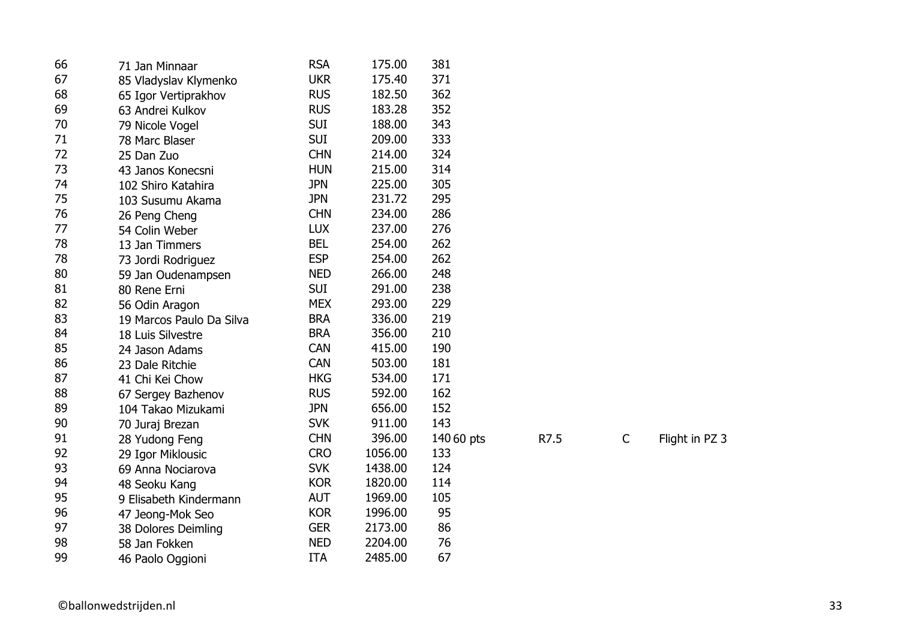| | | | | | | | |
|---|---|---|---|---|---|---|---|
| 66 | 71 Jan Minnaar | RSA | 175.00 | 381 | | | |
| 67 | 85 Vladyslav Klymenko | UKR | 175.40 | 371 | | | |
| 68 | 65 Igor Vertiprakhov | RUS | 182.50 | 362 | | | |
| 69 | 63 Andrei Kulkov | RUS | 183.28 | 352 | | | |
| 70 | 79 Nicole Vogel | SUI | 188.00 | 343 | | | |
| 71 | 78 Marc Blaser | SUI | 209.00 | 333 | | | |
| 72 | 25 Dan Zuo | CHN | 214.00 | 324 | | | |
| 73 | 43 Janos Konecsni | HUN | 215.00 | 314 | | | |
| 74 | 102 Shiro Katahira | JPN | 225.00 | 305 | | | |
| 75 | 103 Susumu Akama | JPN | 231.72 | 295 | | | |
| 76 | 26 Peng Cheng | CHN | 234.00 | 286 | | | |
| 77 | 54 Colin Weber | LUX | 237.00 | 276 | | | |
| 78 | 13 Jan Timmers | BEL | 254.00 | 262 | | | |
| 78 | 73 Jordi Rodriguez | ESP | 254.00 | 262 | | | |
| 80 | 59 Jan Oudenampsen | NED | 266.00 | 248 | | | |
| 81 | 80 Rene Erni | SUI | 291.00 | 238 | | | |
| 82 | 56 Odin Aragon | MEX | 293.00 | 229 | | | |
| 83 | 19 Marcos Paulo Da Silva | BRA | 336.00 | 219 | | | |
| 84 | 18 Luis Silvestre | BRA | 356.00 | 210 | | | |
| 85 | 24 Jason Adams | CAN | 415.00 | 190 | | | |
| 86 | 23 Dale Ritchie | CAN | 503.00 | 181 | | | |
| 87 | 41 Chi Kei Chow | HKG | 534.00 | 171 | | | |
| 88 | 67 Sergey Bazhenov | RUS | 592.00 | 162 | | | |
| 89 | 104 Takao Mizukami | JPN | 656.00 | 152 | | | |
| 90 | 70 Juraj Brezan | SVK | 911.00 | 143 | | | |
| 91 | 28 Yudong Feng | CHN | 396.00 | 140 60 pts | R7.5 | C | Flight in PZ 3 |
| 92 | 29 Igor Miklousic | CRO | 1056.00 | 133 | | | |
| 93 | 69 Anna Nociarova | SVK | 1438.00 | 124 | | | |
| 94 | 48 Seoku Kang | KOR | 1820.00 | 114 | | | |
| 95 | 9 Elisabeth Kindermann | AUT | 1969.00 | 105 | | | |
| 96 | 47 Jeong-Mok Seo | KOR | 1996.00 | 95 | | | |
| 97 | 38 Dolores Deimling | GER | 2173.00 | 86 | | | |
| 98 | 58 Jan Fokken | NED | 2204.00 | 76 | | | |
| 99 | 46 Paolo Oggioni | ITA | 2485.00 | 67 | | | |

©ballonwedstrijden.nl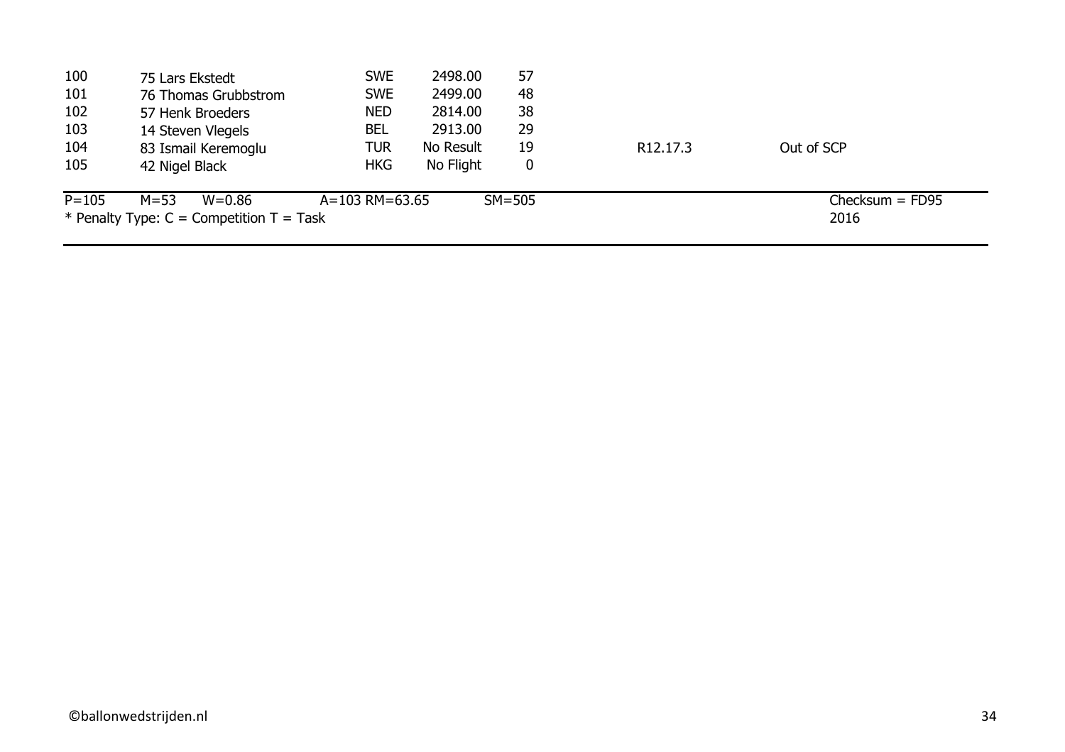| | | | | | | |
|---|---|---|---|---|---|---|
| 100 | 75 Lars Ekstedt | SWE | 2498.00 | 57 | | |
| 101 | 76 Thomas Grubbstrom | SWE | 2499.00 | 48 | | |
| 102 | 57 Henk Broeders | NED | 2814.00 | 38 | | |
| 103 | 14 Steven Vlegels | BEL | 2913.00 | 29 | | |
| 104 | 83 Ismail Keremoglu | TUR | No Result | 19 | R12.17.3 | Out of SCP |
| 105 | 42 Nigel Black | HKG | No Flight | 0 | | |

P=105 M=53 W=0.86 A=103 RM=63.65 SM=505 Checksum = FD95

* Penalty Type: C = Competition T = Task 2016

©ballonwedstrijden.nl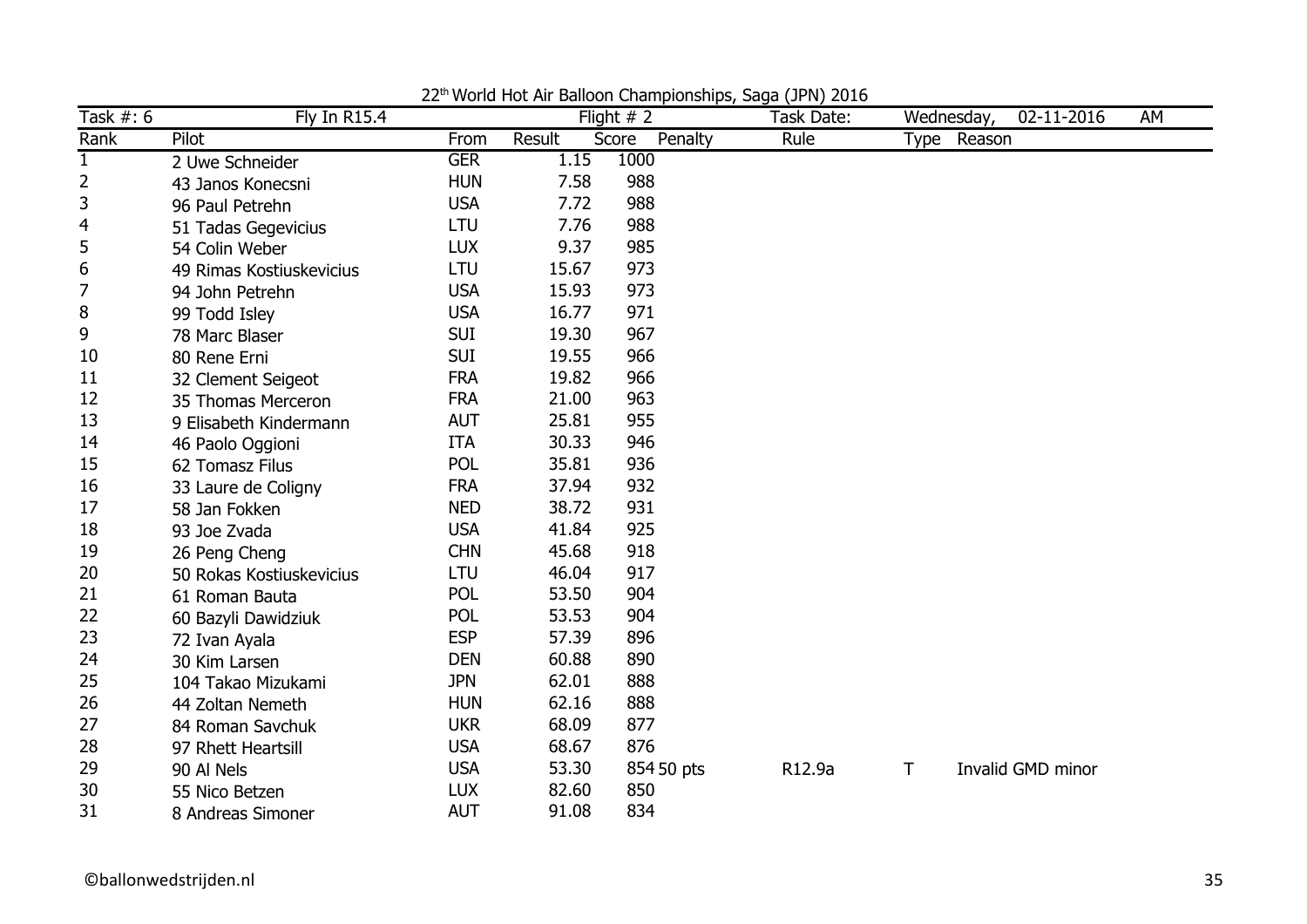22[th] World Hot Air Balloon Championships, Saga (JPN) 2016

| Task #: 6 | Fly In R15.4 | | | Flight # 2 | | Task Date: | Wednesday, 02-11-2016 | AM |
|---|---|---|---|---|---|---|---|---|
| Rank | Pilot | From | Result | Score | Penalty | Rule | Type | Reason |
| 1 | 2 Uwe Schneider | GER | 1.15 | 1000 | | | | |
| 2 | 43 Janos Konecsni | HUN | 7.58 | 988 | | | | |
| 3 | 96 Paul Petrehn | USA | 7.72 | 988 | | | | |
| 4 | 51 Tadas Gegevicius | LTU | 7.76 | 988 | | | | |
| 5 | 54 Colin Weber | LUX | 9.37 | 985 | | | | |
| 6 | 49 Rimas Kostiuskevicius | LTU | 15.67 | 973 | | | | |
| 7 | 94 John Petrehn | USA | 15.93 | 973 | | | | |
| 8 | 99 Todd Isley | USA | 16.77 | 971 | | | | |
| 9 | 78 Marc Blaser | SUI | 19.30 | 967 | | | | |
| 10 | 80 Rene Erni | SUI | 19.55 | 966 | | | | |
| 11 | 32 Clement Seigeot | FRA | 19.82 | 966 | | | | |
| 12 | 35 Thomas Merceron | FRA | 21.00 | 963 | | | | |
| 13 | 9 Elisabeth Kindermann | AUT | 25.81 | 955 | | | | |
| 14 | 46 Paolo Oggioni | ITA | 30.33 | 946 | | | | |
| 15 | 62 Tomasz Filus | POL | 35.81 | 936 | | | | |
| 16 | 33 Laure de Coligny | FRA | 37.94 | 932 | | | | |
| 17 | 58 Jan Fokken | NED | 38.72 | 931 | | | | |
| 18 | 93 Joe Zvada | USA | 41.84 | 925 | | | | |
| 19 | 26 Peng Cheng | CHN | 45.68 | 918 | | | | |
| 20 | 50 Rokas Kostiuskevicius | LTU | 46.04 | 917 | | | | |
| 21 | 61 Roman Bauta | POL | 53.50 | 904 | | | | |
| 22 | 60 Bazyli Dawidziuk | POL | 53.53 | 904 | | | | |
| 23 | 72 Ivan Ayala | ESP | 57.39 | 896 | | | | |
| 24 | 30 Kim Larsen | DEN | 60.88 | 890 | | | | |
| 25 | 104 Takao Mizukami | JPN | 62.01 | 888 | | | | |
| 26 | 44 Zoltan Nemeth | HUN | 62.16 | 888 | | | | |
| 27 | 84 Roman Savchuk | UKR | 68.09 | 877 | | | | |
| 28 | 97 Rhett Heartsill | USA | 68.67 | 876 | | | | |
| 29 | 90 Al Nels | USA | 53.30 | 854 | 50 pts | R12.9a | T | Invalid GMD minor |
| 30 | 55 Nico Betzen | LUX | 82.60 | 850 | | | | |
| 31 | 8 Andreas Simoner | AUT | 91.08 | 834 | | | | |

©ballonwedstrijden.nl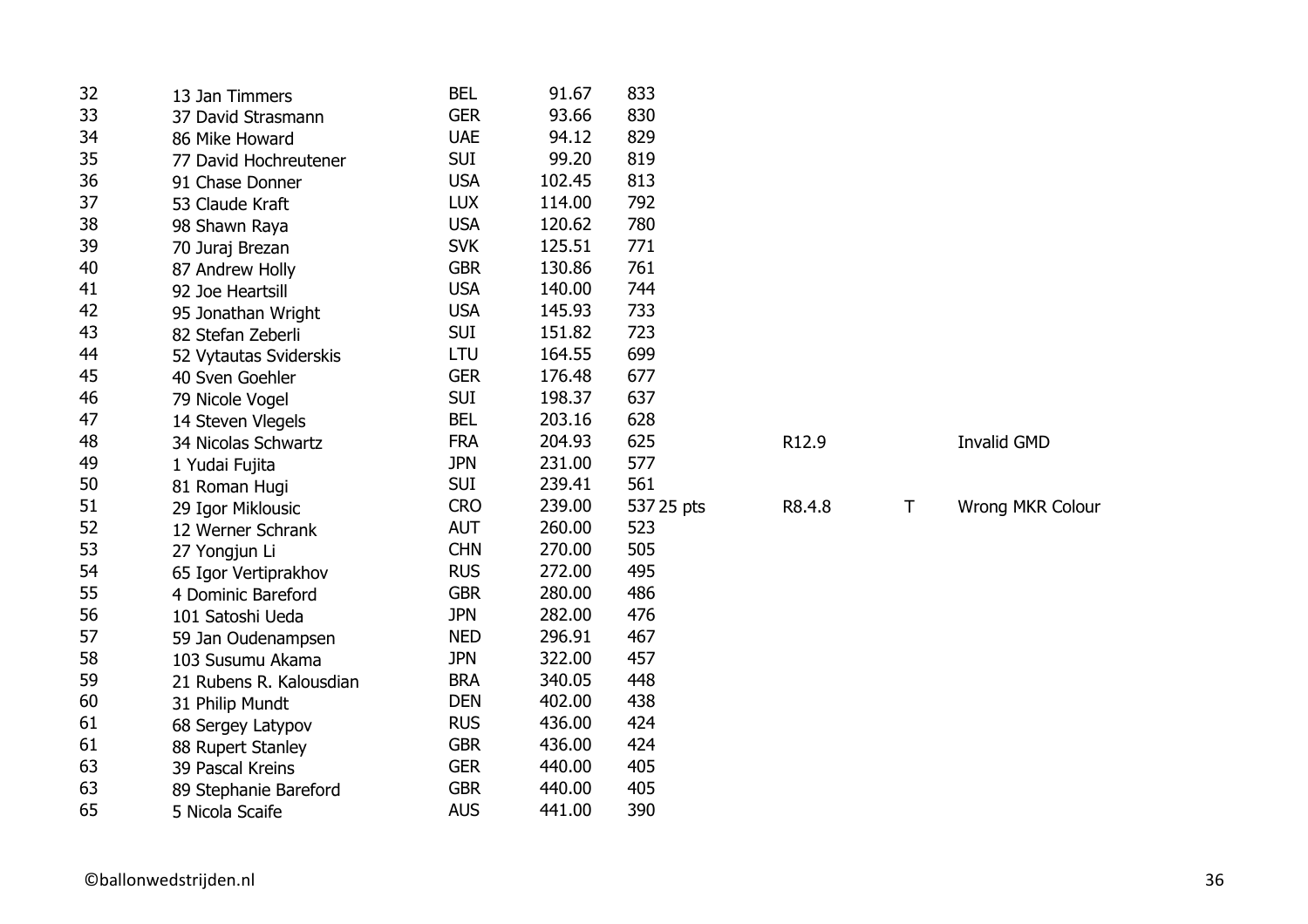| | | | | | | | |
|---|---|---|---|---|---|---|---|
| 32 | 13 Jan Timmers | BEL | 91.67 | 833 | | | |
| 33 | 37 David Strasmann | GER | 93.66 | 830 | | | |
| 34 | 86 Mike Howard | UAE | 94.12 | 829 | | | |
| 35 | 77 David Hochreutener | SUI | 99.20 | 819 | | | |
| 36 | 91 Chase Donner | USA | 102.45 | 813 | | | |
| 37 | 53 Claude Kraft | LUX | 114.00 | 792 | | | |
| 38 | 98 Shawn Raya | USA | 120.62 | 780 | | | |
| 39 | 70 Juraj Brezan | SVK | 125.51 | 771 | | | |
| 40 | 87 Andrew Holly | GBR | 130.86 | 761 | | | |
| 41 | 92 Joe Heartsill | USA | 140.00 | 744 | | | |
| 42 | 95 Jonathan Wright | USA | 145.93 | 733 | | | |
| 43 | 82 Stefan Zeberli | SUI | 151.82 | 723 | | | |
| 44 | 52 Vytautas Sviderskis | LTU | 164.55 | 699 | | | |
| 45 | 40 Sven Goehler | GER | 176.48 | 677 | | | |
| 46 | 79 Nicole Vogel | SUI | 198.37 | 637 | | | |
| 47 | 14 Steven Vlegels | BEL | 203.16 | 628 | | | |
| 48 | 34 Nicolas Schwartz | FRA | 204.93 | 625 | R12.9 | | Invalid GMD |
| 49 | 1 Yudai Fujita | JPN | 231.00 | 577 | | | |
| 50 | 81 Roman Hugi | SUI | 239.41 | 561 | | | |
| 51 | 29 Igor Miklousic | CRO | 239.00 | 537 25 pts | R8.4.8 | T | Wrong MKR Colour |
| 52 | 12 Werner Schrank | AUT | 260.00 | 523 | | | |
| 53 | 27 Yongjun Li | CHN | 270.00 | 505 | | | |
| 54 | 65 Igor Vertiprakhov | RUS | 272.00 | 495 | | | |
| 55 | 4 Dominic Bareford | GBR | 280.00 | 486 | | | |
| 56 | 101 Satoshi Ueda | JPN | 282.00 | 476 | | | |
| 57 | 59 Jan Oudenampsen | NED | 296.91 | 467 | | | |
| 58 | 103 Susumu Akama | JPN | 322.00 | 457 | | | |
| 59 | 21 Rubens R. Kalousdian | BRA | 340.05 | 448 | | | |
| 60 | 31 Philip Mundt | DEN | 402.00 | 438 | | | |
| 61 | 68 Sergey Latypov | RUS | 436.00 | 424 | | | |
| 61 | 88 Rupert Stanley | GBR | 436.00 | 424 | | | |
| 63 | 39 Pascal Kreins | GER | 440.00 | 405 | | | |
| 63 | 89 Stephanie Bareford | GBR | 440.00 | 405 | | | |
| 65 | 5 Nicola Scaife | AUS | 441.00 | 390 | | | |

©ballonwedstrijden.nl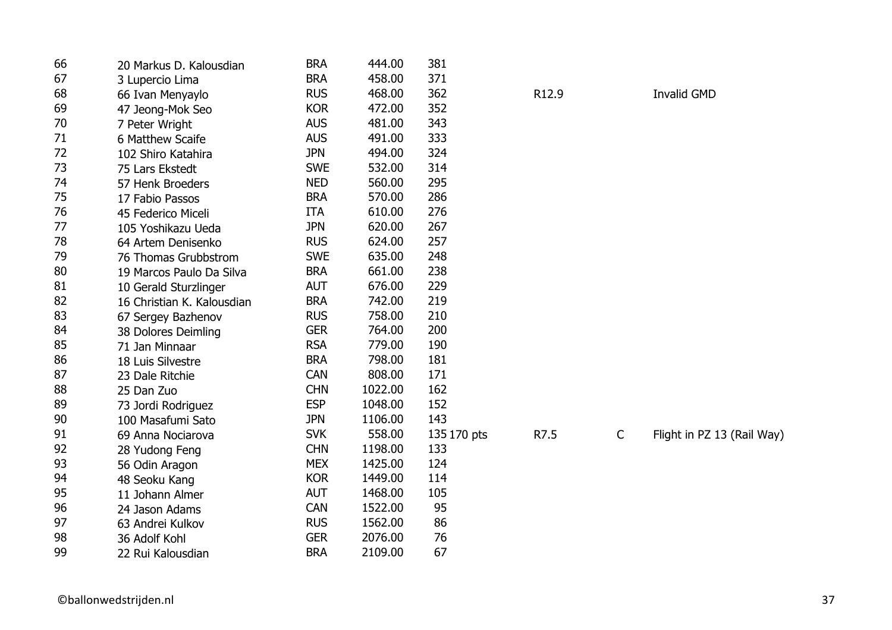| | | | | | | | | |
|---|---|---|---|---|---|---|---|---|
| 66 | 20 Markus D. Kalousdian | BRA | 444.00 | 381 | | | | |
| 67 | 3 Lupercio Lima | BRA | 458.00 | 371 | | | | |
| 68 | 66 Ivan Menyaylo | RUS | 468.00 | 362 | | R12.9 | | Invalid GMD |
| 69 | 47 Jeong-Mok Seo | KOR | 472.00 | 352 | | | | |
| 70 | 7 Peter Wright | AUS | 481.00 | 343 | | | | |
| 71 | 6 Matthew Scaife | AUS | 491.00 | 333 | | | | |
| 72 | 102 Shiro Katahira | JPN | 494.00 | 324 | | | | |
| 73 | 75 Lars Ekstedt | SWE | 532.00 | 314 | | | | |
| 74 | 57 Henk Broeders | NED | 560.00 | 295 | | | | |
| 75 | 17 Fabio Passos | BRA | 570.00 | 286 | | | | |
| 76 | 45 Federico Miceli | ITA | 610.00 | 276 | | | | |
| 77 | 105 Yoshikazu Ueda | JPN | 620.00 | 267 | | | | |
| 78 | 64 Artem Denisenko | RUS | 624.00 | 257 | | | | |
| 79 | 76 Thomas Grubbstrom | SWE | 635.00 | 248 | | | | |
| 80 | 19 Marcos Paulo Da Silva | BRA | 661.00 | 238 | | | | |
| 81 | 10 Gerald Sturzlinger | AUT | 676.00 | 229 | | | | |
| 82 | 16 Christian K. Kalousdian | BRA | 742.00 | 219 | | | | |
| 83 | 67 Sergey Bazhenov | RUS | 758.00 | 210 | | | | |
| 84 | 38 Dolores Deimling | GER | 764.00 | 200 | | | | |
| 85 | 71 Jan Minnaar | RSA | 779.00 | 190 | | | | |
| 86 | 18 Luis Silvestre | BRA | 798.00 | 181 | | | | |
| 87 | 23 Dale Ritchie | CAN | 808.00 | 171 | | | | |
| 88 | 25 Dan Zuo | CHN | 1022.00 | 162 | | | | |
| 89 | 73 Jordi Rodriguez | ESP | 1048.00 | 152 | | | | |
| 90 | 100 Masafumi Sato | JPN | 1106.00 | 143 | | | | |
| 91 | 69 Anna Nociarova | SVK | 558.00 | 135 | 170 pts | R7.5 | C | Flight in PZ 13 (Rail Way) |
| 92 | 28 Yudong Feng | CHN | 1198.00 | 133 | | | | |
| 93 | 56 Odin Aragon | MEX | 1425.00 | 124 | | | | |
| 94 | 48 Seoku Kang | KOR | 1449.00 | 114 | | | | |
| 95 | 11 Johann Almer | AUT | 1468.00 | 105 | | | | |
| 96 | 24 Jason Adams | CAN | 1522.00 | 95 | | | | |
| 97 | 63 Andrei Kulkov | RUS | 1562.00 | 86 | | | | |
| 98 | 36 Adolf Kohl | GER | 2076.00 | 76 | | | | |
| 99 | 22 Rui Kalousdian | BRA | 2109.00 | 67 | | | | |

©ballonwedstrijden.nl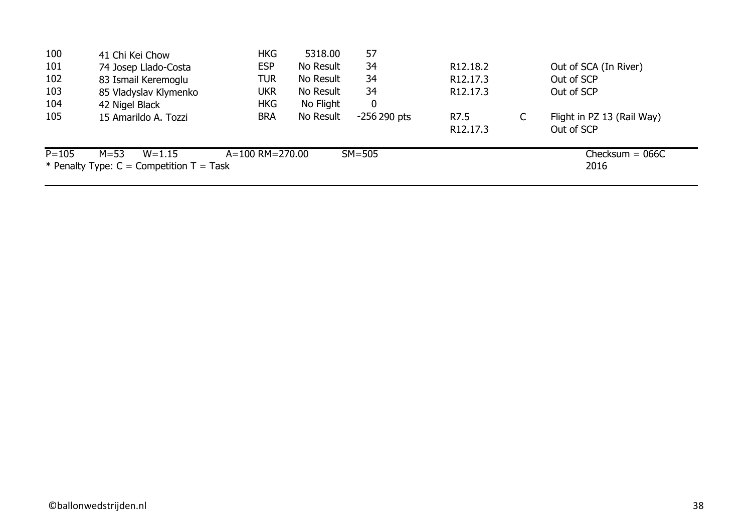| | | | | | | | |
|---|---|---|---|---|---|---|---|
| 100 | 41 Chi Kei Chow | HKG | 5318.00 | 57 | | | |
| 101 | 74 Josep Llado-Costa | ESP | No Result | 34 | R12.18.2 | | Out of SCA (In River) |
| 102 | 83 Ismail Keremoglu | TUR | No Result | 34 | R12.17.3 | | Out of SCP |
| 103 | 85 Vladyslav Klymenko | UKR | No Result | 34 | R12.17.3 | | Out of SCP |
| 104 | 42 Nigel Black | HKG | No Flight | 0 | | | |
| 105 | 15 Amarildo A. Tozzi | BRA | No Result | -256 290 pts | R7.5 | C | Flight in PZ 13 (Rail Way) |
| | | | | | R12.17.3 | | Out of SCP |

P=105 M=53 W=1.15 A=100 RM=270.00 SM=505 Checksum = 066C

* Penalty Type: C = Competition T = Task 2016

©ballonwedstrijden.nl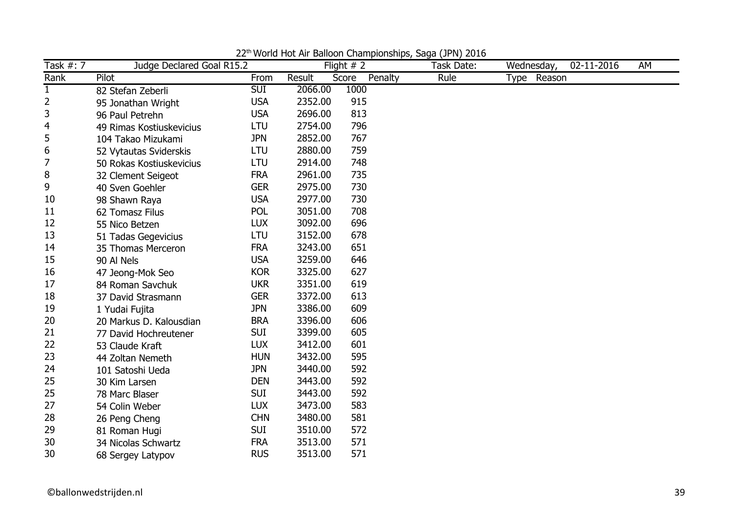22th World Hot Air Balloon Championships, Saga (JPN) 2016

| Task #: 7 | Judge Declared Goal R15.2 | | Flight # 2 | | | Task Date: | Wednesday, 02-11-2016 AM |
|---|---|---|---|---|---|---|---|
| Rank | Pilot | From | Result | Score | Penalty | Rule | Type Reason |
| 1 | 82 Stefan Zeberli | SUI | 2066.00 | 1000 | | | |
| 2 | 95 Jonathan Wright | USA | 2352.00 | 915 | | | |
| 3 | 96 Paul Petrehn | USA | 2696.00 | 813 | | | |
| 4 | 49 Rimas Kostiuskevicius | LTU | 2754.00 | 796 | | | |
| 5 | 104 Takao Mizukami | JPN | 2852.00 | 767 | | | |
| 6 | 52 Vytautas Sviderskis | LTU | 2880.00 | 759 | | | |
| 7 | 50 Rokas Kostiuskevicius | LTU | 2914.00 | 748 | | | |
| 8 | 32 Clement Seigeot | FRA | 2961.00 | 735 | | | |
| 9 | 40 Sven Goehler | GER | 2975.00 | 730 | | | |
| 10 | 98 Shawn Raya | USA | 2977.00 | 730 | | | |
| 11 | 62 Tomasz Filus | POL | 3051.00 | 708 | | | |
| 12 | 55 Nico Betzen | LUX | 3092.00 | 696 | | | |
| 13 | 51 Tadas Gegevicius | LTU | 3152.00 | 678 | | | |
| 14 | 35 Thomas Merceron | FRA | 3243.00 | 651 | | | |
| 15 | 90 Al Nels | USA | 3259.00 | 646 | | | |
| 16 | 47 Jeong-Mok Seo | KOR | 3325.00 | 627 | | | |
| 17 | 84 Roman Savchuk | UKR | 3351.00 | 619 | | | |
| 18 | 37 David Strasmann | GER | 3372.00 | 613 | | | |
| 19 | 1 Yudai Fujita | JPN | 3386.00 | 609 | | | |
| 20 | 20 Markus D. Kalousdian | BRA | 3396.00 | 606 | | | |
| 21 | 77 David Hochreutener | SUI | 3399.00 | 605 | | | |
| 22 | 53 Claude Kraft | LUX | 3412.00 | 601 | | | |
| 23 | 44 Zoltan Nemeth | HUN | 3432.00 | 595 | | | |
| 24 | 101 Satoshi Ueda | JPN | 3440.00 | 592 | | | |
| 25 | 30 Kim Larsen | DEN | 3443.00 | 592 | | | |
| 25 | 78 Marc Blaser | SUI | 3443.00 | 592 | | | |
| 27 | 54 Colin Weber | LUX | 3473.00 | 583 | | | |
| 28 | 26 Peng Cheng | CHN | 3480.00 | 581 | | | |
| 29 | 81 Roman Hugi | SUI | 3510.00 | 572 | | | |
| 30 | 34 Nicolas Schwartz | FRA | 3513.00 | 571 | | | |
| 30 | 68 Sergey Latypov | RUS | 3513.00 | 571 | | | |

©ballonwedstrijden.nl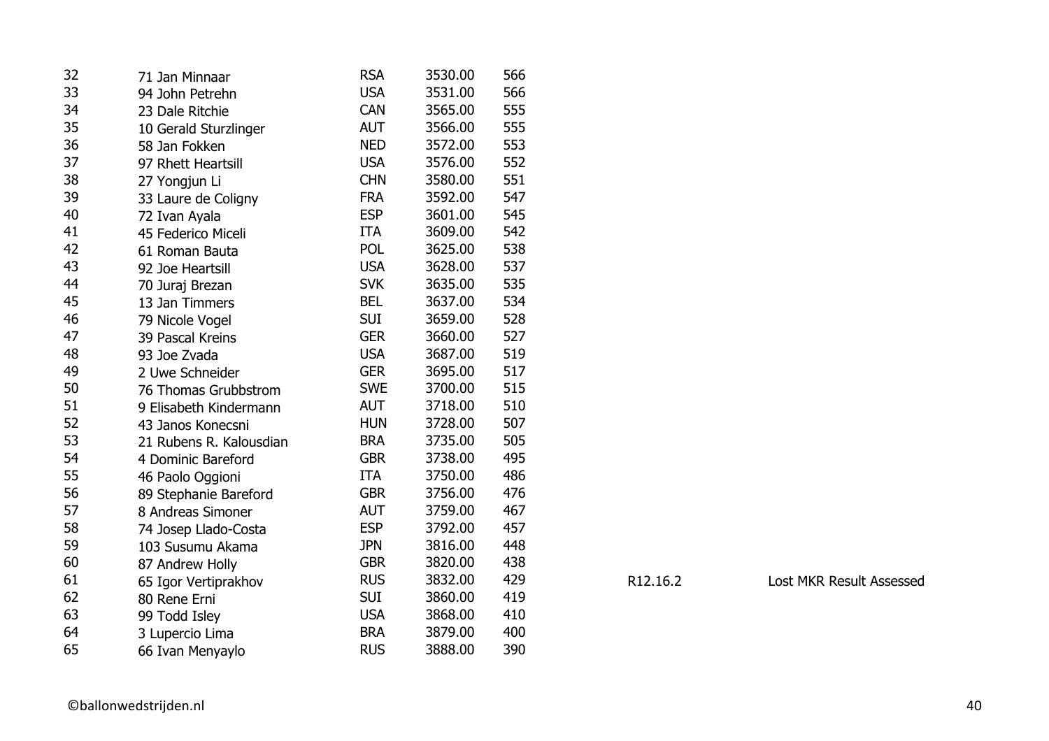| | | | | | | |
|---|---|---|---|---|---|---|
| 32 | 71 Jan Minnaar | RSA | 3530.00 | 566 | | |
| 33 | 94 John Petrehn | USA | 3531.00 | 566 | | |
| 34 | 23 Dale Ritchie | CAN | 3565.00 | 555 | | |
| 35 | 10 Gerald Sturzlinger | AUT | 3566.00 | 555 | | |
| 36 | 58 Jan Fokken | NED | 3572.00 | 553 | | |
| 37 | 97 Rhett Heartsill | USA | 3576.00 | 552 | | |
| 38 | 27 Yongjun Li | CHN | 3580.00 | 551 | | |
| 39 | 33 Laure de Coligny | FRA | 3592.00 | 547 | | |
| 40 | 72 Ivan Ayala | ESP | 3601.00 | 545 | | |
| 41 | 45 Federico Miceli | ITA | 3609.00 | 542 | | |
| 42 | 61 Roman Bauta | POL | 3625.00 | 538 | | |
| 43 | 92 Joe Heartsill | USA | 3628.00 | 537 | | |
| 44 | 70 Juraj Brezan | SVK | 3635.00 | 535 | | |
| 45 | 13 Jan Timmers | BEL | 3637.00 | 534 | | |
| 46 | 79 Nicole Vogel | SUI | 3659.00 | 528 | | |
| 47 | 39 Pascal Kreins | GER | 3660.00 | 527 | | |
| 48 | 93 Joe Zvada | USA | 3687.00 | 519 | | |
| 49 | 2 Uwe Schneider | GER | 3695.00 | 517 | | |
| 50 | 76 Thomas Grubbstrom | SWE | 3700.00 | 515 | | |
| 51 | 9 Elisabeth Kindermann | AUT | 3718.00 | 510 | | |
| 52 | 43 Janos Konecsni | HUN | 3728.00 | 507 | | |
| 53 | 21 Rubens R. Kalousdian | BRA | 3735.00 | 505 | | |
| 54 | 4 Dominic Bareford | GBR | 3738.00 | 495 | | |
| 55 | 46 Paolo Oggioni | ITA | 3750.00 | 486 | | |
| 56 | 89 Stephanie Bareford | GBR | 3756.00 | 476 | | |
| 57 | 8 Andreas Simoner | AUT | 3759.00 | 467 | | |
| 58 | 74 Josep Llado-Costa | ESP | 3792.00 | 457 | | |
| 59 | 103 Susumu Akama | JPN | 3816.00 | 448 | | |
| 60 | 87 Andrew Holly | GBR | 3820.00 | 438 | | |
| 61 | 65 Igor Vertiprakhov | RUS | 3832.00 | 429 | R12.16.2 | Lost MKR Result Assessed |
| 62 | 80 Rene Erni | SUI | 3860.00 | 419 | | |
| 63 | 99 Todd Isley | USA | 3868.00 | 410 | | |
| 64 | 3 Lupercio Lima | BRA | 3879.00 | 400 | | |
| 65 | 66 Ivan Menyaylo | RUS | 3888.00 | 390 | | |

©ballonwedstrijden.nl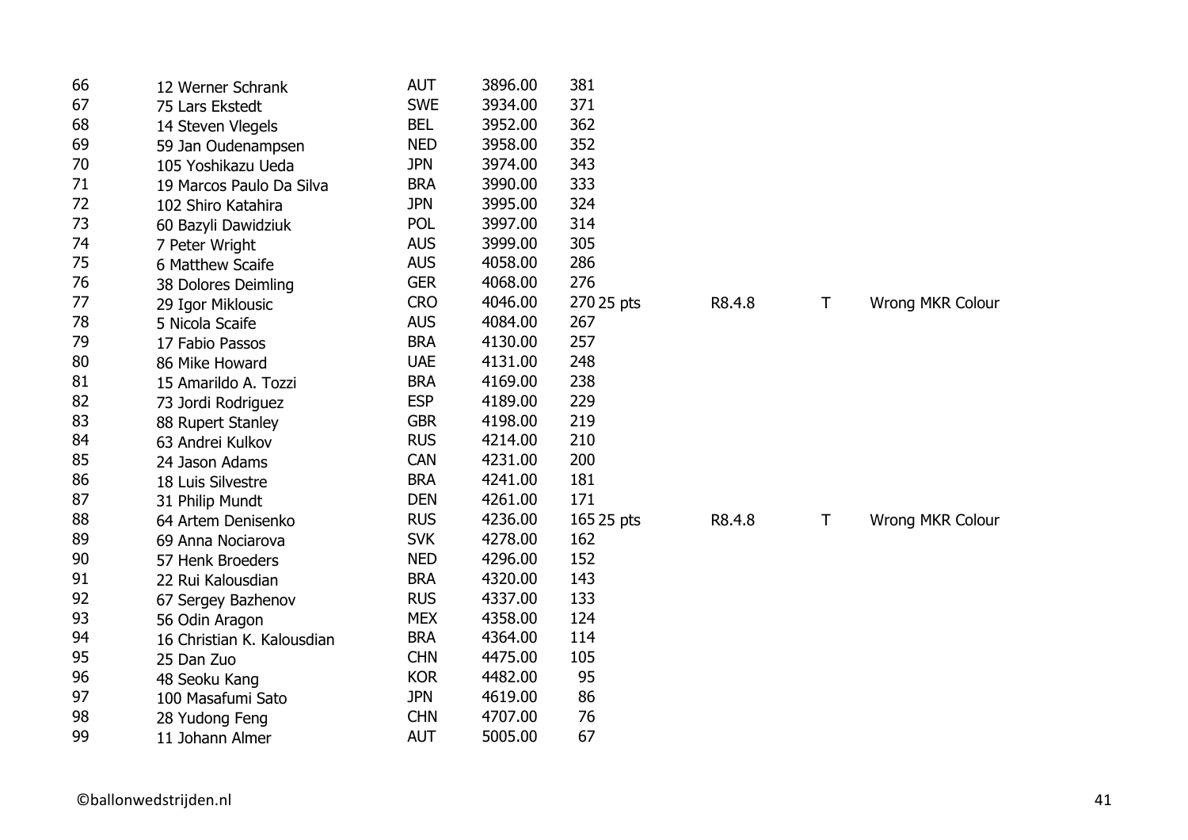| | | | | | | | | |
|---|---|---|---|---|---|---|---|---|
| 66 | 12 Werner Schrank | AUT | 3896.00 | 381 | | | | |
| 67 | 75 Lars Ekstedt | SWE | 3934.00 | 371 | | | | |
| 68 | 14 Steven Vlegels | BEL | 3952.00 | 362 | | | | |
| 69 | 59 Jan Oudenampsen | NED | 3958.00 | 352 | | | | |
| 70 | 105 Yoshikazu Ueda | JPN | 3974.00 | 343 | | | | |
| 71 | 19 Marcos Paulo Da Silva | BRA | 3990.00 | 333 | | | | |
| 72 | 102 Shiro Katahira | JPN | 3995.00 | 324 | | | | |
| 73 | 60 Bazyli Dawidziuk | POL | 3997.00 | 314 | | | | |
| 74 | 7 Peter Wright | AUS | 3999.00 | 305 | | | | |
| 75 | 6 Matthew Scaife | AUS | 4058.00 | 286 | | | | |
| 76 | 38 Dolores Deimling | GER | 4068.00 | 276 | | | | |
| 77 | 29 Igor Miklousic | CRO | 4046.00 | 270 | 25 pts | R8.4.8 | T | Wrong MKR Colour |
| 78 | 5 Nicola Scaife | AUS | 4084.00 | 267 | | | | |
| 79 | 17 Fabio Passos | BRA | 4130.00 | 257 | | | | |
| 80 | 86 Mike Howard | UAE | 4131.00 | 248 | | | | |
| 81 | 15 Amarildo A. Tozzi | BRA | 4169.00 | 238 | | | | |
| 82 | 73 Jordi Rodriguez | ESP | 4189.00 | 229 | | | | |
| 83 | 88 Rupert Stanley | GBR | 4198.00 | 219 | | | | |
| 84 | 63 Andrei Kulkov | RUS | 4214.00 | 210 | | | | |
| 85 | 24 Jason Adams | CAN | 4231.00 | 200 | | | | |
| 86 | 18 Luis Silvestre | BRA | 4241.00 | 181 | | | | |
| 87 | 31 Philip Mundt | DEN | 4261.00 | 171 | | | | |
| 88 | 64 Artem Denisenko | RUS | 4236.00 | 165 | 25 pts | R8.4.8 | T | Wrong MKR Colour |
| 89 | 69 Anna Nociarova | SVK | 4278.00 | 162 | | | | |
| 90 | 57 Henk Broeders | NED | 4296.00 | 152 | | | | |
| 91 | 22 Rui Kalousdian | BRA | 4320.00 | 143 | | | | |
| 92 | 67 Sergey Bazhenov | RUS | 4337.00 | 133 | | | | |
| 93 | 56 Odin Aragon | MEX | 4358.00 | 124 | | | | |
| 94 | 16 Christian K. Kalousdian | BRA | 4364.00 | 114 | | | | |
| 95 | 25 Dan Zuo | CHN | 4475.00 | 105 | | | | |
| 96 | 48 Seoku Kang | KOR | 4482.00 | 95 | | | | |
| 97 | 100 Masafumi Sato | JPN | 4619.00 | 86 | | | | |
| 98 | 28 Yudong Feng | CHN | 4707.00 | 76 | | | | |
| 99 | 11 Johann Almer | AUT | 5005.00 | 67 | | | | |

©ballonwedstrijden.nl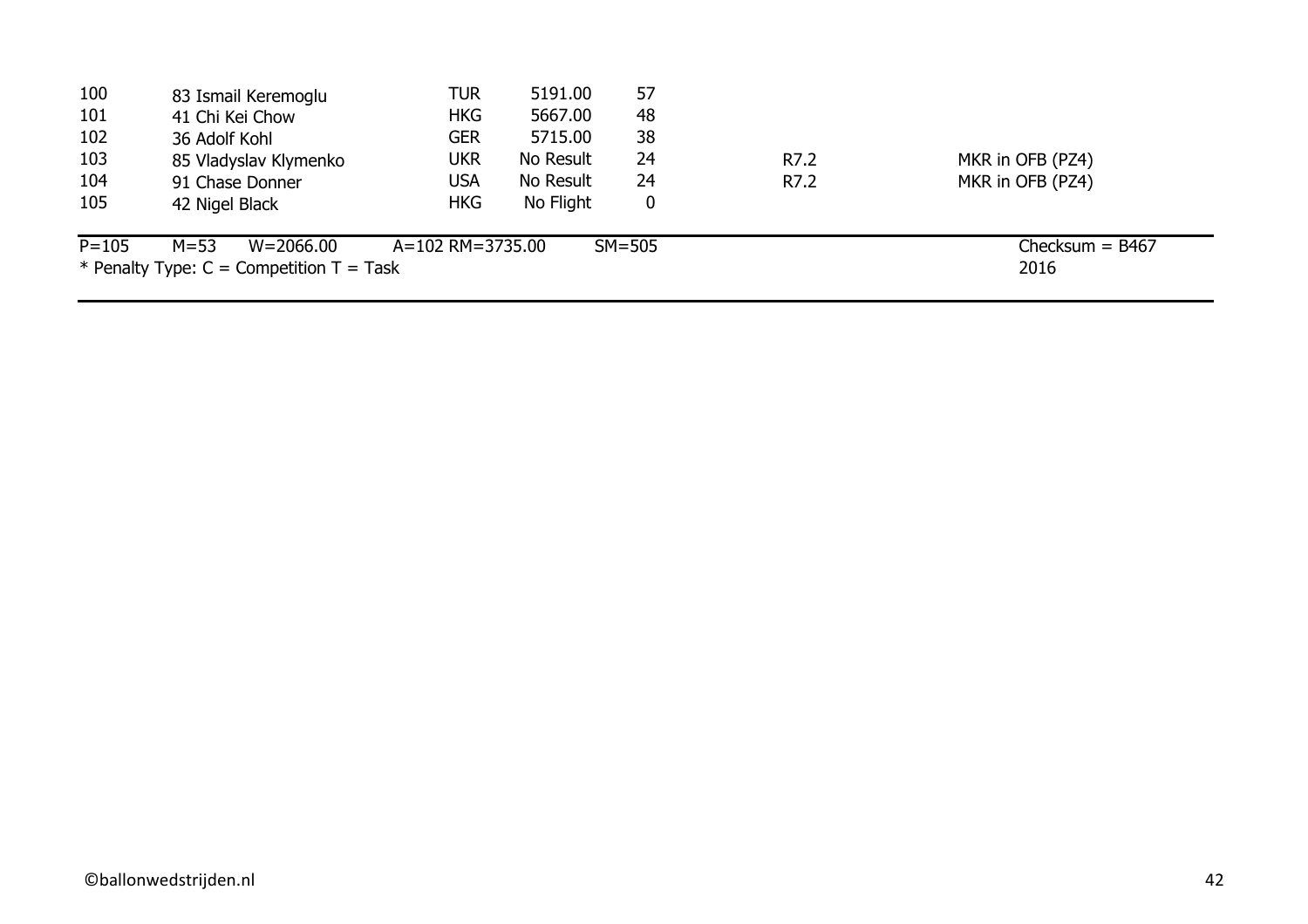| | | | | | | |
|---|---|---|---|---|---|---|
| 100 | 83 Ismail Keremoglu | TUR | 5191.00 | 57 | | |
| 101 | 41 Chi Kei Chow | HKG | 5667.00 | 48 | | |
| 102 | 36 Adolf Kohl | GER | 5715.00 | 38 | | |
| 103 | 85 Vladyslav Klymenko | UKR | No Result | 24 | R7.2 | MKR in OFB (PZ4) |
| 104 | 91 Chase Donner | USA | No Result | 24 | R7.2 | MKR in OFB (PZ4) |
| 105 | 42 Nigel Black | HKG | No Flight | 0 | | |

P=105 M=53 W=2066.00 A=102 RM=3735.00 SM=505 Checksum = B467

* Penalty Type: C = Competition T = Task 2016

©ballonwedstrijden.nl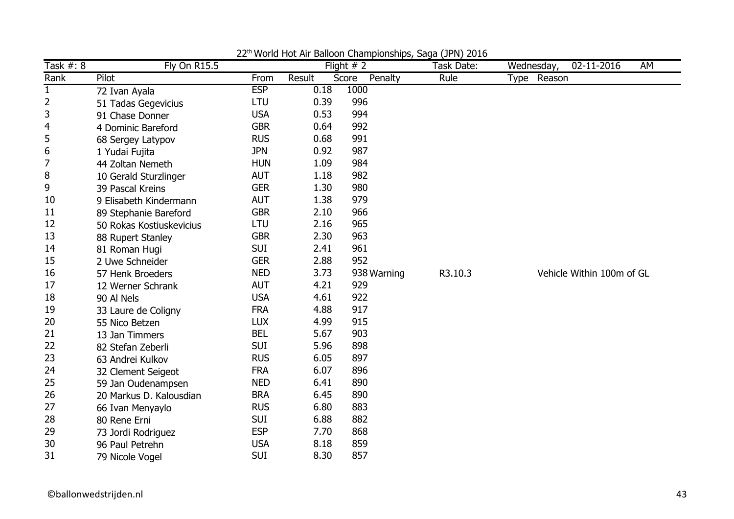22[th] World Hot Air Balloon Championships, Saga (JPN) 2016

| Task #: 8 | Fly On R15.5 | | | Flight # 2 | | Task Date: | Wednesday, 02-11-2016 AM |
|---|---|---|---|---|---|---|---|
| Rank | Pilot | From | Result | Score | Penalty | Rule | Type Reason |
| 1 | 72 Ivan Ayala | ESP | 0.18 | 1000 | | | |
| 2 | 51 Tadas Gegevicius | LTU | 0.39 | 996 | | | |
| 3 | 91 Chase Donner | USA | 0.53 | 994 | | | |
| 4 | 4 Dominic Bareford | GBR | 0.64 | 992 | | | |
| 5 | 68 Sergey Latypov | RUS | 0.68 | 991 | | | |
| 6 | 1 Yudai Fujita | JPN | 0.92 | 987 | | | |
| 7 | 44 Zoltan Nemeth | HUN | 1.09 | 984 | | | |
| 8 | 10 Gerald Sturzlinger | AUT | 1.18 | 982 | | | |
| 9 | 39 Pascal Kreins | GER | 1.30 | 980 | | | |
| 10 | 9 Elisabeth Kindermann | AUT | 1.38 | 979 | | | |
| 11 | 89 Stephanie Bareford | GBR | 2.10 | 966 | | | |
| 12 | 50 Rokas Kostiuskevicius | LTU | 2.16 | 965 | | | |
| 13 | 88 Rupert Stanley | GBR | 2.30 | 963 | | | |
| 14 | 81 Roman Hugi | SUI | 2.41 | 961 | | | |
| 15 | 2 Uwe Schneider | GER | 2.88 | 952 | | | |
| 16 | 57 Henk Broeders | NED | 3.73 | 938 | Warning | R3.10.3 | Vehicle Within 100m of GL |
| 17 | 12 Werner Schrank | AUT | 4.21 | 929 | | | |
| 18 | 90 Al Nels | USA | 4.61 | 922 | | | |
| 19 | 33 Laure de Coligny | FRA | 4.88 | 917 | | | |
| 20 | 55 Nico Betzen | LUX | 4.99 | 915 | | | |
| 21 | 13 Jan Timmers | BEL | 5.67 | 903 | | | |
| 22 | 82 Stefan Zeberli | SUI | 5.96 | 898 | | | |
| 23 | 63 Andrei Kulkov | RUS | 6.05 | 897 | | | |
| 24 | 32 Clement Seigeot | FRA | 6.07 | 896 | | | |
| 25 | 59 Jan Oudenampsen | NED | 6.41 | 890 | | | |
| 26 | 20 Markus D. Kalousdian | BRA | 6.45 | 890 | | | |
| 27 | 66 Ivan Menyaylo | RUS | 6.80 | 883 | | | |
| 28 | 80 Rene Erni | SUI | 6.88 | 882 | | | |
| 29 | 73 Jordi Rodriguez | ESP | 7.70 | 868 | | | |
| 30 | 96 Paul Petrehn | USA | 8.18 | 859 | | | |
| 31 | 79 Nicole Vogel | SUI | 8.30 | 857 | | | |

©ballonwedstrijden.nl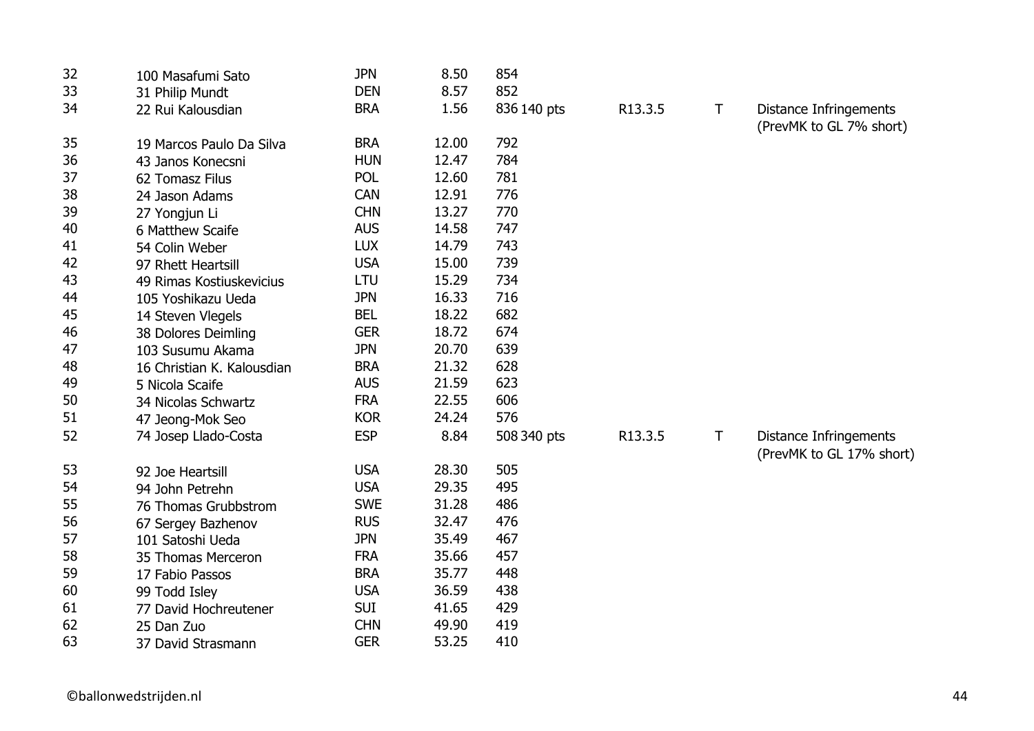| | | | | | | | |
|---|---|---|---|---|---|---|---|
| 32 | 100 Masafumi Sato | JPN | 8.50 | 854 | | | |
| 33 | 31 Philip Mundt | DEN | 8.57 | 852 | | | |
| 34 | 22 Rui Kalousdian | BRA | 1.56 | 836 140 pts | R13.3.5 | T | Distance Infringements (PrevMK to GL 7% short) |
| 35 | 19 Marcos Paulo Da Silva | BRA | 12.00 | 792 | | | |
| 36 | 43 Janos Konecsni | HUN | 12.47 | 784 | | | |
| 37 | 62 Tomasz Filus | POL | 12.60 | 781 | | | |
| 38 | 24 Jason Adams | CAN | 12.91 | 776 | | | |
| 39 | 27 Yongjun Li | CHN | 13.27 | 770 | | | |
| 40 | 6 Matthew Scaife | AUS | 14.58 | 747 | | | |
| 41 | 54 Colin Weber | LUX | 14.79 | 743 | | | |
| 42 | 97 Rhett Heartsill | USA | 15.00 | 739 | | | |
| 43 | 49 Rimas Kostiuskevicius | LTU | 15.29 | 734 | | | |
| 44 | 105 Yoshikazu Ueda | JPN | 16.33 | 716 | | | |
| 45 | 14 Steven Vlegels | BEL | 18.22 | 682 | | | |
| 46 | 38 Dolores Deimling | GER | 18.72 | 674 | | | |
| 47 | 103 Susumu Akama | JPN | 20.70 | 639 | | | |
| 48 | 16 Christian K. Kalousdian | BRA | 21.32 | 628 | | | |
| 49 | 5 Nicola Scaife | AUS | 21.59 | 623 | | | |
| 50 | 34 Nicolas Schwartz | FRA | 22.55 | 606 | | | |
| 51 | 47 Jeong-Mok Seo | KOR | 24.24 | 576 | | | |
| 52 | 74 Josep Llado-Costa | ESP | 8.84 | 508 340 pts | R13.3.5 | T | Distance Infringements (PrevMK to GL 17% short) |
| 53 | 92 Joe Heartsill | USA | 28.30 | 505 | | | |
| 54 | 94 John Petrehn | USA | 29.35 | 495 | | | |
| 55 | 76 Thomas Grubbstrom | SWE | 31.28 | 486 | | | |
| 56 | 67 Sergey Bazhenov | RUS | 32.47 | 476 | | | |
| 57 | 101 Satoshi Ueda | JPN | 35.49 | 467 | | | |
| 58 | 35 Thomas Merceron | FRA | 35.66 | 457 | | | |
| 59 | 17 Fabio Passos | BRA | 35.77 | 448 | | | |
| 60 | 99 Todd Isley | USA | 36.59 | 438 | | | |
| 61 | 77 David Hochreutener | SUI | 41.65 | 429 | | | |
| 62 | 25 Dan Zuo | CHN | 49.90 | 419 | | | |
| 63 | 37 David Strasmann | GER | 53.25 | 410 | | | |

©ballonwedstrijden.nl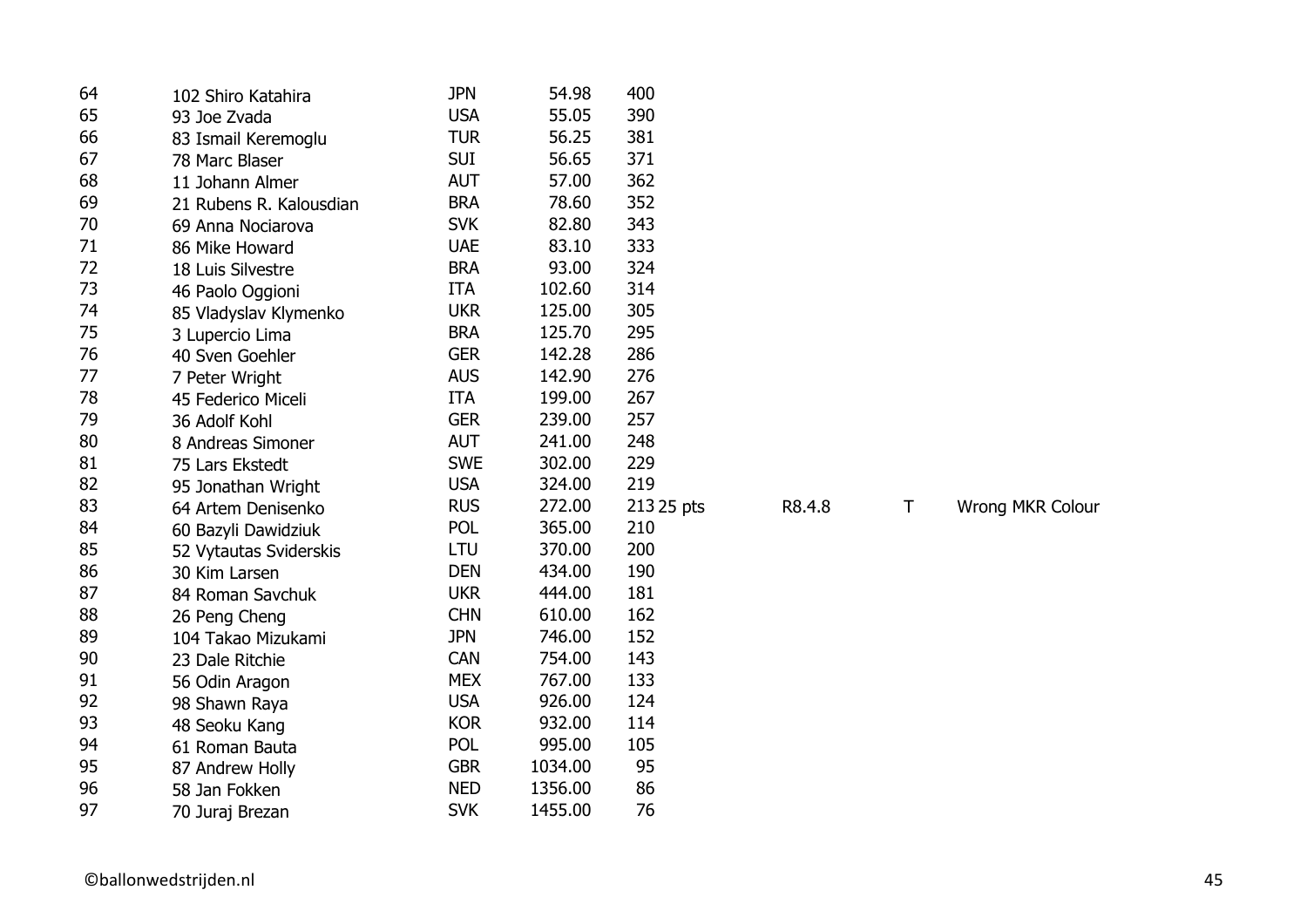| | | | | | | | | |
|---|---|---|---|---|---|---|---|---|
| 64 | 102 Shiro Katahira | JPN | 54.98 | 400 | | | | |
| 65 | 93 Joe Zvada | USA | 55.05 | 390 | | | | |
| 66 | 83 Ismail Keremoglu | TUR | 56.25 | 381 | | | | |
| 67 | 78 Marc Blaser | SUI | 56.65 | 371 | | | | |
| 68 | 11 Johann Almer | AUT | 57.00 | 362 | | | | |
| 69 | 21 Rubens R. Kalousdian | BRA | 78.60 | 352 | | | | |
| 70 | 69 Anna Nociarova | SVK | 82.80 | 343 | | | | |
| 71 | 86 Mike Howard | UAE | 83.10 | 333 | | | | |
| 72 | 18 Luis Silvestre | BRA | 93.00 | 324 | | | | |
| 73 | 46 Paolo Oggioni | ITA | 102.60 | 314 | | | | |
| 74 | 85 Vladyslav Klymenko | UKR | 125.00 | 305 | | | | |
| 75 | 3 Lupercio Lima | BRA | 125.70 | 295 | | | | |
| 76 | 40 Sven Goehler | GER | 142.28 | 286 | | | | |
| 77 | 7 Peter Wright | AUS | 142.90 | 276 | | | | |
| 78 | 45 Federico Miceli | ITA | 199.00 | 267 | | | | |
| 79 | 36 Adolf Kohl | GER | 239.00 | 257 | | | | |
| 80 | 8 Andreas Simoner | AUT | 241.00 | 248 | | | | |
| 81 | 75 Lars Ekstedt | SWE | 302.00 | 229 | | | | |
| 82 | 95 Jonathan Wright | USA | 324.00 | 219 | | | | |
| 83 | 64 Artem Denisenko | RUS | 272.00 | 213 | 25 pts | R8.4.8 | T | Wrong MKR Colour |
| 84 | 60 Bazyli Dawidziuk | POL | 365.00 | 210 | | | | |
| 85 | 52 Vytautas Sviderskis | LTU | 370.00 | 200 | | | | |
| 86 | 30 Kim Larsen | DEN | 434.00 | 190 | | | | |
| 87 | 84 Roman Savchuk | UKR | 444.00 | 181 | | | | |
| 88 | 26 Peng Cheng | CHN | 610.00 | 162 | | | | |
| 89 | 104 Takao Mizukami | JPN | 746.00 | 152 | | | | |
| 90 | 23 Dale Ritchie | CAN | 754.00 | 143 | | | | |
| 91 | 56 Odin Aragon | MEX | 767.00 | 133 | | | | |
| 92 | 98 Shawn Raya | USA | 926.00 | 124 | | | | |
| 93 | 48 Seoku Kang | KOR | 932.00 | 114 | | | | |
| 94 | 61 Roman Bauta | POL | 995.00 | 105 | | | | |
| 95 | 87 Andrew Holly | GBR | 1034.00 | 95 | | | | |
| 96 | 58 Jan Fokken | NED | 1356.00 | 86 | | | | |
| 97 | 70 Juraj Brezan | SVK | 1455.00 | 76 | | | | |

©ballonwedstrijden.nl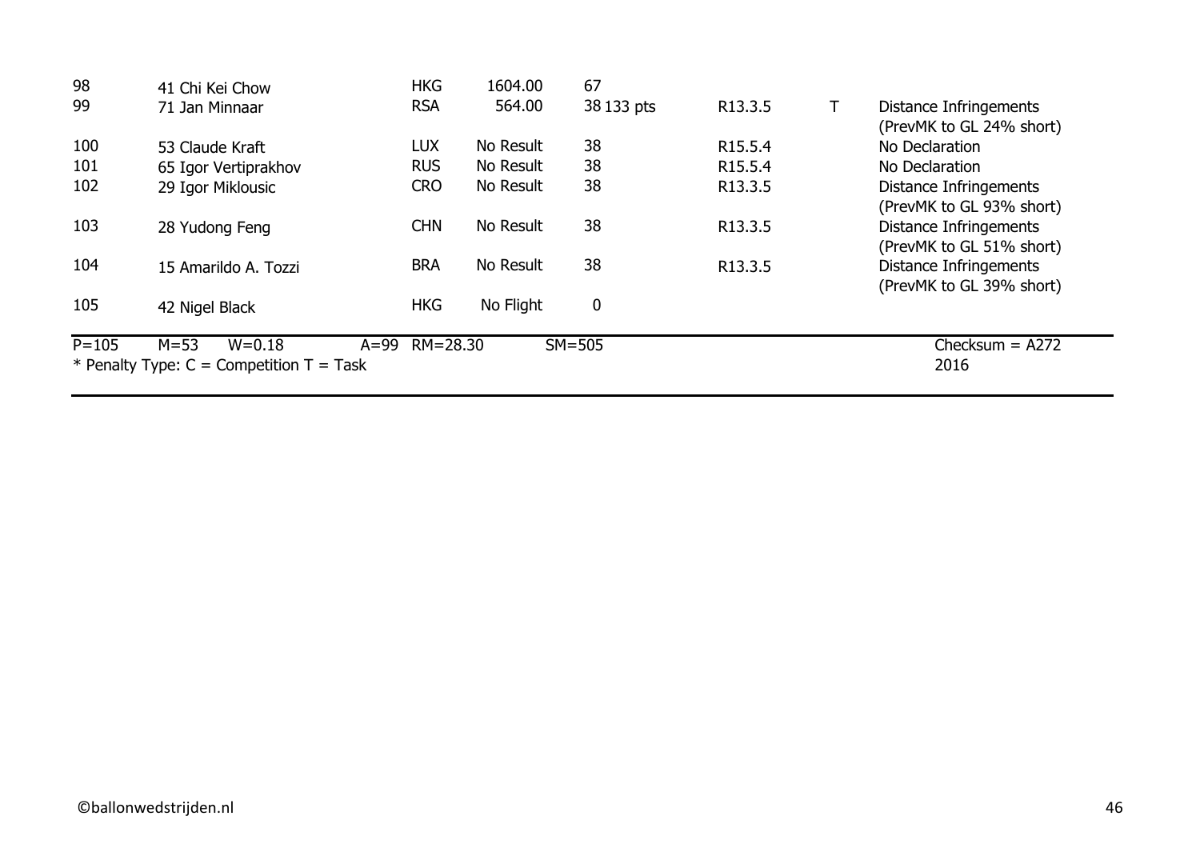| | | | | | | | | |
|---|---|---|---|---|---|---|---|---|
| 98 | 41 Chi Kei Chow | HKG | 1604.00 | 67 | | | | |
| 99 | 71 Jan Minnaar | RSA | 564.00 | 38 | 133 pts | R13.3.5 | T | Distance Infringements (PrevMK to GL 24% short) |
| 100 | 53 Claude Kraft | LUX | No Result | 38 | | R15.5.4 | | No Declaration |
| 101 | 65 Igor Vertiprakhov | RUS | No Result | 38 | | R15.5.4 | | No Declaration |
| 102 | 29 Igor Miklousic | CRO | No Result | 38 | | R13.3.5 | | Distance Infringements (PrevMK to GL 93% short) |
| 103 | 28 Yudong Feng | CHN | No Result | 38 | | R13.3.5 | | Distance Infringements (PrevMK to GL 51% short) |
| 104 | 15 Amarildo A. Tozzi | BRA | No Result | 38 | | R13.3.5 | | Distance Infringements (PrevMK to GL 39% short) |
| 105 | 42 Nigel Black | HKG | No Flight | 0 | | | | |

P=105 M=53 W=0.18 A=99 RM=28.30 SM=505 Checksum = A272

* Penalty Type: C = Competition T = Task 2016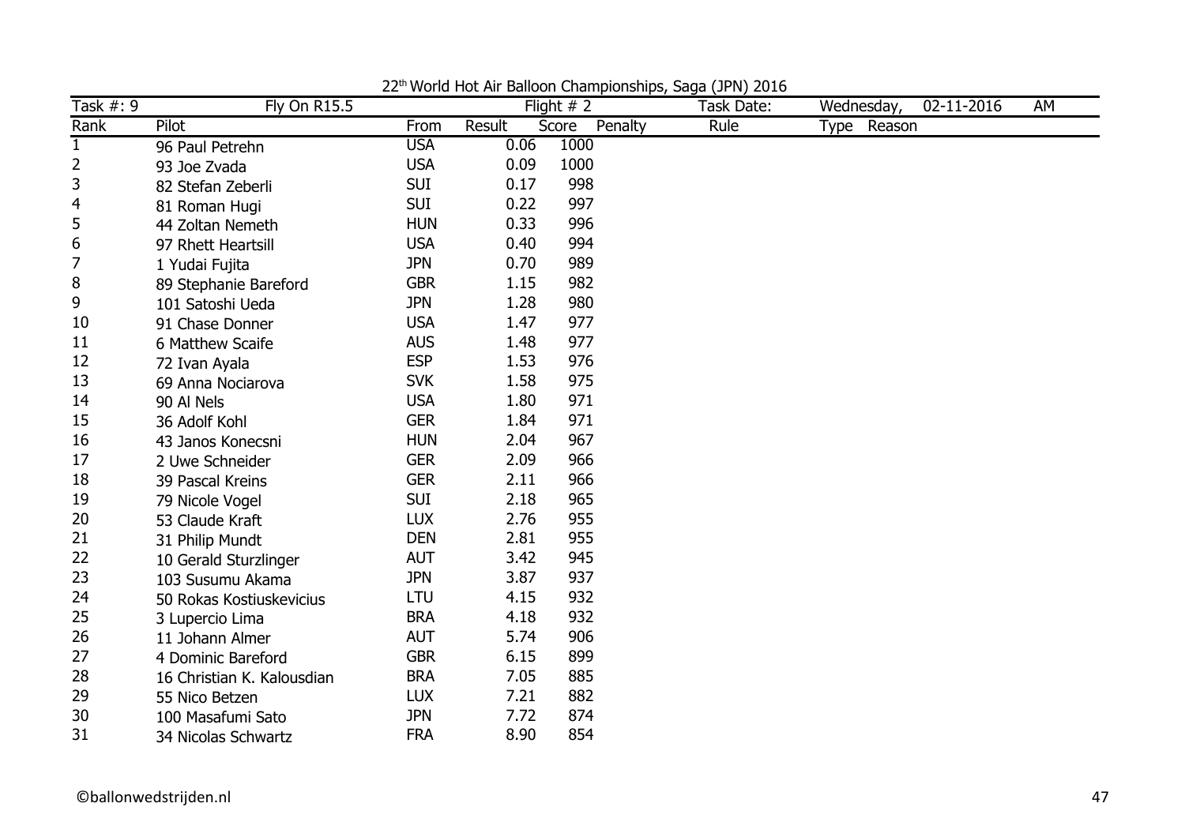22th World Hot Air Balloon Championships, Saga (JPN) 2016

| Task #: 9 | Fly On R15.5 | | Flight # 2 | | | Task Date: | Wednesday, 02-11-2016 AM |
|---|---|---|---|---|---|---|---|
| Rank | Pilot | From | Result | Score | Penalty | Rule | Type Reason |
| 1 | 96 Paul Petrehn | USA | 0.06 | 1000 | | | |
| 2 | 93 Joe Zvada | USA | 0.09 | 1000 | | | |
| 3 | 82 Stefan Zeberli | SUI | 0.17 | 998 | | | |
| 4 | 81 Roman Hugi | SUI | 0.22 | 997 | | | |
| 5 | 44 Zoltan Nemeth | HUN | 0.33 | 996 | | | |
| 6 | 97 Rhett Heartsill | USA | 0.40 | 994 | | | |
| 7 | 1 Yudai Fujita | JPN | 0.70 | 989 | | | |
| 8 | 89 Stephanie Bareford | GBR | 1.15 | 982 | | | |
| 9 | 101 Satoshi Ueda | JPN | 1.28 | 980 | | | |
| 10 | 91 Chase Donner | USA | 1.47 | 977 | | | |
| 11 | 6 Matthew Scaife | AUS | 1.48 | 977 | | | |
| 12 | 72 Ivan Ayala | ESP | 1.53 | 976 | | | |
| 13 | 69 Anna Nociarova | SVK | 1.58 | 975 | | | |
| 14 | 90 Al Nels | USA | 1.80 | 971 | | | |
| 15 | 36 Adolf Kohl | GER | 1.84 | 971 | | | |
| 16 | 43 Janos Konecsni | HUN | 2.04 | 967 | | | |
| 17 | 2 Uwe Schneider | GER | 2.09 | 966 | | | |
| 18 | 39 Pascal Kreins | GER | 2.11 | 966 | | | |
| 19 | 79 Nicole Vogel | SUI | 2.18 | 965 | | | |
| 20 | 53 Claude Kraft | LUX | 2.76 | 955 | | | |
| 21 | 31 Philip Mundt | DEN | 2.81 | 955 | | | |
| 22 | 10 Gerald Sturzlinger | AUT | 3.42 | 945 | | | |
| 23 | 103 Susumu Akama | JPN | 3.87 | 937 | | | |
| 24 | 50 Rokas Kostiuskevicius | LTU | 4.15 | 932 | | | |
| 25 | 3 Lupercio Lima | BRA | 4.18 | 932 | | | |
| 26 | 11 Johann Almer | AUT | 5.74 | 906 | | | |
| 27 | 4 Dominic Bareford | GBR | 6.15 | 899 | | | |
| 28 | 16 Christian K. Kalousdian | BRA | 7.05 | 885 | | | |
| 29 | 55 Nico Betzen | LUX | 7.21 | 882 | | | |
| 30 | 100 Masafumi Sato | JPN | 7.72 | 874 | | | |
| 31 | 34 Nicolas Schwartz | FRA | 8.90 | 854 | | | |

©ballonwedstrijden.nl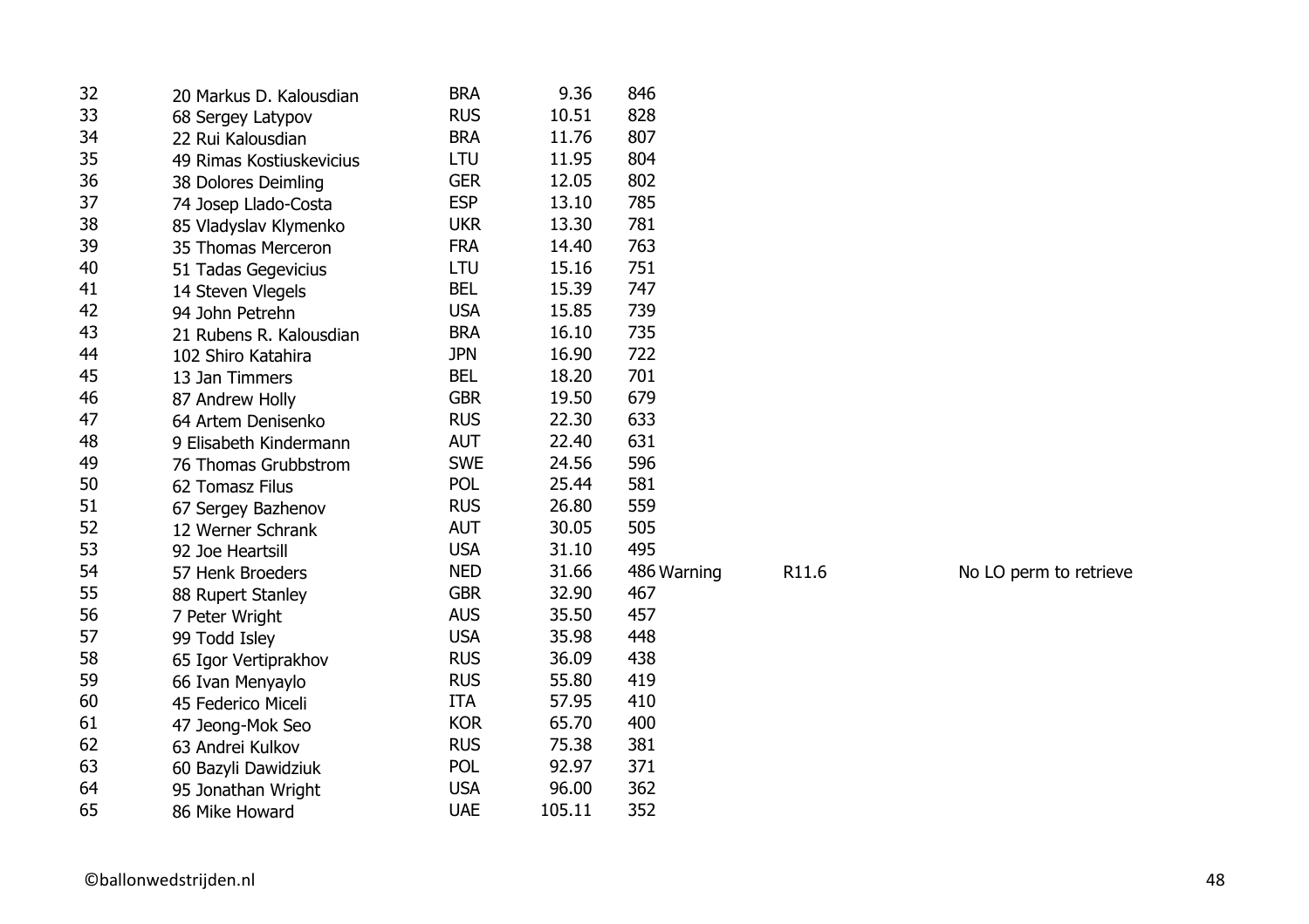| | | | | | | | |
|---|---|---|---|---|---|---|---|
| 32 | 20 Markus D. Kalousdian | BRA | 9.36 | 846 | | | |
| 33 | 68 Sergey Latypov | RUS | 10.51 | 828 | | | |
| 34 | 22 Rui Kalousdian | BRA | 11.76 | 807 | | | |
| 35 | 49 Rimas Kostiuskevicius | LTU | 11.95 | 804 | | | |
| 36 | 38 Dolores Deimling | GER | 12.05 | 802 | | | |
| 37 | 74 Josep Llado-Costa | ESP | 13.10 | 785 | | | |
| 38 | 85 Vladyslav Klymenko | UKR | 13.30 | 781 | | | |
| 39 | 35 Thomas Merceron | FRA | 14.40 | 763 | | | |
| 40 | 51 Tadas Gegevicius | LTU | 15.16 | 751 | | | |
| 41 | 14 Steven Vlegels | BEL | 15.39 | 747 | | | |
| 42 | 94 John Petrehn | USA | 15.85 | 739 | | | |
| 43 | 21 Rubens R. Kalousdian | BRA | 16.10 | 735 | | | |
| 44 | 102 Shiro Katahira | JPN | 16.90 | 722 | | | |
| 45 | 13 Jan Timmers | BEL | 18.20 | 701 | | | |
| 46 | 87 Andrew Holly | GBR | 19.50 | 679 | | | |
| 47 | 64 Artem Denisenko | RUS | 22.30 | 633 | | | |
| 48 | 9 Elisabeth Kindermann | AUT | 22.40 | 631 | | | |
| 49 | 76 Thomas Grubbstrom | SWE | 24.56 | 596 | | | |
| 50 | 62 Tomasz Filus | POL | 25.44 | 581 | | | |
| 51 | 67 Sergey Bazhenov | RUS | 26.80 | 559 | | | |
| 52 | 12 Werner Schrank | AUT | 30.05 | 505 | | | |
| 53 | 92 Joe Heartsill | USA | 31.10 | 495 | | | |
| 54 | 57 Henk Broeders | NED | 31.66 | 486 | Warning | R11.6 | No LO perm to retrieve |
| 55 | 88 Rupert Stanley | GBR | 32.90 | 467 | | | |
| 56 | 7 Peter Wright | AUS | 35.50 | 457 | | | |
| 57 | 99 Todd Isley | USA | 35.98 | 448 | | | |
| 58 | 65 Igor Vertiprakhov | RUS | 36.09 | 438 | | | |
| 59 | 66 Ivan Menyaylo | RUS | 55.80 | 419 | | | |
| 60 | 45 Federico Miceli | ITA | 57.95 | 410 | | | |
| 61 | 47 Jeong-Mok Seo | KOR | 65.70 | 400 | | | |
| 62 | 63 Andrei Kulkov | RUS | 75.38 | 381 | | | |
| 63 | 60 Bazyli Dawidziuk | POL | 92.97 | 371 | | | |
| 64 | 95 Jonathan Wright | USA | 96.00 | 362 | | | |
| 65 | 86 Mike Howard | UAE | 105.11 | 352 | | | |

©ballonwedstrijden.nl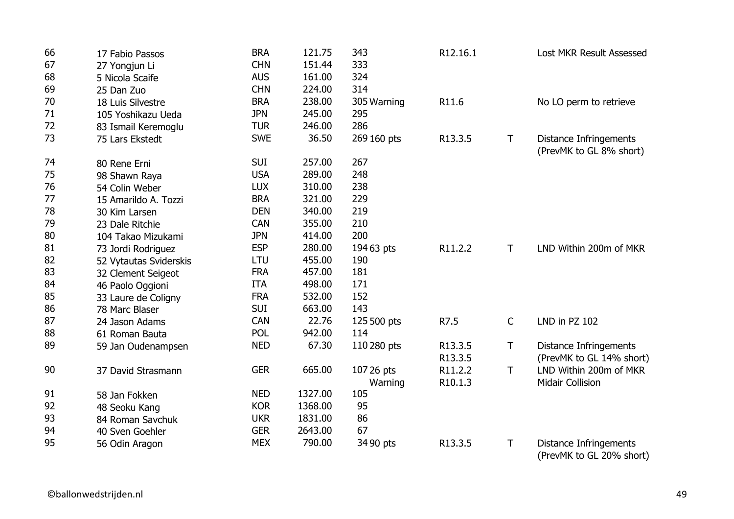| | | | | | | | | |
|---|---|---|---|---|---|---|---|---|
| 66 | 17 Fabio Passos | BRA | 121.75 | 343 | | R12.16.1 | | Lost MKR Result Assessed |
| 67 | 27 Yongjun Li | CHN | 151.44 | 333 | | | | |
| 68 | 5 Nicola Scaife | AUS | 161.00 | 324 | | | | |
| 69 | 25 Dan Zuo | CHN | 224.00 | 314 | | | | |
| 70 | 18 Luis Silvestre | BRA | 238.00 | 305 | Warning | R11.6 | | No LO perm to retrieve |
| 71 | 105 Yoshikazu Ueda | JPN | 245.00 | 295 | | | | |
| 72 | 83 Ismail Keremoglu | TUR | 246.00 | 286 | | | | |
| 73 | 75 Lars Ekstedt | SWE | 36.50 | 269 | 160 pts | R13.3.5 | T | Distance Infringements (PrevMK to GL 8% short) |
| 74 | 80 Rene Erni | SUI | 257.00 | 267 | | | | |
| 75 | 98 Shawn Raya | USA | 289.00 | 248 | | | | |
| 76 | 54 Colin Weber | LUX | 310.00 | 238 | | | | |
| 77 | 15 Amarildo A. Tozzi | BRA | 321.00 | 229 | | | | |
| 78 | 30 Kim Larsen | DEN | 340.00 | 219 | | | | |
| 79 | 23 Dale Ritchie | CAN | 355.00 | 210 | | | | |
| 80 | 104 Takao Mizukami | JPN | 414.00 | 200 | | | | |
| 81 | 73 Jordi Rodriguez | ESP | 280.00 | 194 | 63 pts | R11.2.2 | T | LND Within 200m of MKR |
| 82 | 52 Vytautas Sviderskis | LTU | 455.00 | 190 | | | | |
| 83 | 32 Clement Seigeot | FRA | 457.00 | 181 | | | | |
| 84 | 46 Paolo Oggioni | ITA | 498.00 | 171 | | | | |
| 85 | 33 Laure de Coligny | FRA | 532.00 | 152 | | | | |
| 86 | 78 Marc Blaser | SUI | 663.00 | 143 | | | | |
| 87 | 24 Jason Adams | CAN | 22.76 | 125 | 500 pts | R7.5 | C | LND in PZ 102 |
| 88 | 61 Roman Bauta | POL | 942.00 | 114 | | | | |
| 89 | 59 Jan Oudenampsen | NED | 67.30 | 110 | 280 pts | R13.3.5 R13.3.5 | T | Distance Infringements (PrevMK to GL 14% short) |
| 90 | 37 David Strasmann | GER | 665.00 | 107 | 26 pts Warning | R11.2.2 R10.1.3 | T | LND Within 200m of MKR Midair Collision |
| 91 | 58 Jan Fokken | NED | 1327.00 | 105 | | | | |
| 92 | 48 Seoku Kang | KOR | 1368.00 | 95 | | | | |
| 93 | 84 Roman Savchuk | UKR | 1831.00 | 86 | | | | |
| 94 | 40 Sven Goehler | GER | 2643.00 | 67 | | | | |
| 95 | 56 Odin Aragon | MEX | 790.00 | 34 | 90 pts | R13.3.5 | T | Distance Infringements (PrevMK to GL 20% short) |

©ballonwedstrijden.nl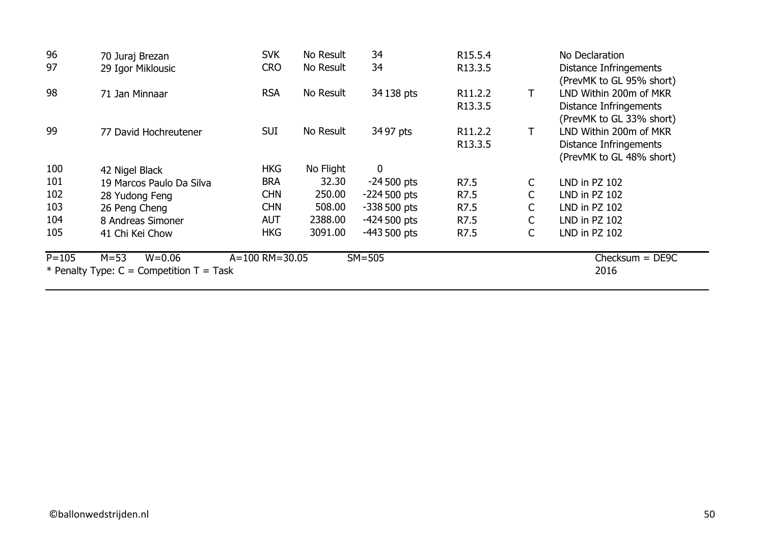| | | | | | | | |
|---|---|---|---|---|---|---|---|
| 96 | 70 Juraj Brezan | SVK | No Result | 34 | R15.5.4 | | No Declaration |
| 97 | 29 Igor Miklousic | CRO | No Result | 34 | R13.3.5 | | Distance Infringements (PrevMK to GL 95% short) |
| 98 | 71 Jan Minnaar | RSA | No Result | 34 138 pts | R11.2.2<br>R13.3.5 | T | LND Within 200m of MKR<br>Distance Infringements (PrevMK to GL 33% short) |
| 99 | 77 David Hochreutener | SUI | No Result | 34 97 pts | R11.2.2<br>R13.3.5 | T | LND Within 200m of MKR<br>Distance Infringements (PrevMK to GL 48% short) |
| 100 | 42 Nigel Black | HKG | No Flight | 0 | | | |
| 101 | 19 Marcos Paulo Da Silva | BRA | 32.30 | -24 500 pts | R7.5 | C | LND in PZ 102 |
| 102 | 28 Yudong Feng | CHN | 250.00 | -224 500 pts | R7.5 | C | LND in PZ 102 |
| 103 | 26 Peng Cheng | CHN | 508.00 | -338 500 pts | R7.5 | C | LND in PZ 102 |
| 104 | 8 Andreas Simoner | AUT | 2388.00 | -424 500 pts | R7.5 | C | LND in PZ 102 |
| 105 | 41 Chi Kei Chow | HKG | 3091.00 | -443 500 pts | R7.5 | C | LND in PZ 102 |

P=105 M=53 W=0.06 A=100 RM=30.05 SM=505 Checksum = DE9C

* Penalty Type: C = Competition T = Task 2016

©ballonwedstrijden.nl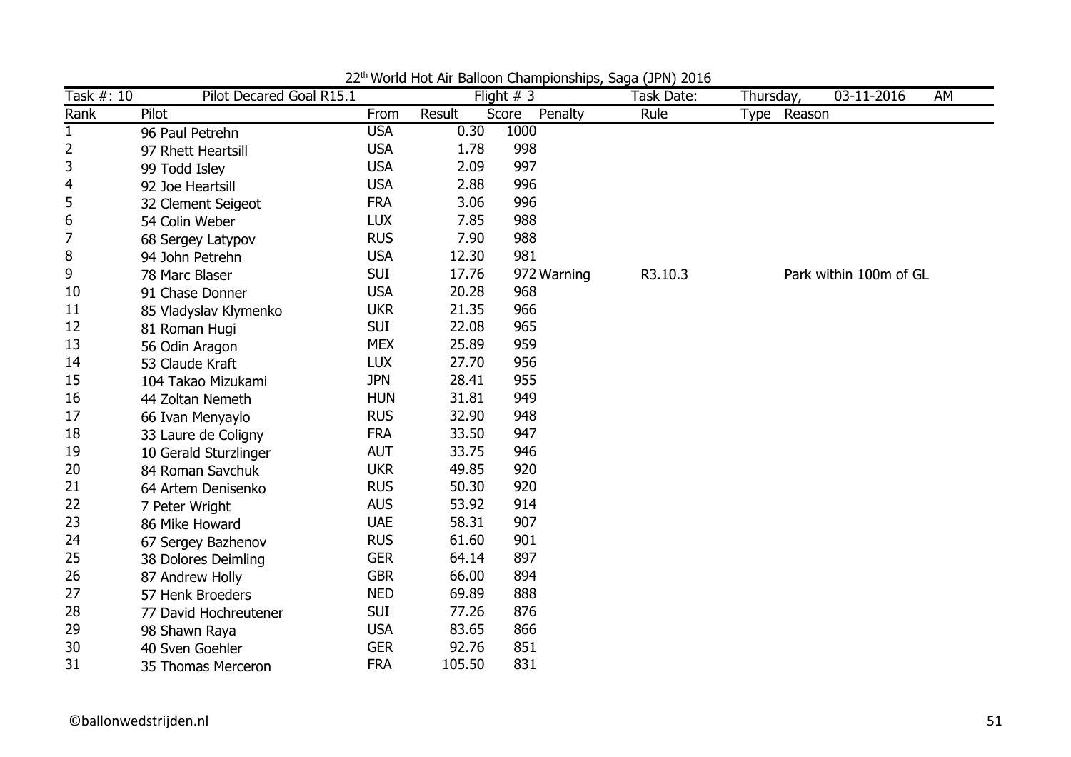22th World Hot Air Balloon Championships, Saga (JPN) 2016

| Task #: 10 | Pilot Decared Goal R15.1 | | | Flight # 3 | | Task Date: | Thursday, | 03-11-2016 | AM |
|---|---|---|---|---|---|---|---|---|---|
| Rank | Pilot | From | Result | Score | Penalty | Rule | Type | Reason | |
| 1 | 96 Paul Petrehn | USA | 0.30 | 1000 | | | | | |
| 2 | 97 Rhett Heartsill | USA | 1.78 | 998 | | | | | |
| 3 | 99 Todd Isley | USA | 2.09 | 997 | | | | | |
| 4 | 92 Joe Heartsill | USA | 2.88 | 996 | | | | | |
| 5 | 32 Clement Seigeot | FRA | 3.06 | 996 | | | | | |
| 6 | 54 Colin Weber | LUX | 7.85 | 988 | | | | | |
| 7 | 68 Sergey Latypov | RUS | 7.90 | 988 | | | | | |
| 8 | 94 John Petrehn | USA | 12.30 | 981 | | | | | |
| 9 | 78 Marc Blaser | SUI | 17.76 | 972 | Warning | R3.10.3 | | Park within 100m of GL | |
| 10 | 91 Chase Donner | USA | 20.28 | 968 | | | | | |
| 11 | 85 Vladyslav Klymenko | UKR | 21.35 | 966 | | | | | |
| 12 | 81 Roman Hugi | SUI | 22.08 | 965 | | | | | |
| 13 | 56 Odin Aragon | MEX | 25.89 | 959 | | | | | |
| 14 | 53 Claude Kraft | LUX | 27.70 | 956 | | | | | |
| 15 | 104 Takao Mizukami | JPN | 28.41 | 955 | | | | | |
| 16 | 44 Zoltan Nemeth | HUN | 31.81 | 949 | | | | | |
| 17 | 66 Ivan Menyaylo | RUS | 32.90 | 948 | | | | | |
| 18 | 33 Laure de Coligny | FRA | 33.50 | 947 | | | | | |
| 19 | 10 Gerald Sturzlinger | AUT | 33.75 | 946 | | | | | |
| 20 | 84 Roman Savchuk | UKR | 49.85 | 920 | | | | | |
| 21 | 64 Artem Denisenko | RUS | 50.30 | 920 | | | | | |
| 22 | 7 Peter Wright | AUS | 53.92 | 914 | | | | | |
| 23 | 86 Mike Howard | UAE | 58.31 | 907 | | | | | |
| 24 | 67 Sergey Bazhenov | RUS | 61.60 | 901 | | | | | |
| 25 | 38 Dolores Deimling | GER | 64.14 | 897 | | | | | |
| 26 | 87 Andrew Holly | GBR | 66.00 | 894 | | | | | |
| 27 | 57 Henk Broeders | NED | 69.89 | 888 | | | | | |
| 28 | 77 David Hochreutener | SUI | 77.26 | 876 | | | | | |
| 29 | 98 Shawn Raya | USA | 83.65 | 866 | | | | | |
| 30 | 40 Sven Goehler | GER | 92.76 | 851 | | | | | |
| 31 | 35 Thomas Merceron | FRA | 105.50 | 831 | | | | | |

©ballonwedstrijden.nl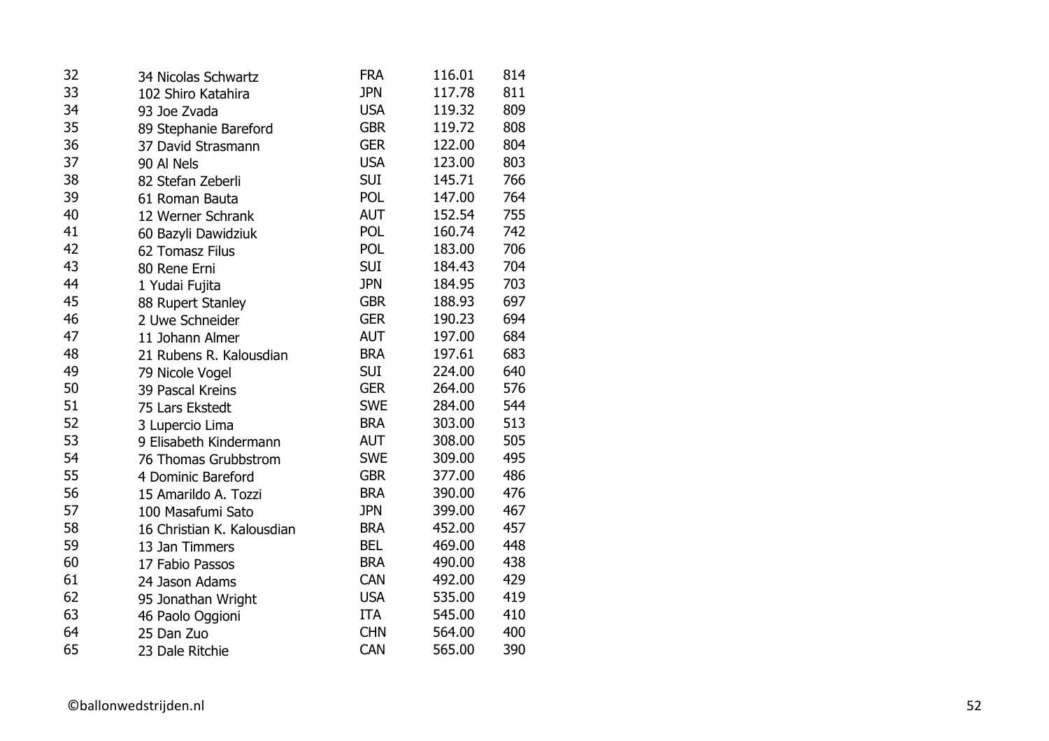| | | | | |
|---|---|---|---|---|
| 32 | 34 Nicolas Schwartz | FRA | 116.01 | 814 |
| 33 | 102 Shiro Katahira | JPN | 117.78 | 811 |
| 34 | 93 Joe Zvada | USA | 119.32 | 809 |
| 35 | 89 Stephanie Bareford | GBR | 119.72 | 808 |
| 36 | 37 David Strasmann | GER | 122.00 | 804 |
| 37 | 90 Al Nels | USA | 123.00 | 803 |
| 38 | 82 Stefan Zeberli | SUI | 145.71 | 766 |
| 39 | 61 Roman Bauta | POL | 147.00 | 764 |
| 40 | 12 Werner Schrank | AUT | 152.54 | 755 |
| 41 | 60 Bazyli Dawidziuk | POL | 160.74 | 742 |
| 42 | 62 Tomasz Filus | POL | 183.00 | 706 |
| 43 | 80 Rene Erni | SUI | 184.43 | 704 |
| 44 | 1 Yudai Fujita | JPN | 184.95 | 703 |
| 45 | 88 Rupert Stanley | GBR | 188.93 | 697 |
| 46 | 2 Uwe Schneider | GER | 190.23 | 694 |
| 47 | 11 Johann Almer | AUT | 197.00 | 684 |
| 48 | 21 Rubens R. Kalousdian | BRA | 197.61 | 683 |
| 49 | 79 Nicole Vogel | SUI | 224.00 | 640 |
| 50 | 39 Pascal Kreins | GER | 264.00 | 576 |
| 51 | 75 Lars Ekstedt | SWE | 284.00 | 544 |
| 52 | 3 Lupercio Lima | BRA | 303.00 | 513 |
| 53 | 9 Elisabeth Kindermann | AUT | 308.00 | 505 |
| 54 | 76 Thomas Grubbstrom | SWE | 309.00 | 495 |
| 55 | 4 Dominic Bareford | GBR | 377.00 | 486 |
| 56 | 15 Amarildo A. Tozzi | BRA | 390.00 | 476 |
| 57 | 100 Masafumi Sato | JPN | 399.00 | 467 |
| 58 | 16 Christian K. Kalousdian | BRA | 452.00 | 457 |
| 59 | 13 Jan Timmers | BEL | 469.00 | 448 |
| 60 | 17 Fabio Passos | BRA | 490.00 | 438 |
| 61 | 24 Jason Adams | CAN | 492.00 | 429 |
| 62 | 95 Jonathan Wright | USA | 535.00 | 419 |
| 63 | 46 Paolo Oggioni | ITA | 545.00 | 410 |
| 64 | 25 Dan Zuo | CHN | 564.00 | 400 |
| 65 | 23 Dale Ritchie | CAN | 565.00 | 390 |

©ballonwedstrijden.nl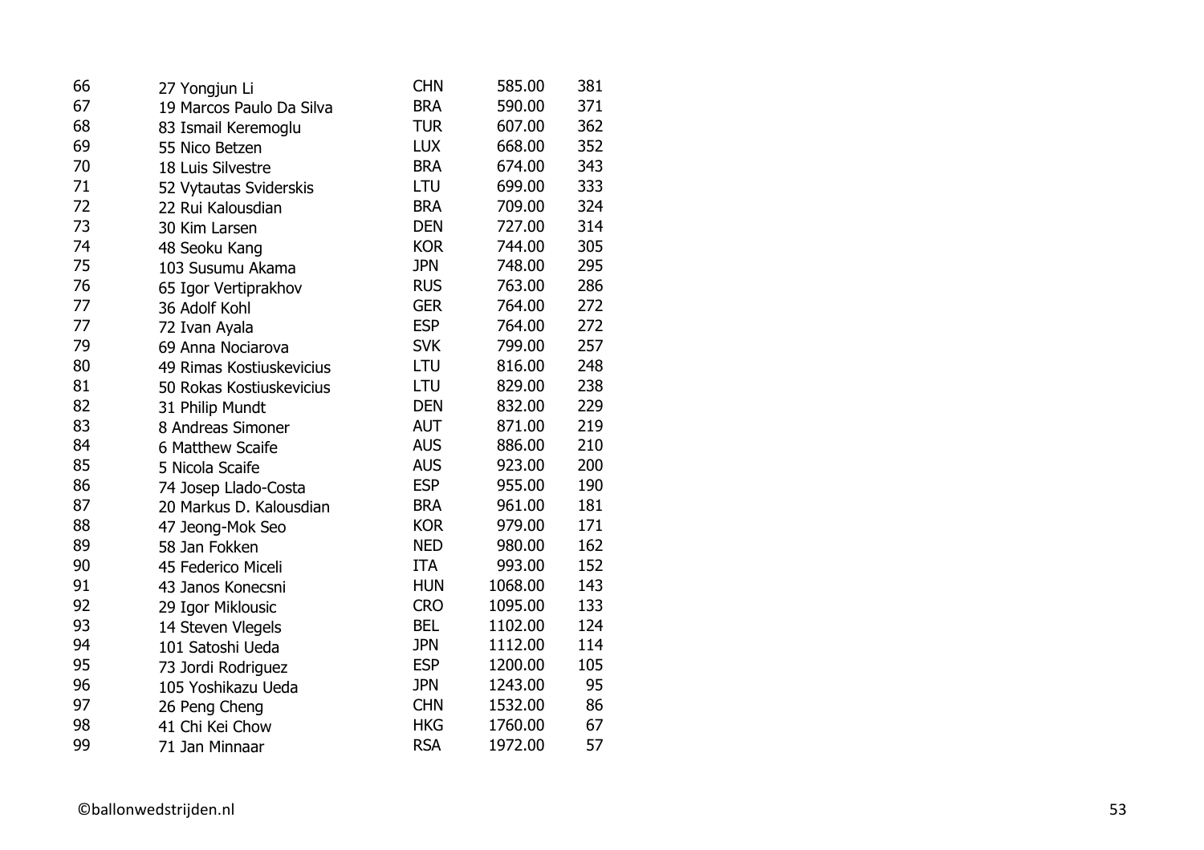| | | | | |
|---|---|---|---|---|
| 66 | 27 Yongjun Li | CHN | 585.00 | 381 |
| 67 | 19 Marcos Paulo Da Silva | BRA | 590.00 | 371 |
| 68 | 83 Ismail Keremoglu | TUR | 607.00 | 362 |
| 69 | 55 Nico Betzen | LUX | 668.00 | 352 |
| 70 | 18 Luis Silvestre | BRA | 674.00 | 343 |
| 71 | 52 Vytautas Sviderskis | LTU | 699.00 | 333 |
| 72 | 22 Rui Kalousdian | BRA | 709.00 | 324 |
| 73 | 30 Kim Larsen | DEN | 727.00 | 314 |
| 74 | 48 Seoku Kang | KOR | 744.00 | 305 |
| 75 | 103 Susumu Akama | JPN | 748.00 | 295 |
| 76 | 65 Igor Vertiprakhov | RUS | 763.00 | 286 |
| 77 | 36 Adolf Kohl | GER | 764.00 | 272 |
| 77 | 72 Ivan Ayala | ESP | 764.00 | 272 |
| 79 | 69 Anna Nociarova | SVK | 799.00 | 257 |
| 80 | 49 Rimas Kostiuskevicius | LTU | 816.00 | 248 |
| 81 | 50 Rokas Kostiuskevicius | LTU | 829.00 | 238 |
| 82 | 31 Philip Mundt | DEN | 832.00 | 229 |
| 83 | 8 Andreas Simoner | AUT | 871.00 | 219 |
| 84 | 6 Matthew Scaife | AUS | 886.00 | 210 |
| 85 | 5 Nicola Scaife | AUS | 923.00 | 200 |
| 86 | 74 Josep Llado-Costa | ESP | 955.00 | 190 |
| 87 | 20 Markus D. Kalousdian | BRA | 961.00 | 181 |
| 88 | 47 Jeong-Mok Seo | KOR | 979.00 | 171 |
| 89 | 58 Jan Fokken | NED | 980.00 | 162 |
| 90 | 45 Federico Miceli | ITA | 993.00 | 152 |
| 91 | 43 Janos Konecsni | HUN | 1068.00 | 143 |
| 92 | 29 Igor Miklousic | CRO | 1095.00 | 133 |
| 93 | 14 Steven Vlegels | BEL | 1102.00 | 124 |
| 94 | 101 Satoshi Ueda | JPN | 1112.00 | 114 |
| 95 | 73 Jordi Rodriguez | ESP | 1200.00 | 105 |
| 96 | 105 Yoshikazu Ueda | JPN | 1243.00 | 95 |
| 97 | 26 Peng Cheng | CHN | 1532.00 | 86 |
| 98 | 41 Chi Kei Chow | HKG | 1760.00 | 67 |
| 99 | 71 Jan Minnaar | RSA | 1972.00 | 57 |

©ballonwedstrijden.nl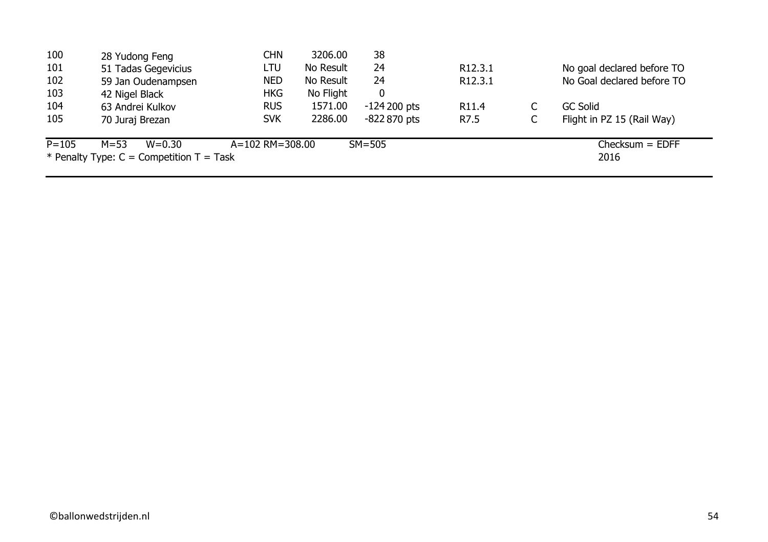| | | | | | | | | |
|---|---|---|---|---|---|---|---|---|
| 100 | 28 Yudong Feng | CHN | 3206.00 | 38 | | | | |
| 101 | 51 Tadas Gegevicius | LTU | No Result | 24 | | R12.3.1 | | No goal declared before TO |
| 102 | 59 Jan Oudenampsen | NED | No Result | 24 | | R12.3.1 | | No Goal declared before TO |
| 103 | 42 Nigel Black | HKG | No Flight | 0 | | | | |
| 104 | 63 Andrei Kulkov | RUS | 1571.00 | -124 | 200 pts | R11.4 | C | GC Solid |
| 105 | 70 Juraj Brezan | SVK | 2286.00 | -822 | 870 pts | R7.5 | C | Flight in PZ 15 (Rail Way) |

P=105 M=53 W=0.30 A=102 RM=308.00 SM=505 Checksum = EDFF

* Penalty Type: C = Competition T = Task 2016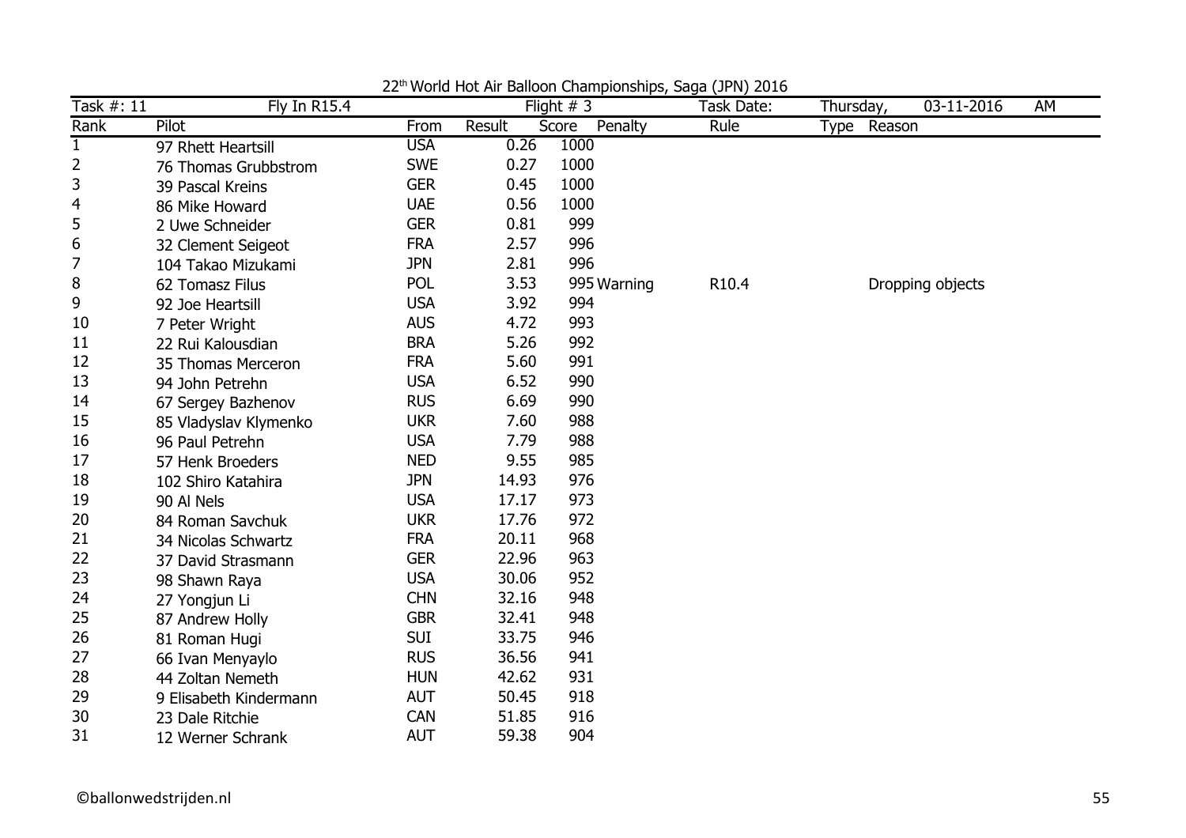22[th] World Hot Air Balloon Championships, Saga (JPN) 2016

| Task #: 11 | Fly In R15.4 | | Flight # 3 | | | Task Date: | Thursday, | 03-11-2016 | AM |
|---|---|---|---|---|---|---|---|---|---|
| Rank | Pilot | From | Result | Score | Penalty | Rule | Type | Reason | |
| 1 | 97 Rhett Heartsill | USA | 0.26 | 1000 | | | | | |
| 2 | 76 Thomas Grubbstrom | SWE | 0.27 | 1000 | | | | | |
| 3 | 39 Pascal Kreins | GER | 0.45 | 1000 | | | | | |
| 4 | 86 Mike Howard | UAE | 0.56 | 1000 | | | | | |
| 5 | 2 Uwe Schneider | GER | 0.81 | 999 | | | | | |
| 6 | 32 Clement Seigeot | FRA | 2.57 | 996 | | | | | |
| 7 | 104 Takao Mizukami | JPN | 2.81 | 996 | | | | | |
| 8 | 62 Tomasz Filus | POL | 3.53 | 995 | Warning | R10.4 | | Dropping objects | |
| 9 | 92 Joe Heartsill | USA | 3.92 | 994 | | | | | |
| 10 | 7 Peter Wright | AUS | 4.72 | 993 | | | | | |
| 11 | 22 Rui Kalousdian | BRA | 5.26 | 992 | | | | | |
| 12 | 35 Thomas Merceron | FRA | 5.60 | 991 | | | | | |
| 13 | 94 John Petrehn | USA | 6.52 | 990 | | | | | |
| 14 | 67 Sergey Bazhenov | RUS | 6.69 | 990 | | | | | |
| 15 | 85 Vladyslav Klymenko | UKR | 7.60 | 988 | | | | | |
| 16 | 96 Paul Petrehn | USA | 7.79 | 988 | | | | | |
| 17 | 57 Henk Broeders | NED | 9.55 | 985 | | | | | |
| 18 | 102 Shiro Katahira | JPN | 14.93 | 976 | | | | | |
| 19 | 90 Al Nels | USA | 17.17 | 973 | | | | | |
| 20 | 84 Roman Savchuk | UKR | 17.76 | 972 | | | | | |
| 21 | 34 Nicolas Schwartz | FRA | 20.11 | 968 | | | | | |
| 22 | 37 David Strasmann | GER | 22.96 | 963 | | | | | |
| 23 | 98 Shawn Raya | USA | 30.06 | 952 | | | | | |
| 24 | 27 Yongjun Li | CHN | 32.16 | 948 | | | | | |
| 25 | 87 Andrew Holly | GBR | 32.41 | 948 | | | | | |
| 26 | 81 Roman Hugi | SUI | 33.75 | 946 | | | | | |
| 27 | 66 Ivan Menyaylo | RUS | 36.56 | 941 | | | | | |
| 28 | 44 Zoltan Nemeth | HUN | 42.62 | 931 | | | | | |
| 29 | 9 Elisabeth Kindermann | AUT | 50.45 | 918 | | | | | |
| 30 | 23 Dale Ritchie | CAN | 51.85 | 916 | | | | | |
| 31 | 12 Werner Schrank | AUT | 59.38 | 904 | | | | | |

©ballonwedstrijden.nl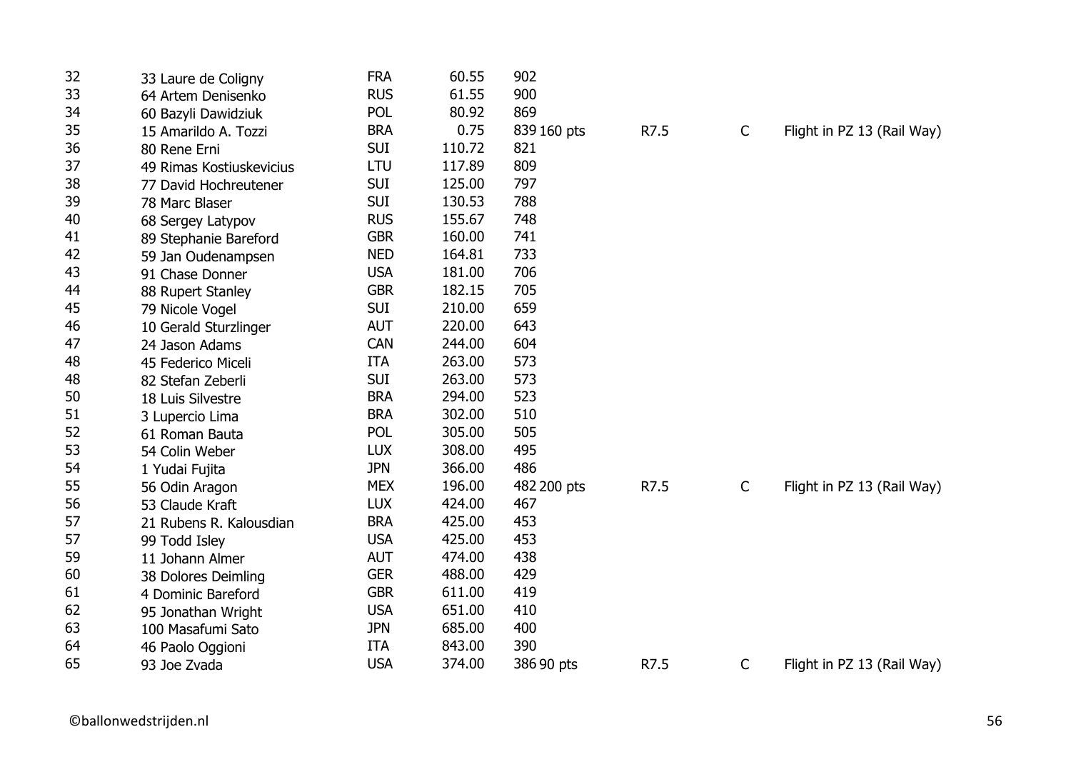| | | | | | | | |
|---|---|---|---|---|---|---|---|
| 32 | 33 Laure de Coligny | FRA | 60.55 | 902 | | | |
| 33 | 64 Artem Denisenko | RUS | 61.55 | 900 | | | |
| 34 | 60 Bazyli Dawidziuk | POL | 80.92 | 869 | | | |
| 35 | 15 Amarildo A. Tozzi | BRA | 0.75 | 839 160 pts | R7.5 | C | Flight in PZ 13 (Rail Way) |
| 36 | 80 Rene Erni | SUI | 110.72 | 821 | | | |
| 37 | 49 Rimas Kostiuskevicius | LTU | 117.89 | 809 | | | |
| 38 | 77 David Hochreutener | SUI | 125.00 | 797 | | | |
| 39 | 78 Marc Blaser | SUI | 130.53 | 788 | | | |
| 40 | 68 Sergey Latypov | RUS | 155.67 | 748 | | | |
| 41 | 89 Stephanie Bareford | GBR | 160.00 | 741 | | | |
| 42 | 59 Jan Oudenampsen | NED | 164.81 | 733 | | | |
| 43 | 91 Chase Donner | USA | 181.00 | 706 | | | |
| 44 | 88 Rupert Stanley | GBR | 182.15 | 705 | | | |
| 45 | 79 Nicole Vogel | SUI | 210.00 | 659 | | | |
| 46 | 10 Gerald Sturzlinger | AUT | 220.00 | 643 | | | |
| 47 | 24 Jason Adams | CAN | 244.00 | 604 | | | |
| 48 | 45 Federico Miceli | ITA | 263.00 | 573 | | | |
| 48 | 82 Stefan Zeberli | SUI | 263.00 | 573 | | | |
| 50 | 18 Luis Silvestre | BRA | 294.00 | 523 | | | |
| 51 | 3 Lupercio Lima | BRA | 302.00 | 510 | | | |
| 52 | 61 Roman Bauta | POL | 305.00 | 505 | | | |
| 53 | 54 Colin Weber | LUX | 308.00 | 495 | | | |
| 54 | 1 Yudai Fujita | JPN | 366.00 | 486 | | | |
| 55 | 56 Odin Aragon | MEX | 196.00 | 482 200 pts | R7.5 | C | Flight in PZ 13 (Rail Way) |
| 56 | 53 Claude Kraft | LUX | 424.00 | 467 | | | |
| 57 | 21 Rubens R. Kalousdian | BRA | 425.00 | 453 | | | |
| 57 | 99 Todd Isley | USA | 425.00 | 453 | | | |
| 59 | 11 Johann Almer | AUT | 474.00 | 438 | | | |
| 60 | 38 Dolores Deimling | GER | 488.00 | 429 | | | |
| 61 | 4 Dominic Bareford | GBR | 611.00 | 419 | | | |
| 62 | 95 Jonathan Wright | USA | 651.00 | 410 | | | |
| 63 | 100 Masafumi Sato | JPN | 685.00 | 400 | | | |
| 64 | 46 Paolo Oggioni | ITA | 843.00 | 390 | | | |
| 65 | 93 Joe Zvada | USA | 374.00 | 386 90 pts | R7.5 | C | Flight in PZ 13 (Rail Way) |

©ballonwedstrijden.nl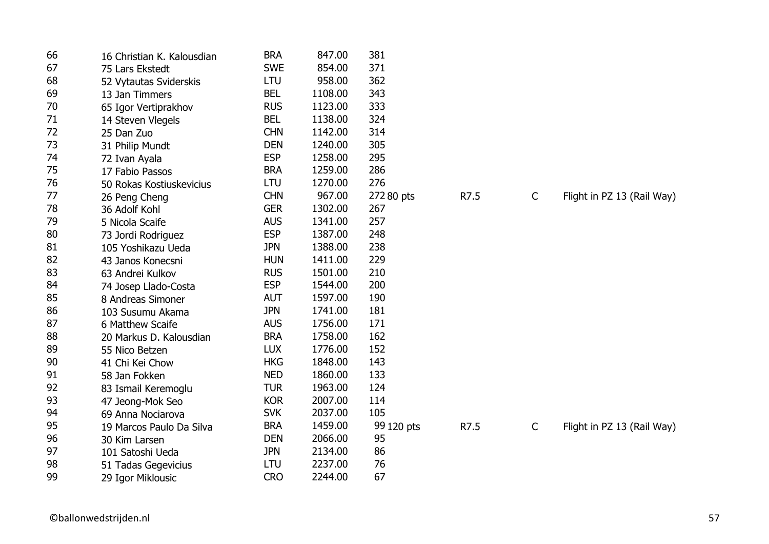| | | | | | | | | |
|---|---|---|---|---|---|---|---|---|
| 66 | 16 Christian K. Kalousdian | BRA | 847.00 | 381 | | | | |
| 67 | 75 Lars Ekstedt | SWE | 854.00 | 371 | | | | |
| 68 | 52 Vytautas Sviderskis | LTU | 958.00 | 362 | | | | |
| 69 | 13 Jan Timmers | BEL | 1108.00 | 343 | | | | |
| 70 | 65 Igor Vertiprakhov | RUS | 1123.00 | 333 | | | | |
| 71 | 14 Steven Vlegels | BEL | 1138.00 | 324 | | | | |
| 72 | 25 Dan Zuo | CHN | 1142.00 | 314 | | | | |
| 73 | 31 Philip Mundt | DEN | 1240.00 | 305 | | | | |
| 74 | 72 Ivan Ayala | ESP | 1258.00 | 295 | | | | |
| 75 | 17 Fabio Passos | BRA | 1259.00 | 286 | | | | |
| 76 | 50 Rokas Kostiuskevicius | LTU | 1270.00 | 276 | | | | |
| 77 | 26 Peng Cheng | CHN | 967.00 | 272 | 80 pts | R7.5 | C | Flight in PZ 13 (Rail Way) |
| 78 | 36 Adolf Kohl | GER | 1302.00 | 267 | | | | |
| 79 | 5 Nicola Scaife | AUS | 1341.00 | 257 | | | | |
| 80 | 73 Jordi Rodriguez | ESP | 1387.00 | 248 | | | | |
| 81 | 105 Yoshikazu Ueda | JPN | 1388.00 | 238 | | | | |
| 82 | 43 Janos Konecsni | HUN | 1411.00 | 229 | | | | |
| 83 | 63 Andrei Kulkov | RUS | 1501.00 | 210 | | | | |
| 84 | 74 Josep Llado-Costa | ESP | 1544.00 | 200 | | | | |
| 85 | 8 Andreas Simoner | AUT | 1597.00 | 190 | | | | |
| 86 | 103 Susumu Akama | JPN | 1741.00 | 181 | | | | |
| 87 | 6 Matthew Scaife | AUS | 1756.00 | 171 | | | | |
| 88 | 20 Markus D. Kalousdian | BRA | 1758.00 | 162 | | | | |
| 89 | 55 Nico Betzen | LUX | 1776.00 | 152 | | | | |
| 90 | 41 Chi Kei Chow | HKG | 1848.00 | 143 | | | | |
| 91 | 58 Jan Fokken | NED | 1860.00 | 133 | | | | |
| 92 | 83 Ismail Keremoglu | TUR | 1963.00 | 124 | | | | |
| 93 | 47 Jeong-Mok Seo | KOR | 2007.00 | 114 | | | | |
| 94 | 69 Anna Nociarova | SVK | 2037.00 | 105 | | | | |
| 95 | 19 Marcos Paulo Da Silva | BRA | 1459.00 | 99 | 120 pts | R7.5 | C | Flight in PZ 13 (Rail Way) |
| 96 | 30 Kim Larsen | DEN | 2066.00 | 95 | | | | |
| 97 | 101 Satoshi Ueda | JPN | 2134.00 | 86 | | | | |
| 98 | 51 Tadas Gegevicius | LTU | 2237.00 | 76 | | | | |
| 99 | 29 Igor Miklousic | CRO | 2244.00 | 67 | | | | |

©ballonwedstrijden.nl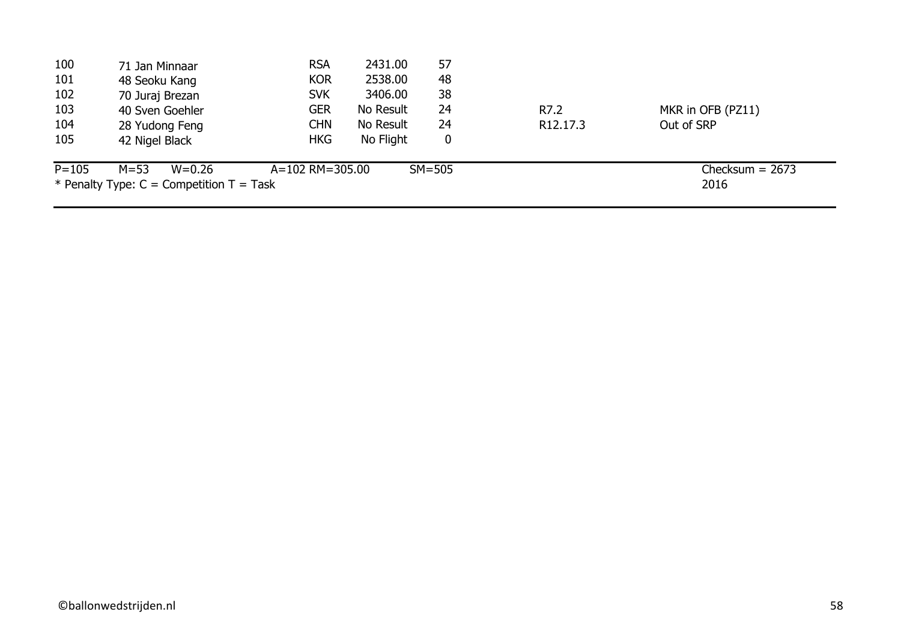| | | | | | | |
|---|---|---|---|---|---|---|
| 100 | 71 Jan Minnaar | RSA | 2431.00 | 57 | | |
| 101 | 48 Seoku Kang | KOR | 2538.00 | 48 | | |
| 102 | 70 Juraj Brezan | SVK | 3406.00 | 38 | | |
| 103 | 40 Sven Goehler | GER | No Result | 24 | R7.2 | MKR in OFB (PZ11) |
| 104 | 28 Yudong Feng | CHN | No Result | 24 | R12.17.3 | Out of SRP |
| 105 | 42 Nigel Black | HKG | No Flight | 0 | | |

P=105 M=53 W=0.26 A=102 RM=305.00 SM=505 Checksum = 2673

* Penalty Type: C = Competition T = Task 2016

©ballonwedstrijden.nl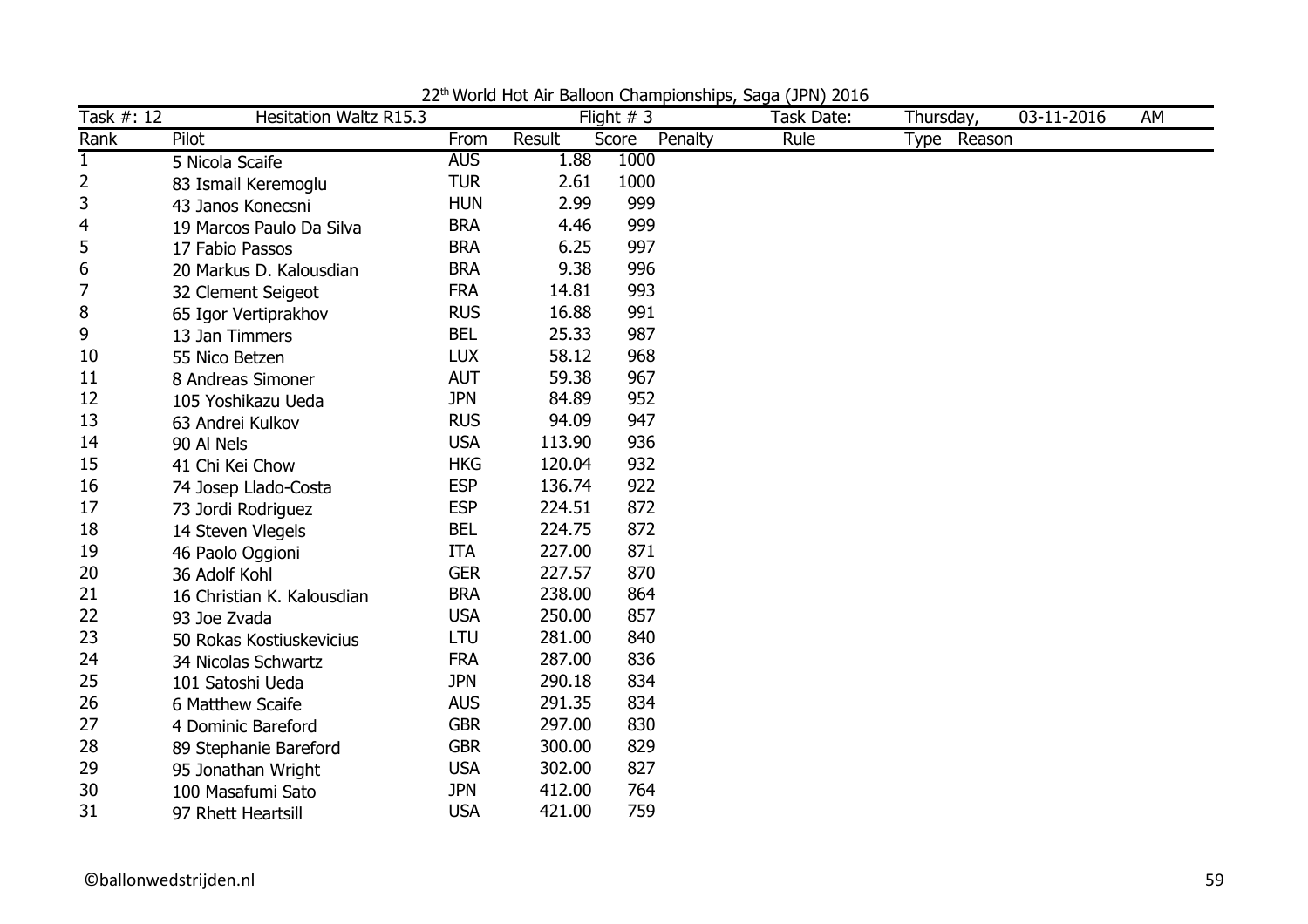22[th] World Hot Air Balloon Championships, Saga (JPN) 2016

| Task #: 12 | Hesitation Waltz R15.3 | | Flight # 3 | | | Task Date: | Thursday, | 03-11-2016 | AM |
|---|---|---|---|---|---|---|---|---|---|
| Rank | Pilot | From | Result | Score | Penalty | Rule | Type | Reason | |
| 1 | 5 Nicola Scaife | AUS | 1.88 | 1000 | | | | | |
| 2 | 83 Ismail Keremoglu | TUR | 2.61 | 1000 | | | | | |
| 3 | 43 Janos Konecsni | HUN | 2.99 | 999 | | | | | |
| 4 | 19 Marcos Paulo Da Silva | BRA | 4.46 | 999 | | | | | |
| 5 | 17 Fabio Passos | BRA | 6.25 | 997 | | | | | |
| 6 | 20 Markus D. Kalousdian | BRA | 9.38 | 996 | | | | | |
| 7 | 32 Clement Seigeot | FRA | 14.81 | 993 | | | | | |
| 8 | 65 Igor Vertiprakhov | RUS | 16.88 | 991 | | | | | |
| 9 | 13 Jan Timmers | BEL | 25.33 | 987 | | | | | |
| 10 | 55 Nico Betzen | LUX | 58.12 | 968 | | | | | |
| 11 | 8 Andreas Simoner | AUT | 59.38 | 967 | | | | | |
| 12 | 105 Yoshikazu Ueda | JPN | 84.89 | 952 | | | | | |
| 13 | 63 Andrei Kulkov | RUS | 94.09 | 947 | | | | | |
| 14 | 90 Al Nels | USA | 113.90 | 936 | | | | | |
| 15 | 41 Chi Kei Chow | HKG | 120.04 | 932 | | | | | |
| 16 | 74 Josep Llado-Costa | ESP | 136.74 | 922 | | | | | |
| 17 | 73 Jordi Rodriguez | ESP | 224.51 | 872 | | | | | |
| 18 | 14 Steven Vlegels | BEL | 224.75 | 872 | | | | | |
| 19 | 46 Paolo Oggioni | ITA | 227.00 | 871 | | | | | |
| 20 | 36 Adolf Kohl | GER | 227.57 | 870 | | | | | |
| 21 | 16 Christian K. Kalousdian | BRA | 238.00 | 864 | | | | | |
| 22 | 93 Joe Zvada | USA | 250.00 | 857 | | | | | |
| 23 | 50 Rokas Kostiuskevicius | LTU | 281.00 | 840 | | | | | |
| 24 | 34 Nicolas Schwartz | FRA | 287.00 | 836 | | | | | |
| 25 | 101 Satoshi Ueda | JPN | 290.18 | 834 | | | | | |
| 26 | 6 Matthew Scaife | AUS | 291.35 | 834 | | | | | |
| 27 | 4 Dominic Bareford | GBR | 297.00 | 830 | | | | | |
| 28 | 89 Stephanie Bareford | GBR | 300.00 | 829 | | | | | |
| 29 | 95 Jonathan Wright | USA | 302.00 | 827 | | | | | |
| 30 | 100 Masafumi Sato | JPN | 412.00 | 764 | | | | | |
| 31 | 97 Rhett Heartsill | USA | 421.00 | 759 | | | | | |

©ballonwedstrijden.nl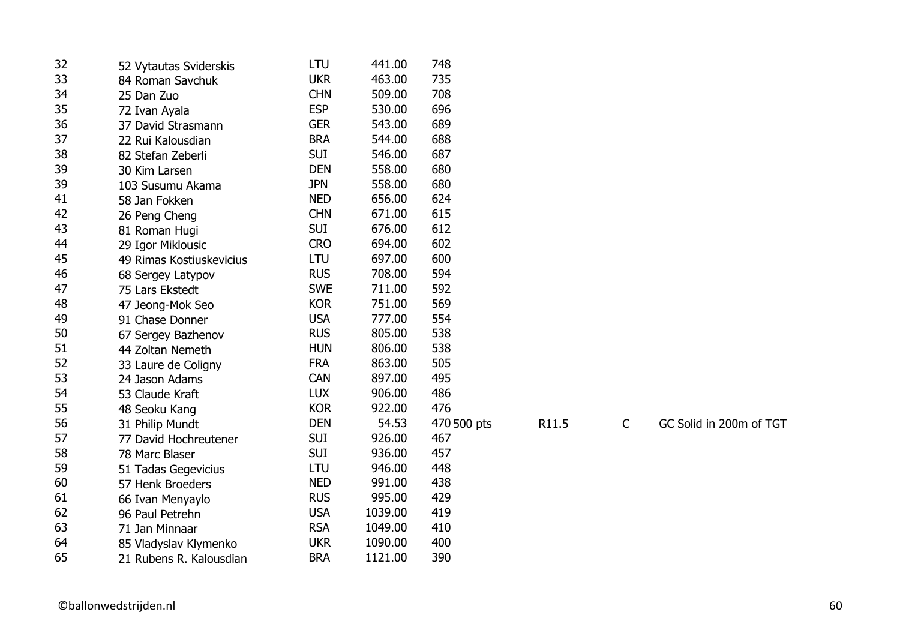| | | | | | | | |
|---|---|---|---|---|---|---|---|
| 32 | 52 Vytautas Sviderskis | LTU | 441.00 | 748 | | | |
| 33 | 84 Roman Savchuk | UKR | 463.00 | 735 | | | |
| 34 | 25 Dan Zuo | CHN | 509.00 | 708 | | | |
| 35 | 72 Ivan Ayala | ESP | 530.00 | 696 | | | |
| 36 | 37 David Strasmann | GER | 543.00 | 689 | | | |
| 37 | 22 Rui Kalousdian | BRA | 544.00 | 688 | | | |
| 38 | 82 Stefan Zeberli | SUI | 546.00 | 687 | | | |
| 39 | 30 Kim Larsen | DEN | 558.00 | 680 | | | |
| 39 | 103 Susumu Akama | JPN | 558.00 | 680 | | | |
| 41 | 58 Jan Fokken | NED | 656.00 | 624 | | | |
| 42 | 26 Peng Cheng | CHN | 671.00 | 615 | | | |
| 43 | 81 Roman Hugi | SUI | 676.00 | 612 | | | |
| 44 | 29 Igor Miklousic | CRO | 694.00 | 602 | | | |
| 45 | 49 Rimas Kostiuskevicius | LTU | 697.00 | 600 | | | |
| 46 | 68 Sergey Latypov | RUS | 708.00 | 594 | | | |
| 47 | 75 Lars Ekstedt | SWE | 711.00 | 592 | | | |
| 48 | 47 Jeong-Mok Seo | KOR | 751.00 | 569 | | | |
| 49 | 91 Chase Donner | USA | 777.00 | 554 | | | |
| 50 | 67 Sergey Bazhenov | RUS | 805.00 | 538 | | | |
| 51 | 44 Zoltan Nemeth | HUN | 806.00 | 538 | | | |
| 52 | 33 Laure de Coligny | FRA | 863.00 | 505 | | | |
| 53 | 24 Jason Adams | CAN | 897.00 | 495 | | | |
| 54 | 53 Claude Kraft | LUX | 906.00 | 486 | | | |
| 55 | 48 Seoku Kang | KOR | 922.00 | 476 | | | |
| 56 | 31 Philip Mundt | DEN | 54.53 | 470 500 pts | R11.5 | C | GC Solid in 200m of TGT |
| 57 | 77 David Hochreutener | SUI | 926.00 | 467 | | | |
| 58 | 78 Marc Blaser | SUI | 936.00 | 457 | | | |
| 59 | 51 Tadas Gegevicius | LTU | 946.00 | 448 | | | |
| 60 | 57 Henk Broeders | NED | 991.00 | 438 | | | |
| 61 | 66 Ivan Menyaylo | RUS | 995.00 | 429 | | | |
| 62 | 96 Paul Petrehn | USA | 1039.00 | 419 | | | |
| 63 | 71 Jan Minnaar | RSA | 1049.00 | 410 | | | |
| 64 | 85 Vladyslav Klymenko | UKR | 1090.00 | 400 | | | |
| 65 | 21 Rubens R. Kalousdian | BRA | 1121.00 | 390 | | | |

©ballonwedstrijden.nl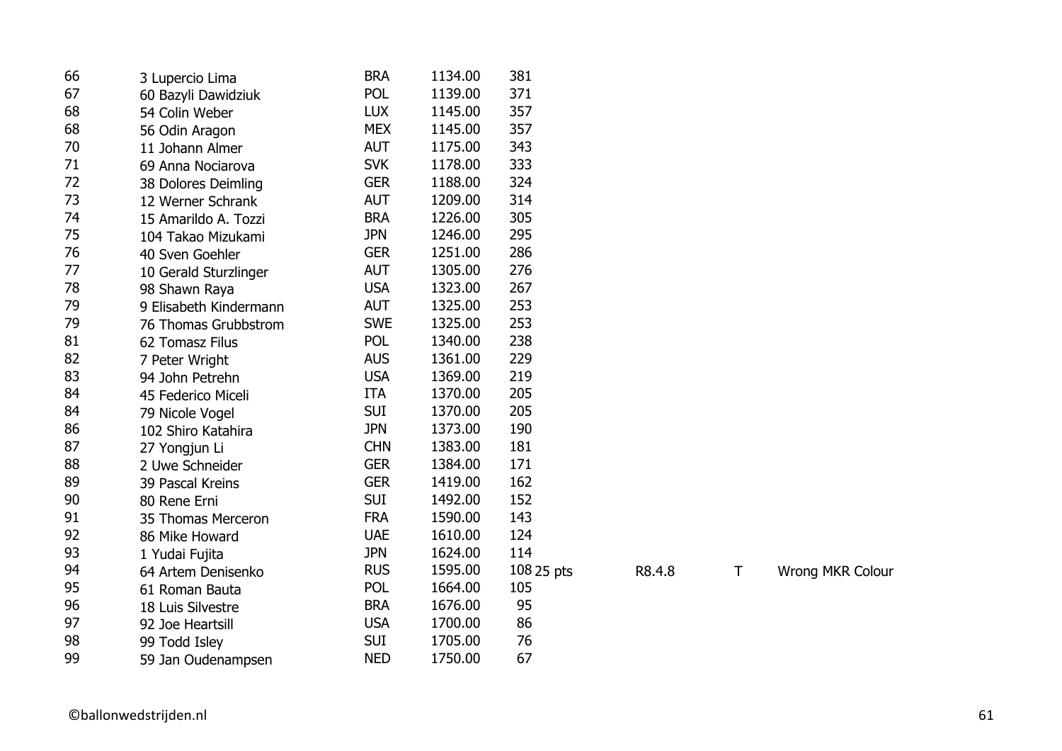| | | | | | | | | |
|---|---|---|---|---|---|---|---|---|
| 66 | 3 Lupercio Lima | BRA | 1134.00 | 381 | | | | |
| 67 | 60 Bazyli Dawidziuk | POL | 1139.00 | 371 | | | | |
| 68 | 54 Colin Weber | LUX | 1145.00 | 357 | | | | |
| 68 | 56 Odin Aragon | MEX | 1145.00 | 357 | | | | |
| 70 | 11 Johann Almer | AUT | 1175.00 | 343 | | | | |
| 71 | 69 Anna Nociarova | SVK | 1178.00 | 333 | | | | |
| 72 | 38 Dolores Deimling | GER | 1188.00 | 324 | | | | |
| 73 | 12 Werner Schrank | AUT | 1209.00 | 314 | | | | |
| 74 | 15 Amarildo A. Tozzi | BRA | 1226.00 | 305 | | | | |
| 75 | 104 Takao Mizukami | JPN | 1246.00 | 295 | | | | |
| 76 | 40 Sven Goehler | GER | 1251.00 | 286 | | | | |
| 77 | 10 Gerald Sturzlinger | AUT | 1305.00 | 276 | | | | |
| 78 | 98 Shawn Raya | USA | 1323.00 | 267 | | | | |
| 79 | 9 Elisabeth Kindermann | AUT | 1325.00 | 253 | | | | |
| 79 | 76 Thomas Grubbstrom | SWE | 1325.00 | 253 | | | | |
| 81 | 62 Tomasz Filus | POL | 1340.00 | 238 | | | | |
| 82 | 7 Peter Wright | AUS | 1361.00 | 229 | | | | |
| 83 | 94 John Petrehn | USA | 1369.00 | 219 | | | | |
| 84 | 45 Federico Miceli | ITA | 1370.00 | 205 | | | | |
| 84 | 79 Nicole Vogel | SUI | 1370.00 | 205 | | | | |
| 86 | 102 Shiro Katahira | JPN | 1373.00 | 190 | | | | |
| 87 | 27 Yongjun Li | CHN | 1383.00 | 181 | | | | |
| 88 | 2 Uwe Schneider | GER | 1384.00 | 171 | | | | |
| 89 | 39 Pascal Kreins | GER | 1419.00 | 162 | | | | |
| 90 | 80 Rene Erni | SUI | 1492.00 | 152 | | | | |
| 91 | 35 Thomas Merceron | FRA | 1590.00 | 143 | | | | |
| 92 | 86 Mike Howard | UAE | 1610.00 | 124 | | | | |
| 93 | 1 Yudai Fujita | JPN | 1624.00 | 114 | | | | |
| 94 | 64 Artem Denisenko | RUS | 1595.00 | 108 | 25 pts | R8.4.8 | T | Wrong MKR Colour |
| 95 | 61 Roman Bauta | POL | 1664.00 | 105 | | | | |
| 96 | 18 Luis Silvestre | BRA | 1676.00 | 95 | | | | |
| 97 | 92 Joe Heartsill | USA | 1700.00 | 86 | | | | |
| 98 | 99 Todd Isley | SUI | 1705.00 | 76 | | | | |
| 99 | 59 Jan Oudenampsen | NED | 1750.00 | 67 | | | | |

©ballonwedstrijden.nl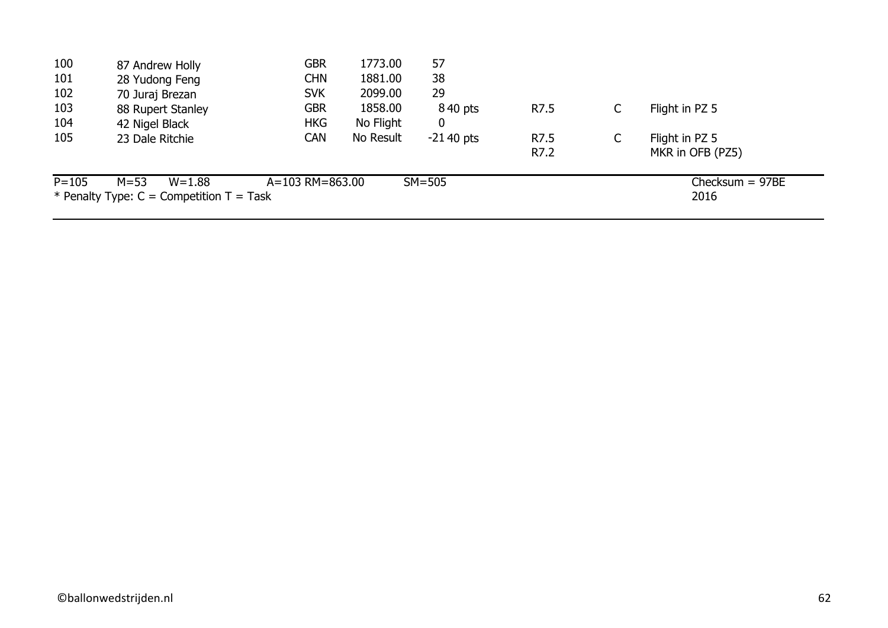| | | | | | | | | |
|---|---|---|---|---|---|---|---|---|
| 100 | 87 Andrew Holly | GBR | 1773.00 | 57 | | | | |
| 101 | 28 Yudong Feng | CHN | 1881.00 | 38 | | | | |
| 102 | 70 Juraj Brezan | SVK | 2099.00 | 29 | | | | |
| 103 | 88 Rupert Stanley | GBR | 1858.00 | 8 | 40 pts | R7.5 | C | Flight in PZ 5 |
| 104 | 42 Nigel Black | HKG | No Flight | 0 | | | | |
| 105 | 23 Dale Ritchie | CAN | No Result | -21 | 40 pts | R7.5 | C | Flight in PZ 5 |
| | | | | | | R7.2 | | MKR in OFB (PZ5) |

P=105 M=53 W=1.88 A=103 RM=863.00 SM=505 Checksum = 97BE

* Penalty Type: C = Competition T = Task 2016

©ballonwedstrijden.nl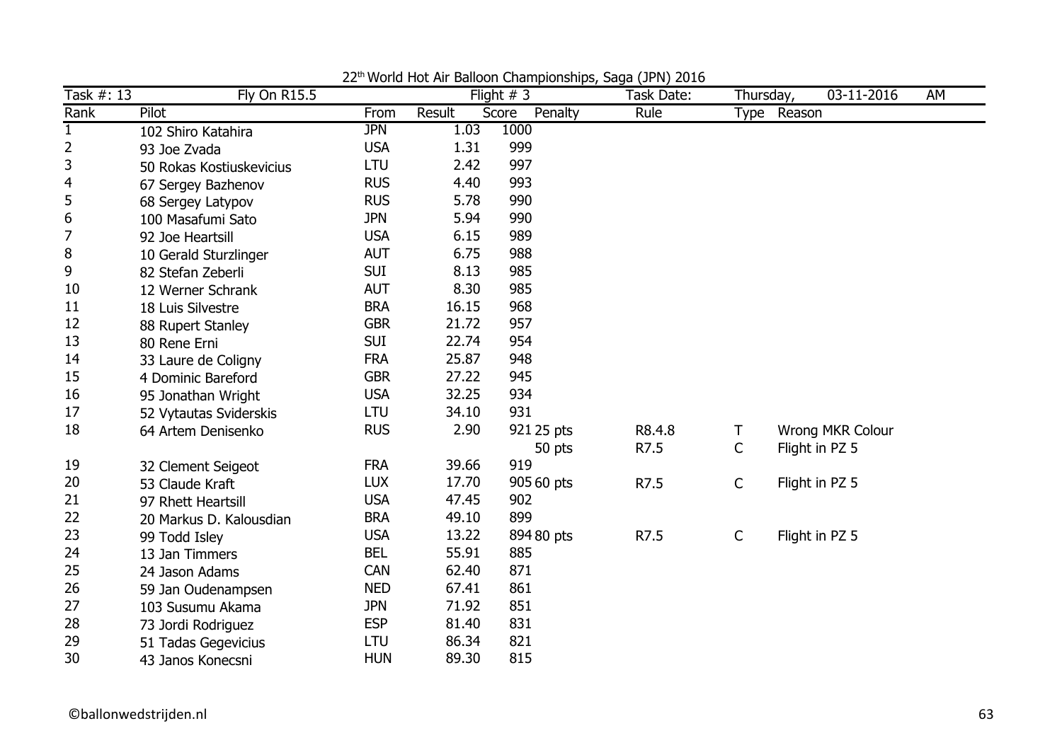22[th] World Hot Air Balloon Championships, Saga (JPN) 2016

| Task #: 13 | Fly On R15.5 | | | Flight # 3 | | Task Date: | Thursday, | 03-11-2016 AM |
|---|---|---|---|---|---|---|---|---|
| **Rank** | **Pilot** | **From** | **Result** | **Score** | **Penalty** | **Rule** | **Type** | **Reason** |
| 1 | 102 Shiro Katahira | JPN | 1.03 | 1000 | | | | |
| 2 | 93 Joe Zvada | USA | 1.31 | 999 | | | | |
| 3 | 50 Rokas Kostiuskevicius | LTU | 2.42 | 997 | | | | |
| 4 | 67 Sergey Bazhenov | RUS | 4.40 | 993 | | | | |
| 5 | 68 Sergey Latypov | RUS | 5.78 | 990 | | | | |
| 6 | 100 Masafumi Sato | JPN | 5.94 | 990 | | | | |
| 7 | 92 Joe Heartsill | USA | 6.15 | 989 | | | | |
| 8 | 10 Gerald Sturzlinger | AUT | 6.75 | 988 | | | | |
| 9 | 82 Stefan Zeberli | SUI | 8.13 | 985 | | | | |
| 10 | 12 Werner Schrank | AUT | 8.30 | 985 | | | | |
| 11 | 18 Luis Silvestre | BRA | 16.15 | 968 | | | | |
| 12 | 88 Rupert Stanley | GBR | 21.72 | 957 | | | | |
| 13 | 80 Rene Erni | SUI | 22.74 | 954 | | | | |
| 14 | 33 Laure de Coligny | FRA | 25.87 | 948 | | | | |
| 15 | 4 Dominic Bareford | GBR | 27.22 | 945 | | | | |
| 16 | 95 Jonathan Wright | USA | 32.25 | 934 | | | | |
| 17 | 52 Vytautas Sviderskis | LTU | 34.10 | 931 | | | | |
| 18 | 64 Artem Denisenko | RUS | 2.90 | 921 | 25 pts | R8.4.8 | T | Wrong MKR Colour |
| | | | | | 50 pts | R7.5 | C | Flight in PZ 5 |
| 19 | 32 Clement Seigeot | FRA | 39.66 | 919 | | | | |
| 20 | 53 Claude Kraft | LUX | 17.70 | 905 | 60 pts | R7.5 | C | Flight in PZ 5 |
| 21 | 97 Rhett Heartsill | USA | 47.45 | 902 | | | | |
| 22 | 20 Markus D. Kalousdian | BRA | 49.10 | 899 | | | | |
| 23 | 99 Todd Isley | USA | 13.22 | 894 | 80 pts | R7.5 | C | Flight in PZ 5 |
| 24 | 13 Jan Timmers | BEL | 55.91 | 885 | | | | |
| 25 | 24 Jason Adams | CAN | 62.40 | 871 | | | | |
| 26 | 59 Jan Oudenampsen | NED | 67.41 | 861 | | | | |
| 27 | 103 Susumu Akama | JPN | 71.92 | 851 | | | | |
| 28 | 73 Jordi Rodriguez | ESP | 81.40 | 831 | | | | |
| 29 | 51 Tadas Gegevicius | LTU | 86.34 | 821 | | | | |
| 30 | 43 Janos Konecsni | HUN | 89.30 | 815 | | | | |

©ballonwedstrijden.nl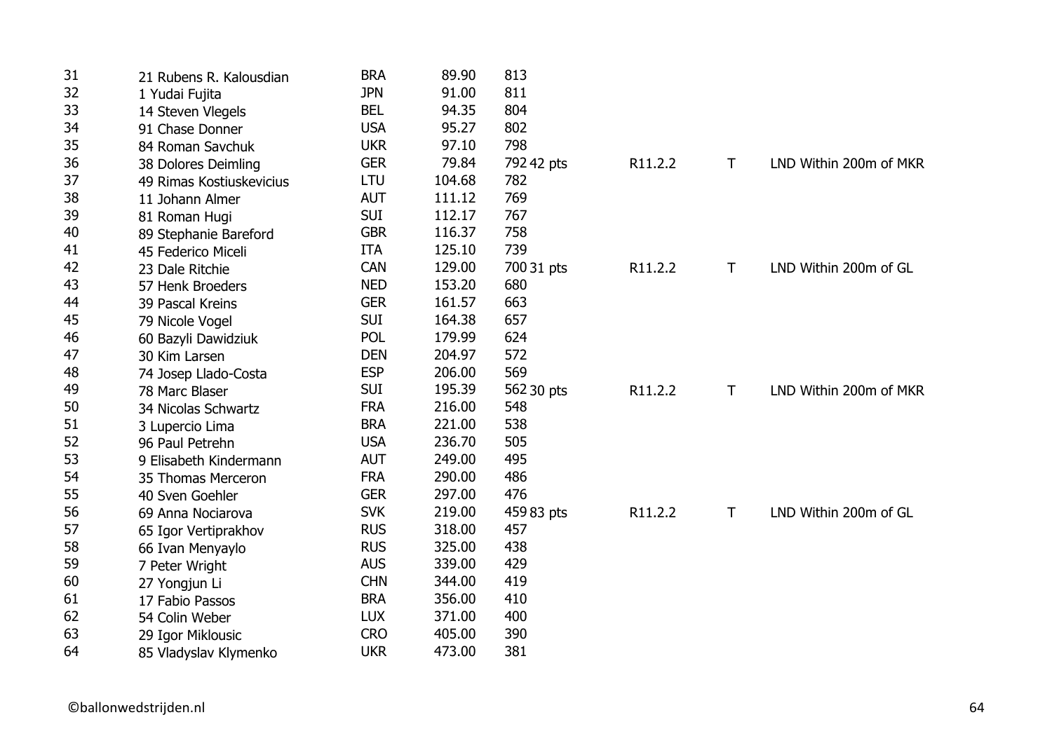| | | | | | | | |
|---|---|---|---|---|---|---|---|
| 31 | 21 Rubens R. Kalousdian | BRA | 89.90 | 813 | | | |
| 32 | 1 Yudai Fujita | JPN | 91.00 | 811 | | | |
| 33 | 14 Steven Vlegels | BEL | 94.35 | 804 | | | |
| 34 | 91 Chase Donner | USA | 95.27 | 802 | | | |
| 35 | 84 Roman Savchuk | UKR | 97.10 | 798 | | | |
| 36 | 38 Dolores Deimling | GER | 79.84 | 792 42 pts | R11.2.2 | T | LND Within 200m of MKR |
| 37 | 49 Rimas Kostiuskevicius | LTU | 104.68 | 782 | | | |
| 38 | 11 Johann Almer | AUT | 111.12 | 769 | | | |
| 39 | 81 Roman Hugi | SUI | 112.17 | 767 | | | |
| 40 | 89 Stephanie Bareford | GBR | 116.37 | 758 | | | |
| 41 | 45 Federico Miceli | ITA | 125.10 | 739 | | | |
| 42 | 23 Dale Ritchie | CAN | 129.00 | 700 31 pts | R11.2.2 | T | LND Within 200m of GL |
| 43 | 57 Henk Broeders | NED | 153.20 | 680 | | | |
| 44 | 39 Pascal Kreins | GER | 161.57 | 663 | | | |
| 45 | 79 Nicole Vogel | SUI | 164.38 | 657 | | | |
| 46 | 60 Bazyli Dawidziuk | POL | 179.99 | 624 | | | |
| 47 | 30 Kim Larsen | DEN | 204.97 | 572 | | | |
| 48 | 74 Josep Llado-Costa | ESP | 206.00 | 569 | | | |
| 49 | 78 Marc Blaser | SUI | 195.39 | 562 30 pts | R11.2.2 | T | LND Within 200m of MKR |
| 50 | 34 Nicolas Schwartz | FRA | 216.00 | 548 | | | |
| 51 | 3 Lupercio Lima | BRA | 221.00 | 538 | | | |
| 52 | 96 Paul Petrehn | USA | 236.70 | 505 | | | |
| 53 | 9 Elisabeth Kindermann | AUT | 249.00 | 495 | | | |
| 54 | 35 Thomas Merceron | FRA | 290.00 | 486 | | | |
| 55 | 40 Sven Goehler | GER | 297.00 | 476 | | | |
| 56 | 69 Anna Nociarova | SVK | 219.00 | 459 83 pts | R11.2.2 | T | LND Within 200m of GL |
| 57 | 65 Igor Vertiprakhov | RUS | 318.00 | 457 | | | |
| 58 | 66 Ivan Menyaylo | RUS | 325.00 | 438 | | | |
| 59 | 7 Peter Wright | AUS | 339.00 | 429 | | | |
| 60 | 27 Yongjun Li | CHN | 344.00 | 419 | | | |
| 61 | 17 Fabio Passos | BRA | 356.00 | 410 | | | |
| 62 | 54 Colin Weber | LUX | 371.00 | 400 | | | |
| 63 | 29 Igor Miklousic | CRO | 405.00 | 390 | | | |
| 64 | 85 Vladyslav Klymenko | UKR | 473.00 | 381 | | | |

©ballonwedstrijden.nl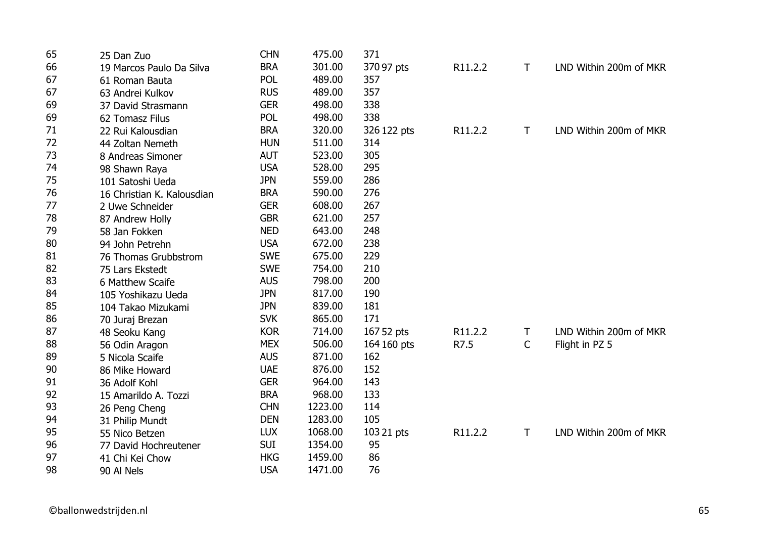| | | | | | | | |
|---|---|---|---|---|---|---|---|
| 65 | 25 Dan Zuo | CHN | 475.00 | 371 | | | |
| 66 | 19 Marcos Paulo Da Silva | BRA | 301.00 | 370 97 pts | R11.2.2 | T | LND Within 200m of MKR |
| 67 | 61 Roman Bauta | POL | 489.00 | 357 | | | |
| 67 | 63 Andrei Kulkov | RUS | 489.00 | 357 | | | |
| 69 | 37 David Strasmann | GER | 498.00 | 338 | | | |
| 69 | 62 Tomasz Filus | POL | 498.00 | 338 | | | |
| 71 | 22 Rui Kalousdian | BRA | 320.00 | 326 122 pts | R11.2.2 | T | LND Within 200m of MKR |
| 72 | 44 Zoltan Nemeth | HUN | 511.00 | 314 | | | |
| 73 | 8 Andreas Simoner | AUT | 523.00 | 305 | | | |
| 74 | 98 Shawn Raya | USA | 528.00 | 295 | | | |
| 75 | 101 Satoshi Ueda | JPN | 559.00 | 286 | | | |
| 76 | 16 Christian K. Kalousdian | BRA | 590.00 | 276 | | | |
| 77 | 2 Uwe Schneider | GER | 608.00 | 267 | | | |
| 78 | 87 Andrew Holly | GBR | 621.00 | 257 | | | |
| 79 | 58 Jan Fokken | NED | 643.00 | 248 | | | |
| 80 | 94 John Petrehn | USA | 672.00 | 238 | | | |
| 81 | 76 Thomas Grubbstrom | SWE | 675.00 | 229 | | | |
| 82 | 75 Lars Ekstedt | SWE | 754.00 | 210 | | | |
| 83 | 6 Matthew Scaife | AUS | 798.00 | 200 | | | |
| 84 | 105 Yoshikazu Ueda | JPN | 817.00 | 190 | | | |
| 85 | 104 Takao Mizukami | JPN | 839.00 | 181 | | | |
| 86 | 70 Juraj Brezan | SVK | 865.00 | 171 | | | |
| 87 | 48 Seoku Kang | KOR | 714.00 | 167 52 pts | R11.2.2 | T | LND Within 200m of MKR |
| 88 | 56 Odin Aragon | MEX | 506.00 | 164 160 pts | R7.5 | C | Flight in PZ 5 |
| 89 | 5 Nicola Scaife | AUS | 871.00 | 162 | | | |
| 90 | 86 Mike Howard | UAE | 876.00 | 152 | | | |
| 91 | 36 Adolf Kohl | GER | 964.00 | 143 | | | |
| 92 | 15 Amarildo A. Tozzi | BRA | 968.00 | 133 | | | |
| 93 | 26 Peng Cheng | CHN | 1223.00 | 114 | | | |
| 94 | 31 Philip Mundt | DEN | 1283.00 | 105 | | | |
| 95 | 55 Nico Betzen | LUX | 1068.00 | 103 21 pts | R11.2.2 | T | LND Within 200m of MKR |
| 96 | 77 David Hochreutener | SUI | 1354.00 | 95 | | | |
| 97 | 41 Chi Kei Chow | HKG | 1459.00 | 86 | | | |
| 98 | 90 Al Nels | USA | 1471.00 | 76 | | | |

©ballonwedstrijden.nl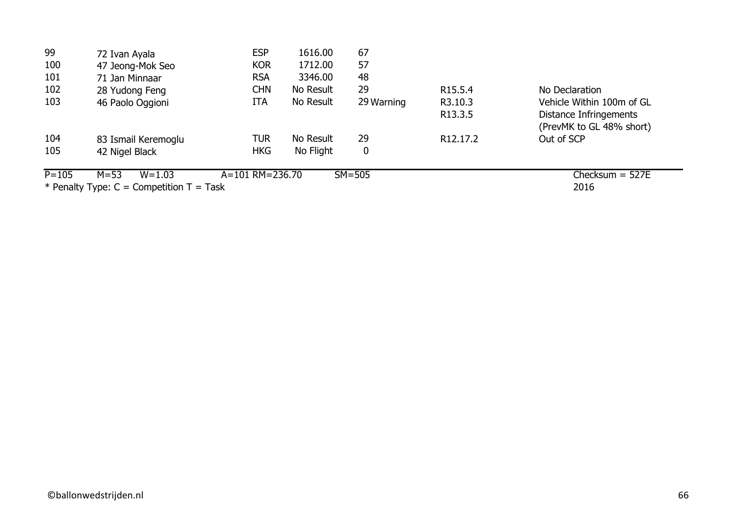| | | | | | | |
|---|---|---|---|---|---|---|
| 99 | 72 Ivan Ayala | ESP | 1616.00 | 67 | | |
| 100 | 47 Jeong-Mok Seo | KOR | 1712.00 | 57 | | |
| 101 | 71 Jan Minnaar | RSA | 3346.00 | 48 | | |
| 102 | 28 Yudong Feng | CHN | No Result | 29 | R15.5.4 | No Declaration |
| 103 | 46 Paolo Oggioni | ITA | No Result | 29 Warning | R3.10.3 | Vehicle Within 100m of GL |
| | | | | | R13.3.5 | Distance Infringements (PrevMK to GL 48% short) |
| 104 | 83 Ismail Keremoglu | TUR | No Result | 29 | R12.17.2 | Out of SCP |
| 105 | 42 Nigel Black | HKG | No Flight | 0 | | |

P=105 M=53 W=1.03 A=101 RM=236.70 SM=505 Checksum = 527E

* Penalty Type: C = Competition T = Task 2016

©ballonwedstrijden.nl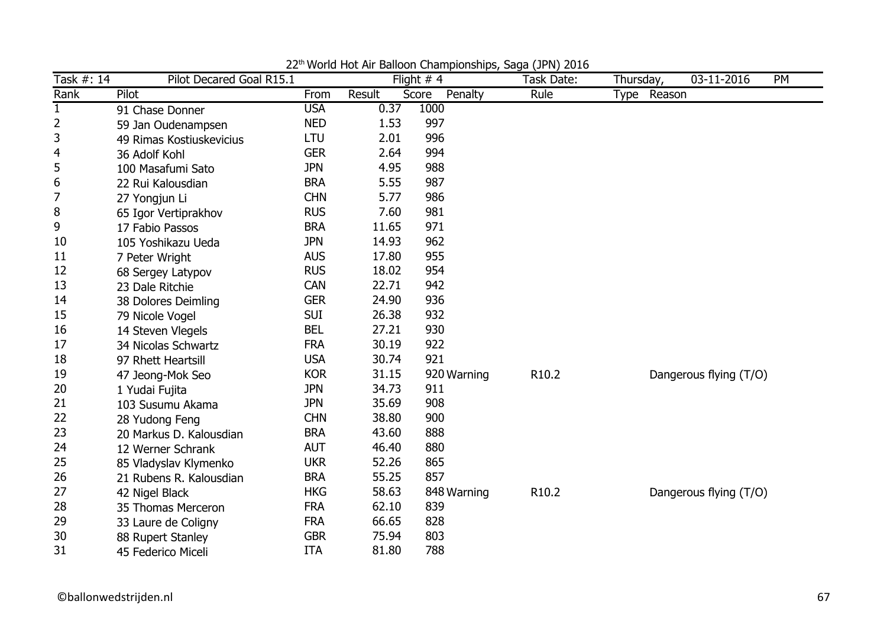22[th] World Hot Air Balloon Championships, Saga (JPN) 2016

| Task #: 14 | Pilot Decared Goal R15.1 | | | Flight # 4 | | Task Date: | Thursday, | 03-11-2016 PM |
|---|---|---|---|---|---|---|---|---|
| Rank | Pilot | From | Result | Score | Penalty | Rule | Type | Reason |
| 1 | 91 Chase Donner | USA | 0.37 | 1000 | | | | |
| 2 | 59 Jan Oudenampsen | NED | 1.53 | 997 | | | | |
| 3 | 49 Rimas Kostiuskevicius | LTU | 2.01 | 996 | | | | |
| 4 | 36 Adolf Kohl | GER | 2.64 | 994 | | | | |
| 5 | 100 Masafumi Sato | JPN | 4.95 | 988 | | | | |
| 6 | 22 Rui Kalousdian | BRA | 5.55 | 987 | | | | |
| 7 | 27 Yongjun Li | CHN | 5.77 | 986 | | | | |
| 8 | 65 Igor Vertiprakhov | RUS | 7.60 | 981 | | | | |
| 9 | 17 Fabio Passos | BRA | 11.65 | 971 | | | | |
| 10 | 105 Yoshikazu Ueda | JPN | 14.93 | 962 | | | | |
| 11 | 7 Peter Wright | AUS | 17.80 | 955 | | | | |
| 12 | 68 Sergey Latypov | RUS | 18.02 | 954 | | | | |
| 13 | 23 Dale Ritchie | CAN | 22.71 | 942 | | | | |
| 14 | 38 Dolores Deimling | GER | 24.90 | 936 | | | | |
| 15 | 79 Nicole Vogel | SUI | 26.38 | 932 | | | | |
| 16 | 14 Steven Vlegels | BEL | 27.21 | 930 | | | | |
| 17 | 34 Nicolas Schwartz | FRA | 30.19 | 922 | | | | |
| 18 | 97 Rhett Heartsill | USA | 30.74 | 921 | | | | |
| 19 | 47 Jeong-Mok Seo | KOR | 31.15 | 920 | Warning | R10.2 | | Dangerous flying (T/O) |
| 20 | 1 Yudai Fujita | JPN | 34.73 | 911 | | | | |
| 21 | 103 Susumu Akama | JPN | 35.69 | 908 | | | | |
| 22 | 28 Yudong Feng | CHN | 38.80 | 900 | | | | |
| 23 | 20 Markus D. Kalousdian | BRA | 43.60 | 888 | | | | |
| 24 | 12 Werner Schrank | AUT | 46.40 | 880 | | | | |
| 25 | 85 Vladyslav Klymenko | UKR | 52.26 | 865 | | | | |
| 26 | 21 Rubens R. Kalousdian | BRA | 55.25 | 857 | | | | |
| 27 | 42 Nigel Black | HKG | 58.63 | 848 | Warning | R10.2 | | Dangerous flying (T/O) |
| 28 | 35 Thomas Merceron | FRA | 62.10 | 839 | | | | |
| 29 | 33 Laure de Coligny | FRA | 66.65 | 828 | | | | |
| 30 | 88 Rupert Stanley | GBR | 75.94 | 803 | | | | |
| 31 | 45 Federico Miceli | ITA | 81.80 | 788 | | | | |

©ballonwedstrijden.nl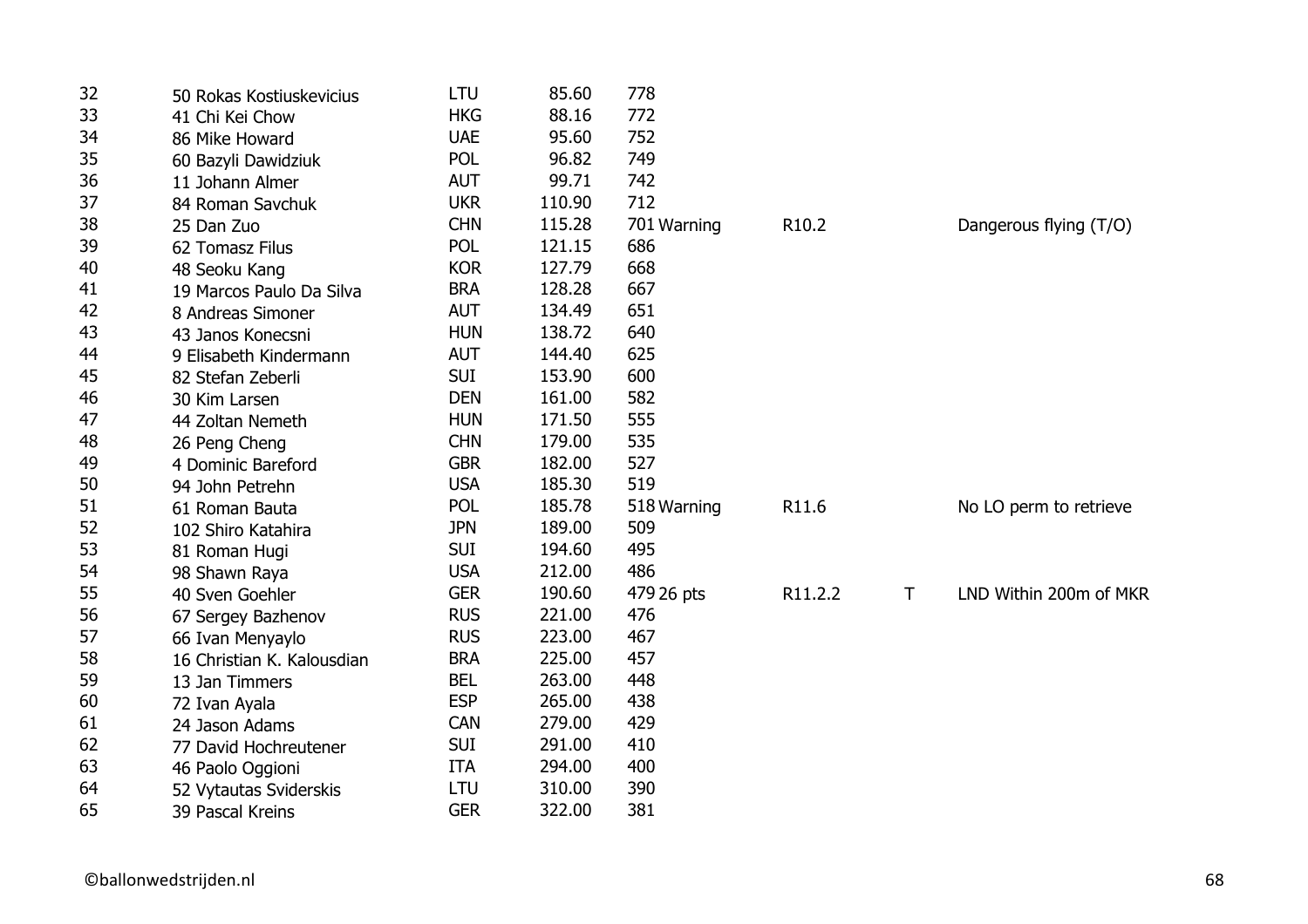| | | | | | | | |
|---|---|---|---|---|---|---|---|
| 32 | 50 Rokas Kostiuskevicius | LTU | 85.60 | 778 | | | |
| 33 | 41 Chi Kei Chow | HKG | 88.16 | 772 | | | |
| 34 | 86 Mike Howard | UAE | 95.60 | 752 | | | |
| 35 | 60 Bazyli Dawidziuk | POL | 96.82 | 749 | | | |
| 36 | 11 Johann Almer | AUT | 99.71 | 742 | | | |
| 37 | 84 Roman Savchuk | UKR | 110.90 | 712 | | | |
| 38 | 25 Dan Zuo | CHN | 115.28 | 701 Warning | R10.2 | | Dangerous flying (T/O) |
| 39 | 62 Tomasz Filus | POL | 121.15 | 686 | | | |
| 40 | 48 Seoku Kang | KOR | 127.79 | 668 | | | |
| 41 | 19 Marcos Paulo Da Silva | BRA | 128.28 | 667 | | | |
| 42 | 8 Andreas Simoner | AUT | 134.49 | 651 | | | |
| 43 | 43 Janos Konecsni | HUN | 138.72 | 640 | | | |
| 44 | 9 Elisabeth Kindermann | AUT | 144.40 | 625 | | | |
| 45 | 82 Stefan Zeberli | SUI | 153.90 | 600 | | | |
| 46 | 30 Kim Larsen | DEN | 161.00 | 582 | | | |
| 47 | 44 Zoltan Nemeth | HUN | 171.50 | 555 | | | |
| 48 | 26 Peng Cheng | CHN | 179.00 | 535 | | | |
| 49 | 4 Dominic Bareford | GBR | 182.00 | 527 | | | |
| 50 | 94 John Petrehn | USA | 185.30 | 519 | | | |
| 51 | 61 Roman Bauta | POL | 185.78 | 518 Warning | R11.6 | | No LO perm to retrieve |
| 52 | 102 Shiro Katahira | JPN | 189.00 | 509 | | | |
| 53 | 81 Roman Hugi | SUI | 194.60 | 495 | | | |
| 54 | 98 Shawn Raya | USA | 212.00 | 486 | | | |
| 55 | 40 Sven Goehler | GER | 190.60 | 479 26 pts | R11.2.2 | T | LND Within 200m of MKR |
| 56 | 67 Sergey Bazhenov | RUS | 221.00 | 476 | | | |
| 57 | 66 Ivan Menyaylo | RUS | 223.00 | 467 | | | |
| 58 | 16 Christian K. Kalousdian | BRA | 225.00 | 457 | | | |
| 59 | 13 Jan Timmers | BEL | 263.00 | 448 | | | |
| 60 | 72 Ivan Ayala | ESP | 265.00 | 438 | | | |
| 61 | 24 Jason Adams | CAN | 279.00 | 429 | | | |
| 62 | 77 David Hochreutener | SUI | 291.00 | 410 | | | |
| 63 | 46 Paolo Oggioni | ITA | 294.00 | 400 | | | |
| 64 | 52 Vytautas Sviderskis | LTU | 310.00 | 390 | | | |
| 65 | 39 Pascal Kreins | GER | 322.00 | 381 | | | |

©ballonwedstrijden.nl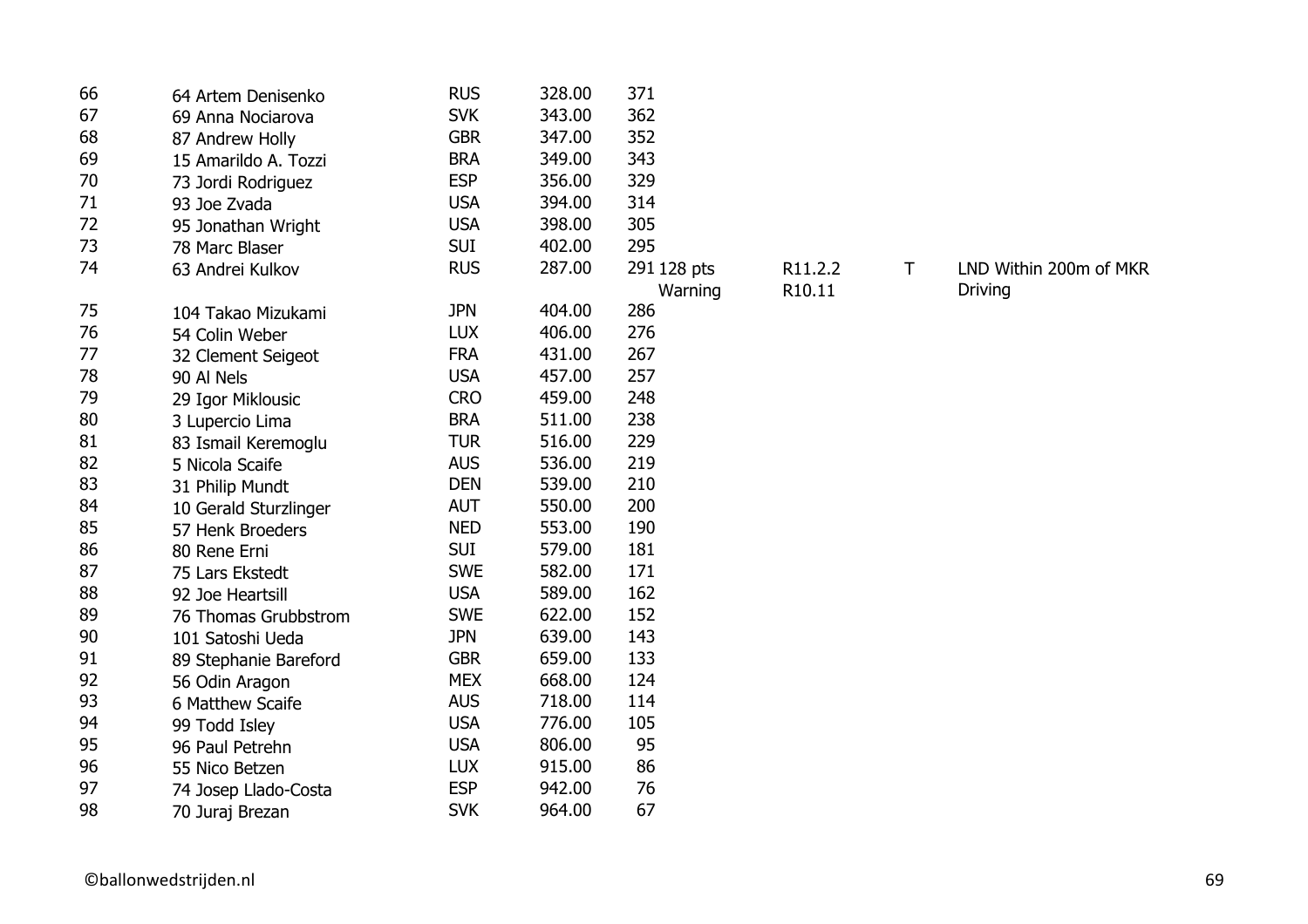| | | | | | | | | |
|---|---|---|---|---|---|---|---|---|
| 66 | 64 Artem Denisenko | RUS | 328.00 | 371 | | | | |
| 67 | 69 Anna Nociarova | SVK | 343.00 | 362 | | | | |
| 68 | 87 Andrew Holly | GBR | 347.00 | 352 | | | | |
| 69 | 15 Amarildo A. Tozzi | BRA | 349.00 | 343 | | | | |
| 70 | 73 Jordi Rodriguez | ESP | 356.00 | 329 | | | | |
| 71 | 93 Joe Zvada | USA | 394.00 | 314 | | | | |
| 72 | 95 Jonathan Wright | USA | 398.00 | 305 | | | | |
| 73 | 78 Marc Blaser | SUI | 402.00 | 295 | | | | |
| 74 | 63 Andrei Kulkov | RUS | 287.00 | 291 | 128 pts | R11.2.2 | T | LND Within 200m of MKR |
| | | | | | Warning | R10.11 | | Driving |
| 75 | 104 Takao Mizukami | JPN | 404.00 | 286 | | | | |
| 76 | 54 Colin Weber | LUX | 406.00 | 276 | | | | |
| 77 | 32 Clement Seigeot | FRA | 431.00 | 267 | | | | |
| 78 | 90 Al Nels | USA | 457.00 | 257 | | | | |
| 79 | 29 Igor Miklousic | CRO | 459.00 | 248 | | | | |
| 80 | 3 Lupercio Lima | BRA | 511.00 | 238 | | | | |
| 81 | 83 Ismail Keremoglu | TUR | 516.00 | 229 | | | | |
| 82 | 5 Nicola Scaife | AUS | 536.00 | 219 | | | | |
| 83 | 31 Philip Mundt | DEN | 539.00 | 210 | | | | |
| 84 | 10 Gerald Sturzlinger | AUT | 550.00 | 200 | | | | |
| 85 | 57 Henk Broeders | NED | 553.00 | 190 | | | | |
| 86 | 80 Rene Erni | SUI | 579.00 | 181 | | | | |
| 87 | 75 Lars Ekstedt | SWE | 582.00 | 171 | | | | |
| 88 | 92 Joe Heartsill | USA | 589.00 | 162 | | | | |
| 89 | 76 Thomas Grubbstrom | SWE | 622.00 | 152 | | | | |
| 90 | 101 Satoshi Ueda | JPN | 639.00 | 143 | | | | |
| 91 | 89 Stephanie Bareford | GBR | 659.00 | 133 | | | | |
| 92 | 56 Odin Aragon | MEX | 668.00 | 124 | | | | |
| 93 | 6 Matthew Scaife | AUS | 718.00 | 114 | | | | |
| 94 | 99 Todd Isley | USA | 776.00 | 105 | | | | |
| 95 | 96 Paul Petrehn | USA | 806.00 | 95 | | | | |
| 96 | 55 Nico Betzen | LUX | 915.00 | 86 | | | | |
| 97 | 74 Josep Llado-Costa | ESP | 942.00 | 76 | | | | |
| 98 | 70 Juraj Brezan | SVK | 964.00 | 67 | | | | |

©ballonwedstrijden.nl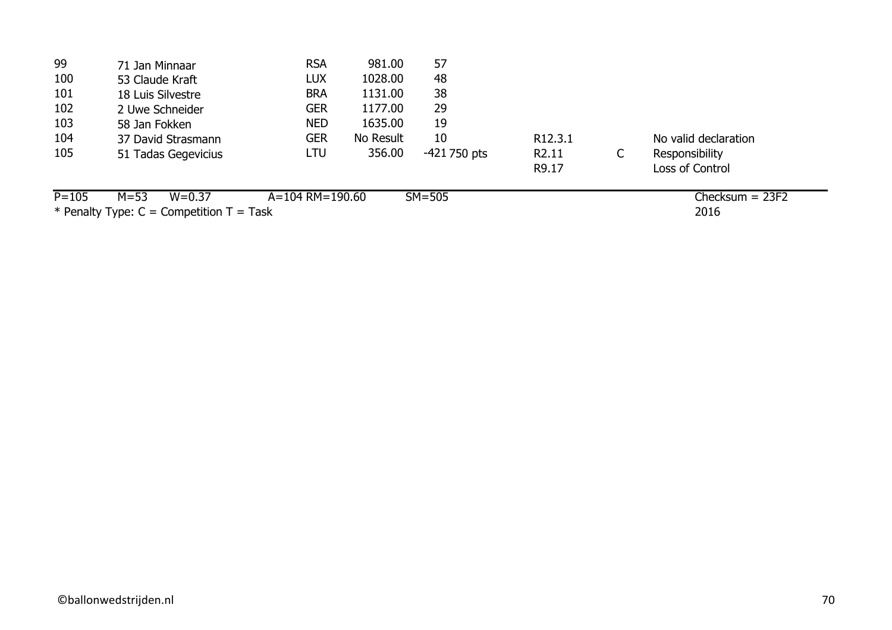| | | | | | | | | |
|---|---|---|---|---|---|---|---|---|
| 99 | 71 Jan Minnaar | RSA | 981.00 | 57 | | | | |
| 100 | 53 Claude Kraft | LUX | 1028.00 | 48 | | | | |
| 101 | 18 Luis Silvestre | BRA | 1131.00 | 38 | | | | |
| 102 | 2 Uwe Schneider | GER | 1177.00 | 29 | | | | |
| 103 | 58 Jan Fokken | NED | 1635.00 | 19 | | | | |
| 104 | 37 David Strasmann | GER | No Result | 10 | | R12.3.1 | | No valid declaration |
| 105 | 51 Tadas Gegevicius | LTU | 356.00 | -421 | 750 pts | R2.11 | C | Responsibility |
| | | | | | | R9.17 | | Loss of Control |

P=105  M=53  W=0.37  A=104 RM=190.60  SM=505  Checksum = 23F2

* Penalty Type: C = Competition T = Task  2016

©ballonwedstrijden.nl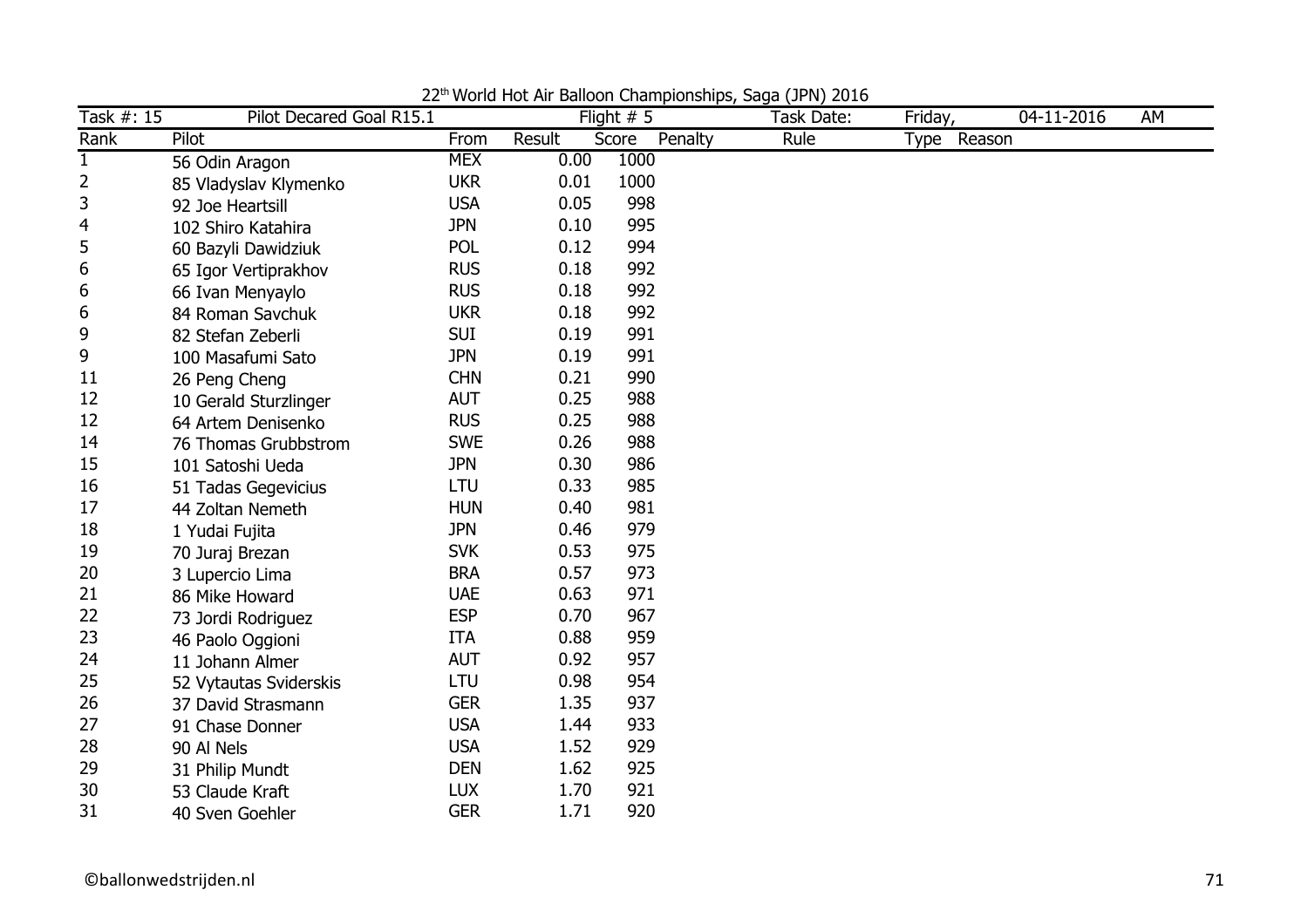22[th] World Hot Air Balloon Championships, Saga (JPN) 2016

| Task #: 15 | Pilot Decared Goal R15.1 | | | Flight # 5 | | Task Date: | Friday, | 04-11-2016 | AM |
|---|---|---|---|---|---|---|---|---|---|
| Rank | Pilot | From | Result | Score | Penalty | Rule | Type | Reason | |
| 1 | 56 Odin Aragon | MEX | 0.00 | 1000 | | | | | |
| 2 | 85 Vladyslav Klymenko | UKR | 0.01 | 1000 | | | | | |
| 3 | 92 Joe Heartsill | USA | 0.05 | 998 | | | | | |
| 4 | 102 Shiro Katahira | JPN | 0.10 | 995 | | | | | |
| 5 | 60 Bazyli Dawidziuk | POL | 0.12 | 994 | | | | | |
| 6 | 65 Igor Vertiprakhov | RUS | 0.18 | 992 | | | | | |
| 6 | 66 Ivan Menyaylo | RUS | 0.18 | 992 | | | | | |
| 6 | 84 Roman Savchuk | UKR | 0.18 | 992 | | | | | |
| 9 | 82 Stefan Zeberli | SUI | 0.19 | 991 | | | | | |
| 9 | 100 Masafumi Sato | JPN | 0.19 | 991 | | | | | |
| 11 | 26 Peng Cheng | CHN | 0.21 | 990 | | | | | |
| 12 | 10 Gerald Sturzlinger | AUT | 0.25 | 988 | | | | | |
| 12 | 64 Artem Denisenko | RUS | 0.25 | 988 | | | | | |
| 14 | 76 Thomas Grubbstrom | SWE | 0.26 | 988 | | | | | |
| 15 | 101 Satoshi Ueda | JPN | 0.30 | 986 | | | | | |
| 16 | 51 Tadas Gegevicius | LTU | 0.33 | 985 | | | | | |
| 17 | 44 Zoltan Nemeth | HUN | 0.40 | 981 | | | | | |
| 18 | 1 Yudai Fujita | JPN | 0.46 | 979 | | | | | |
| 19 | 70 Juraj Brezan | SVK | 0.53 | 975 | | | | | |
| 20 | 3 Lupercio Lima | BRA | 0.57 | 973 | | | | | |
| 21 | 86 Mike Howard | UAE | 0.63 | 971 | | | | | |
| 22 | 73 Jordi Rodriguez | ESP | 0.70 | 967 | | | | | |
| 23 | 46 Paolo Oggioni | ITA | 0.88 | 959 | | | | | |
| 24 | 11 Johann Almer | AUT | 0.92 | 957 | | | | | |
| 25 | 52 Vytautas Sviderskis | LTU | 0.98 | 954 | | | | | |
| 26 | 37 David Strasmann | GER | 1.35 | 937 | | | | | |
| 27 | 91 Chase Donner | USA | 1.44 | 933 | | | | | |
| 28 | 90 Al Nels | USA | 1.52 | 929 | | | | | |
| 29 | 31 Philip Mundt | DEN | 1.62 | 925 | | | | | |
| 30 | 53 Claude Kraft | LUX | 1.70 | 921 | | | | | |
| 31 | 40 Sven Goehler | GER | 1.71 | 920 | | | | | |

©ballonwedstrijden.nl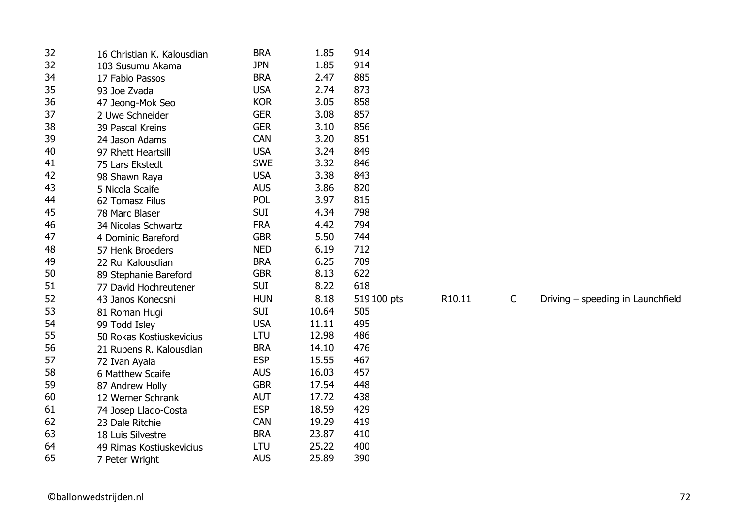| | | | | | | | | |
|---|---|---|---|---|---|---|---|---|
| 32 | 16 Christian K. Kalousdian | BRA | 1.85 | 914 | | | | |
| 32 | 103 Susumu Akama | JPN | 1.85 | 914 | | | | |
| 34 | 17 Fabio Passos | BRA | 2.47 | 885 | | | | |
| 35 | 93 Joe Zvada | USA | 2.74 | 873 | | | | |
| 36 | 47 Jeong-Mok Seo | KOR | 3.05 | 858 | | | | |
| 37 | 2 Uwe Schneider | GER | 3.08 | 857 | | | | |
| 38 | 39 Pascal Kreins | GER | 3.10 | 856 | | | | |
| 39 | 24 Jason Adams | CAN | 3.20 | 851 | | | | |
| 40 | 97 Rhett Heartsill | USA | 3.24 | 849 | | | | |
| 41 | 75 Lars Ekstedt | SWE | 3.32 | 846 | | | | |
| 42 | 98 Shawn Raya | USA | 3.38 | 843 | | | | |
| 43 | 5 Nicola Scaife | AUS | 3.86 | 820 | | | | |
| 44 | 62 Tomasz Filus | POL | 3.97 | 815 | | | | |
| 45 | 78 Marc Blaser | SUI | 4.34 | 798 | | | | |
| 46 | 34 Nicolas Schwartz | FRA | 4.42 | 794 | | | | |
| 47 | 4 Dominic Bareford | GBR | 5.50 | 744 | | | | |
| 48 | 57 Henk Broeders | NED | 6.19 | 712 | | | | |
| 49 | 22 Rui Kalousdian | BRA | 6.25 | 709 | | | | |
| 50 | 89 Stephanie Bareford | GBR | 8.13 | 622 | | | | |
| 51 | 77 David Hochreutener | SUI | 8.22 | 618 | | | | |
| 52 | 43 Janos Konecsni | HUN | 8.18 | 519 | 100 pts | R10.11 | C | Driving – speeding in Launchfield |
| 53 | 81 Roman Hugi | SUI | 10.64 | 505 | | | | |
| 54 | 99 Todd Isley | USA | 11.11 | 495 | | | | |
| 55 | 50 Rokas Kostiuskevicius | LTU | 12.98 | 486 | | | | |
| 56 | 21 Rubens R. Kalousdian | BRA | 14.10 | 476 | | | | |
| 57 | 72 Ivan Ayala | ESP | 15.55 | 467 | | | | |
| 58 | 6 Matthew Scaife | AUS | 16.03 | 457 | | | | |
| 59 | 87 Andrew Holly | GBR | 17.54 | 448 | | | | |
| 60 | 12 Werner Schrank | AUT | 17.72 | 438 | | | | |
| 61 | 74 Josep Llado-Costa | ESP | 18.59 | 429 | | | | |
| 62 | 23 Dale Ritchie | CAN | 19.29 | 419 | | | | |
| 63 | 18 Luis Silvestre | BRA | 23.87 | 410 | | | | |
| 64 | 49 Rimas Kostiuskevicius | LTU | 25.22 | 400 | | | | |
| 65 | 7 Peter Wright | AUS | 25.89 | 390 | | | | |

©ballonwedstrijden.nl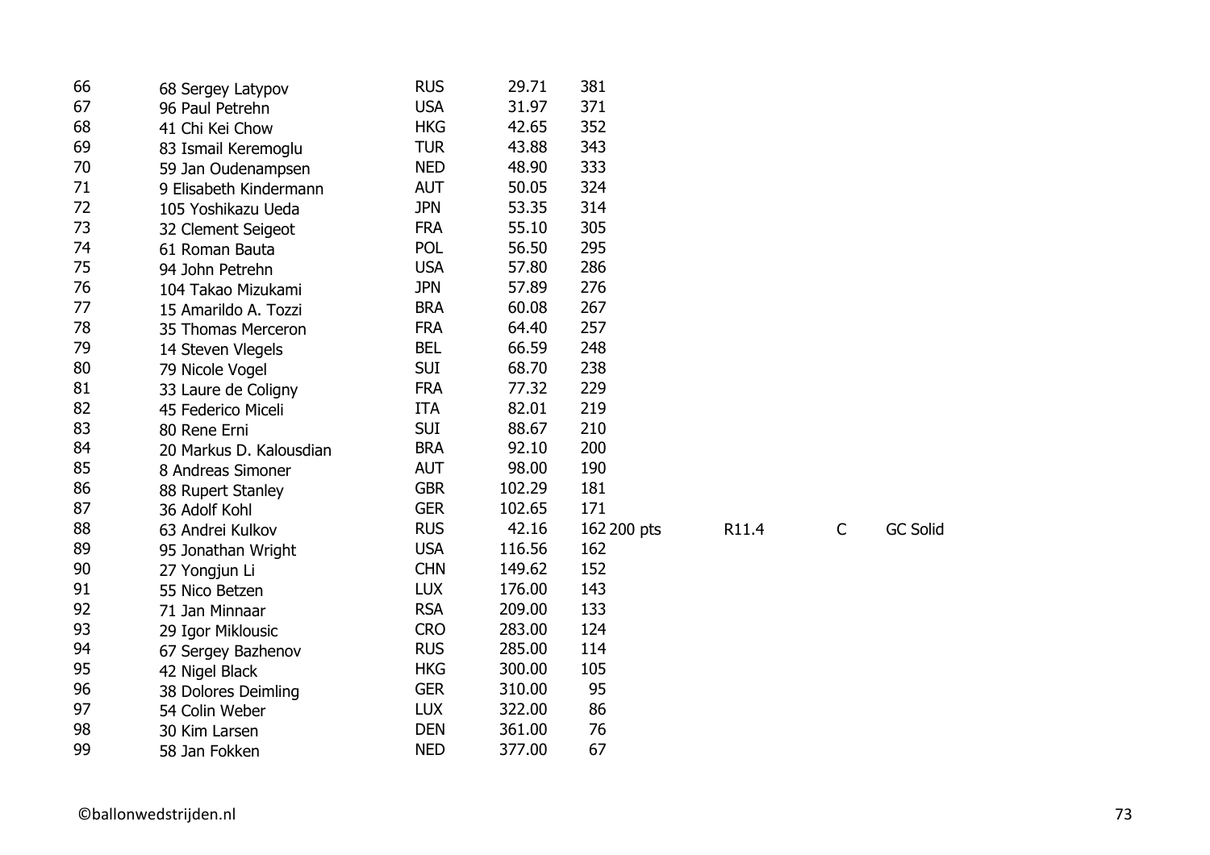| | | | | | | | |
|---|---|---|---|---|---|---|---|
| 66 | 68 Sergey Latypov | RUS | 29.71 | 381 | | | |
| 67 | 96 Paul Petrehn | USA | 31.97 | 371 | | | |
| 68 | 41 Chi Kei Chow | HKG | 42.65 | 352 | | | |
| 69 | 83 Ismail Keremoglu | TUR | 43.88 | 343 | | | |
| 70 | 59 Jan Oudenampsen | NED | 48.90 | 333 | | | |
| 71 | 9 Elisabeth Kindermann | AUT | 50.05 | 324 | | | |
| 72 | 105 Yoshikazu Ueda | JPN | 53.35 | 314 | | | |
| 73 | 32 Clement Seigeot | FRA | 55.10 | 305 | | | |
| 74 | 61 Roman Bauta | POL | 56.50 | 295 | | | |
| 75 | 94 John Petrehn | USA | 57.80 | 286 | | | |
| 76 | 104 Takao Mizukami | JPN | 57.89 | 276 | | | |
| 77 | 15 Amarildo A. Tozzi | BRA | 60.08 | 267 | | | |
| 78 | 35 Thomas Merceron | FRA | 64.40 | 257 | | | |
| 79 | 14 Steven Vlegels | BEL | 66.59 | 248 | | | |
| 80 | 79 Nicole Vogel | SUI | 68.70 | 238 | | | |
| 81 | 33 Laure de Coligny | FRA | 77.32 | 229 | | | |
| 82 | 45 Federico Miceli | ITA | 82.01 | 219 | | | |
| 83 | 80 Rene Erni | SUI | 88.67 | 210 | | | |
| 84 | 20 Markus D. Kalousdian | BRA | 92.10 | 200 | | | |
| 85 | 8 Andreas Simoner | AUT | 98.00 | 190 | | | |
| 86 | 88 Rupert Stanley | GBR | 102.29 | 181 | | | |
| 87 | 36 Adolf Kohl | GER | 102.65 | 171 | | | |
| 88 | 63 Andrei Kulkov | RUS | 42.16 | 162 200 pts | R11.4 | C | GC Solid |
| 89 | 95 Jonathan Wright | USA | 116.56 | 162 | | | |
| 90 | 27 Yongjun Li | CHN | 149.62 | 152 | | | |
| 91 | 55 Nico Betzen | LUX | 176.00 | 143 | | | |
| 92 | 71 Jan Minnaar | RSA | 209.00 | 133 | | | |
| 93 | 29 Igor Miklousic | CRO | 283.00 | 124 | | | |
| 94 | 67 Sergey Bazhenov | RUS | 285.00 | 114 | | | |
| 95 | 42 Nigel Black | HKG | 300.00 | 105 | | | |
| 96 | 38 Dolores Deimling | GER | 310.00 | 95 | | | |
| 97 | 54 Colin Weber | LUX | 322.00 | 86 | | | |
| 98 | 30 Kim Larsen | DEN | 361.00 | 76 | | | |
| 99 | 58 Jan Fokken | NED | 377.00 | 67 | | | |

©ballonwedstrijden.nl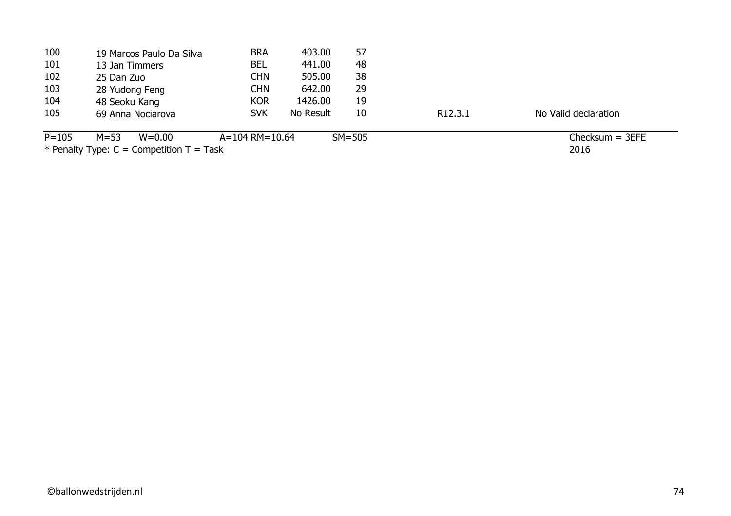| | | | | | | |
|---|---|---|---|---|---|---|
| 100 | 19 Marcos Paulo Da Silva | BRA | 403.00 | 57 | | |
| 101 | 13 Jan Timmers | BEL | 441.00 | 48 | | |
| 102 | 25 Dan Zuo | CHN | 505.00 | 38 | | |
| 103 | 28 Yudong Feng | CHN | 642.00 | 29 | | |
| 104 | 48 Seoku Kang | KOR | 1426.00 | 19 | | |
| 105 | 69 Anna Nociarova | SVK | No Result | 10 | R12.3.1 | No Valid declaration |

P=105 M=53 W=0.00 A=104 RM=10.64 SM=505 Checksum = 3EFE

* Penalty Type: C = Competition T = Task 2016

©ballonwedstrijden.nl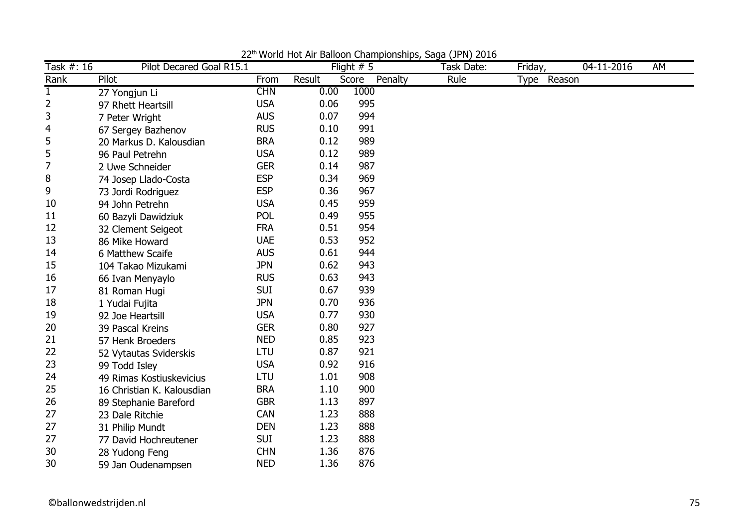22[th] World Hot Air Balloon Championships, Saga (JPN) 2016

| Task #: 16 | Pilot Decared Goal R15.1 | | Flight # 5 | | | Task Date: | Friday, | 04-11-2016 | AM |
|---|---|---|---|---|---|---|---|---|---|
| Rank | Pilot | From | Result | Score | Penalty | Rule | Type | Reason | |
| 1 | 27 Yongjun Li | CHN | 0.00 | 1000 | | | | | |
| 2 | 97 Rhett Heartsill | USA | 0.06 | 995 | | | | | |
| 3 | 7 Peter Wright | AUS | 0.07 | 994 | | | | | |
| 4 | 67 Sergey Bazhenov | RUS | 0.10 | 991 | | | | | |
| 5 | 20 Markus D. Kalousdian | BRA | 0.12 | 989 | | | | | |
| 5 | 96 Paul Petrehn | USA | 0.12 | 989 | | | | | |
| 7 | 2 Uwe Schneider | GER | 0.14 | 987 | | | | | |
| 8 | 74 Josep Llado-Costa | ESP | 0.34 | 969 | | | | | |
| 9 | 73 Jordi Rodriguez | ESP | 0.36 | 967 | | | | | |
| 10 | 94 John Petrehn | USA | 0.45 | 959 | | | | | |
| 11 | 60 Bazyli Dawidziuk | POL | 0.49 | 955 | | | | | |
| 12 | 32 Clement Seigeot | FRA | 0.51 | 954 | | | | | |
| 13 | 86 Mike Howard | UAE | 0.53 | 952 | | | | | |
| 14 | 6 Matthew Scaife | AUS | 0.61 | 944 | | | | | |
| 15 | 104 Takao Mizukami | JPN | 0.62 | 943 | | | | | |
| 16 | 66 Ivan Menyaylo | RUS | 0.63 | 943 | | | | | |
| 17 | 81 Roman Hugi | SUI | 0.67 | 939 | | | | | |
| 18 | 1 Yudai Fujita | JPN | 0.70 | 936 | | | | | |
| 19 | 92 Joe Heartsill | USA | 0.77 | 930 | | | | | |
| 20 | 39 Pascal Kreins | GER | 0.80 | 927 | | | | | |
| 21 | 57 Henk Broeders | NED | 0.85 | 923 | | | | | |
| 22 | 52 Vytautas Sviderskis | LTU | 0.87 | 921 | | | | | |
| 23 | 99 Todd Isley | USA | 0.92 | 916 | | | | | |
| 24 | 49 Rimas Kostiuskevicius | LTU | 1.01 | 908 | | | | | |
| 25 | 16 Christian K. Kalousdian | BRA | 1.10 | 900 | | | | | |
| 26 | 89 Stephanie Bareford | GBR | 1.13 | 897 | | | | | |
| 27 | 23 Dale Ritchie | CAN | 1.23 | 888 | | | | | |
| 27 | 31 Philip Mundt | DEN | 1.23 | 888 | | | | | |
| 27 | 77 David Hochreutener | SUI | 1.23 | 888 | | | | | |
| 30 | 28 Yudong Feng | CHN | 1.36 | 876 | | | | | |
| 30 | 59 Jan Oudenampsen | NED | 1.36 | 876 | | | | | |

©ballonwedstrijden.nl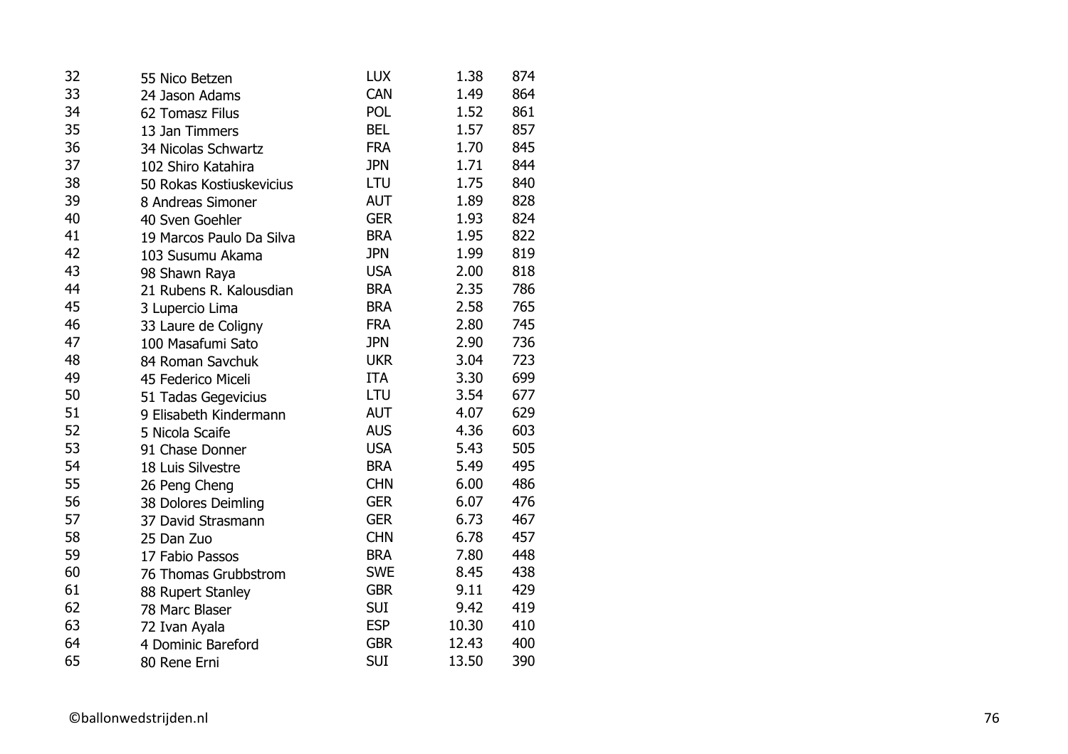| | | | | |
|---|---|---|---|---|
| 32 | 55 Nico Betzen | LUX | 1.38 | 874 |
| 33 | 24 Jason Adams | CAN | 1.49 | 864 |
| 34 | 62 Tomasz Filus | POL | 1.52 | 861 |
| 35 | 13 Jan Timmers | BEL | 1.57 | 857 |
| 36 | 34 Nicolas Schwartz | FRA | 1.70 | 845 |
| 37 | 102 Shiro Katahira | JPN | 1.71 | 844 |
| 38 | 50 Rokas Kostiuskevicius | LTU | 1.75 | 840 |
| 39 | 8 Andreas Simoner | AUT | 1.89 | 828 |
| 40 | 40 Sven Goehler | GER | 1.93 | 824 |
| 41 | 19 Marcos Paulo Da Silva | BRA | 1.95 | 822 |
| 42 | 103 Susumu Akama | JPN | 1.99 | 819 |
| 43 | 98 Shawn Raya | USA | 2.00 | 818 |
| 44 | 21 Rubens R. Kalousdian | BRA | 2.35 | 786 |
| 45 | 3 Lupercio Lima | BRA | 2.58 | 765 |
| 46 | 33 Laure de Coligny | FRA | 2.80 | 745 |
| 47 | 100 Masafumi Sato | JPN | 2.90 | 736 |
| 48 | 84 Roman Savchuk | UKR | 3.04 | 723 |
| 49 | 45 Federico Miceli | ITA | 3.30 | 699 |
| 50 | 51 Tadas Gegevicius | LTU | 3.54 | 677 |
| 51 | 9 Elisabeth Kindermann | AUT | 4.07 | 629 |
| 52 | 5 Nicola Scaife | AUS | 4.36 | 603 |
| 53 | 91 Chase Donner | USA | 5.43 | 505 |
| 54 | 18 Luis Silvestre | BRA | 5.49 | 495 |
| 55 | 26 Peng Cheng | CHN | 6.00 | 486 |
| 56 | 38 Dolores Deimling | GER | 6.07 | 476 |
| 57 | 37 David Strasmann | GER | 6.73 | 467 |
| 58 | 25 Dan Zuo | CHN | 6.78 | 457 |
| 59 | 17 Fabio Passos | BRA | 7.80 | 448 |
| 60 | 76 Thomas Grubbstrom | SWE | 8.45 | 438 |
| 61 | 88 Rupert Stanley | GBR | 9.11 | 429 |
| 62 | 78 Marc Blaser | SUI | 9.42 | 419 |
| 63 | 72 Ivan Ayala | ESP | 10.30 | 410 |
| 64 | 4 Dominic Bareford | GBR | 12.43 | 400 |
| 65 | 80 Rene Erni | SUI | 13.50 | 390 |

©ballonwedstrijden.nl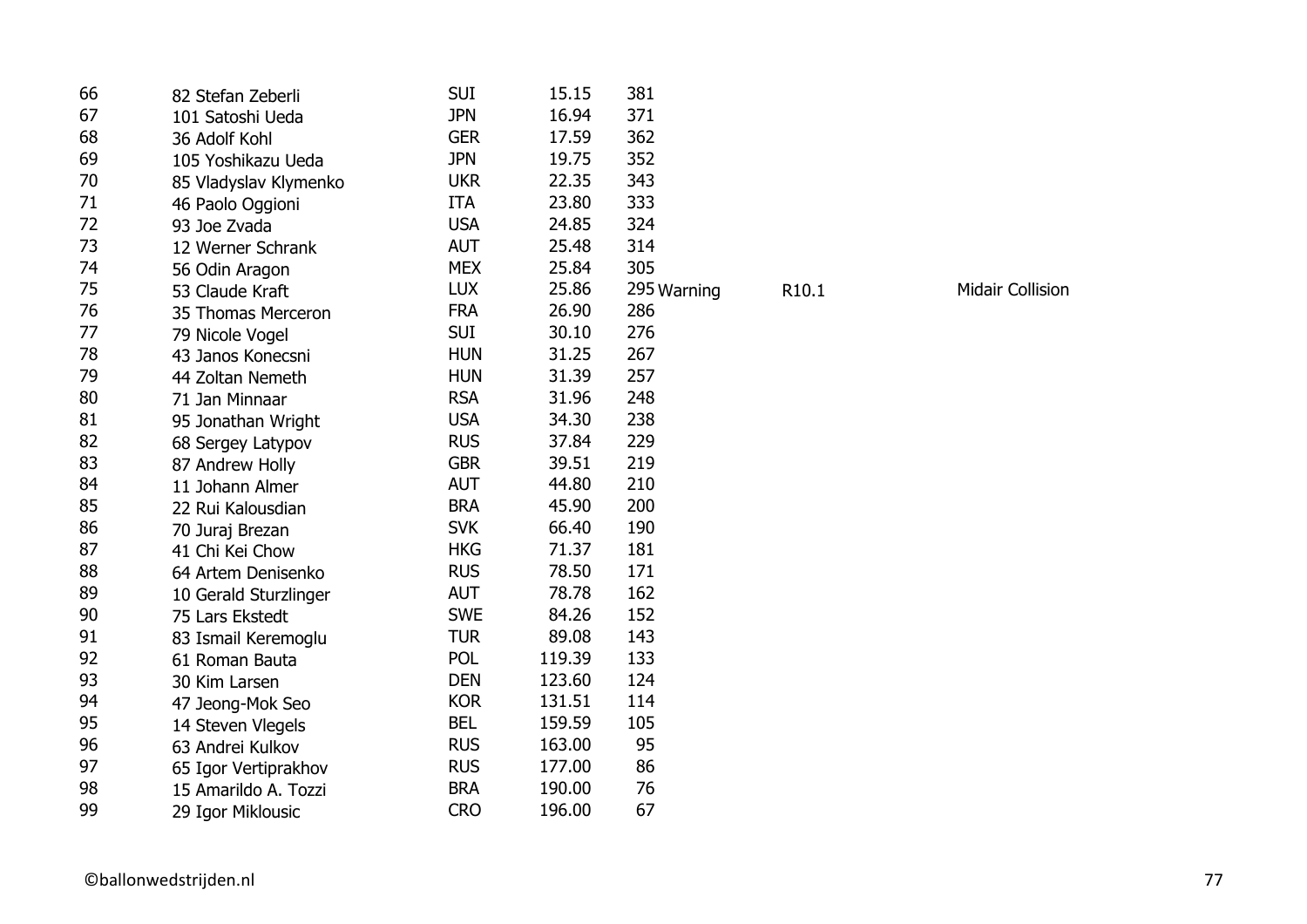| | | | | | | | |
|---|---|---|---|---|---|---|---|
| 66 | 82 Stefan Zeberli | SUI | 15.15 | 381 | | | |
| 67 | 101 Satoshi Ueda | JPN | 16.94 | 371 | | | |
| 68 | 36 Adolf Kohl | GER | 17.59 | 362 | | | |
| 69 | 105 Yoshikazu Ueda | JPN | 19.75 | 352 | | | |
| 70 | 85 Vladyslav Klymenko | UKR | 22.35 | 343 | | | |
| 71 | 46 Paolo Oggioni | ITA | 23.80 | 333 | | | |
| 72 | 93 Joe Zvada | USA | 24.85 | 324 | | | |
| 73 | 12 Werner Schrank | AUT | 25.48 | 314 | | | |
| 74 | 56 Odin Aragon | MEX | 25.84 | 305 | | | |
| 75 | 53 Claude Kraft | LUX | 25.86 | 295 | Warning | R10.1 | Midair Collision |
| 76 | 35 Thomas Merceron | FRA | 26.90 | 286 | | | |
| 77 | 79 Nicole Vogel | SUI | 30.10 | 276 | | | |
| 78 | 43 Janos Konecsni | HUN | 31.25 | 267 | | | |
| 79 | 44 Zoltan Nemeth | HUN | 31.39 | 257 | | | |
| 80 | 71 Jan Minnaar | RSA | 31.96 | 248 | | | |
| 81 | 95 Jonathan Wright | USA | 34.30 | 238 | | | |
| 82 | 68 Sergey Latypov | RUS | 37.84 | 229 | | | |
| 83 | 87 Andrew Holly | GBR | 39.51 | 219 | | | |
| 84 | 11 Johann Almer | AUT | 44.80 | 210 | | | |
| 85 | 22 Rui Kalousdian | BRA | 45.90 | 200 | | | |
| 86 | 70 Juraj Brezan | SVK | 66.40 | 190 | | | |
| 87 | 41 Chi Kei Chow | HKG | 71.37 | 181 | | | |
| 88 | 64 Artem Denisenko | RUS | 78.50 | 171 | | | |
| 89 | 10 Gerald Sturzlinger | AUT | 78.78 | 162 | | | |
| 90 | 75 Lars Ekstedt | SWE | 84.26 | 152 | | | |
| 91 | 83 Ismail Keremoglu | TUR | 89.08 | 143 | | | |
| 92 | 61 Roman Bauta | POL | 119.39 | 133 | | | |
| 93 | 30 Kim Larsen | DEN | 123.60 | 124 | | | |
| 94 | 47 Jeong-Mok Seo | KOR | 131.51 | 114 | | | |
| 95 | 14 Steven Vlegels | BEL | 159.59 | 105 | | | |
| 96 | 63 Andrei Kulkov | RUS | 163.00 | 95 | | | |
| 97 | 65 Igor Vertiprakhov | RUS | 177.00 | 86 | | | |
| 98 | 15 Amarildo A. Tozzi | BRA | 190.00 | 76 | | | |
| 99 | 29 Igor Miklousic | CRO | 196.00 | 67 | | | |

©ballonwedstrijden.nl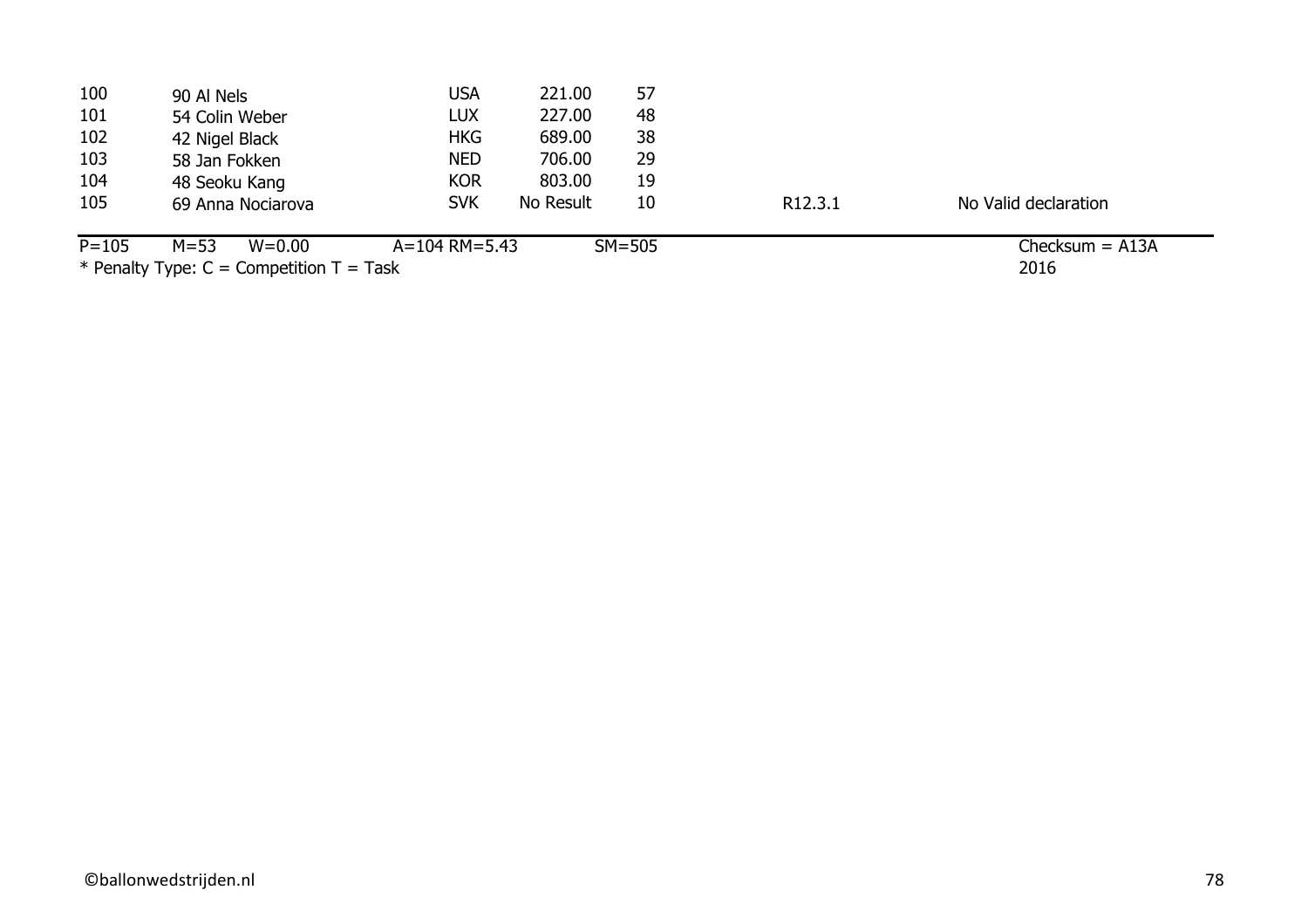| | | | | | | |
|---|---|---|---|---|---|---|
| 100 | 90 Al Nels | USA | 221.00 | 57 | | |
| 101 | 54 Colin Weber | LUX | 227.00 | 48 | | |
| 102 | 42 Nigel Black | HKG | 689.00 | 38 | | |
| 103 | 58 Jan Fokken | NED | 706.00 | 29 | | |
| 104 | 48 Seoku Kang | KOR | 803.00 | 19 | | |
| 105 | 69 Anna Nociarova | SVK | No Result | 10 | R12.3.1 | No Valid declaration |

P=105 M=53 W=0.00 A=104 RM=5.43 SM=505 Checksum = A13A

* Penalty Type: C = Competition T = Task 2016

©ballonwedstrijden.nl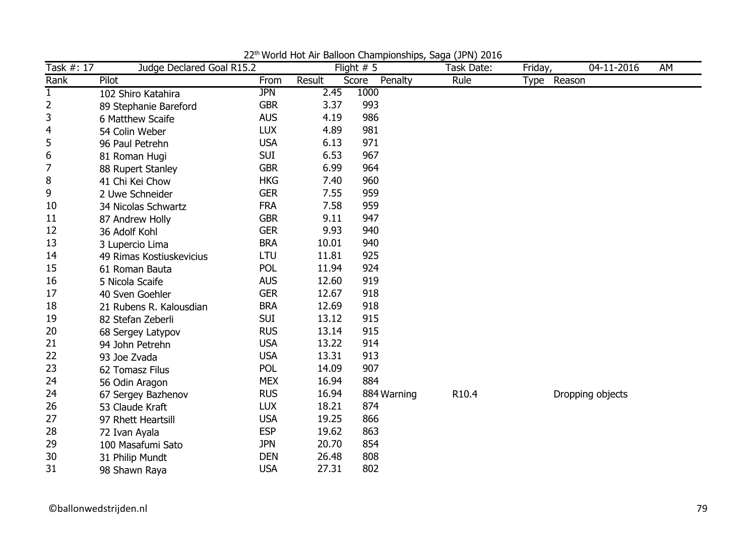22[th] World Hot Air Balloon Championships, Saga (JPN) 2016

| Task #: 17 | Judge Declared Goal R15.2 | | | Flight # 5 | | Task Date: | Friday, | 04-11-2016 | AM |
|---|---|---|---|---|---|---|---|---|---|
| **Rank** | **Pilot** | **From** | **Result** | **Score** | **Penalty** | **Rule** | **Type** | **Reason** | |
| 1 | 102 Shiro Katahira | JPN | 2.45 | 1000 | | | | | |
| 2 | 89 Stephanie Bareford | GBR | 3.37 | 993 | | | | | |
| 3 | 6 Matthew Scaife | AUS | 4.19 | 986 | | | | | |
| 4 | 54 Colin Weber | LUX | 4.89 | 981 | | | | | |
| 5 | 96 Paul Petrehn | USA | 6.13 | 971 | | | | | |
| 6 | 81 Roman Hugi | SUI | 6.53 | 967 | | | | | |
| 7 | 88 Rupert Stanley | GBR | 6.99 | 964 | | | | | |
| 8 | 41 Chi Kei Chow | HKG | 7.40 | 960 | | | | | |
| 9 | 2 Uwe Schneider | GER | 7.55 | 959 | | | | | |
| 10 | 34 Nicolas Schwartz | FRA | 7.58 | 959 | | | | | |
| 11 | 87 Andrew Holly | GBR | 9.11 | 947 | | | | | |
| 12 | 36 Adolf Kohl | GER | 9.93 | 940 | | | | | |
| 13 | 3 Lupercio Lima | BRA | 10.01 | 940 | | | | | |
| 14 | 49 Rimas Kostiuskevicius | LTU | 11.81 | 925 | | | | | |
| 15 | 61 Roman Bauta | POL | 11.94 | 924 | | | | | |
| 16 | 5 Nicola Scaife | AUS | 12.60 | 919 | | | | | |
| 17 | 40 Sven Goehler | GER | 12.67 | 918 | | | | | |
| 18 | 21 Rubens R. Kalousdian | BRA | 12.69 | 918 | | | | | |
| 19 | 82 Stefan Zeberli | SUI | 13.12 | 915 | | | | | |
| 20 | 68 Sergey Latypov | RUS | 13.14 | 915 | | | | | |
| 21 | 94 John Petrehn | USA | 13.22 | 914 | | | | | |
| 22 | 93 Joe Zvada | USA | 13.31 | 913 | | | | | |
| 23 | 62 Tomasz Filus | POL | 14.09 | 907 | | | | | |
| 24 | 56 Odin Aragon | MEX | 16.94 | 884 | | | | | |
| 24 | 67 Sergey Bazhenov | RUS | 16.94 | 884 | Warning | R10.4 | | Dropping objects | |
| 26 | 53 Claude Kraft | LUX | 18.21 | 874 | | | | | |
| 27 | 97 Rhett Heartsill | USA | 19.25 | 866 | | | | | |
| 28 | 72 Ivan Ayala | ESP | 19.62 | 863 | | | | | |
| 29 | 100 Masafumi Sato | JPN | 20.70 | 854 | | | | | |
| 30 | 31 Philip Mundt | DEN | 26.48 | 808 | | | | | |
| 31 | 98 Shawn Raya | USA | 27.31 | 802 | | | | | |

©ballonwedstrijden.nl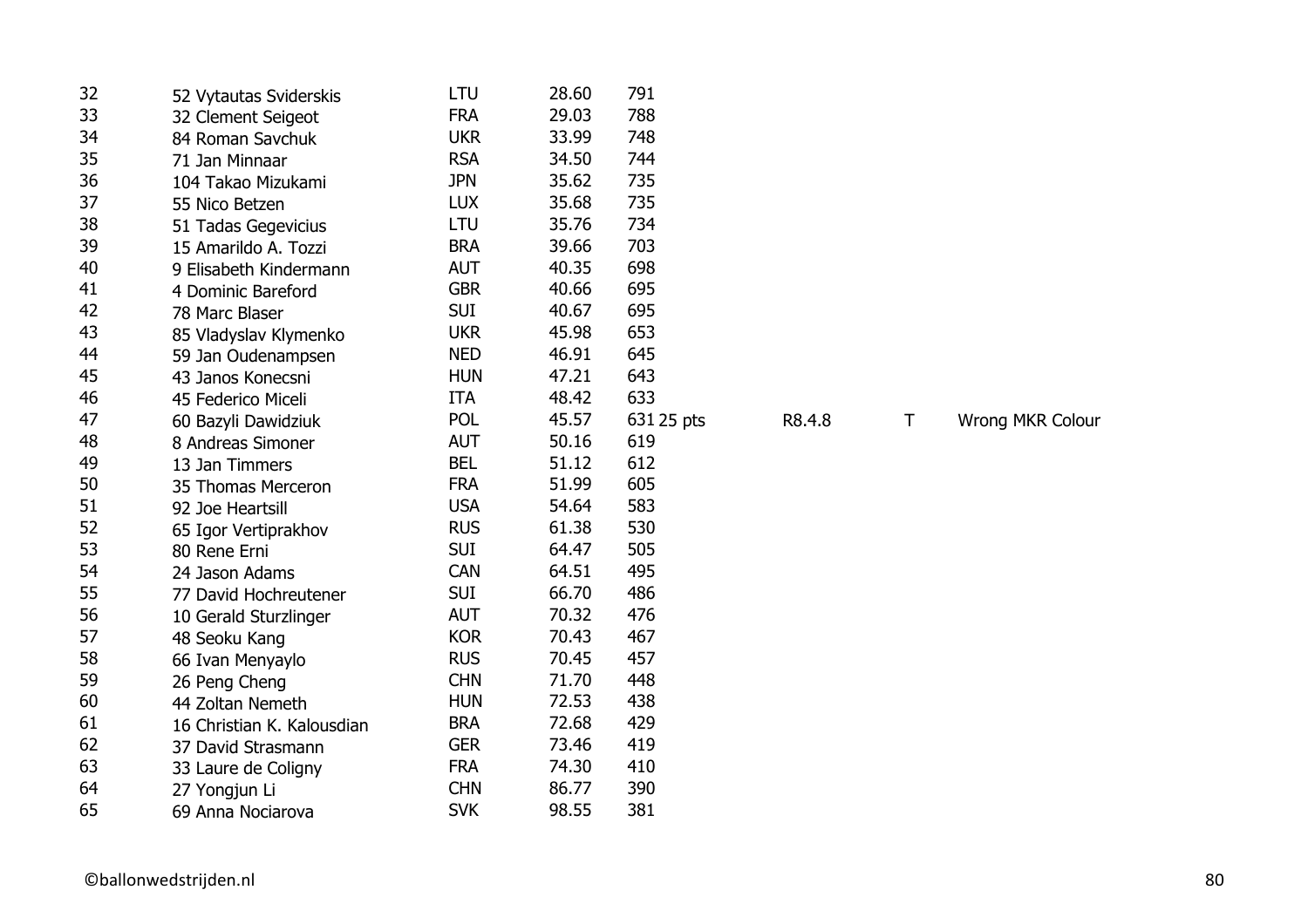| | | | | | | | | |
|---|---|---|---|---|---|---|---|---|
| 32 | 52 Vytautas Sviderskis | LTU | 28.60 | 791 | | | | |
| 33 | 32 Clement Seigeot | FRA | 29.03 | 788 | | | | |
| 34 | 84 Roman Savchuk | UKR | 33.99 | 748 | | | | |
| 35 | 71 Jan Minnaar | RSA | 34.50 | 744 | | | | |
| 36 | 104 Takao Mizukami | JPN | 35.62 | 735 | | | | |
| 37 | 55 Nico Betzen | LUX | 35.68 | 735 | | | | |
| 38 | 51 Tadas Gegevicius | LTU | 35.76 | 734 | | | | |
| 39 | 15 Amarildo A. Tozzi | BRA | 39.66 | 703 | | | | |
| 40 | 9 Elisabeth Kindermann | AUT | 40.35 | 698 | | | | |
| 41 | 4 Dominic Bareford | GBR | 40.66 | 695 | | | | |
| 42 | 78 Marc Blaser | SUI | 40.67 | 695 | | | | |
| 43 | 85 Vladyslav Klymenko | UKR | 45.98 | 653 | | | | |
| 44 | 59 Jan Oudenampsen | NED | 46.91 | 645 | | | | |
| 45 | 43 Janos Konecsni | HUN | 47.21 | 643 | | | | |
| 46 | 45 Federico Miceli | ITA | 48.42 | 633 | | | | |
| 47 | 60 Bazyli Dawidziuk | POL | 45.57 | 631 | 25 pts | R8.4.8 | T | Wrong MKR Colour |
| 48 | 8 Andreas Simoner | AUT | 50.16 | 619 | | | | |
| 49 | 13 Jan Timmers | BEL | 51.12 | 612 | | | | |
| 50 | 35 Thomas Merceron | FRA | 51.99 | 605 | | | | |
| 51 | 92 Joe Heartsill | USA | 54.64 | 583 | | | | |
| 52 | 65 Igor Vertiprakhov | RUS | 61.38 | 530 | | | | |
| 53 | 80 Rene Erni | SUI | 64.47 | 505 | | | | |
| 54 | 24 Jason Adams | CAN | 64.51 | 495 | | | | |
| 55 | 77 David Hochreutener | SUI | 66.70 | 486 | | | | |
| 56 | 10 Gerald Sturzlinger | AUT | 70.32 | 476 | | | | |
| 57 | 48 Seoku Kang | KOR | 70.43 | 467 | | | | |
| 58 | 66 Ivan Menyaylo | RUS | 70.45 | 457 | | | | |
| 59 | 26 Peng Cheng | CHN | 71.70 | 448 | | | | |
| 60 | 44 Zoltan Nemeth | HUN | 72.53 | 438 | | | | |
| 61 | 16 Christian K. Kalousdian | BRA | 72.68 | 429 | | | | |
| 62 | 37 David Strasmann | GER | 73.46 | 419 | | | | |
| 63 | 33 Laure de Coligny | FRA | 74.30 | 410 | | | | |
| 64 | 27 Yongjun Li | CHN | 86.77 | 390 | | | | |
| 65 | 69 Anna Nociarova | SVK | 98.55 | 381 | | | | |

©ballonwedstrijden.nl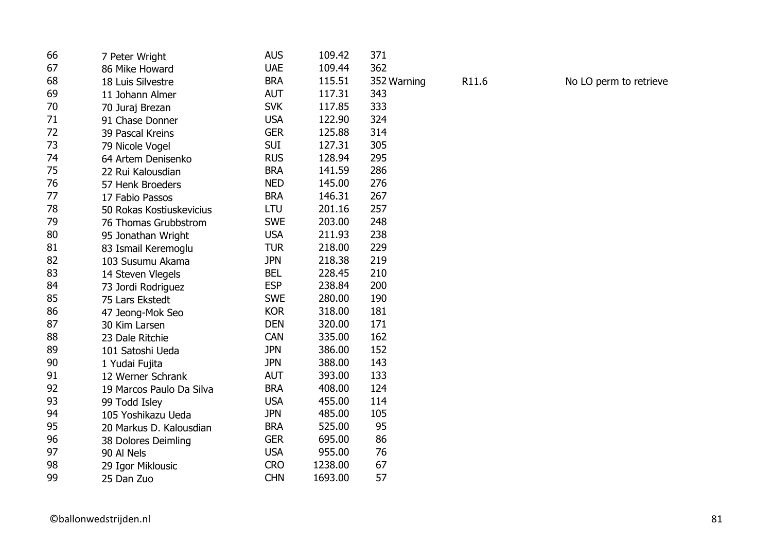| | | | | | | | |
|---|---|---|---|---|---|---|---|
| 66 | 7 Peter Wright | AUS | 109.42 | 371 | | | |
| 67 | 86 Mike Howard | UAE | 109.44 | 362 | | | |
| 68 | 18 Luis Silvestre | BRA | 115.51 | 352 | Warning | R11.6 | No LO perm to retrieve |
| 69 | 11 Johann Almer | AUT | 117.31 | 343 | | | |
| 70 | 70 Juraj Brezan | SVK | 117.85 | 333 | | | |
| 71 | 91 Chase Donner | USA | 122.90 | 324 | | | |
| 72 | 39 Pascal Kreins | GER | 125.88 | 314 | | | |
| 73 | 79 Nicole Vogel | SUI | 127.31 | 305 | | | |
| 74 | 64 Artem Denisenko | RUS | 128.94 | 295 | | | |
| 75 | 22 Rui Kalousdian | BRA | 141.59 | 286 | | | |
| 76 | 57 Henk Broeders | NED | 145.00 | 276 | | | |
| 77 | 17 Fabio Passos | BRA | 146.31 | 267 | | | |
| 78 | 50 Rokas Kostiuskevicius | LTU | 201.16 | 257 | | | |
| 79 | 76 Thomas Grubbstrom | SWE | 203.00 | 248 | | | |
| 80 | 95 Jonathan Wright | USA | 211.93 | 238 | | | |
| 81 | 83 Ismail Keremoglu | TUR | 218.00 | 229 | | | |
| 82 | 103 Susumu Akama | JPN | 218.38 | 219 | | | |
| 83 | 14 Steven Vlegels | BEL | 228.45 | 210 | | | |
| 84 | 73 Jordi Rodriguez | ESP | 238.84 | 200 | | | |
| 85 | 75 Lars Ekstedt | SWE | 280.00 | 190 | | | |
| 86 | 47 Jeong-Mok Seo | KOR | 318.00 | 181 | | | |
| 87 | 30 Kim Larsen | DEN | 320.00 | 171 | | | |
| 88 | 23 Dale Ritchie | CAN | 335.00 | 162 | | | |
| 89 | 101 Satoshi Ueda | JPN | 386.00 | 152 | | | |
| 90 | 1 Yudai Fujita | JPN | 388.00 | 143 | | | |
| 91 | 12 Werner Schrank | AUT | 393.00 | 133 | | | |
| 92 | 19 Marcos Paulo Da Silva | BRA | 408.00 | 124 | | | |
| 93 | 99 Todd Isley | USA | 455.00 | 114 | | | |
| 94 | 105 Yoshikazu Ueda | JPN | 485.00 | 105 | | | |
| 95 | 20 Markus D. Kalousdian | BRA | 525.00 | 95 | | | |
| 96 | 38 Dolores Deimling | GER | 695.00 | 86 | | | |
| 97 | 90 Al Nels | USA | 955.00 | 76 | | | |
| 98 | 29 Igor Miklousic | CRO | 1238.00 | 67 | | | |
| 99 | 25 Dan Zuo | CHN | 1693.00 | 57 | | | |

©ballonwedstrijden.nl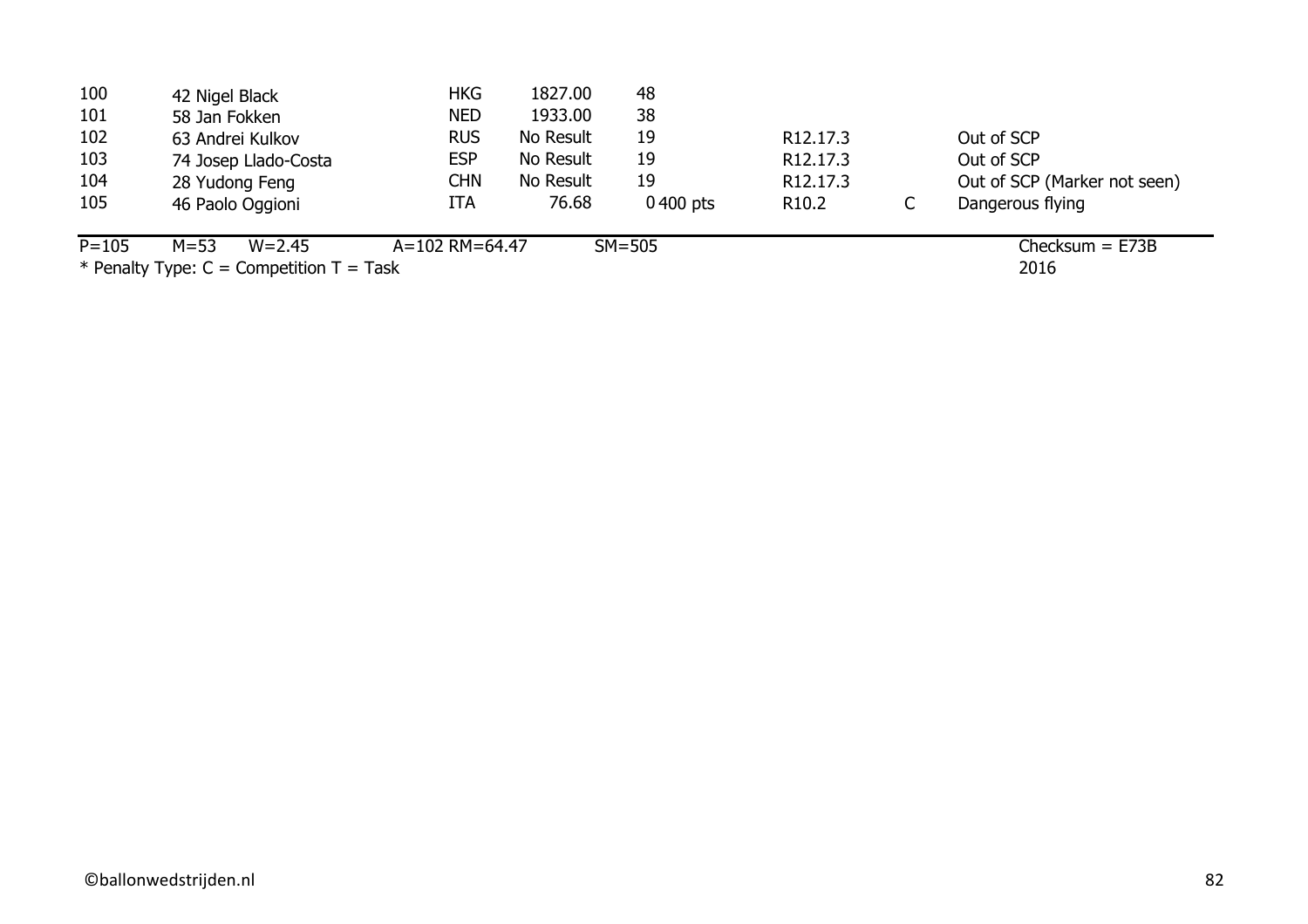| | | | | | | | |
|---|---|---|---|---|---|---|---|
| 100 | 42 Nigel Black | HKG | 1827.00 | 48 | | | |
| 101 | 58 Jan Fokken | NED | 1933.00 | 38 | | | |
| 102 | 63 Andrei Kulkov | RUS | No Result | 19 | R12.17.3 | | Out of SCP |
| 103 | 74 Josep Llado-Costa | ESP | No Result | 19 | R12.17.3 | | Out of SCP |
| 104 | 28 Yudong Feng | CHN | No Result | 19 | R12.17.3 | | Out of SCP (Marker not seen) |
| 105 | 46 Paolo Oggioni | ITA | 76.68 | 0 400 pts | R10.2 | C | Dangerous flying |

P=105 M=53 W=2.45 A=102 RM=64.47 SM=505 Checksum = E73B

* Penalty Type: C = Competition T = Task 2016

©ballonwedstrijden.nl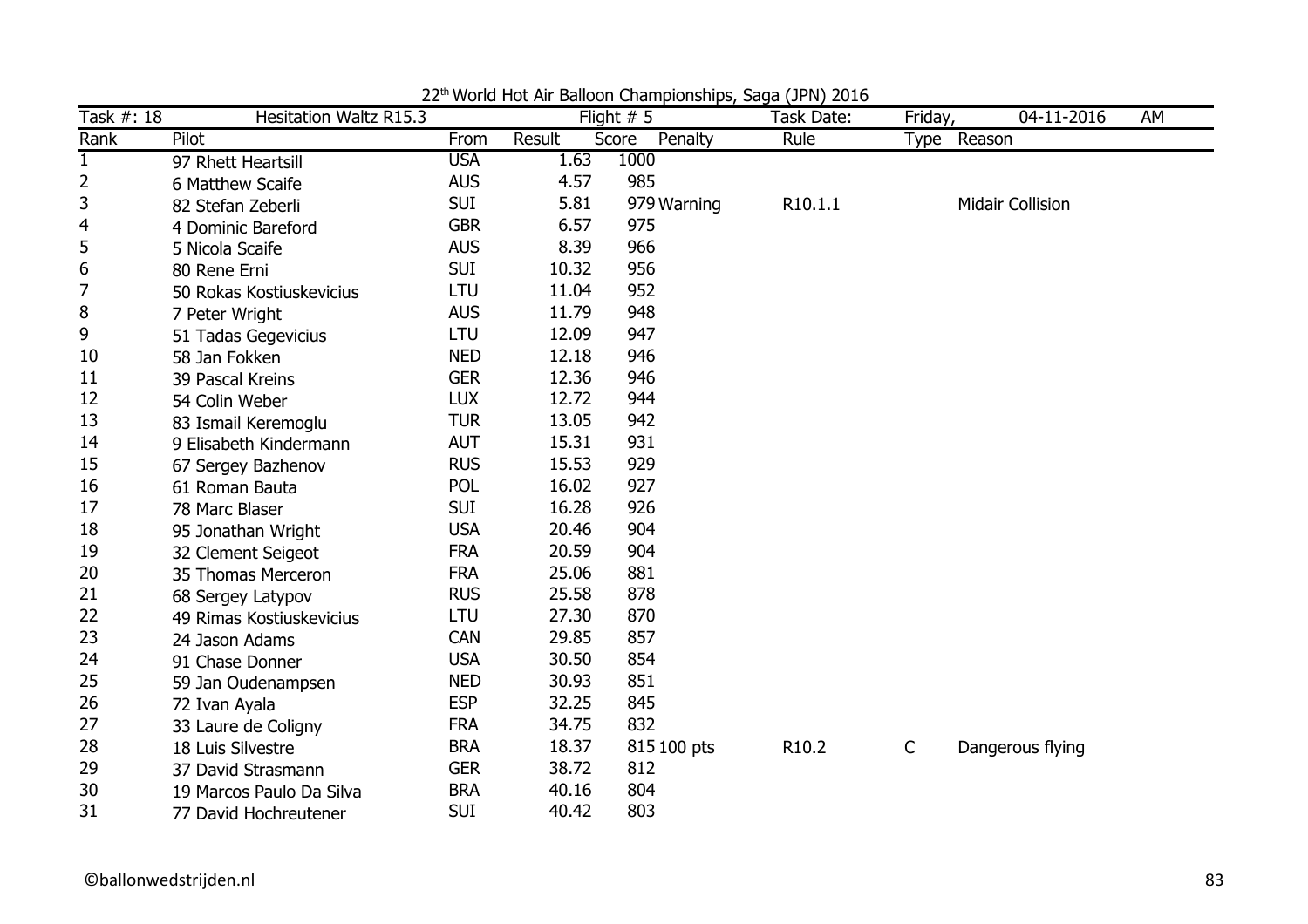22[th] World Hot Air Balloon Championships, Saga (JPN) 2016

| Task #: 18 | Hesitation Waltz R15.3 | | Flight # 5 | | | Task Date: | Friday, | 04-11-2016 | AM |
|---|---|---|---|---|---|---|---|---|---|
| Rank | Pilot | From | Result | Score | Penalty | Rule | Type | Reason | |
| 1 | 97 Rhett Heartsill | USA | 1.63 | 1000 | | | | | |
| 2 | 6 Matthew Scaife | AUS | 4.57 | 985 | | | | | |
| 3 | 82 Stefan Zeberli | SUI | 5.81 | 979 | Warning | R10.1.1 | | Midair Collision | |
| 4 | 4 Dominic Bareford | GBR | 6.57 | 975 | | | | | |
| 5 | 5 Nicola Scaife | AUS | 8.39 | 966 | | | | | |
| 6 | 80 Rene Erni | SUI | 10.32 | 956 | | | | | |
| 7 | 50 Rokas Kostiuskevicius | LTU | 11.04 | 952 | | | | | |
| 8 | 7 Peter Wright | AUS | 11.79 | 948 | | | | | |
| 9 | 51 Tadas Gegevicius | LTU | 12.09 | 947 | | | | | |
| 10 | 58 Jan Fokken | NED | 12.18 | 946 | | | | | |
| 11 | 39 Pascal Kreins | GER | 12.36 | 946 | | | | | |
| 12 | 54 Colin Weber | LUX | 12.72 | 944 | | | | | |
| 13 | 83 Ismail Keremoglu | TUR | 13.05 | 942 | | | | | |
| 14 | 9 Elisabeth Kindermann | AUT | 15.31 | 931 | | | | | |
| 15 | 67 Sergey Bazhenov | RUS | 15.53 | 929 | | | | | |
| 16 | 61 Roman Bauta | POL | 16.02 | 927 | | | | | |
| 17 | 78 Marc Blaser | SUI | 16.28 | 926 | | | | | |
| 18 | 95 Jonathan Wright | USA | 20.46 | 904 | | | | | |
| 19 | 32 Clement Seigeot | FRA | 20.59 | 904 | | | | | |
| 20 | 35 Thomas Merceron | FRA | 25.06 | 881 | | | | | |
| 21 | 68 Sergey Latypov | RUS | 25.58 | 878 | | | | | |
| 22 | 49 Rimas Kostiuskevicius | LTU | 27.30 | 870 | | | | | |
| 23 | 24 Jason Adams | CAN | 29.85 | 857 | | | | | |
| 24 | 91 Chase Donner | USA | 30.50 | 854 | | | | | |
| 25 | 59 Jan Oudenampsen | NED | 30.93 | 851 | | | | | |
| 26 | 72 Ivan Ayala | ESP | 32.25 | 845 | | | | | |
| 27 | 33 Laure de Coligny | FRA | 34.75 | 832 | | | | | |
| 28 | 18 Luis Silvestre | BRA | 18.37 | 815 | 100 pts | R10.2 | C | Dangerous flying | |
| 29 | 37 David Strasmann | GER | 38.72 | 812 | | | | | |
| 30 | 19 Marcos Paulo Da Silva | BRA | 40.16 | 804 | | | | | |
| 31 | 77 David Hochreutener | SUI | 40.42 | 803 | | | | | |

©ballonwedstrijden.nl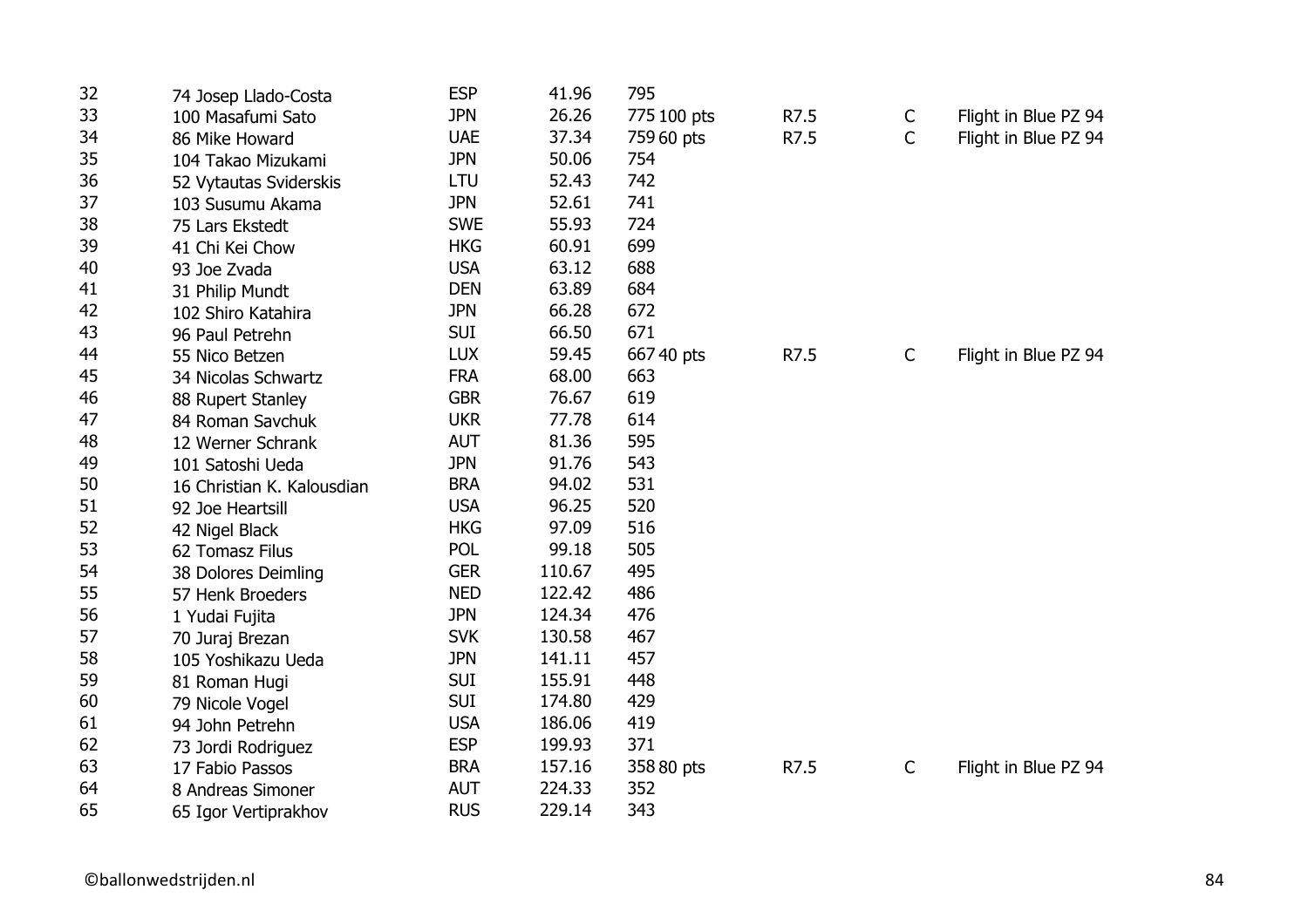| | | | | | | | |
|---|---|---|---|---|---|---|---|
| 32 | 74 Josep Llado-Costa | ESP | 41.96 | 795 | | | |
| 33 | 100 Masafumi Sato | JPN | 26.26 | 775 100 pts | R7.5 | C | Flight in Blue PZ 94 |
| 34 | 86 Mike Howard | UAE | 37.34 | 759 60 pts | R7.5 | C | Flight in Blue PZ 94 |
| 35 | 104 Takao Mizukami | JPN | 50.06 | 754 | | | |
| 36 | 52 Vytautas Sviderskis | LTU | 52.43 | 742 | | | |
| 37 | 103 Susumu Akama | JPN | 52.61 | 741 | | | |
| 38 | 75 Lars Ekstedt | SWE | 55.93 | 724 | | | |
| 39 | 41 Chi Kei Chow | HKG | 60.91 | 699 | | | |
| 40 | 93 Joe Zvada | USA | 63.12 | 688 | | | |
| 41 | 31 Philip Mundt | DEN | 63.89 | 684 | | | |
| 42 | 102 Shiro Katahira | JPN | 66.28 | 672 | | | |
| 43 | 96 Paul Petrehn | SUI | 66.50 | 671 | | | |
| 44 | 55 Nico Betzen | LUX | 59.45 | 667 40 pts | R7.5 | C | Flight in Blue PZ 94 |
| 45 | 34 Nicolas Schwartz | FRA | 68.00 | 663 | | | |
| 46 | 88 Rupert Stanley | GBR | 76.67 | 619 | | | |
| 47 | 84 Roman Savchuk | UKR | 77.78 | 614 | | | |
| 48 | 12 Werner Schrank | AUT | 81.36 | 595 | | | |
| 49 | 101 Satoshi Ueda | JPN | 91.76 | 543 | | | |
| 50 | 16 Christian K. Kalousdian | BRA | 94.02 | 531 | | | |
| 51 | 92 Joe Heartsill | USA | 96.25 | 520 | | | |
| 52 | 42 Nigel Black | HKG | 97.09 | 516 | | | |
| 53 | 62 Tomasz Filus | POL | 99.18 | 505 | | | |
| 54 | 38 Dolores Deimling | GER | 110.67 | 495 | | | |
| 55 | 57 Henk Broeders | NED | 122.42 | 486 | | | |
| 56 | 1 Yudai Fujita | JPN | 124.34 | 476 | | | |
| 57 | 70 Juraj Brezan | SVK | 130.58 | 467 | | | |
| 58 | 105 Yoshikazu Ueda | JPN | 141.11 | 457 | | | |
| 59 | 81 Roman Hugi | SUI | 155.91 | 448 | | | |
| 60 | 79 Nicole Vogel | SUI | 174.80 | 429 | | | |
| 61 | 94 John Petrehn | USA | 186.06 | 419 | | | |
| 62 | 73 Jordi Rodriguez | ESP | 199.93 | 371 | | | |
| 63 | 17 Fabio Passos | BRA | 157.16 | 358 80 pts | R7.5 | C | Flight in Blue PZ 94 |
| 64 | 8 Andreas Simoner | AUT | 224.33 | 352 | | | |
| 65 | 65 Igor Vertiprakhov | RUS | 229.14 | 343 | | | |

©ballonwedstrijden.nl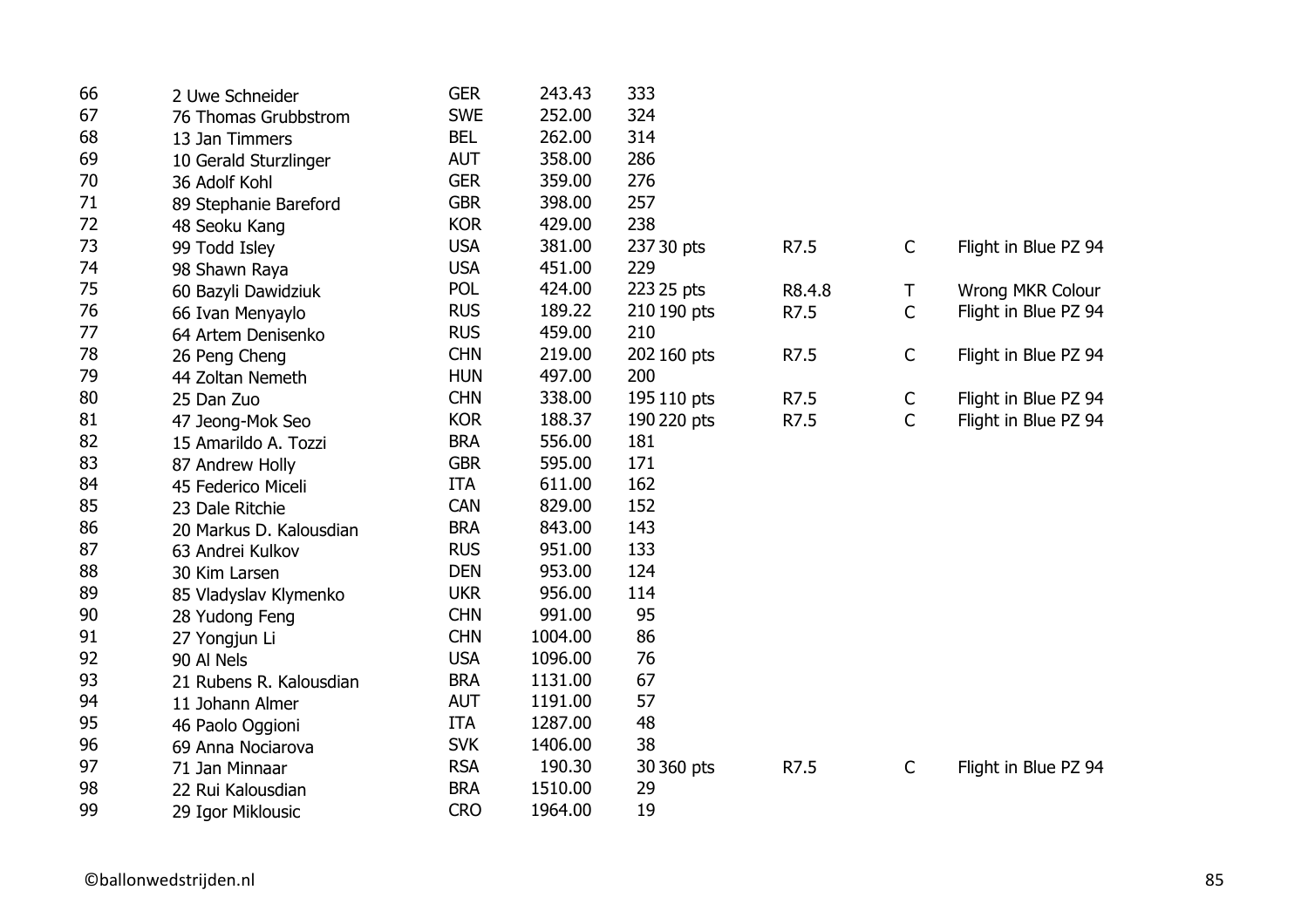| | | | | | | | |
|---|---|---|---|---|---|---|---|
| 66 | 2 Uwe Schneider | GER | 243.43 | 333 | | | |
| 67 | 76 Thomas Grubbstrom | SWE | 252.00 | 324 | | | |
| 68 | 13 Jan Timmers | BEL | 262.00 | 314 | | | |
| 69 | 10 Gerald Sturzlinger | AUT | 358.00 | 286 | | | |
| 70 | 36 Adolf Kohl | GER | 359.00 | 276 | | | |
| 71 | 89 Stephanie Bareford | GBR | 398.00 | 257 | | | |
| 72 | 48 Seoku Kang | KOR | 429.00 | 238 | | | |
| 73 | 99 Todd Isley | USA | 381.00 | 237 30 pts | R7.5 | C | Flight in Blue PZ 94 |
| 74 | 98 Shawn Raya | USA | 451.00 | 229 | | | |
| 75 | 60 Bazyli Dawidziuk | POL | 424.00 | 223 25 pts | R8.4.8 | T | Wrong MKR Colour |
| 76 | 66 Ivan Menyaylo | RUS | 189.22 | 210 190 pts | R7.5 | C | Flight in Blue PZ 94 |
| 77 | 64 Artem Denisenko | RUS | 459.00 | 210 | | | |
| 78 | 26 Peng Cheng | CHN | 219.00 | 202 160 pts | R7.5 | C | Flight in Blue PZ 94 |
| 79 | 44 Zoltan Nemeth | HUN | 497.00 | 200 | | | |
| 80 | 25 Dan Zuo | CHN | 338.00 | 195 110 pts | R7.5 | C | Flight in Blue PZ 94 |
| 81 | 47 Jeong-Mok Seo | KOR | 188.37 | 190 220 pts | R7.5 | C | Flight in Blue PZ 94 |
| 82 | 15 Amarildo A. Tozzi | BRA | 556.00 | 181 | | | |
| 83 | 87 Andrew Holly | GBR | 595.00 | 171 | | | |
| 84 | 45 Federico Miceli | ITA | 611.00 | 162 | | | |
| 85 | 23 Dale Ritchie | CAN | 829.00 | 152 | | | |
| 86 | 20 Markus D. Kalousdian | BRA | 843.00 | 143 | | | |
| 87 | 63 Andrei Kulkov | RUS | 951.00 | 133 | | | |
| 88 | 30 Kim Larsen | DEN | 953.00 | 124 | | | |
| 89 | 85 Vladyslav Klymenko | UKR | 956.00 | 114 | | | |
| 90 | 28 Yudong Feng | CHN | 991.00 | 95 | | | |
| 91 | 27 Yongjun Li | CHN | 1004.00 | 86 | | | |
| 92 | 90 Al Nels | USA | 1096.00 | 76 | | | |
| 93 | 21 Rubens R. Kalousdian | BRA | 1131.00 | 67 | | | |
| 94 | 11 Johann Almer | AUT | 1191.00 | 57 | | | |
| 95 | 46 Paolo Oggioni | ITA | 1287.00 | 48 | | | |
| 96 | 69 Anna Nociarova | SVK | 1406.00 | 38 | | | |
| 97 | 71 Jan Minnaar | RSA | 190.30 | 30 360 pts | R7.5 | C | Flight in Blue PZ 94 |
| 98 | 22 Rui Kalousdian | BRA | 1510.00 | 29 | | | |
| 99 | 29 Igor Miklousic | CRO | 1964.00 | 19 | | | |

©ballonwedstrijden.nl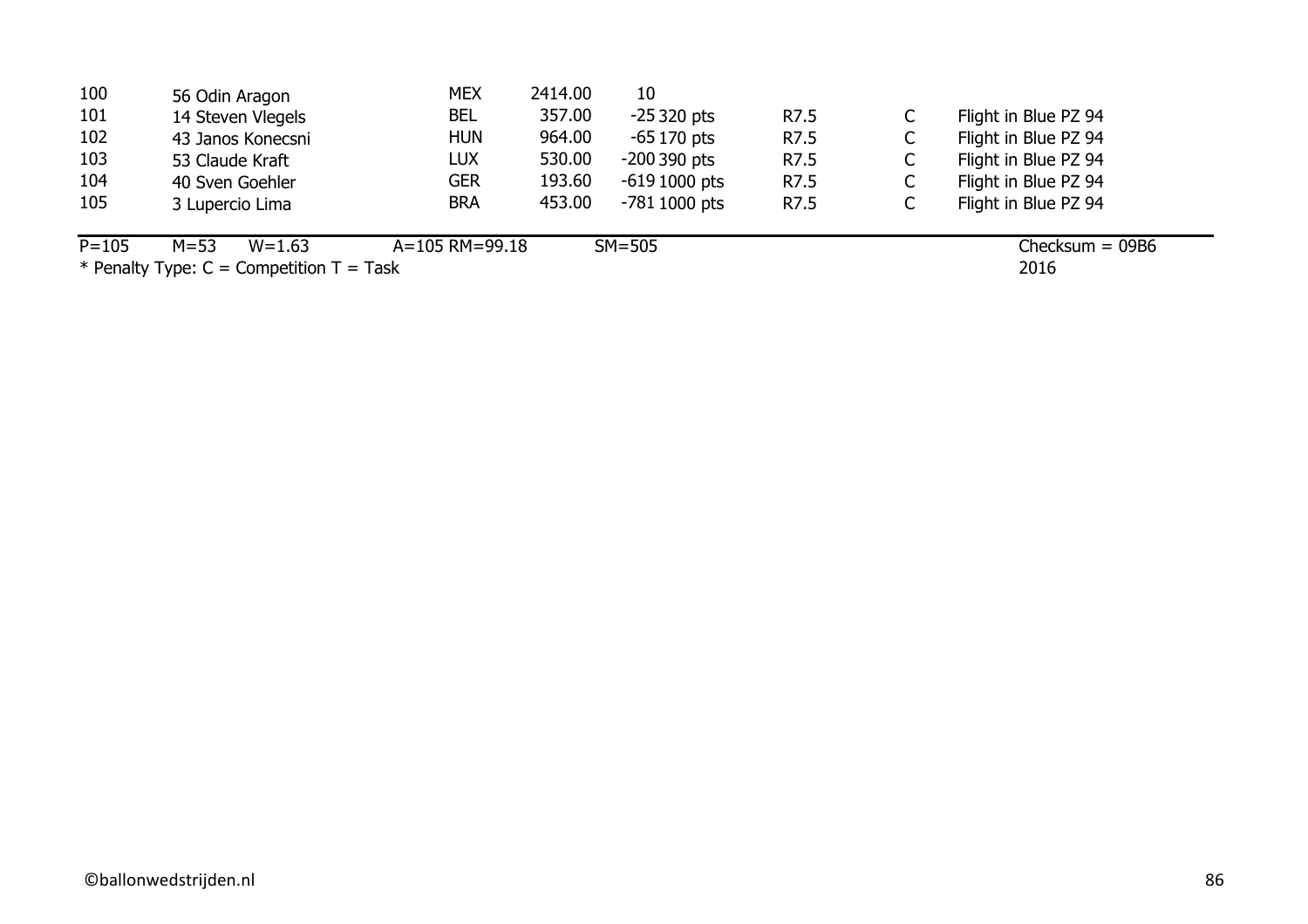| | | | | | | | |
|---|---|---|---|---|---|---|---|
| 100 | 56 Odin Aragon | MEX | 2414.00 | 10 | | | |
| 101 | 14 Steven Vlegels | BEL | 357.00 | -25 320 pts | R7.5 | C | Flight in Blue PZ 94 |
| 102 | 43 Janos Konecsni | HUN | 964.00 | -65 170 pts | R7.5 | C | Flight in Blue PZ 94 |
| 103 | 53 Claude Kraft | LUX | 530.00 | -200 390 pts | R7.5 | C | Flight in Blue PZ 94 |
| 104 | 40 Sven Goehler | GER | 193.60 | -619 1000 pts | R7.5 | C | Flight in Blue PZ 94 |
| 105 | 3 Lupercio Lima | BRA | 453.00 | -781 1000 pts | R7.5 | C | Flight in Blue PZ 94 |

P=105 M=53 W=1.63 A=105 RM=99.18 SM=505 Checksum = 09B6

* Penalty Type: C = Competition T = Task 2016

©ballonwedstrijden.nl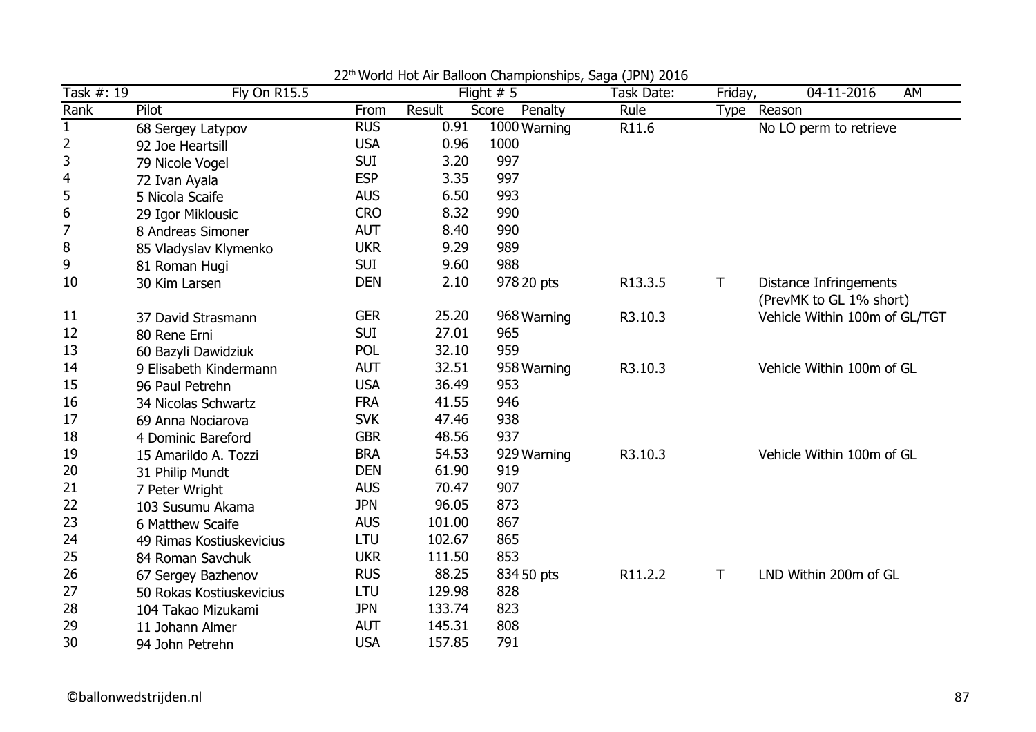22[th] World Hot Air Balloon Championships, Saga (JPN) 2016

| Task #: 19 | Fly On R15.5 | | Flight # 5 | | | Task Date: | Friday, | 04-11-2016 AM |
|---|---|---|---|---|---|---|---|---|
| Rank | Pilot | From | Result | Score | Penalty | Rule | Type | Reason |
| 1 | 68 Sergey Latypov | RUS | 0.91 | 1000 | Warning | R11.6 | | No LO perm to retrieve |
| 2 | 92 Joe Heartsill | USA | 0.96 | 1000 | | | | |
| 3 | 79 Nicole Vogel | SUI | 3.20 | 997 | | | | |
| 4 | 72 Ivan Ayala | ESP | 3.35 | 997 | | | | |
| 5 | 5 Nicola Scaife | AUS | 6.50 | 993 | | | | |
| 6 | 29 Igor Miklousic | CRO | 8.32 | 990 | | | | |
| 7 | 8 Andreas Simoner | AUT | 8.40 | 990 | | | | |
| 8 | 85 Vladyslav Klymenko | UKR | 9.29 | 989 | | | | |
| 9 | 81 Roman Hugi | SUI | 9.60 | 988 | | | | |
| 10 | 30 Kim Larsen | DEN | 2.10 | 978 | 20 pts | R13.3.5 | T | Distance Infringements (PrevMK to GL 1% short) |
| 11 | 37 David Strasmann | GER | 25.20 | 968 | Warning | R3.10.3 | | Vehicle Within 100m of GL/TGT |
| 12 | 80 Rene Erni | SUI | 27.01 | 965 | | | | |
| 13 | 60 Bazyli Dawidziuk | POL | 32.10 | 959 | | | | |
| 14 | 9 Elisabeth Kindermann | AUT | 32.51 | 958 | Warning | R3.10.3 | | Vehicle Within 100m of GL |
| 15 | 96 Paul Petrehn | USA | 36.49 | 953 | | | | |
| 16 | 34 Nicolas Schwartz | FRA | 41.55 | 946 | | | | |
| 17 | 69 Anna Nociarova | SVK | 47.46 | 938 | | | | |
| 18 | 4 Dominic Bareford | GBR | 48.56 | 937 | | | | |
| 19 | 15 Amarildo A. Tozzi | BRA | 54.53 | 929 | Warning | R3.10.3 | | Vehicle Within 100m of GL |
| 20 | 31 Philip Mundt | DEN | 61.90 | 919 | | | | |
| 21 | 7 Peter Wright | AUS | 70.47 | 907 | | | | |
| 22 | 103 Susumu Akama | JPN | 96.05 | 873 | | | | |
| 23 | 6 Matthew Scaife | AUS | 101.00 | 867 | | | | |
| 24 | 49 Rimas Kostiuskevicius | LTU | 102.67 | 865 | | | | |
| 25 | 84 Roman Savchuk | UKR | 111.50 | 853 | | | | |
| 26 | 67 Sergey Bazhenov | RUS | 88.25 | 834 | 50 pts | R11.2.2 | T | LND Within 200m of GL |
| 27 | 50 Rokas Kostiuskevicius | LTU | 129.98 | 828 | | | | |
| 28 | 104 Takao Mizukami | JPN | 133.74 | 823 | | | | |
| 29 | 11 Johann Almer | AUT | 145.31 | 808 | | | | |
| 30 | 94 John Petrehn | USA | 157.85 | 791 | | | | |

©ballonwedstrijden.nl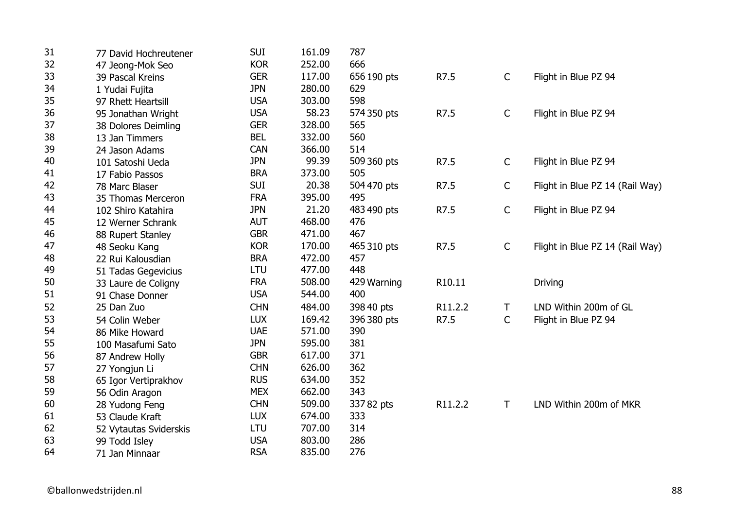| | | | | | | | |
|---|---|---|---|---|---|---|---|
| 31 | 77 David Hochreutener | SUI | 161.09 | 787 | | | |
| 32 | 47 Jeong-Mok Seo | KOR | 252.00 | 666 | | | |
| 33 | 39 Pascal Kreins | GER | 117.00 | 656 190 pts | R7.5 | C | Flight in Blue PZ 94 |
| 34 | 1 Yudai Fujita | JPN | 280.00 | 629 | | | |
| 35 | 97 Rhett Heartsill | USA | 303.00 | 598 | | | |
| 36 | 95 Jonathan Wright | USA | 58.23 | 574 350 pts | R7.5 | C | Flight in Blue PZ 94 |
| 37 | 38 Dolores Deimling | GER | 328.00 | 565 | | | |
| 38 | 13 Jan Timmers | BEL | 332.00 | 560 | | | |
| 39 | 24 Jason Adams | CAN | 366.00 | 514 | | | |
| 40 | 101 Satoshi Ueda | JPN | 99.39 | 509 360 pts | R7.5 | C | Flight in Blue PZ 94 |
| 41 | 17 Fabio Passos | BRA | 373.00 | 505 | | | |
| 42 | 78 Marc Blaser | SUI | 20.38 | 504 470 pts | R7.5 | C | Flight in Blue PZ 14 (Rail Way) |
| 43 | 35 Thomas Merceron | FRA | 395.00 | 495 | | | |
| 44 | 102 Shiro Katahira | JPN | 21.20 | 483 490 pts | R7.5 | C | Flight in Blue PZ 94 |
| 45 | 12 Werner Schrank | AUT | 468.00 | 476 | | | |
| 46 | 88 Rupert Stanley | GBR | 471.00 | 467 | | | |
| 47 | 48 Seoku Kang | KOR | 170.00 | 465 310 pts | R7.5 | C | Flight in Blue PZ 14 (Rail Way) |
| 48 | 22 Rui Kalousdian | BRA | 472.00 | 457 | | | |
| 49 | 51 Tadas Gegevicius | LTU | 477.00 | 448 | | | |
| 50 | 33 Laure de Coligny | FRA | 508.00 | 429 Warning | R10.11 | | Driving |
| 51 | 91 Chase Donner | USA | 544.00 | 400 | | | |
| 52 | 25 Dan Zuo | CHN | 484.00 | 398 40 pts | R11.2.2 | T | LND Within 200m of GL |
| 53 | 54 Colin Weber | LUX | 169.42 | 396 380 pts | R7.5 | C | Flight in Blue PZ 94 |
| 54 | 86 Mike Howard | UAE | 571.00 | 390 | | | |
| 55 | 100 Masafumi Sato | JPN | 595.00 | 381 | | | |
| 56 | 87 Andrew Holly | GBR | 617.00 | 371 | | | |
| 57 | 27 Yongjun Li | CHN | 626.00 | 362 | | | |
| 58 | 65 Igor Vertiprakhov | RUS | 634.00 | 352 | | | |
| 59 | 56 Odin Aragon | MEX | 662.00 | 343 | | | |
| 60 | 28 Yudong Feng | CHN | 509.00 | 337 82 pts | R11.2.2 | T | LND Within 200m of MKR |
| 61 | 53 Claude Kraft | LUX | 674.00 | 333 | | | |
| 62 | 52 Vytautas Sviderskis | LTU | 707.00 | 314 | | | |
| 63 | 99 Todd Isley | USA | 803.00 | 286 | | | |
| 64 | 71 Jan Minnaar | RSA | 835.00 | 276 | | | |

©ballonwedstrijden.nl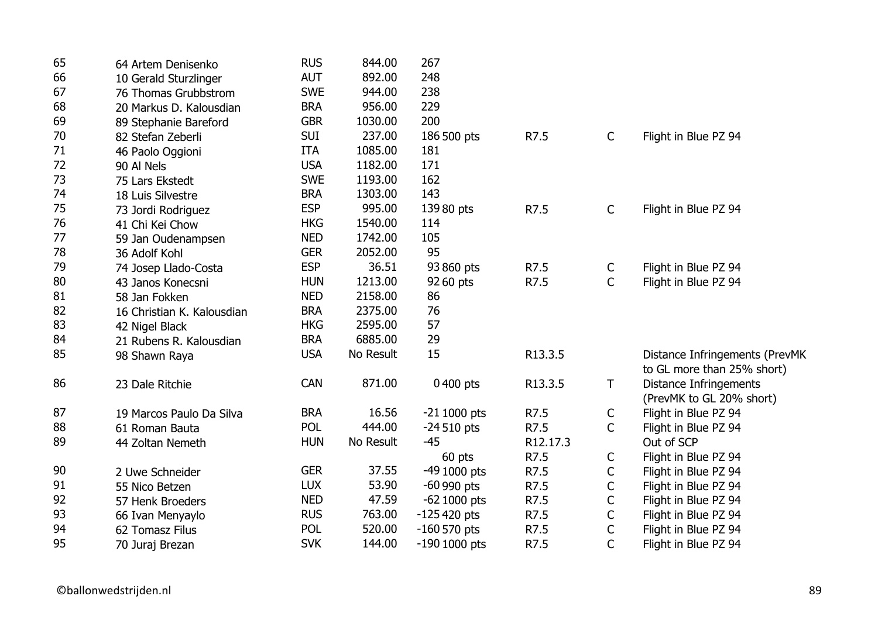| | | | | | | | | |
|---|---|---|---|---|---|---|---|---|
| 65 | 64 Artem Denisenko | RUS | 844.00 | 267 | | | | |
| 66 | 10 Gerald Sturzlinger | AUT | 892.00 | 248 | | | | |
| 67 | 76 Thomas Grubbstrom | SWE | 944.00 | 238 | | | | |
| 68 | 20 Markus D. Kalousdian | BRA | 956.00 | 229 | | | | |
| 69 | 89 Stephanie Bareford | GBR | 1030.00 | 200 | | | | |
| 70 | 82 Stefan Zeberli | SUI | 237.00 | 186 | 500 pts | R7.5 | C | Flight in Blue PZ 94 |
| 71 | 46 Paolo Oggioni | ITA | 1085.00 | 181 | | | | |
| 72 | 90 Al Nels | USA | 1182.00 | 171 | | | | |
| 73 | 75 Lars Ekstedt | SWE | 1193.00 | 162 | | | | |
| 74 | 18 Luis Silvestre | BRA | 1303.00 | 143 | | | | |
| 75 | 73 Jordi Rodriguez | ESP | 995.00 | 139 | 80 pts | R7.5 | C | Flight in Blue PZ 94 |
| 76 | 41 Chi Kei Chow | HKG | 1540.00 | 114 | | | | |
| 77 | 59 Jan Oudenampsen | NED | 1742.00 | 105 | | | | |
| 78 | 36 Adolf Kohl | GER | 2052.00 | 95 | | | | |
| 79 | 74 Josep Llado-Costa | ESP | 36.51 | 93 | 860 pts | R7.5 | C | Flight in Blue PZ 94 |
| 80 | 43 Janos Konecsni | HUN | 1213.00 | 92 | 60 pts | R7.5 | C | Flight in Blue PZ 94 |
| 81 | 58 Jan Fokken | NED | 2158.00 | 86 | | | | |
| 82 | 16 Christian K. Kalousdian | BRA | 2375.00 | 76 | | | | |
| 83 | 42 Nigel Black | HKG | 2595.00 | 57 | | | | |
| 84 | 21 Rubens R. Kalousdian | BRA | 6885.00 | 29 | | | | |
| 85 | 98 Shawn Raya | USA | No Result | 15 | | R13.3.5 | | Distance Infringements (PrevMK to GL more than 25% short) |
| 86 | 23 Dale Ritchie | CAN | 871.00 | 0 | 400 pts | R13.3.5 | T | Distance Infringements (PrevMK to GL 20% short) |
| 87 | 19 Marcos Paulo Da Silva | BRA | 16.56 | -21 | 1000 pts | R7.5 | C | Flight in Blue PZ 94 |
| 88 | 61 Roman Bauta | POL | 444.00 | -24 | 510 pts | R7.5 | C | Flight in Blue PZ 94 |
| 89 | 44 Zoltan Nemeth | HUN | No Result | -45 | | R12.17.3 | | Out of SCP |
| | | | | | 60 pts | R7.5 | C | Flight in Blue PZ 94 |
| 90 | 2 Uwe Schneider | GER | 37.55 | -49 | 1000 pts | R7.5 | C | Flight in Blue PZ 94 |
| 91 | 55 Nico Betzen | LUX | 53.90 | -60 | 990 pts | R7.5 | C | Flight in Blue PZ 94 |
| 92 | 57 Henk Broeders | NED | 47.59 | -62 | 1000 pts | R7.5 | C | Flight in Blue PZ 94 |
| 93 | 66 Ivan Menyaylo | RUS | 763.00 | -125 | 420 pts | R7.5 | C | Flight in Blue PZ 94 |
| 94 | 62 Tomasz Filus | POL | 520.00 | -160 | 570 pts | R7.5 | C | Flight in Blue PZ 94 |
| 95 | 70 Juraj Brezan | SVK | 144.00 | -190 | 1000 pts | R7.5 | C | Flight in Blue PZ 94 |

©ballonwedstrijden.nl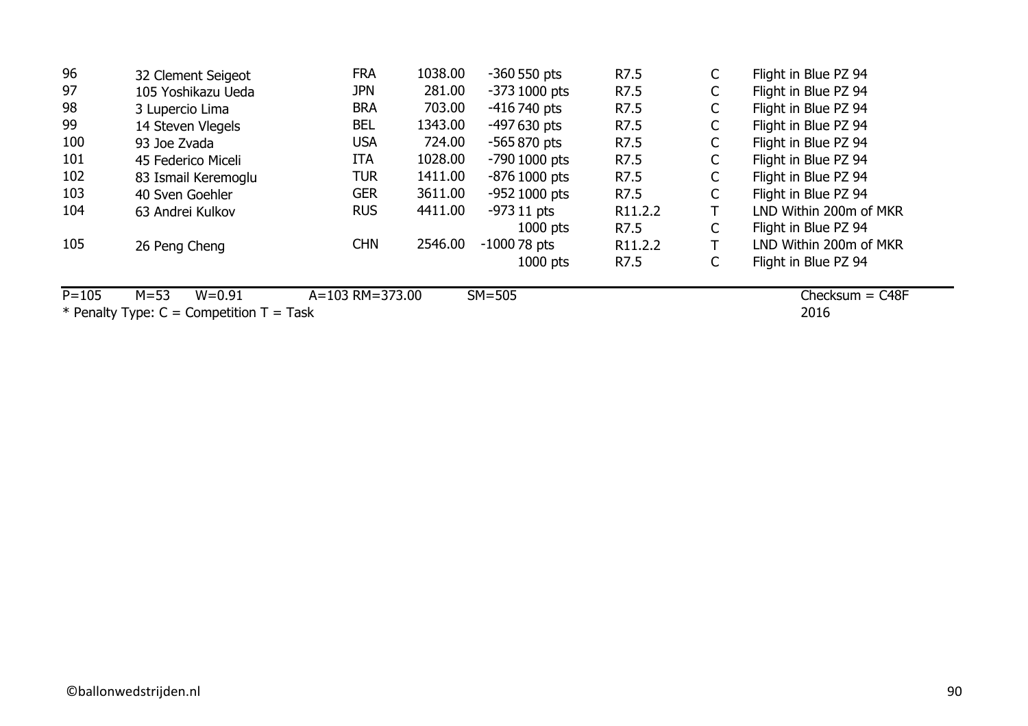| | | | | | | | | |
|---|---|---|---|---|---|---|---|---|
| 96 | 32 Clement Seigeot | FRA | 1038.00 | -360 | 550 pts | R7.5 | C | Flight in Blue PZ 94 |
| 97 | 105 Yoshikazu Ueda | JPN | 281.00 | -373 | 1000 pts | R7.5 | C | Flight in Blue PZ 94 |
| 98 | 3 Lupercio Lima | BRA | 703.00 | -416 | 740 pts | R7.5 | C | Flight in Blue PZ 94 |
| 99 | 14 Steven Vlegels | BEL | 1343.00 | -497 | 630 pts | R7.5 | C | Flight in Blue PZ 94 |
| 100 | 93 Joe Zvada | USA | 724.00 | -565 | 870 pts | R7.5 | C | Flight in Blue PZ 94 |
| 101 | 45 Federico Miceli | ITA | 1028.00 | -790 | 1000 pts | R7.5 | C | Flight in Blue PZ 94 |
| 102 | 83 Ismail Keremoglu | TUR | 1411.00 | -876 | 1000 pts | R7.5 | C | Flight in Blue PZ 94 |
| 103 | 40 Sven Goehler | GER | 3611.00 | -952 | 1000 pts | R7.5 | C | Flight in Blue PZ 94 |
| 104 | 63 Andrei Kulkov | RUS | 4411.00 | -973 | 11 pts | R11.2.2 | T | LND Within 200m of MKR |
| | | | | | 1000 pts | R7.5 | C | Flight in Blue PZ 94 |
| 105 | 26 Peng Cheng | CHN | 2546.00 | -1000 | 78 pts | R11.2.2 | T | LND Within 200m of MKR |
| | | | | | 1000 pts | R7.5 | C | Flight in Blue PZ 94 |

P=105 M=53 W=0.91 A=103 RM=373.00 SM=505 Checksum = C48F

* Penalty Type: C = Competition T = Task 2016

©ballonwedstrijden.nl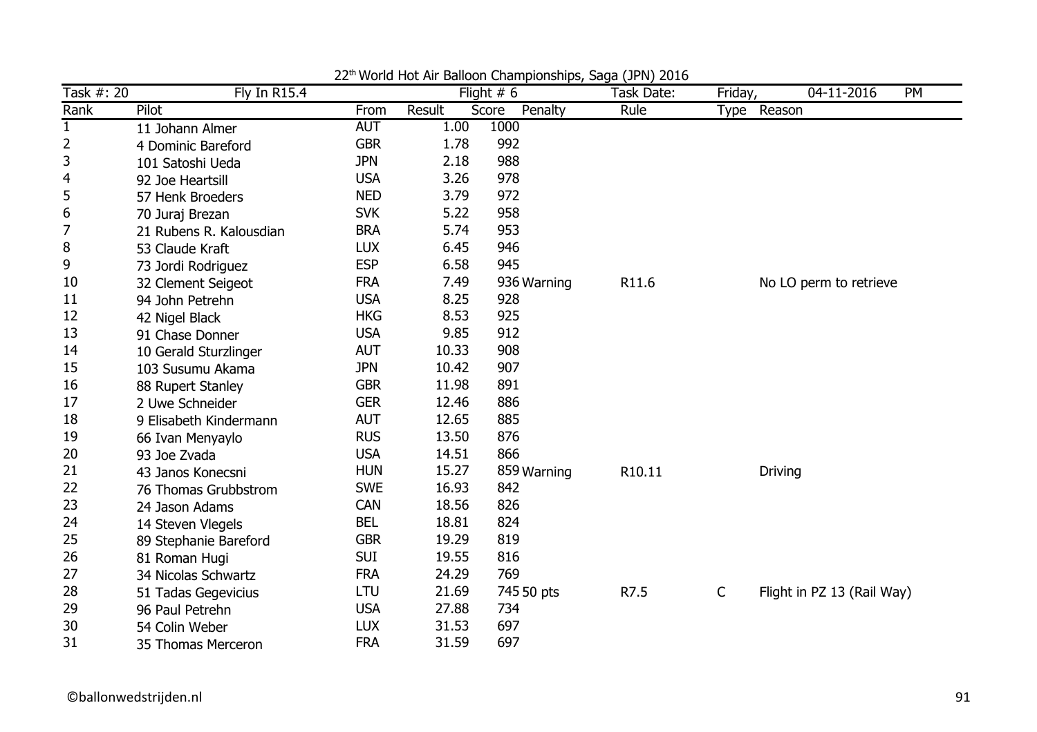22th World Hot Air Balloon Championships, Saga (JPN) 2016

| Task #: 20 | Fly In R15.4 | | Flight # 6 | | | Task Date: | Friday, | 04-11-2016 PM |
|---|---|---|---|---|---|---|---|---|
| Rank | Pilot | From | Result | Score | Penalty | Rule | Type | Reason |
| 1 | 11 Johann Almer | AUT | 1.00 | 1000 | | | | |
| 2 | 4 Dominic Bareford | GBR | 1.78 | 992 | | | | |
| 3 | 101 Satoshi Ueda | JPN | 2.18 | 988 | | | | |
| 4 | 92 Joe Heartsill | USA | 3.26 | 978 | | | | |
| 5 | 57 Henk Broeders | NED | 3.79 | 972 | | | | |
| 6 | 70 Juraj Brezan | SVK | 5.22 | 958 | | | | |
| 7 | 21 Rubens R. Kalousdian | BRA | 5.74 | 953 | | | | |
| 8 | 53 Claude Kraft | LUX | 6.45 | 946 | | | | |
| 9 | 73 Jordi Rodriguez | ESP | 6.58 | 945 | | | | |
| 10 | 32 Clement Seigeot | FRA | 7.49 | 936 | Warning | R11.6 | | No LO perm to retrieve |
| 11 | 94 John Petrehn | USA | 8.25 | 928 | | | | |
| 12 | 42 Nigel Black | HKG | 8.53 | 925 | | | | |
| 13 | 91 Chase Donner | USA | 9.85 | 912 | | | | |
| 14 | 10 Gerald Sturzlinger | AUT | 10.33 | 908 | | | | |
| 15 | 103 Susumu Akama | JPN | 10.42 | 907 | | | | |
| 16 | 88 Rupert Stanley | GBR | 11.98 | 891 | | | | |
| 17 | 2 Uwe Schneider | GER | 12.46 | 886 | | | | |
| 18 | 9 Elisabeth Kindermann | AUT | 12.65 | 885 | | | | |
| 19 | 66 Ivan Menyaylo | RUS | 13.50 | 876 | | | | |
| 20 | 93 Joe Zvada | USA | 14.51 | 866 | | | | |
| 21 | 43 Janos Konecsni | HUN | 15.27 | 859 | Warning | R10.11 | | Driving |
| 22 | 76 Thomas Grubbstrom | SWE | 16.93 | 842 | | | | |
| 23 | 24 Jason Adams | CAN | 18.56 | 826 | | | | |
| 24 | 14 Steven Vlegels | BEL | 18.81 | 824 | | | | |
| 25 | 89 Stephanie Bareford | GBR | 19.29 | 819 | | | | |
| 26 | 81 Roman Hugi | SUI | 19.55 | 816 | | | | |
| 27 | 34 Nicolas Schwartz | FRA | 24.29 | 769 | | | | |
| 28 | 51 Tadas Gegevicius | LTU | 21.69 | 745 | 50 pts | R7.5 | C | Flight in PZ 13 (Rail Way) |
| 29 | 96 Paul Petrehn | USA | 27.88 | 734 | | | | |
| 30 | 54 Colin Weber | LUX | 31.53 | 697 | | | | |
| 31 | 35 Thomas Merceron | FRA | 31.59 | 697 | | | | |

©ballonwedstrijden.nl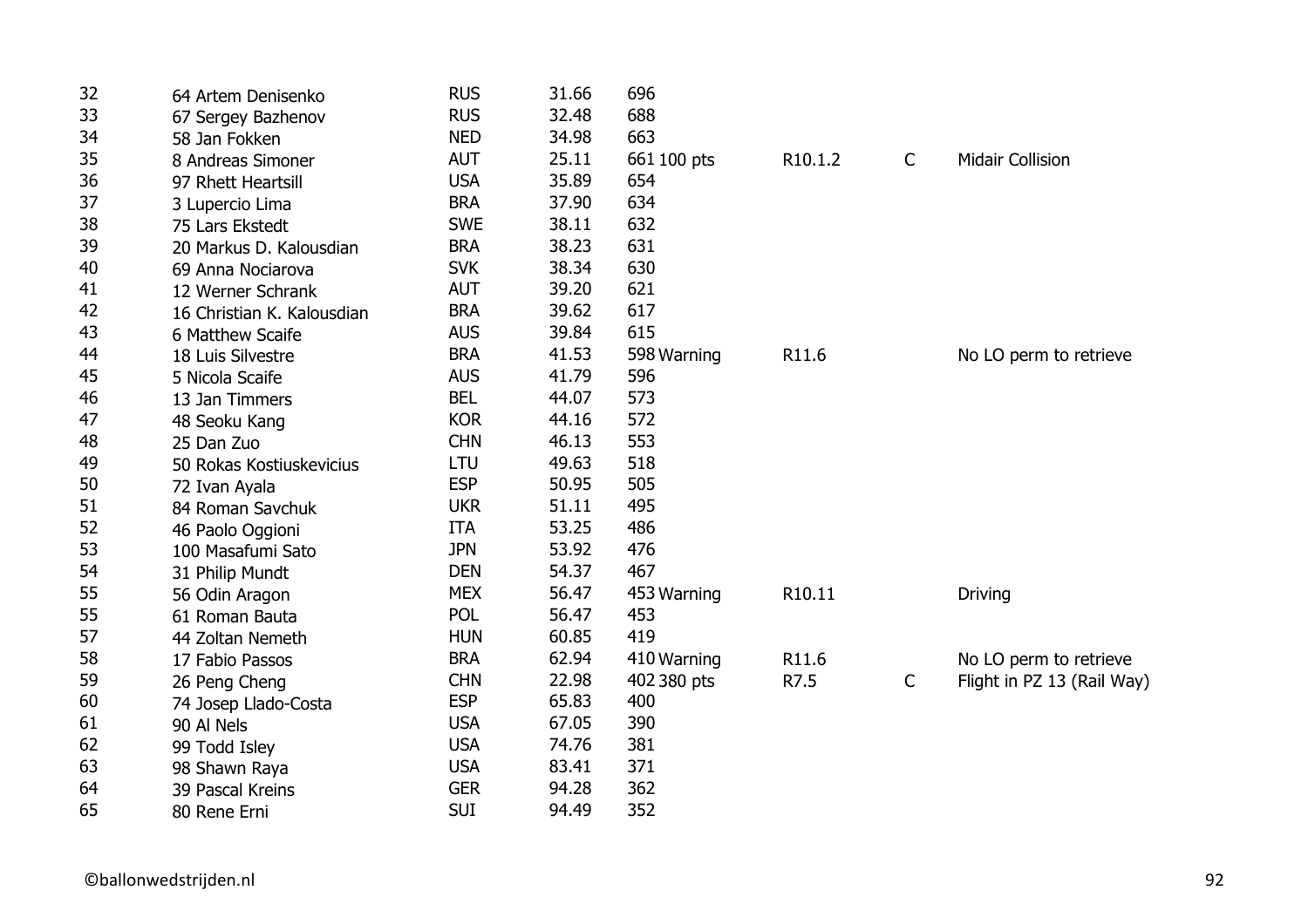| | | | | | | | | |
|---|---|---|---|---|---|---|---|---|
| 32 | 64 Artem Denisenko | RUS | 31.66 | 696 | | | | |
| 33 | 67 Sergey Bazhenov | RUS | 32.48 | 688 | | | | |
| 34 | 58 Jan Fokken | NED | 34.98 | 663 | | | | |
| 35 | 8 Andreas Simoner | AUT | 25.11 | 661 | 100 pts | R10.1.2 | C | Midair Collision |
| 36 | 97 Rhett Heartsill | USA | 35.89 | 654 | | | | |
| 37 | 3 Lupercio Lima | BRA | 37.90 | 634 | | | | |
| 38 | 75 Lars Ekstedt | SWE | 38.11 | 632 | | | | |
| 39 | 20 Markus D. Kalousdian | BRA | 38.23 | 631 | | | | |
| 40 | 69 Anna Nociarova | SVK | 38.34 | 630 | | | | |
| 41 | 12 Werner Schrank | AUT | 39.20 | 621 | | | | |
| 42 | 16 Christian K. Kalousdian | BRA | 39.62 | 617 | | | | |
| 43 | 6 Matthew Scaife | AUS | 39.84 | 615 | | | | |
| 44 | 18 Luis Silvestre | BRA | 41.53 | 598 | Warning | R11.6 | | No LO perm to retrieve |
| 45 | 5 Nicola Scaife | AUS | 41.79 | 596 | | | | |
| 46 | 13 Jan Timmers | BEL | 44.07 | 573 | | | | |
| 47 | 48 Seoku Kang | KOR | 44.16 | 572 | | | | |
| 48 | 25 Dan Zuo | CHN | 46.13 | 553 | | | | |
| 49 | 50 Rokas Kostiuskevicius | LTU | 49.63 | 518 | | | | |
| 50 | 72 Ivan Ayala | ESP | 50.95 | 505 | | | | |
| 51 | 84 Roman Savchuk | UKR | 51.11 | 495 | | | | |
| 52 | 46 Paolo Oggioni | ITA | 53.25 | 486 | | | | |
| 53 | 100 Masafumi Sato | JPN | 53.92 | 476 | | | | |
| 54 | 31 Philip Mundt | DEN | 54.37 | 467 | | | | |
| 55 | 56 Odin Aragon | MEX | 56.47 | 453 | Warning | R10.11 | | Driving |
| 55 | 61 Roman Bauta | POL | 56.47 | 453 | | | | |
| 57 | 44 Zoltan Nemeth | HUN | 60.85 | 419 | | | | |
| 58 | 17 Fabio Passos | BRA | 62.94 | 410 | Warning | R11.6 | | No LO perm to retrieve |
| 59 | 26 Peng Cheng | CHN | 22.98 | 402 | 380 pts | R7.5 | C | Flight in PZ 13 (Rail Way) |
| 60 | 74 Josep Llado-Costa | ESP | 65.83 | 400 | | | | |
| 61 | 90 Al Nels | USA | 67.05 | 390 | | | | |
| 62 | 99 Todd Isley | USA | 74.76 | 381 | | | | |
| 63 | 98 Shawn Raya | USA | 83.41 | 371 | | | | |
| 64 | 39 Pascal Kreins | GER | 94.28 | 362 | | | | |
| 65 | 80 Rene Erni | SUI | 94.49 | 352 | | | | |

©ballonwedstrijden.nl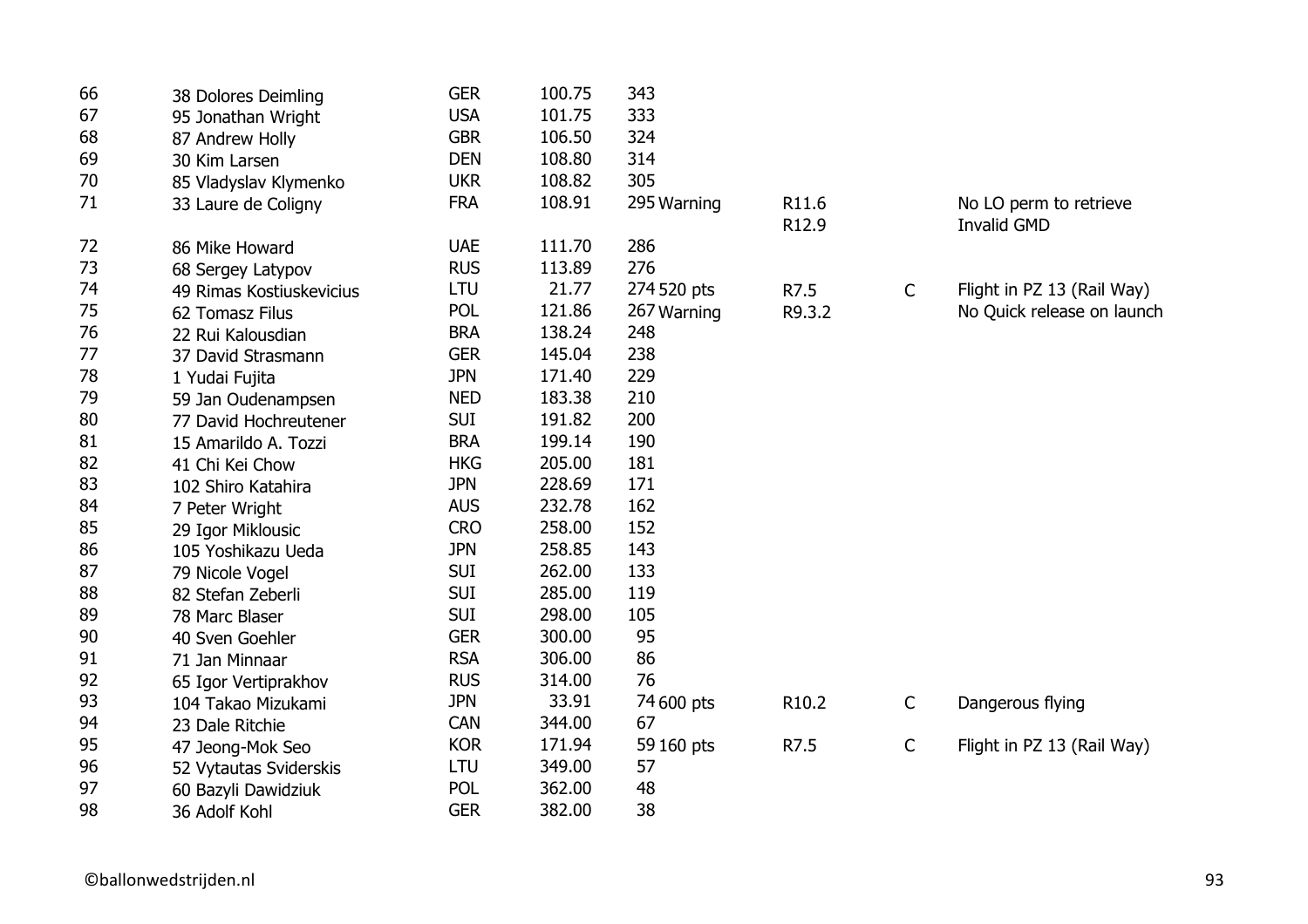| | | | | | | | | |
|---|---|---|---|---|---|---|---|---|
| 66 | 38 Dolores Deimling | GER | 100.75 | 343 | | | | |
| 67 | 95 Jonathan Wright | USA | 101.75 | 333 | | | | |
| 68 | 87 Andrew Holly | GBR | 106.50 | 324 | | | | |
| 69 | 30 Kim Larsen | DEN | 108.80 | 314 | | | | |
| 70 | 85 Vladyslav Klymenko | UKR | 108.82 | 305 | | | | |
| 71 | 33 Laure de Coligny | FRA | 108.91 | 295 | Warning | R11.6<br>R12.9 | | No LO perm to retrieve<br>Invalid GMD |
| 72 | 86 Mike Howard | UAE | 111.70 | 286 | | | | |
| 73 | 68 Sergey Latypov | RUS | 113.89 | 276 | | | | |
| 74 | 49 Rimas Kostiuskevicius | LTU | 21.77 | 274 | 520 pts | R7.5 | C | Flight in PZ 13 (Rail Way) |
| 75 | 62 Tomasz Filus | POL | 121.86 | 267 | Warning | R9.3.2 | | No Quick release on launch |
| 76 | 22 Rui Kalousdian | BRA | 138.24 | 248 | | | | |
| 77 | 37 David Strasmann | GER | 145.04 | 238 | | | | |
| 78 | 1 Yudai Fujita | JPN | 171.40 | 229 | | | | |
| 79 | 59 Jan Oudenampsen | NED | 183.38 | 210 | | | | |
| 80 | 77 David Hochreutener | SUI | 191.82 | 200 | | | | |
| 81 | 15 Amarildo A. Tozzi | BRA | 199.14 | 190 | | | | |
| 82 | 41 Chi Kei Chow | HKG | 205.00 | 181 | | | | |
| 83 | 102 Shiro Katahira | JPN | 228.69 | 171 | | | | |
| 84 | 7 Peter Wright | AUS | 232.78 | 162 | | | | |
| 85 | 29 Igor Miklousic | CRO | 258.00 | 152 | | | | |
| 86 | 105 Yoshikazu Ueda | JPN | 258.85 | 143 | | | | |
| 87 | 79 Nicole Vogel | SUI | 262.00 | 133 | | | | |
| 88 | 82 Stefan Zeberli | SUI | 285.00 | 119 | | | | |
| 89 | 78 Marc Blaser | SUI | 298.00 | 105 | | | | |
| 90 | 40 Sven Goehler | GER | 300.00 | 95 | | | | |
| 91 | 71 Jan Minnaar | RSA | 306.00 | 86 | | | | |
| 92 | 65 Igor Vertiprakhov | RUS | 314.00 | 76 | | | | |
| 93 | 104 Takao Mizukami | JPN | 33.91 | 74 | 600 pts | R10.2 | C | Dangerous flying |
| 94 | 23 Dale Ritchie | CAN | 344.00 | 67 | | | | |
| 95 | 47 Jeong-Mok Seo | KOR | 171.94 | 59 | 160 pts | R7.5 | C | Flight in PZ 13 (Rail Way) |
| 96 | 52 Vytautas Sviderskis | LTU | 349.00 | 57 | | | | |
| 97 | 60 Bazyli Dawidziuk | POL | 362.00 | 48 | | | | |
| 98 | 36 Adolf Kohl | GER | 382.00 | 38 | | | | |

©ballonwedstrijden.nl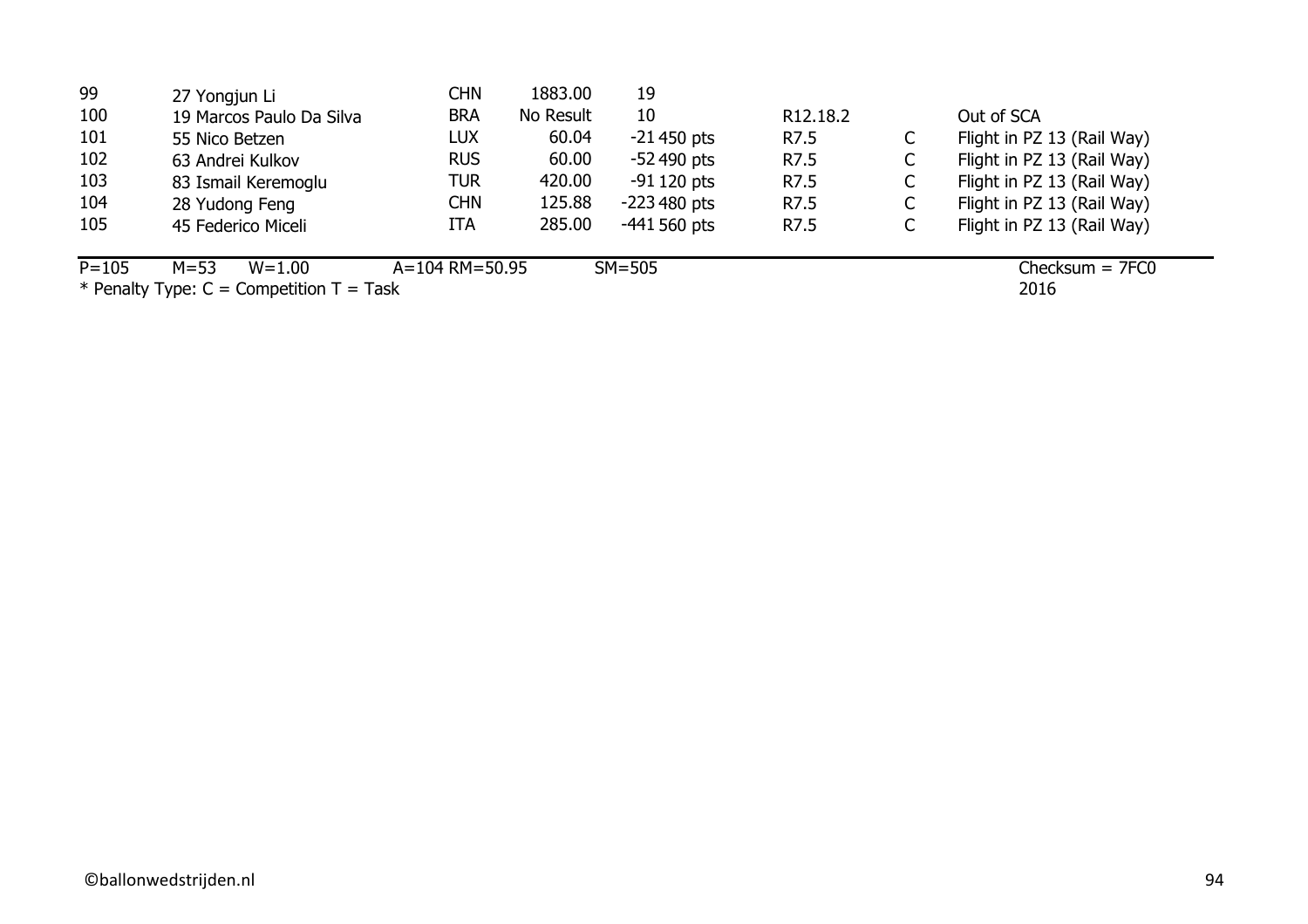| | | | | | | | |
|---|---|---|---|---|---|---|---|
| 99 | 27 Yongjun Li | CHN | 1883.00 | 19 | | | |
| 100 | 19 Marcos Paulo Da Silva | BRA | No Result | 10 | R12.18.2 | | Out of SCA |
| 101 | 55 Nico Betzen | LUX | 60.04 | -21 450 pts | R7.5 | C | Flight in PZ 13 (Rail Way) |
| 102 | 63 Andrei Kulkov | RUS | 60.00 | -52 490 pts | R7.5 | C | Flight in PZ 13 (Rail Way) |
| 103 | 83 Ismail Keremoglu | TUR | 420.00 | -91 120 pts | R7.5 | C | Flight in PZ 13 (Rail Way) |
| 104 | 28 Yudong Feng | CHN | 125.88 | -223 480 pts | R7.5 | C | Flight in PZ 13 (Rail Way) |
| 105 | 45 Federico Miceli | ITA | 285.00 | -441 560 pts | R7.5 | C | Flight in PZ 13 (Rail Way) |

P=105 M=53 W=1.00 A=104 RM=50.95 SM=505 Checksum = 7FC0

* Penalty Type: C = Competition T = Task 2016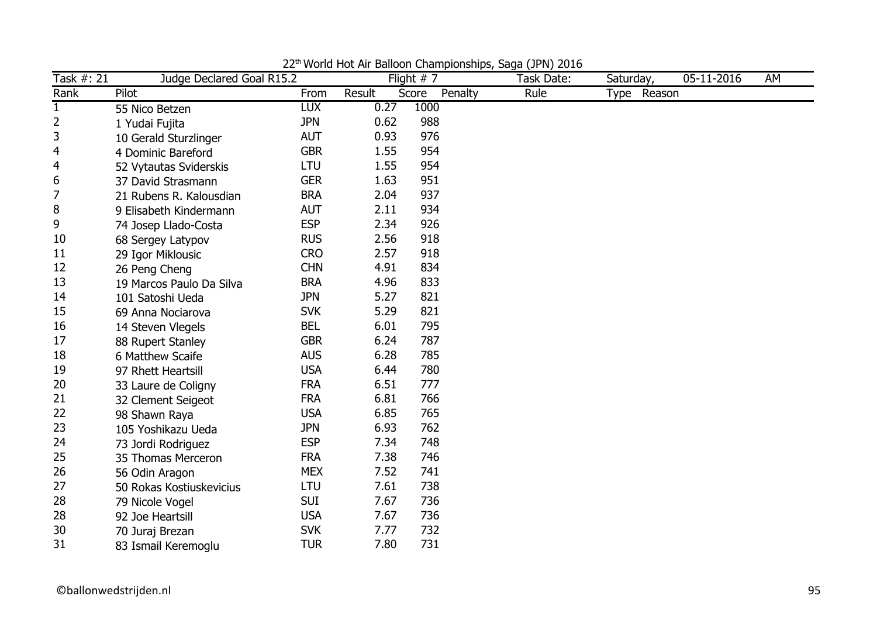22[th] World Hot Air Balloon Championships, Saga (JPN) 2016

| Task #: 21 | Judge Declared Goal R15.2 | | Flight # 7 | | | Task Date: | Saturday, | 05-11-2016 | AM |
|---|---|---|---|---|---|---|---|---|---|
| **Rank** | **Pilot** | **From** | **Result** | **Score** | **Penalty** | **Rule** | **Type** | **Reason** | |
| 1 | 55 Nico Betzen | LUX | 0.27 | 1000 | | | | | |
| 2 | 1 Yudai Fujita | JPN | 0.62 | 988 | | | | | |
| 3 | 10 Gerald Sturzlinger | AUT | 0.93 | 976 | | | | | |
| 4 | 4 Dominic Bareford | GBR | 1.55 | 954 | | | | | |
| 4 | 52 Vytautas Sviderskis | LTU | 1.55 | 954 | | | | | |
| 6 | 37 David Strasmann | GER | 1.63 | 951 | | | | | |
| 7 | 21 Rubens R. Kalousdian | BRA | 2.04 | 937 | | | | | |
| 8 | 9 Elisabeth Kindermann | AUT | 2.11 | 934 | | | | | |
| 9 | 74 Josep Llado-Costa | ESP | 2.34 | 926 | | | | | |
| 10 | 68 Sergey Latypov | RUS | 2.56 | 918 | | | | | |
| 11 | 29 Igor Miklousic | CRO | 2.57 | 918 | | | | | |
| 12 | 26 Peng Cheng | CHN | 4.91 | 834 | | | | | |
| 13 | 19 Marcos Paulo Da Silva | BRA | 4.96 | 833 | | | | | |
| 14 | 101 Satoshi Ueda | JPN | 5.27 | 821 | | | | | |
| 15 | 69 Anna Nociarova | SVK | 5.29 | 821 | | | | | |
| 16 | 14 Steven Vlegels | BEL | 6.01 | 795 | | | | | |
| 17 | 88 Rupert Stanley | GBR | 6.24 | 787 | | | | | |
| 18 | 6 Matthew Scaife | AUS | 6.28 | 785 | | | | | |
| 19 | 97 Rhett Heartsill | USA | 6.44 | 780 | | | | | |
| 20 | 33 Laure de Coligny | FRA | 6.51 | 777 | | | | | |
| 21 | 32 Clement Seigeot | FRA | 6.81 | 766 | | | | | |
| 22 | 98 Shawn Raya | USA | 6.85 | 765 | | | | | |
| 23 | 105 Yoshikazu Ueda | JPN | 6.93 | 762 | | | | | |
| 24 | 73 Jordi Rodriguez | ESP | 7.34 | 748 | | | | | |
| 25 | 35 Thomas Merceron | FRA | 7.38 | 746 | | | | | |
| 26 | 56 Odin Aragon | MEX | 7.52 | 741 | | | | | |
| 27 | 50 Rokas Kostiuskevicius | LTU | 7.61 | 738 | | | | | |
| 28 | 79 Nicole Vogel | SUI | 7.67 | 736 | | | | | |
| 28 | 92 Joe Heartsill | USA | 7.67 | 736 | | | | | |
| 30 | 70 Juraj Brezan | SVK | 7.77 | 732 | | | | | |
| 31 | 83 Ismail Keremoglu | TUR | 7.80 | 731 | | | | | |

©ballonwedstrijden.nl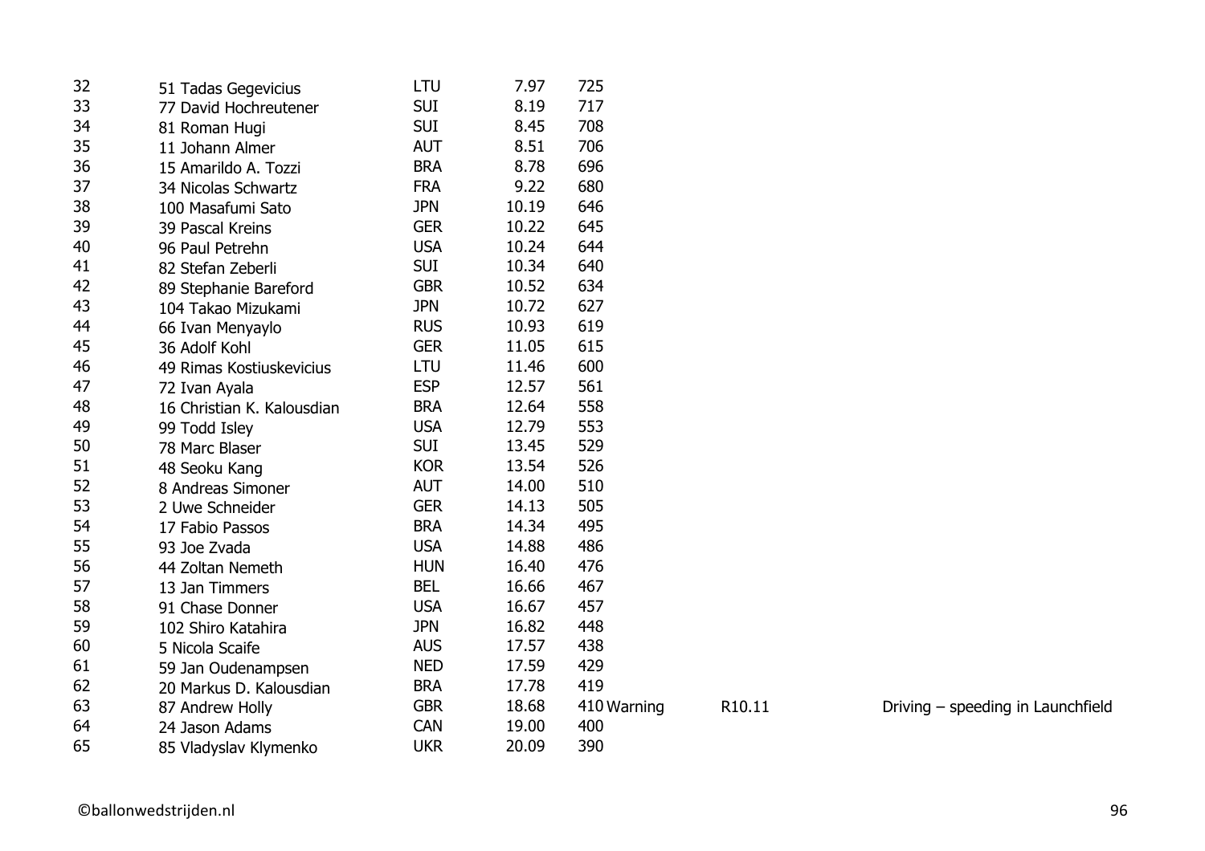| | | | | | | | |
|---|---|---|---|---|---|---|---|
| 32 | 51 Tadas Gegevicius | LTU | 7.97 | 725 | | | |
| 33 | 77 David Hochreutener | SUI | 8.19 | 717 | | | |
| 34 | 81 Roman Hugi | SUI | 8.45 | 708 | | | |
| 35 | 11 Johann Almer | AUT | 8.51 | 706 | | | |
| 36 | 15 Amarildo A. Tozzi | BRA | 8.78 | 696 | | | |
| 37 | 34 Nicolas Schwartz | FRA | 9.22 | 680 | | | |
| 38 | 100 Masafumi Sato | JPN | 10.19 | 646 | | | |
| 39 | 39 Pascal Kreins | GER | 10.22 | 645 | | | |
| 40 | 96 Paul Petrehn | USA | 10.24 | 644 | | | |
| 41 | 82 Stefan Zeberli | SUI | 10.34 | 640 | | | |
| 42 | 89 Stephanie Bareford | GBR | 10.52 | 634 | | | |
| 43 | 104 Takao Mizukami | JPN | 10.72 | 627 | | | |
| 44 | 66 Ivan Menyaylo | RUS | 10.93 | 619 | | | |
| 45 | 36 Adolf Kohl | GER | 11.05 | 615 | | | |
| 46 | 49 Rimas Kostiuskevicius | LTU | 11.46 | 600 | | | |
| 47 | 72 Ivan Ayala | ESP | 12.57 | 561 | | | |
| 48 | 16 Christian K. Kalousdian | BRA | 12.64 | 558 | | | |
| 49 | 99 Todd Isley | USA | 12.79 | 553 | | | |
| 50 | 78 Marc Blaser | SUI | 13.45 | 529 | | | |
| 51 | 48 Seoku Kang | KOR | 13.54 | 526 | | | |
| 52 | 8 Andreas Simoner | AUT | 14.00 | 510 | | | |
| 53 | 2 Uwe Schneider | GER | 14.13 | 505 | | | |
| 54 | 17 Fabio Passos | BRA | 14.34 | 495 | | | |
| 55 | 93 Joe Zvada | USA | 14.88 | 486 | | | |
| 56 | 44 Zoltan Nemeth | HUN | 16.40 | 476 | | | |
| 57 | 13 Jan Timmers | BEL | 16.66 | 467 | | | |
| 58 | 91 Chase Donner | USA | 16.67 | 457 | | | |
| 59 | 102 Shiro Katahira | JPN | 16.82 | 448 | | | |
| 60 | 5 Nicola Scaife | AUS | 17.57 | 438 | | | |
| 61 | 59 Jan Oudenampsen | NED | 17.59 | 429 | | | |
| 62 | 20 Markus D. Kalousdian | BRA | 17.78 | 419 | | | |
| 63 | 87 Andrew Holly | GBR | 18.68 | 410 | Warning | R10.11 | Driving – speeding in Launchfield |
| 64 | 24 Jason Adams | CAN | 19.00 | 400 | | | |
| 65 | 85 Vladyslav Klymenko | UKR | 20.09 | 390 | | | |

©ballonwedstrijden.nl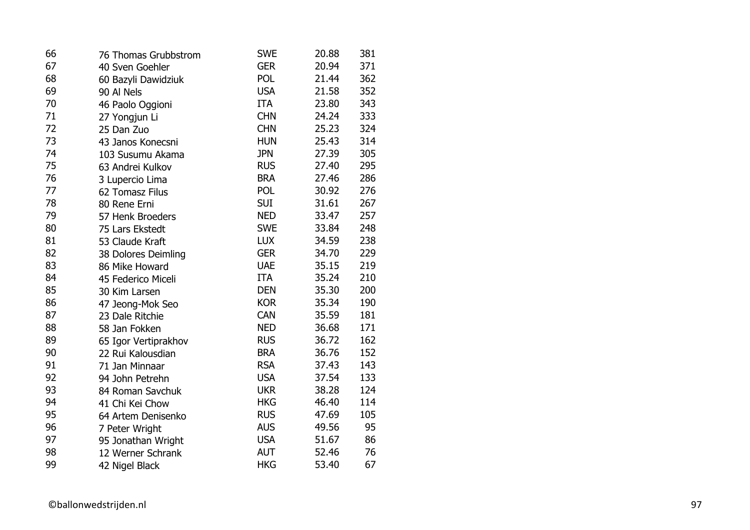| | | | | |
|---|---|---|---|---|
| 66 | 76 Thomas Grubbstrom | SWE | 20.88 | 381 |
| 67 | 40 Sven Goehler | GER | 20.94 | 371 |
| 68 | 60 Bazyli Dawidziuk | POL | 21.44 | 362 |
| 69 | 90 Al Nels | USA | 21.58 | 352 |
| 70 | 46 Paolo Oggioni | ITA | 23.80 | 343 |
| 71 | 27 Yongjun Li | CHN | 24.24 | 333 |
| 72 | 25 Dan Zuo | CHN | 25.23 | 324 |
| 73 | 43 Janos Konecsni | HUN | 25.43 | 314 |
| 74 | 103 Susumu Akama | JPN | 27.39 | 305 |
| 75 | 63 Andrei Kulkov | RUS | 27.40 | 295 |
| 76 | 3 Lupercio Lima | BRA | 27.46 | 286 |
| 77 | 62 Tomasz Filus | POL | 30.92 | 276 |
| 78 | 80 Rene Erni | SUI | 31.61 | 267 |
| 79 | 57 Henk Broeders | NED | 33.47 | 257 |
| 80 | 75 Lars Ekstedt | SWE | 33.84 | 248 |
| 81 | 53 Claude Kraft | LUX | 34.59 | 238 |
| 82 | 38 Dolores Deimling | GER | 34.70 | 229 |
| 83 | 86 Mike Howard | UAE | 35.15 | 219 |
| 84 | 45 Federico Miceli | ITA | 35.24 | 210 |
| 85 | 30 Kim Larsen | DEN | 35.30 | 200 |
| 86 | 47 Jeong-Mok Seo | KOR | 35.34 | 190 |
| 87 | 23 Dale Ritchie | CAN | 35.59 | 181 |
| 88 | 58 Jan Fokken | NED | 36.68 | 171 |
| 89 | 65 Igor Vertiprakhov | RUS | 36.72 | 162 |
| 90 | 22 Rui Kalousdian | BRA | 36.76 | 152 |
| 91 | 71 Jan Minnaar | RSA | 37.43 | 143 |
| 92 | 94 John Petrehn | USA | 37.54 | 133 |
| 93 | 84 Roman Savchuk | UKR | 38.28 | 124 |
| 94 | 41 Chi Kei Chow | HKG | 46.40 | 114 |
| 95 | 64 Artem Denisenko | RUS | 47.69 | 105 |
| 96 | 7 Peter Wright | AUS | 49.56 | 95 |
| 97 | 95 Jonathan Wright | USA | 51.67 | 86 |
| 98 | 12 Werner Schrank | AUT | 52.46 | 76 |
| 99 | 42 Nigel Black | HKG | 53.40 | 67 |

©ballonwedstrijden.nl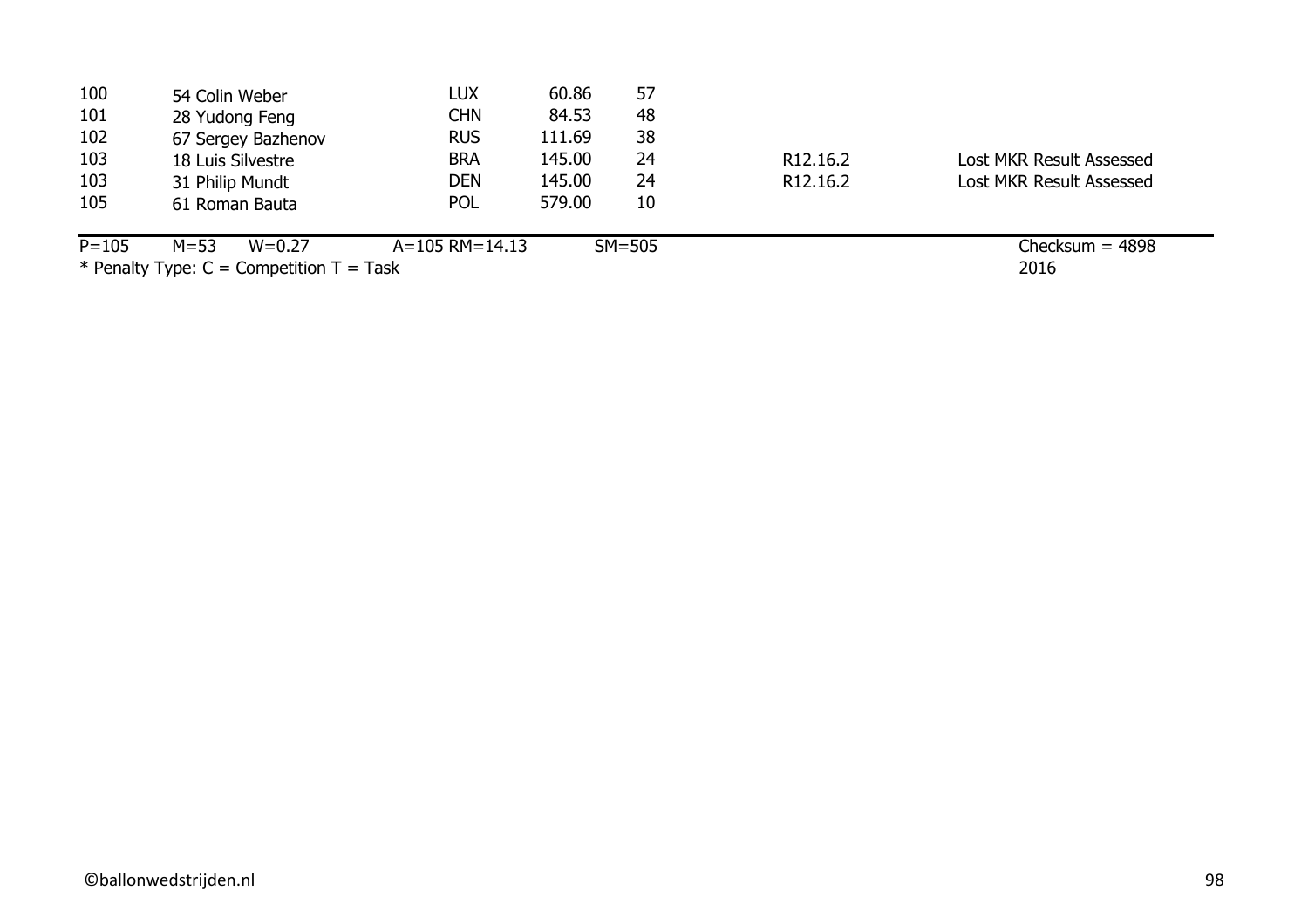| | | | | | | |
|---|---|---|---|---|---|---|
| 100 | 54 Colin Weber | LUX | 60.86 | 57 | | |
| 101 | 28 Yudong Feng | CHN | 84.53 | 48 | | |
| 102 | 67 Sergey Bazhenov | RUS | 111.69 | 38 | | |
| 103 | 18 Luis Silvestre | BRA | 145.00 | 24 | R12.16.2 | Lost MKR Result Assessed |
| 103 | 31 Philip Mundt | DEN | 145.00 | 24 | R12.16.2 | Lost MKR Result Assessed |
| 105 | 61 Roman Bauta | POL | 579.00 | 10 | | |

P=105 M=53 W=0.27 A=105 RM=14.13 SM=505 Checksum = 4898

* Penalty Type: C = Competition T = Task 2016

©ballonwedstrijden.nl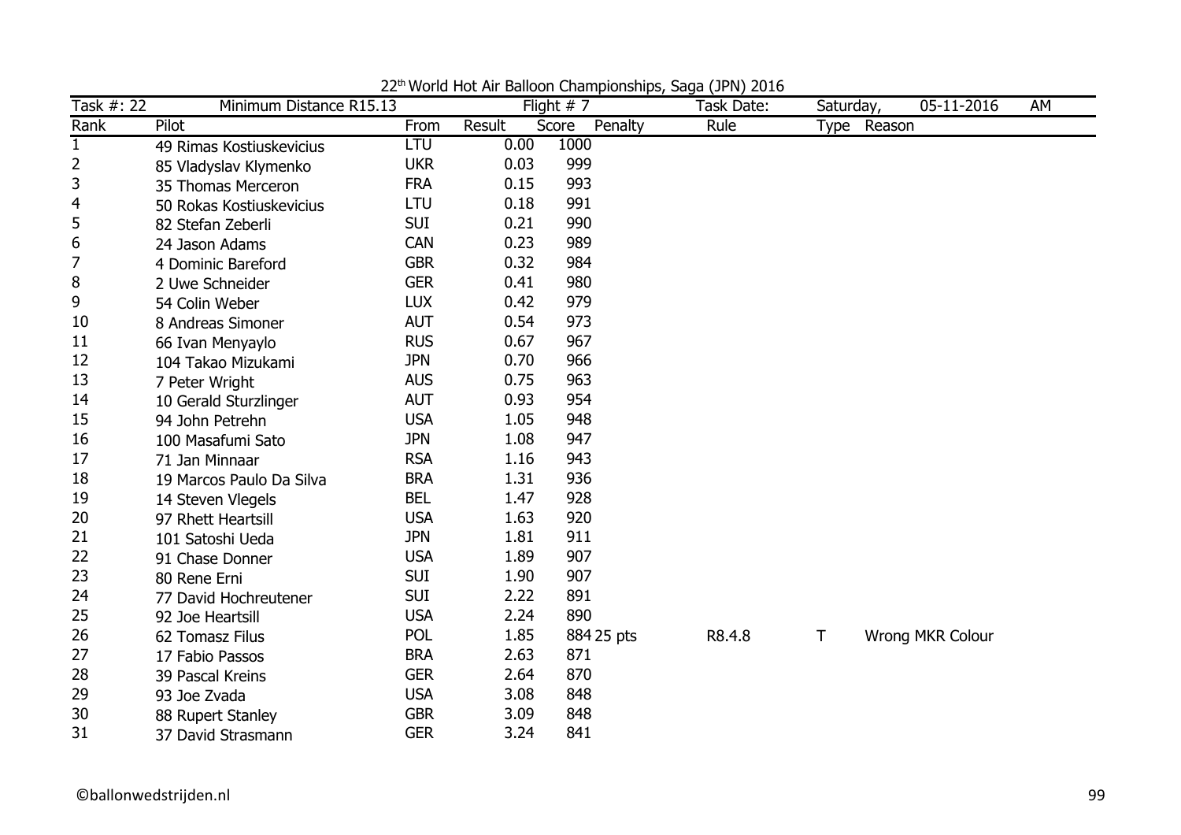22[th] World Hot Air Balloon Championships, Saga (JPN) 2016

| Task #: 22 | Minimum Distance R15.13 | | Flight # 7 | | | Task Date: | Saturday, | 05-11-2016 | AM |
|---|---|---|---|---|---|---|---|---|---|
| **Rank** | **Pilot** | **From** | **Result** | **Score** | **Penalty** | **Rule** | **Type** | **Reason** | |
| 1 | 49 Rimas Kostiuskevicius | LTU | 0.00 | 1000 | | | | | |
| 2 | 85 Vladyslav Klymenko | UKR | 0.03 | 999 | | | | | |
| 3 | 35 Thomas Merceron | FRA | 0.15 | 993 | | | | | |
| 4 | 50 Rokas Kostiuskevicius | LTU | 0.18 | 991 | | | | | |
| 5 | 82 Stefan Zeberli | SUI | 0.21 | 990 | | | | | |
| 6 | 24 Jason Adams | CAN | 0.23 | 989 | | | | | |
| 7 | 4 Dominic Bareford | GBR | 0.32 | 984 | | | | | |
| 8 | 2 Uwe Schneider | GER | 0.41 | 980 | | | | | |
| 9 | 54 Colin Weber | LUX | 0.42 | 979 | | | | | |
| 10 | 8 Andreas Simoner | AUT | 0.54 | 973 | | | | | |
| 11 | 66 Ivan Menyaylo | RUS | 0.67 | 967 | | | | | |
| 12 | 104 Takao Mizukami | JPN | 0.70 | 966 | | | | | |
| 13 | 7 Peter Wright | AUS | 0.75 | 963 | | | | | |
| 14 | 10 Gerald Sturzlinger | AUT | 0.93 | 954 | | | | | |
| 15 | 94 John Petrehn | USA | 1.05 | 948 | | | | | |
| 16 | 100 Masafumi Sato | JPN | 1.08 | 947 | | | | | |
| 17 | 71 Jan Minnaar | RSA | 1.16 | 943 | | | | | |
| 18 | 19 Marcos Paulo Da Silva | BRA | 1.31 | 936 | | | | | |
| 19 | 14 Steven Vlegels | BEL | 1.47 | 928 | | | | | |
| 20 | 97 Rhett Heartsill | USA | 1.63 | 920 | | | | | |
| 21 | 101 Satoshi Ueda | JPN | 1.81 | 911 | | | | | |
| 22 | 91 Chase Donner | USA | 1.89 | 907 | | | | | |
| 23 | 80 Rene Erni | SUI | 1.90 | 907 | | | | | |
| 24 | 77 David Hochreutener | SUI | 2.22 | 891 | | | | | |
| 25 | 92 Joe Heartsill | USA | 2.24 | 890 | | | | | |
| 26 | 62 Tomasz Filus | POL | 1.85 | 884 | 25 pts | R8.4.8 | T | Wrong MKR Colour | |
| 27 | 17 Fabio Passos | BRA | 2.63 | 871 | | | | | |
| 28 | 39 Pascal Kreins | GER | 2.64 | 870 | | | | | |
| 29 | 93 Joe Zvada | USA | 3.08 | 848 | | | | | |
| 30 | 88 Rupert Stanley | GBR | 3.09 | 848 | | | | | |
| 31 | 37 David Strasmann | GER | 3.24 | 841 | | | | | |

©ballonwedstrijden.nl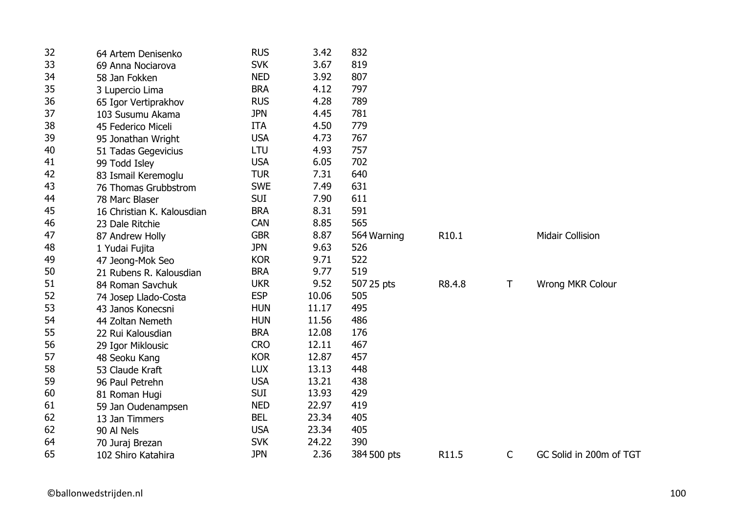| | | | | | | | |
|---|---|---|---|---|---|---|---|
| 32 | 64 Artem Denisenko | RUS | 3.42 | 832 | | | |
| 33 | 69 Anna Nociarova | SVK | 3.67 | 819 | | | |
| 34 | 58 Jan Fokken | NED | 3.92 | 807 | | | |
| 35 | 3 Lupercio Lima | BRA | 4.12 | 797 | | | |
| 36 | 65 Igor Vertiprakhov | RUS | 4.28 | 789 | | | |
| 37 | 103 Susumu Akama | JPN | 4.45 | 781 | | | |
| 38 | 45 Federico Miceli | ITA | 4.50 | 779 | | | |
| 39 | 95 Jonathan Wright | USA | 4.73 | 767 | | | |
| 40 | 51 Tadas Gegevicius | LTU | 4.93 | 757 | | | |
| 41 | 99 Todd Isley | USA | 6.05 | 702 | | | |
| 42 | 83 Ismail Keremoglu | TUR | 7.31 | 640 | | | |
| 43 | 76 Thomas Grubbstrom | SWE | 7.49 | 631 | | | |
| 44 | 78 Marc Blaser | SUI | 7.90 | 611 | | | |
| 45 | 16 Christian K. Kalousdian | BRA | 8.31 | 591 | | | |
| 46 | 23 Dale Ritchie | CAN | 8.85 | 565 | | | |
| 47 | 87 Andrew Holly | GBR | 8.87 | 564 Warning | R10.1 | | Midair Collision |
| 48 | 1 Yudai Fujita | JPN | 9.63 | 526 | | | |
| 49 | 47 Jeong-Mok Seo | KOR | 9.71 | 522 | | | |
| 50 | 21 Rubens R. Kalousdian | BRA | 9.77 | 519 | | | |
| 51 | 84 Roman Savchuk | UKR | 9.52 | 507 25 pts | R8.4.8 | T | Wrong MKR Colour |
| 52 | 74 Josep Llado-Costa | ESP | 10.06 | 505 | | | |
| 53 | 43 Janos Konecsni | HUN | 11.17 | 495 | | | |
| 54 | 44 Zoltan Nemeth | HUN | 11.56 | 486 | | | |
| 55 | 22 Rui Kalousdian | BRA | 12.08 | 176 | | | |
| 56 | 29 Igor Miklousic | CRO | 12.11 | 467 | | | |
| 57 | 48 Seoku Kang | KOR | 12.87 | 457 | | | |
| 58 | 53 Claude Kraft | LUX | 13.13 | 448 | | | |
| 59 | 96 Paul Petrehn | USA | 13.21 | 438 | | | |
| 60 | 81 Roman Hugi | SUI | 13.93 | 429 | | | |
| 61 | 59 Jan Oudenampsen | NED | 22.97 | 419 | | | |
| 62 | 13 Jan Timmers | BEL | 23.34 | 405 | | | |
| 62 | 90 Al Nels | USA | 23.34 | 405 | | | |
| 64 | 70 Juraj Brezan | SVK | 24.22 | 390 | | | |
| 65 | 102 Shiro Katahira | JPN | 2.36 | 384 500 pts | R11.5 | C | GC Solid in 200m of TGT |

©ballonwedstrijden.nl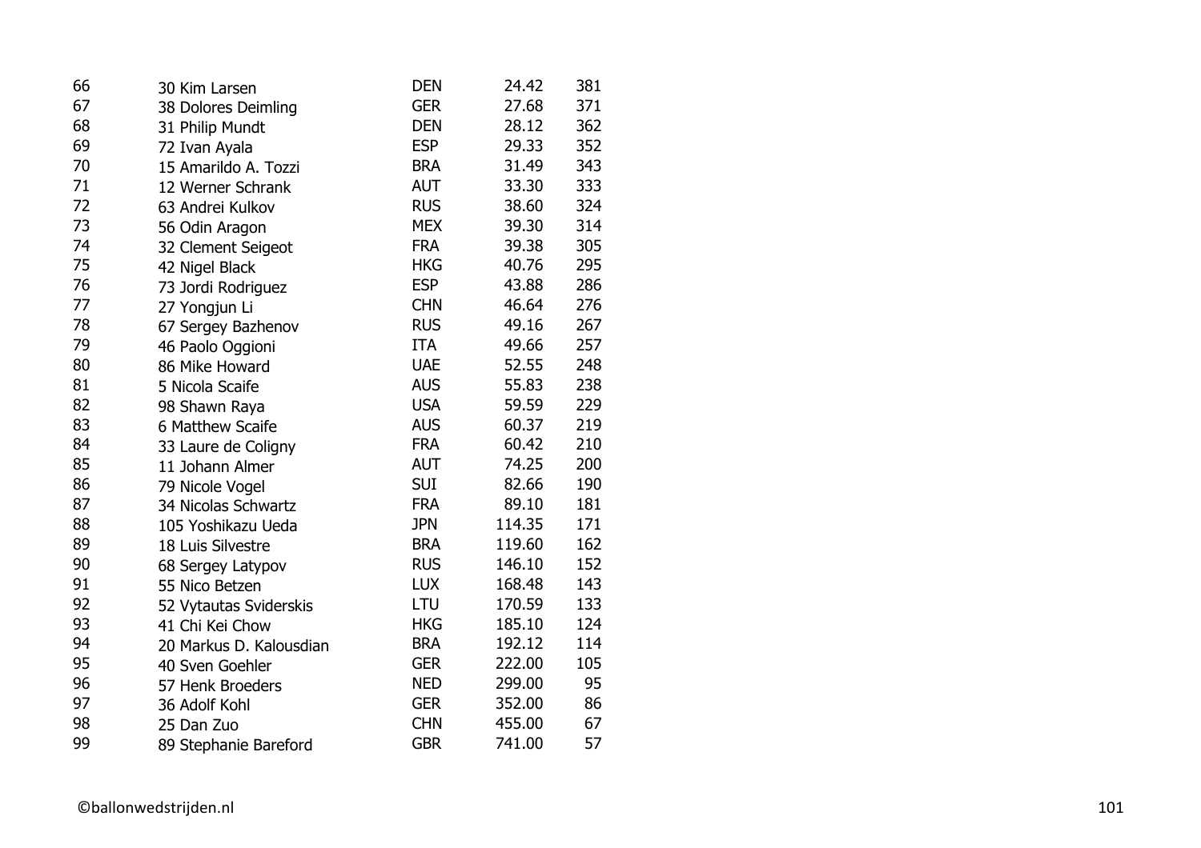| | | | | |
|---|---|---|---|---|
| 66 | 30 Kim Larsen | DEN | 24.42 | 381 |
| 67 | 38 Dolores Deimling | GER | 27.68 | 371 |
| 68 | 31 Philip Mundt | DEN | 28.12 | 362 |
| 69 | 72 Ivan Ayala | ESP | 29.33 | 352 |
| 70 | 15 Amarildo A. Tozzi | BRA | 31.49 | 343 |
| 71 | 12 Werner Schrank | AUT | 33.30 | 333 |
| 72 | 63 Andrei Kulkov | RUS | 38.60 | 324 |
| 73 | 56 Odin Aragon | MEX | 39.30 | 314 |
| 74 | 32 Clement Seigeot | FRA | 39.38 | 305 |
| 75 | 42 Nigel Black | HKG | 40.76 | 295 |
| 76 | 73 Jordi Rodriguez | ESP | 43.88 | 286 |
| 77 | 27 Yongjun Li | CHN | 46.64 | 276 |
| 78 | 67 Sergey Bazhenov | RUS | 49.16 | 267 |
| 79 | 46 Paolo Oggioni | ITA | 49.66 | 257 |
| 80 | 86 Mike Howard | UAE | 52.55 | 248 |
| 81 | 5 Nicola Scaife | AUS | 55.83 | 238 |
| 82 | 98 Shawn Raya | USA | 59.59 | 229 |
| 83 | 6 Matthew Scaife | AUS | 60.37 | 219 |
| 84 | 33 Laure de Coligny | FRA | 60.42 | 210 |
| 85 | 11 Johann Almer | AUT | 74.25 | 200 |
| 86 | 79 Nicole Vogel | SUI | 82.66 | 190 |
| 87 | 34 Nicolas Schwartz | FRA | 89.10 | 181 |
| 88 | 105 Yoshikazu Ueda | JPN | 114.35 | 171 |
| 89 | 18 Luis Silvestre | BRA | 119.60 | 162 |
| 90 | 68 Sergey Latypov | RUS | 146.10 | 152 |
| 91 | 55 Nico Betzen | LUX | 168.48 | 143 |
| 92 | 52 Vytautas Sviderskis | LTU | 170.59 | 133 |
| 93 | 41 Chi Kei Chow | HKG | 185.10 | 124 |
| 94 | 20 Markus D. Kalousdian | BRA | 192.12 | 114 |
| 95 | 40 Sven Goehler | GER | 222.00 | 105 |
| 96 | 57 Henk Broeders | NED | 299.00 | 95 |
| 97 | 36 Adolf Kohl | GER | 352.00 | 86 |
| 98 | 25 Dan Zuo | CHN | 455.00 | 67 |
| 99 | 89 Stephanie Bareford | GBR | 741.00 | 57 |

©ballonwedstrijden.nl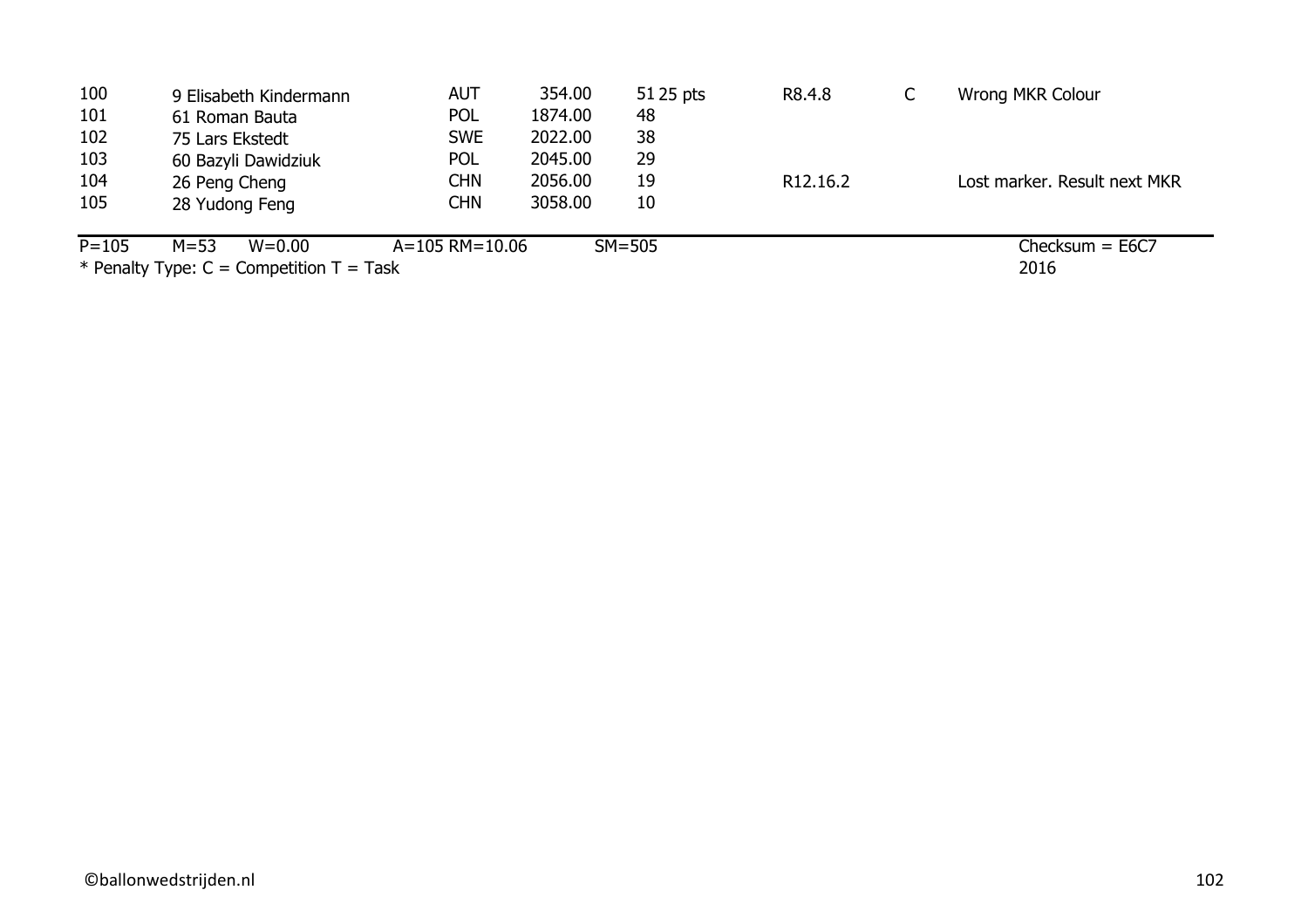| | | | | | | | |
|---|---|---|---|---|---|---|---|
| 100 | 9 Elisabeth Kindermann | AUT | 354.00 | 51 25 pts | R8.4.8 | C | Wrong MKR Colour |
| 101 | 61 Roman Bauta | POL | 1874.00 | 48 | | | |
| 102 | 75 Lars Ekstedt | SWE | 2022.00 | 38 | | | |
| 103 | 60 Bazyli Dawidziuk | POL | 2045.00 | 29 | | | |
| 104 | 26 Peng Cheng | CHN | 2056.00 | 19 | R12.16.2 | | Lost marker. Result next MKR |
| 105 | 28 Yudong Feng | CHN | 3058.00 | 10 | | | |

P=105 M=53 W=0.00 A=105 RM=10.06 SM=505 Checksum = E6C7

* Penalty Type: C = Competition T = Task 2016

©ballonwedstrijden.nl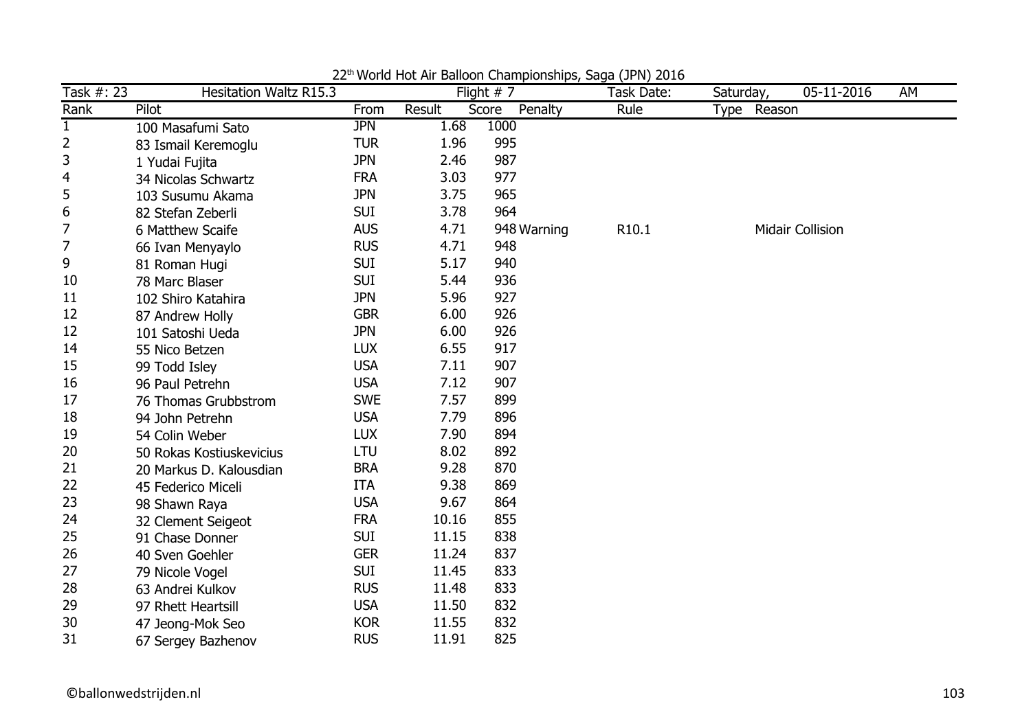22[th] World Hot Air Balloon Championships, Saga (JPN) 2016

| Task #: 23 | Hesitation Waltz R15.3 | | Flight # 7 | | | Task Date: | Saturday, | 05-11-2016 | AM |
|---|---|---|---|---|---|---|---|---|---|
| Rank | Pilot | From | Result | Score | Penalty | Rule | Type | Reason | |
| 1 | 100 Masafumi Sato | JPN | 1.68 | 1000 | | | | | |
| 2 | 83 Ismail Keremoglu | TUR | 1.96 | 995 | | | | | |
| 3 | 1 Yudai Fujita | JPN | 2.46 | 987 | | | | | |
| 4 | 34 Nicolas Schwartz | FRA | 3.03 | 977 | | | | | |
| 5 | 103 Susumu Akama | JPN | 3.75 | 965 | | | | | |
| 6 | 82 Stefan Zeberli | SUI | 3.78 | 964 | | | | | |
| 7 | 6 Matthew Scaife | AUS | 4.71 | 948 | Warning | R10.1 | | Midair Collision | |
| 7 | 66 Ivan Menyaylo | RUS | 4.71 | 948 | | | | | |
| 9 | 81 Roman Hugi | SUI | 5.17 | 940 | | | | | |
| 10 | 78 Marc Blaser | SUI | 5.44 | 936 | | | | | |
| 11 | 102 Shiro Katahira | JPN | 5.96 | 927 | | | | | |
| 12 | 87 Andrew Holly | GBR | 6.00 | 926 | | | | | |
| 12 | 101 Satoshi Ueda | JPN | 6.00 | 926 | | | | | |
| 14 | 55 Nico Betzen | LUX | 6.55 | 917 | | | | | |
| 15 | 99 Todd Isley | USA | 7.11 | 907 | | | | | |
| 16 | 96 Paul Petrehn | USA | 7.12 | 907 | | | | | |
| 17 | 76 Thomas Grubbstrom | SWE | 7.57 | 899 | | | | | |
| 18 | 94 John Petrehn | USA | 7.79 | 896 | | | | | |
| 19 | 54 Colin Weber | LUX | 7.90 | 894 | | | | | |
| 20 | 50 Rokas Kostiuskevicius | LTU | 8.02 | 892 | | | | | |
| 21 | 20 Markus D. Kalousdian | BRA | 9.28 | 870 | | | | | |
| 22 | 45 Federico Miceli | ITA | 9.38 | 869 | | | | | |
| 23 | 98 Shawn Raya | USA | 9.67 | 864 | | | | | |
| 24 | 32 Clement Seigeot | FRA | 10.16 | 855 | | | | | |
| 25 | 91 Chase Donner | SUI | 11.15 | 838 | | | | | |
| 26 | 40 Sven Goehler | GER | 11.24 | 837 | | | | | |
| 27 | 79 Nicole Vogel | SUI | 11.45 | 833 | | | | | |
| 28 | 63 Andrei Kulkov | RUS | 11.48 | 833 | | | | | |
| 29 | 97 Rhett Heartsill | USA | 11.50 | 832 | | | | | |
| 30 | 47 Jeong-Mok Seo | KOR | 11.55 | 832 | | | | | |
| 31 | 67 Sergey Bazhenov | RUS | 11.91 | 825 | | | | | |

©ballonwedstrijden.nl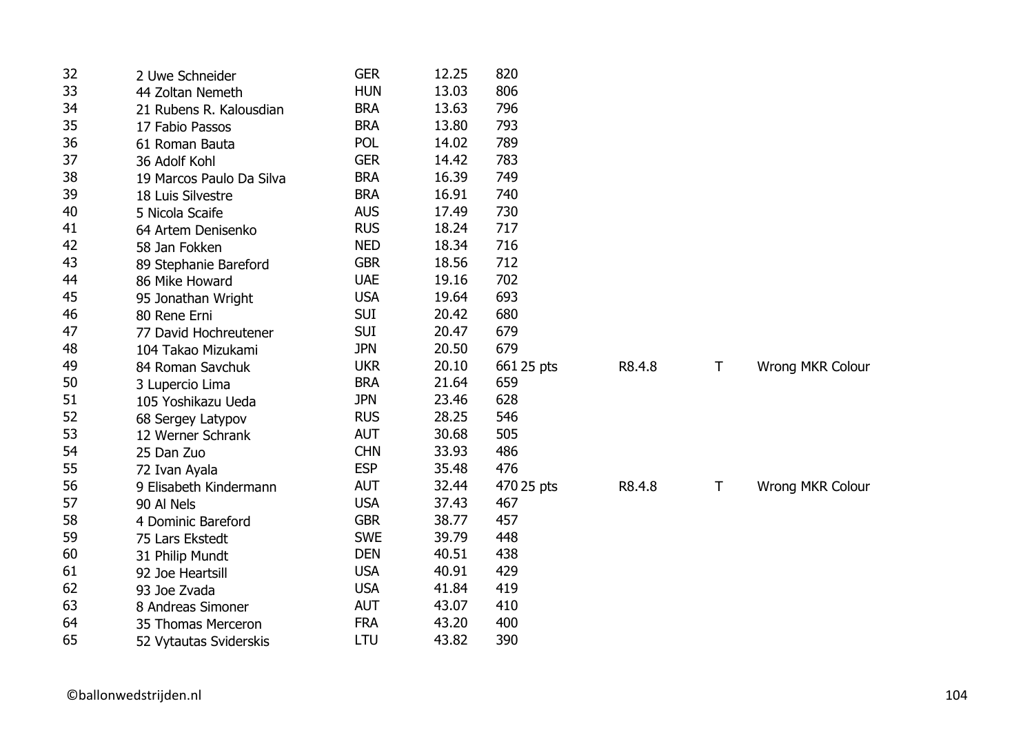| | | | | | | | |
|---|---|---|---|---|---|---|---|
| 32 | 2 Uwe Schneider | GER | 12.25 | 820 | | | |
| 33 | 44 Zoltan Nemeth | HUN | 13.03 | 806 | | | |
| 34 | 21 Rubens R. Kalousdian | BRA | 13.63 | 796 | | | |
| 35 | 17 Fabio Passos | BRA | 13.80 | 793 | | | |
| 36 | 61 Roman Bauta | POL | 14.02 | 789 | | | |
| 37 | 36 Adolf Kohl | GER | 14.42 | 783 | | | |
| 38 | 19 Marcos Paulo Da Silva | BRA | 16.39 | 749 | | | |
| 39 | 18 Luis Silvestre | BRA | 16.91 | 740 | | | |
| 40 | 5 Nicola Scaife | AUS | 17.49 | 730 | | | |
| 41 | 64 Artem Denisenko | RUS | 18.24 | 717 | | | |
| 42 | 58 Jan Fokken | NED | 18.34 | 716 | | | |
| 43 | 89 Stephanie Bareford | GBR | 18.56 | 712 | | | |
| 44 | 86 Mike Howard | UAE | 19.16 | 702 | | | |
| 45 | 95 Jonathan Wright | USA | 19.64 | 693 | | | |
| 46 | 80 Rene Erni | SUI | 20.42 | 680 | | | |
| 47 | 77 David Hochreutener | SUI | 20.47 | 679 | | | |
| 48 | 104 Takao Mizukami | JPN | 20.50 | 679 | | | |
| 49 | 84 Roman Savchuk | UKR | 20.10 | 661 25 pts | R8.4.8 | T | Wrong MKR Colour |
| 50 | 3 Lupercio Lima | BRA | 21.64 | 659 | | | |
| 51 | 105 Yoshikazu Ueda | JPN | 23.46 | 628 | | | |
| 52 | 68 Sergey Latypov | RUS | 28.25 | 546 | | | |
| 53 | 12 Werner Schrank | AUT | 30.68 | 505 | | | |
| 54 | 25 Dan Zuo | CHN | 33.93 | 486 | | | |
| 55 | 72 Ivan Ayala | ESP | 35.48 | 476 | | | |
| 56 | 9 Elisabeth Kindermann | AUT | 32.44 | 470 25 pts | R8.4.8 | T | Wrong MKR Colour |
| 57 | 90 Al Nels | USA | 37.43 | 467 | | | |
| 58 | 4 Dominic Bareford | GBR | 38.77 | 457 | | | |
| 59 | 75 Lars Ekstedt | SWE | 39.79 | 448 | | | |
| 60 | 31 Philip Mundt | DEN | 40.51 | 438 | | | |
| 61 | 92 Joe Heartsill | USA | 40.91 | 429 | | | |
| 62 | 93 Joe Zvada | USA | 41.84 | 419 | | | |
| 63 | 8 Andreas Simoner | AUT | 43.07 | 410 | | | |
| 64 | 35 Thomas Merceron | FRA | 43.20 | 400 | | | |
| 65 | 52 Vytautas Sviderskis | LTU | 43.82 | 390 | | | |

©ballonwedstrijden.nl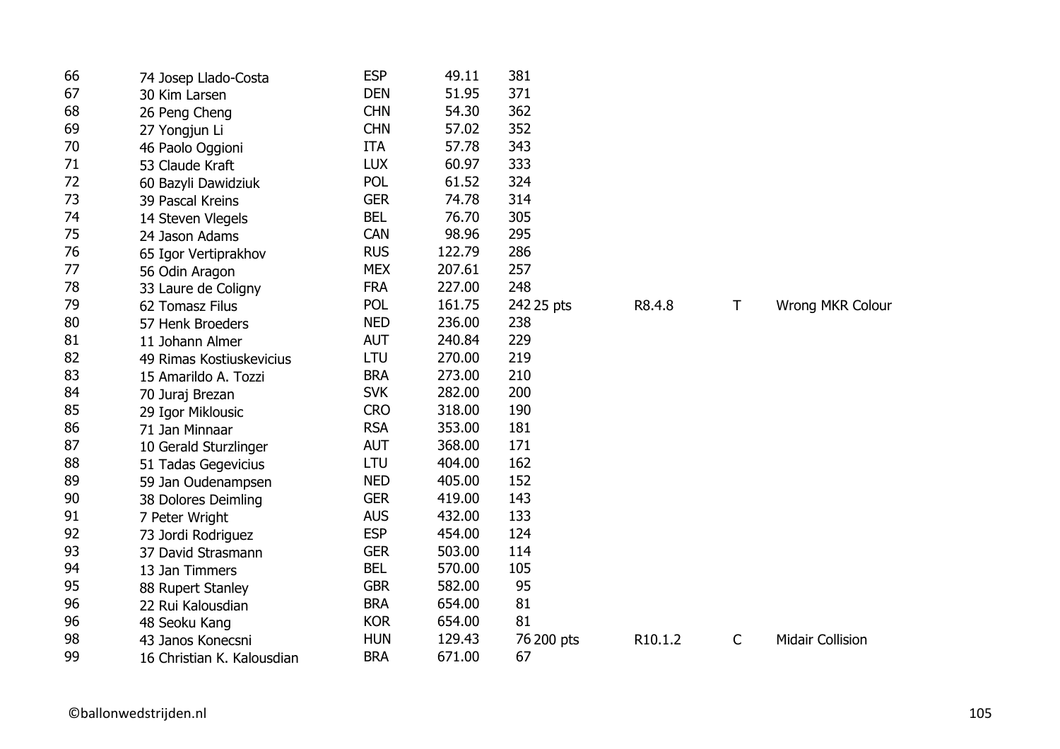| | | | | | | | |
|---|---|---|---|---|---|---|---|
| 66 | 74 Josep Llado-Costa | ESP | 49.11 | 381 | | | |
| 67 | 30 Kim Larsen | DEN | 51.95 | 371 | | | |
| 68 | 26 Peng Cheng | CHN | 54.30 | 362 | | | |
| 69 | 27 Yongjun Li | CHN | 57.02 | 352 | | | |
| 70 | 46 Paolo Oggioni | ITA | 57.78 | 343 | | | |
| 71 | 53 Claude Kraft | LUX | 60.97 | 333 | | | |
| 72 | 60 Bazyli Dawidziuk | POL | 61.52 | 324 | | | |
| 73 | 39 Pascal Kreins | GER | 74.78 | 314 | | | |
| 74 | 14 Steven Vlegels | BEL | 76.70 | 305 | | | |
| 75 | 24 Jason Adams | CAN | 98.96 | 295 | | | |
| 76 | 65 Igor Vertiprakhov | RUS | 122.79 | 286 | | | |
| 77 | 56 Odin Aragon | MEX | 207.61 | 257 | | | |
| 78 | 33 Laure de Coligny | FRA | 227.00 | 248 | | | |
| 79 | 62 Tomasz Filus | POL | 161.75 | 242 25 pts | R8.4.8 | T | Wrong MKR Colour |
| 80 | 57 Henk Broeders | NED | 236.00 | 238 | | | |
| 81 | 11 Johann Almer | AUT | 240.84 | 229 | | | |
| 82 | 49 Rimas Kostiuskevicius | LTU | 270.00 | 219 | | | |
| 83 | 15 Amarildo A. Tozzi | BRA | 273.00 | 210 | | | |
| 84 | 70 Juraj Brezan | SVK | 282.00 | 200 | | | |
| 85 | 29 Igor Miklousic | CRO | 318.00 | 190 | | | |
| 86 | 71 Jan Minnaar | RSA | 353.00 | 181 | | | |
| 87 | 10 Gerald Sturzlinger | AUT | 368.00 | 171 | | | |
| 88 | 51 Tadas Gegevicius | LTU | 404.00 | 162 | | | |
| 89 | 59 Jan Oudenampsen | NED | 405.00 | 152 | | | |
| 90 | 38 Dolores Deimling | GER | 419.00 | 143 | | | |
| 91 | 7 Peter Wright | AUS | 432.00 | 133 | | | |
| 92 | 73 Jordi Rodriguez | ESP | 454.00 | 124 | | | |
| 93 | 37 David Strasmann | GER | 503.00 | 114 | | | |
| 94 | 13 Jan Timmers | BEL | 570.00 | 105 | | | |
| 95 | 88 Rupert Stanley | GBR | 582.00 | 95 | | | |
| 96 | 22 Rui Kalousdian | BRA | 654.00 | 81 | | | |
| 96 | 48 Seoku Kang | KOR | 654.00 | 81 | | | |
| 98 | 43 Janos Konecsni | HUN | 129.43 | 76 200 pts | R10.1.2 | C | Midair Collision |
| 99 | 16 Christian K. Kalousdian | BRA | 671.00 | 67 | | | |

©ballonwedstrijden.nl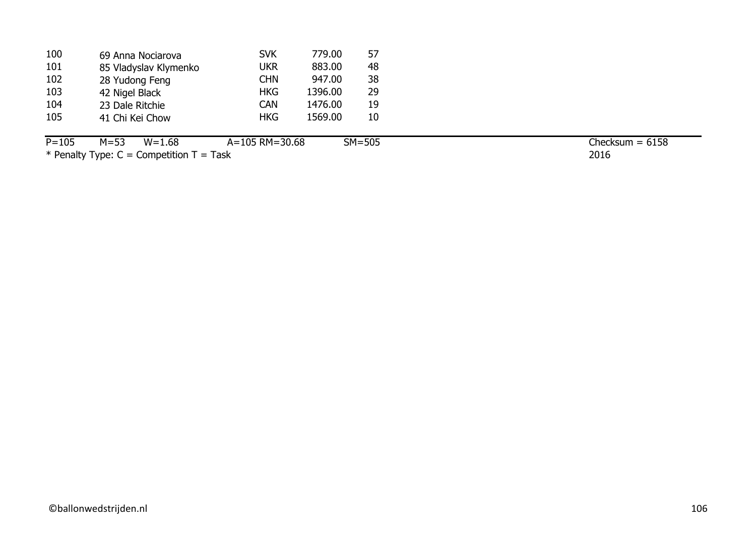| | | | | |
|---|---|---|---|---|
| 100 | 69 Anna Nociarova | SVK | 779.00 | 57 |
| 101 | 85 Vladyslav Klymenko | UKR | 883.00 | 48 |
| 102 | 28 Yudong Feng | CHN | 947.00 | 38 |
| 103 | 42 Nigel Black | HKG | 1396.00 | 29 |
| 104 | 23 Dale Ritchie | CAN | 1476.00 | 19 |
| 105 | 41 Chi Kei Chow | HKG | 1569.00 | 10 |

P=105 M=53 W=1.68 A=105 RM=30.68 SM=505 Checksum = 6158

* Penalty Type: C = Competition T = Task 2016

©ballonwedstrijden.nl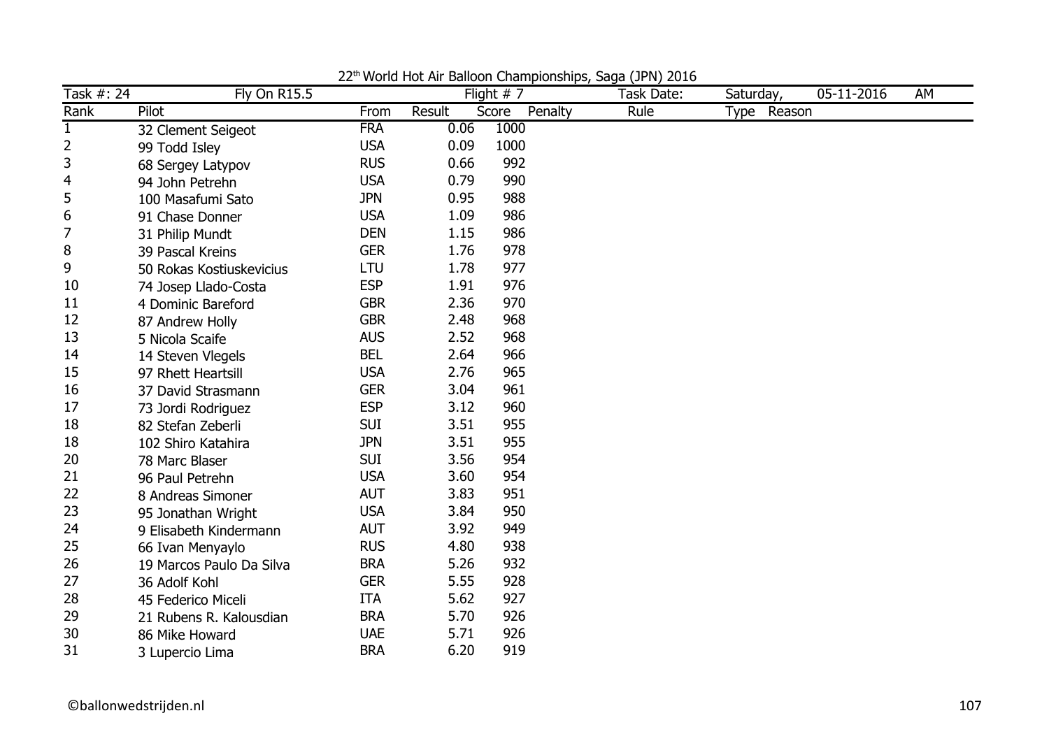22[th] World Hot Air Balloon Championships, Saga (JPN) 2016

| Task #: 24 | Fly On R15.5 | | | Flight # 7 | | Task Date: | Saturday, | 05-11-2016 | AM |
|---|---|---|---|---|---|---|---|---|---|
| Rank | Pilot | From | Result | Score | Penalty | Rule | Type | Reason | |
| 1 | 32 Clement Seigeot | FRA | 0.06 | 1000 | | | | | |
| 2 | 99 Todd Isley | USA | 0.09 | 1000 | | | | | |
| 3 | 68 Sergey Latypov | RUS | 0.66 | 992 | | | | | |
| 4 | 94 John Petrehn | USA | 0.79 | 990 | | | | | |
| 5 | 100 Masafumi Sato | JPN | 0.95 | 988 | | | | | |
| 6 | 91 Chase Donner | USA | 1.09 | 986 | | | | | |
| 7 | 31 Philip Mundt | DEN | 1.15 | 986 | | | | | |
| 8 | 39 Pascal Kreins | GER | 1.76 | 978 | | | | | |
| 9 | 50 Rokas Kostiuskevicius | LTU | 1.78 | 977 | | | | | |
| 10 | 74 Josep Llado-Costa | ESP | 1.91 | 976 | | | | | |
| 11 | 4 Dominic Bareford | GBR | 2.36 | 970 | | | | | |
| 12 | 87 Andrew Holly | GBR | 2.48 | 968 | | | | | |
| 13 | 5 Nicola Scaife | AUS | 2.52 | 968 | | | | | |
| 14 | 14 Steven Vlegels | BEL | 2.64 | 966 | | | | | |
| 15 | 97 Rhett Heartsill | USA | 2.76 | 965 | | | | | |
| 16 | 37 David Strasmann | GER | 3.04 | 961 | | | | | |
| 17 | 73 Jordi Rodriguez | ESP | 3.12 | 960 | | | | | |
| 18 | 82 Stefan Zeberli | SUI | 3.51 | 955 | | | | | |
| 18 | 102 Shiro Katahira | JPN | 3.51 | 955 | | | | | |
| 20 | 78 Marc Blaser | SUI | 3.56 | 954 | | | | | |
| 21 | 96 Paul Petrehn | USA | 3.60 | 954 | | | | | |
| 22 | 8 Andreas Simoner | AUT | 3.83 | 951 | | | | | |
| 23 | 95 Jonathan Wright | USA | 3.84 | 950 | | | | | |
| 24 | 9 Elisabeth Kindermann | AUT | 3.92 | 949 | | | | | |
| 25 | 66 Ivan Menyaylo | RUS | 4.80 | 938 | | | | | |
| 26 | 19 Marcos Paulo Da Silva | BRA | 5.26 | 932 | | | | | |
| 27 | 36 Adolf Kohl | GER | 5.55 | 928 | | | | | |
| 28 | 45 Federico Miceli | ITA | 5.62 | 927 | | | | | |
| 29 | 21 Rubens R. Kalousdian | BRA | 5.70 | 926 | | | | | |
| 30 | 86 Mike Howard | UAE | 5.71 | 926 | | | | | |
| 31 | 3 Lupercio Lima | BRA | 6.20 | 919 | | | | | |

©ballonwedstrijden.nl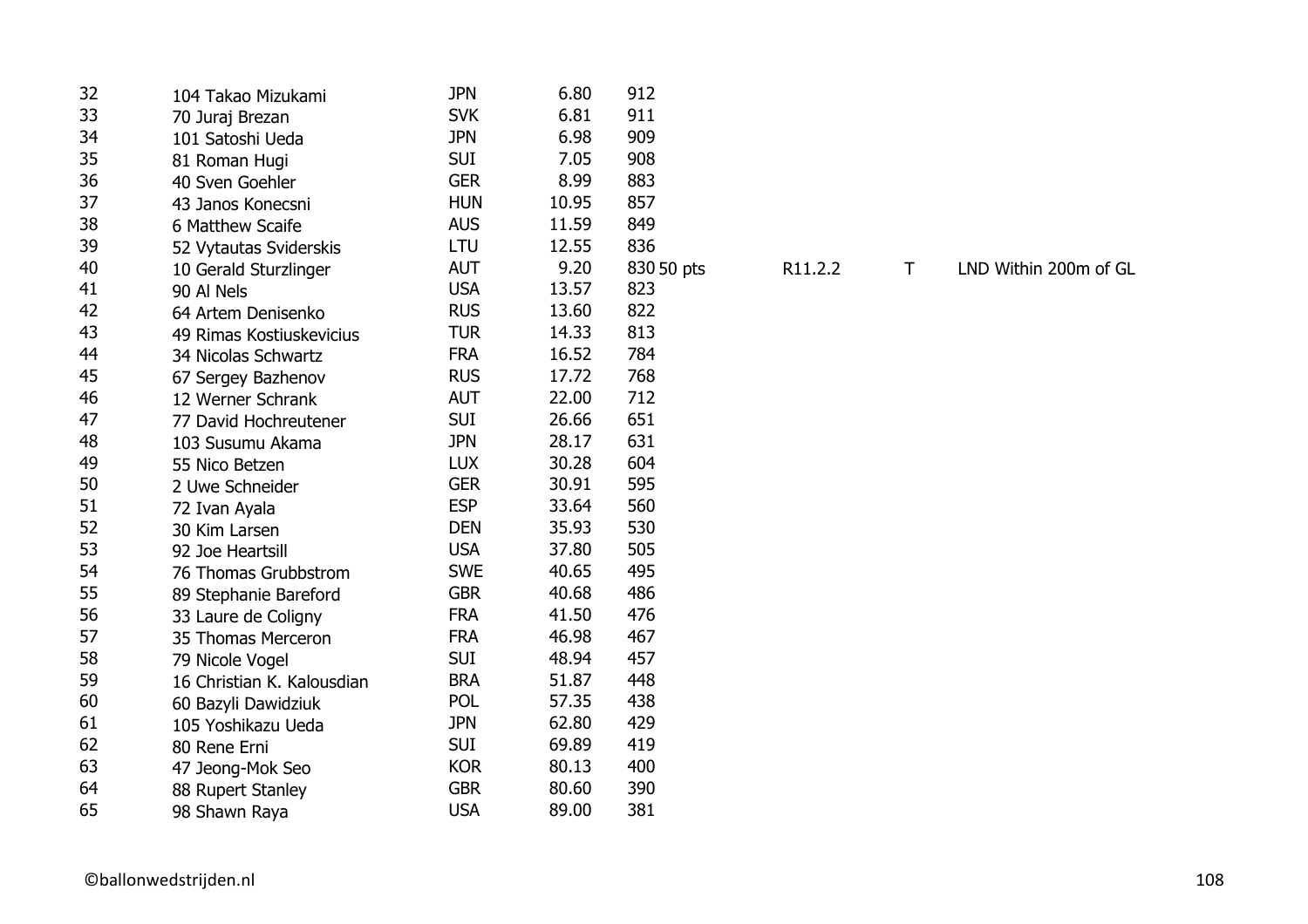| | | | | | | | | |
|---|---|---|---|---|---|---|---|---|
| 32 | 104 Takao Mizukami | JPN | 6.80 | 912 | | | | |
| 33 | 70 Juraj Brezan | SVK | 6.81 | 911 | | | | |
| 34 | 101 Satoshi Ueda | JPN | 6.98 | 909 | | | | |
| 35 | 81 Roman Hugi | SUI | 7.05 | 908 | | | | |
| 36 | 40 Sven Goehler | GER | 8.99 | 883 | | | | |
| 37 | 43 Janos Konecsni | HUN | 10.95 | 857 | | | | |
| 38 | 6 Matthew Scaife | AUS | 11.59 | 849 | | | | |
| 39 | 52 Vytautas Sviderskis | LTU | 12.55 | 836 | | | | |
| 40 | 10 Gerald Sturzlinger | AUT | 9.20 | 830 | 50 pts | R11.2.2 | T | LND Within 200m of GL |
| 41 | 90 Al Nels | USA | 13.57 | 823 | | | | |
| 42 | 64 Artem Denisenko | RUS | 13.60 | 822 | | | | |
| 43 | 49 Rimas Kostiuskevicius | TUR | 14.33 | 813 | | | | |
| 44 | 34 Nicolas Schwartz | FRA | 16.52 | 784 | | | | |
| 45 | 67 Sergey Bazhenov | RUS | 17.72 | 768 | | | | |
| 46 | 12 Werner Schrank | AUT | 22.00 | 712 | | | | |
| 47 | 77 David Hochreutener | SUI | 26.66 | 651 | | | | |
| 48 | 103 Susumu Akama | JPN | 28.17 | 631 | | | | |
| 49 | 55 Nico Betzen | LUX | 30.28 | 604 | | | | |
| 50 | 2 Uwe Schneider | GER | 30.91 | 595 | | | | |
| 51 | 72 Ivan Ayala | ESP | 33.64 | 560 | | | | |
| 52 | 30 Kim Larsen | DEN | 35.93 | 530 | | | | |
| 53 | 92 Joe Heartsill | USA | 37.80 | 505 | | | | |
| 54 | 76 Thomas Grubbstrom | SWE | 40.65 | 495 | | | | |
| 55 | 89 Stephanie Bareford | GBR | 40.68 | 486 | | | | |
| 56 | 33 Laure de Coligny | FRA | 41.50 | 476 | | | | |
| 57 | 35 Thomas Merceron | FRA | 46.98 | 467 | | | | |
| 58 | 79 Nicole Vogel | SUI | 48.94 | 457 | | | | |
| 59 | 16 Christian K. Kalousdian | BRA | 51.87 | 448 | | | | |
| 60 | 60 Bazyli Dawidziuk | POL | 57.35 | 438 | | | | |
| 61 | 105 Yoshikazu Ueda | JPN | 62.80 | 429 | | | | |
| 62 | 80 Rene Erni | SUI | 69.89 | 419 | | | | |
| 63 | 47 Jeong-Mok Seo | KOR | 80.13 | 400 | | | | |
| 64 | 88 Rupert Stanley | GBR | 80.60 | 390 | | | | |
| 65 | 98 Shawn Raya | USA | 89.00 | 381 | | | | |

©ballonwedstrijden.nl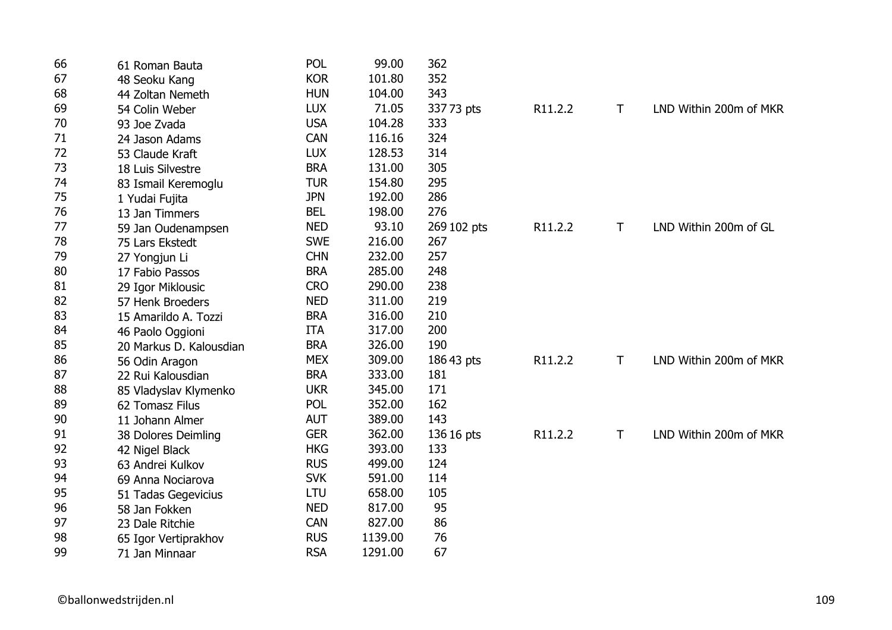| | | | | | | | | |
|---|---|---|---|---|---|---|---|---|
| 66 | 61 Roman Bauta | POL | 99.00 | 362 | | | | |
| 67 | 48 Seoku Kang | KOR | 101.80 | 352 | | | | |
| 68 | 44 Zoltan Nemeth | HUN | 104.00 | 343 | | | | |
| 69 | 54 Colin Weber | LUX | 71.05 | 337 | 73 pts | R11.2.2 | T | LND Within 200m of MKR |
| 70 | 93 Joe Zvada | USA | 104.28 | 333 | | | | |
| 71 | 24 Jason Adams | CAN | 116.16 | 324 | | | | |
| 72 | 53 Claude Kraft | LUX | 128.53 | 314 | | | | |
| 73 | 18 Luis Silvestre | BRA | 131.00 | 305 | | | | |
| 74 | 83 Ismail Keremoglu | TUR | 154.80 | 295 | | | | |
| 75 | 1 Yudai Fujita | JPN | 192.00 | 286 | | | | |
| 76 | 13 Jan Timmers | BEL | 198.00 | 276 | | | | |
| 77 | 59 Jan Oudenampsen | NED | 93.10 | 269 | 102 pts | R11.2.2 | T | LND Within 200m of GL |
| 78 | 75 Lars Ekstedt | SWE | 216.00 | 267 | | | | |
| 79 | 27 Yongjun Li | CHN | 232.00 | 257 | | | | |
| 80 | 17 Fabio Passos | BRA | 285.00 | 248 | | | | |
| 81 | 29 Igor Miklousic | CRO | 290.00 | 238 | | | | |
| 82 | 57 Henk Broeders | NED | 311.00 | 219 | | | | |
| 83 | 15 Amarildo A. Tozzi | BRA | 316.00 | 210 | | | | |
| 84 | 46 Paolo Oggioni | ITA | 317.00 | 200 | | | | |
| 85 | 20 Markus D. Kalousdian | BRA | 326.00 | 190 | | | | |
| 86 | 56 Odin Aragon | MEX | 309.00 | 186 | 43 pts | R11.2.2 | T | LND Within 200m of MKR |
| 87 | 22 Rui Kalousdian | BRA | 333.00 | 181 | | | | |
| 88 | 85 Vladyslav Klymenko | UKR | 345.00 | 171 | | | | |
| 89 | 62 Tomasz Filus | POL | 352.00 | 162 | | | | |
| 90 | 11 Johann Almer | AUT | 389.00 | 143 | | | | |
| 91 | 38 Dolores Deimling | GER | 362.00 | 136 | 16 pts | R11.2.2 | T | LND Within 200m of MKR |
| 92 | 42 Nigel Black | HKG | 393.00 | 133 | | | | |
| 93 | 63 Andrei Kulkov | RUS | 499.00 | 124 | | | | |
| 94 | 69 Anna Nociarova | SVK | 591.00 | 114 | | | | |
| 95 | 51 Tadas Gegevicius | LTU | 658.00 | 105 | | | | |
| 96 | 58 Jan Fokken | NED | 817.00 | 95 | | | | |
| 97 | 23 Dale Ritchie | CAN | 827.00 | 86 | | | | |
| 98 | 65 Igor Vertiprakhov | RUS | 1139.00 | 76 | | | | |
| 99 | 71 Jan Minnaar | RSA | 1291.00 | 67 | | | | |

©ballonwedstrijden.nl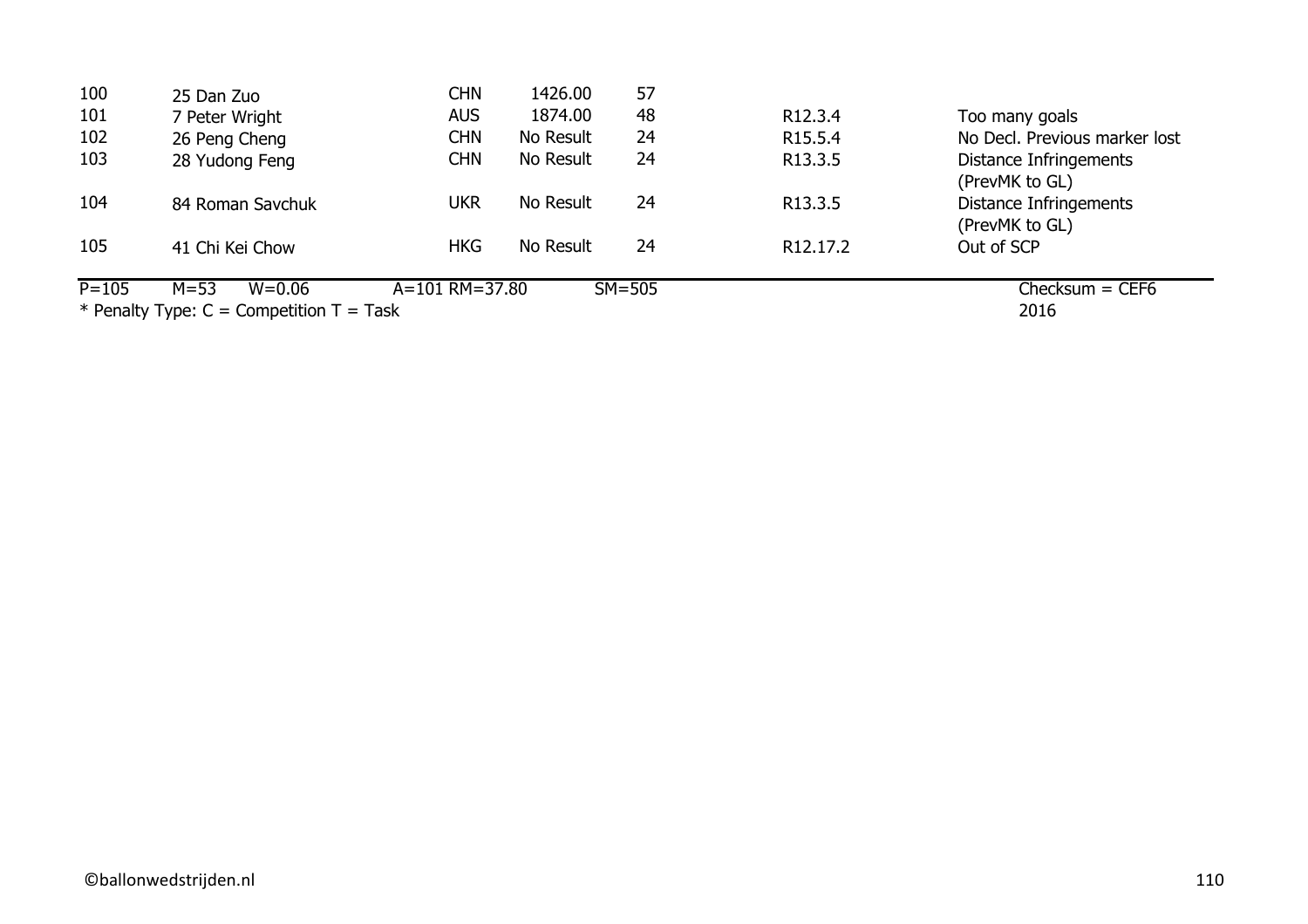| | | | | | | |
|---|---|---|---|---|---|---|
| 100 | 25 Dan Zuo | CHN | 1426.00 | 57 | | |
| 101 | 7 Peter Wright | AUS | 1874.00 | 48 | R12.3.4 | Too many goals |
| 102 | 26 Peng Cheng | CHN | No Result | 24 | R15.5.4 | No Decl. Previous marker lost |
| 103 | 28 Yudong Feng | CHN | No Result | 24 | R13.3.5 | Distance Infringements (PrevMK to GL) |
| 104 | 84 Roman Savchuk | UKR | No Result | 24 | R13.3.5 | Distance Infringements (PrevMK to GL) |
| 105 | 41 Chi Kei Chow | HKG | No Result | 24 | R12.17.2 | Out of SCP |

P=105 M=53 W=0.06 A=101 RM=37.80 SM=505 Checksum = CEF6

* Penalty Type: C = Competition T = Task 2016

©ballonwedstrijden.nl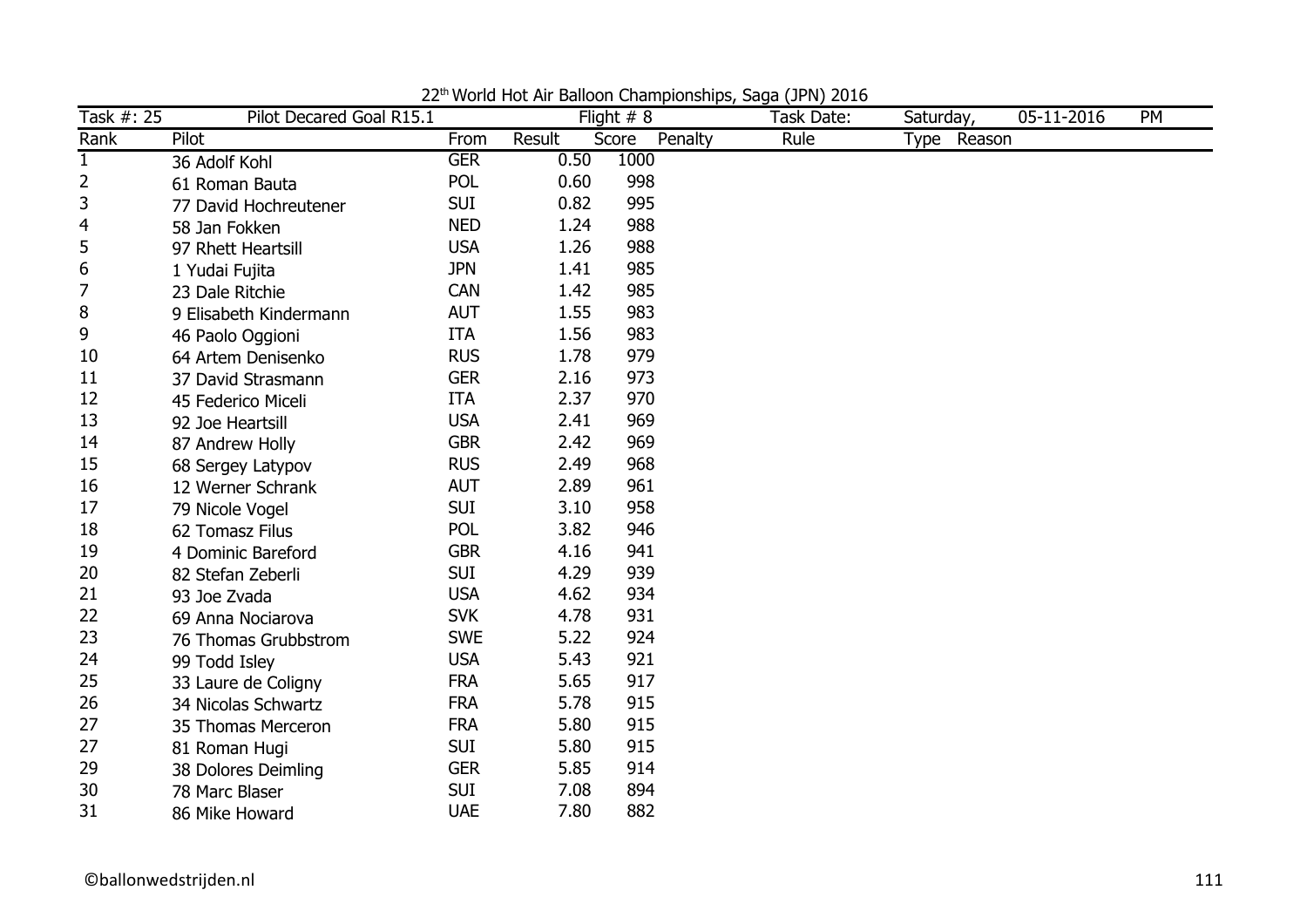22[th] World Hot Air Balloon Championships, Saga (JPN) 2016

| Task #: 25 | Pilot Decared Goal R15.1 | | | Flight # 8 | | Task Date: | Saturday, | 05-11-2016 | PM |
|---|---|---|---|---|---|---|---|---|---|
| Rank | Pilot | From | Result | Score | Penalty | Rule | Type | Reason | |
| 1 | 36 Adolf Kohl | GER | 0.50 | 1000 | | | | | |
| 2 | 61 Roman Bauta | POL | 0.60 | 998 | | | | | |
| 3 | 77 David Hochreutener | SUI | 0.82 | 995 | | | | | |
| 4 | 58 Jan Fokken | NED | 1.24 | 988 | | | | | |
| 5 | 97 Rhett Heartsill | USA | 1.26 | 988 | | | | | |
| 6 | 1 Yudai Fujita | JPN | 1.41 | 985 | | | | | |
| 7 | 23 Dale Ritchie | CAN | 1.42 | 985 | | | | | |
| 8 | 9 Elisabeth Kindermann | AUT | 1.55 | 983 | | | | | |
| 9 | 46 Paolo Oggioni | ITA | 1.56 | 983 | | | | | |
| 10 | 64 Artem Denisenko | RUS | 1.78 | 979 | | | | | |
| 11 | 37 David Strasmann | GER | 2.16 | 973 | | | | | |
| 12 | 45 Federico Miceli | ITA | 2.37 | 970 | | | | | |
| 13 | 92 Joe Heartsill | USA | 2.41 | 969 | | | | | |
| 14 | 87 Andrew Holly | GBR | 2.42 | 969 | | | | | |
| 15 | 68 Sergey Latypov | RUS | 2.49 | 968 | | | | | |
| 16 | 12 Werner Schrank | AUT | 2.89 | 961 | | | | | |
| 17 | 79 Nicole Vogel | SUI | 3.10 | 958 | | | | | |
| 18 | 62 Tomasz Filus | POL | 3.82 | 946 | | | | | |
| 19 | 4 Dominic Bareford | GBR | 4.16 | 941 | | | | | |
| 20 | 82 Stefan Zeberli | SUI | 4.29 | 939 | | | | | |
| 21 | 93 Joe Zvada | USA | 4.62 | 934 | | | | | |
| 22 | 69 Anna Nociarova | SVK | 4.78 | 931 | | | | | |
| 23 | 76 Thomas Grubbstrom | SWE | 5.22 | 924 | | | | | |
| 24 | 99 Todd Isley | USA | 5.43 | 921 | | | | | |
| 25 | 33 Laure de Coligny | FRA | 5.65 | 917 | | | | | |
| 26 | 34 Nicolas Schwartz | FRA | 5.78 | 915 | | | | | |
| 27 | 35 Thomas Merceron | FRA | 5.80 | 915 | | | | | |
| 27 | 81 Roman Hugi | SUI | 5.80 | 915 | | | | | |
| 29 | 38 Dolores Deimling | GER | 5.85 | 914 | | | | | |
| 30 | 78 Marc Blaser | SUI | 7.08 | 894 | | | | | |
| 31 | 86 Mike Howard | UAE | 7.80 | 882 | | | | | |

©ballonwedstrijden.nl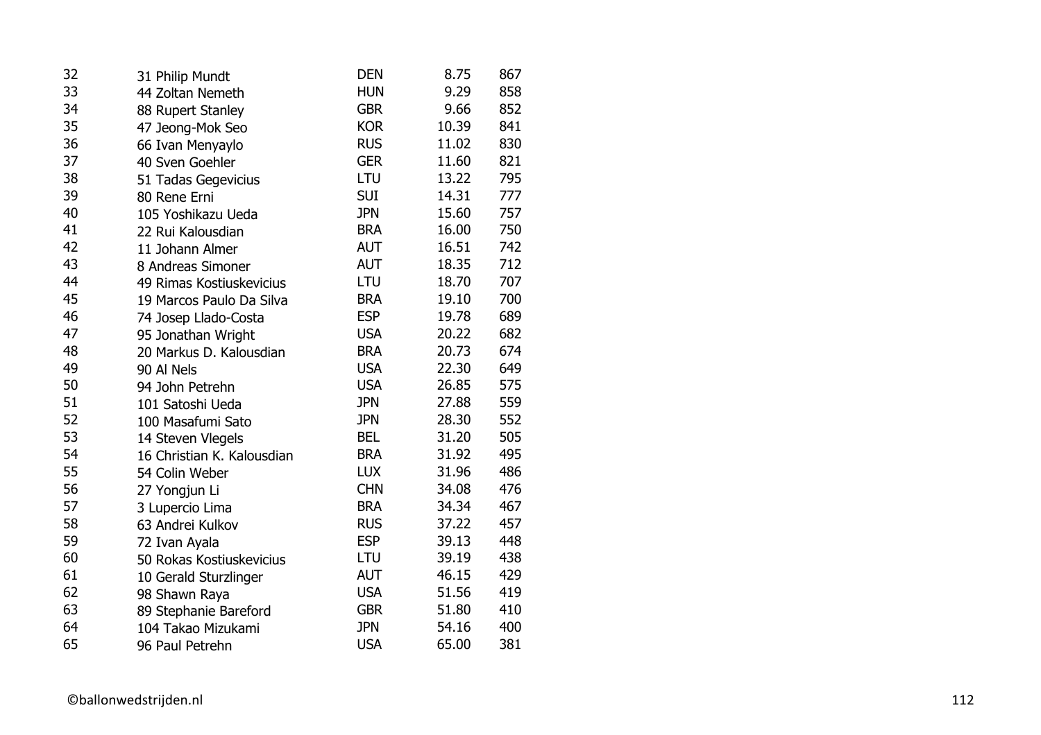| | | | | |
|---|---|---|---|---|
| 32 | 31 Philip Mundt | DEN | 8.75 | 867 |
| 33 | 44 Zoltan Nemeth | HUN | 9.29 | 858 |
| 34 | 88 Rupert Stanley | GBR | 9.66 | 852 |
| 35 | 47 Jeong-Mok Seo | KOR | 10.39 | 841 |
| 36 | 66 Ivan Menyaylo | RUS | 11.02 | 830 |
| 37 | 40 Sven Goehler | GER | 11.60 | 821 |
| 38 | 51 Tadas Gegevicius | LTU | 13.22 | 795 |
| 39 | 80 Rene Erni | SUI | 14.31 | 777 |
| 40 | 105 Yoshikazu Ueda | JPN | 15.60 | 757 |
| 41 | 22 Rui Kalousdian | BRA | 16.00 | 750 |
| 42 | 11 Johann Almer | AUT | 16.51 | 742 |
| 43 | 8 Andreas Simoner | AUT | 18.35 | 712 |
| 44 | 49 Rimas Kostiuskevicius | LTU | 18.70 | 707 |
| 45 | 19 Marcos Paulo Da Silva | BRA | 19.10 | 700 |
| 46 | 74 Josep Llado-Costa | ESP | 19.78 | 689 |
| 47 | 95 Jonathan Wright | USA | 20.22 | 682 |
| 48 | 20 Markus D. Kalousdian | BRA | 20.73 | 674 |
| 49 | 90 Al Nels | USA | 22.30 | 649 |
| 50 | 94 John Petrehn | USA | 26.85 | 575 |
| 51 | 101 Satoshi Ueda | JPN | 27.88 | 559 |
| 52 | 100 Masafumi Sato | JPN | 28.30 | 552 |
| 53 | 14 Steven Vlegels | BEL | 31.20 | 505 |
| 54 | 16 Christian K. Kalousdian | BRA | 31.92 | 495 |
| 55 | 54 Colin Weber | LUX | 31.96 | 486 |
| 56 | 27 Yongjun Li | CHN | 34.08 | 476 |
| 57 | 3 Lupercio Lima | BRA | 34.34 | 467 |
| 58 | 63 Andrei Kulkov | RUS | 37.22 | 457 |
| 59 | 72 Ivan Ayala | ESP | 39.13 | 448 |
| 60 | 50 Rokas Kostiuskevicius | LTU | 39.19 | 438 |
| 61 | 10 Gerald Sturzlinger | AUT | 46.15 | 429 |
| 62 | 98 Shawn Raya | USA | 51.56 | 419 |
| 63 | 89 Stephanie Bareford | GBR | 51.80 | 410 |
| 64 | 104 Takao Mizukami | JPN | 54.16 | 400 |
| 65 | 96 Paul Petrehn | USA | 65.00 | 381 |

©ballonwedstrijden.nl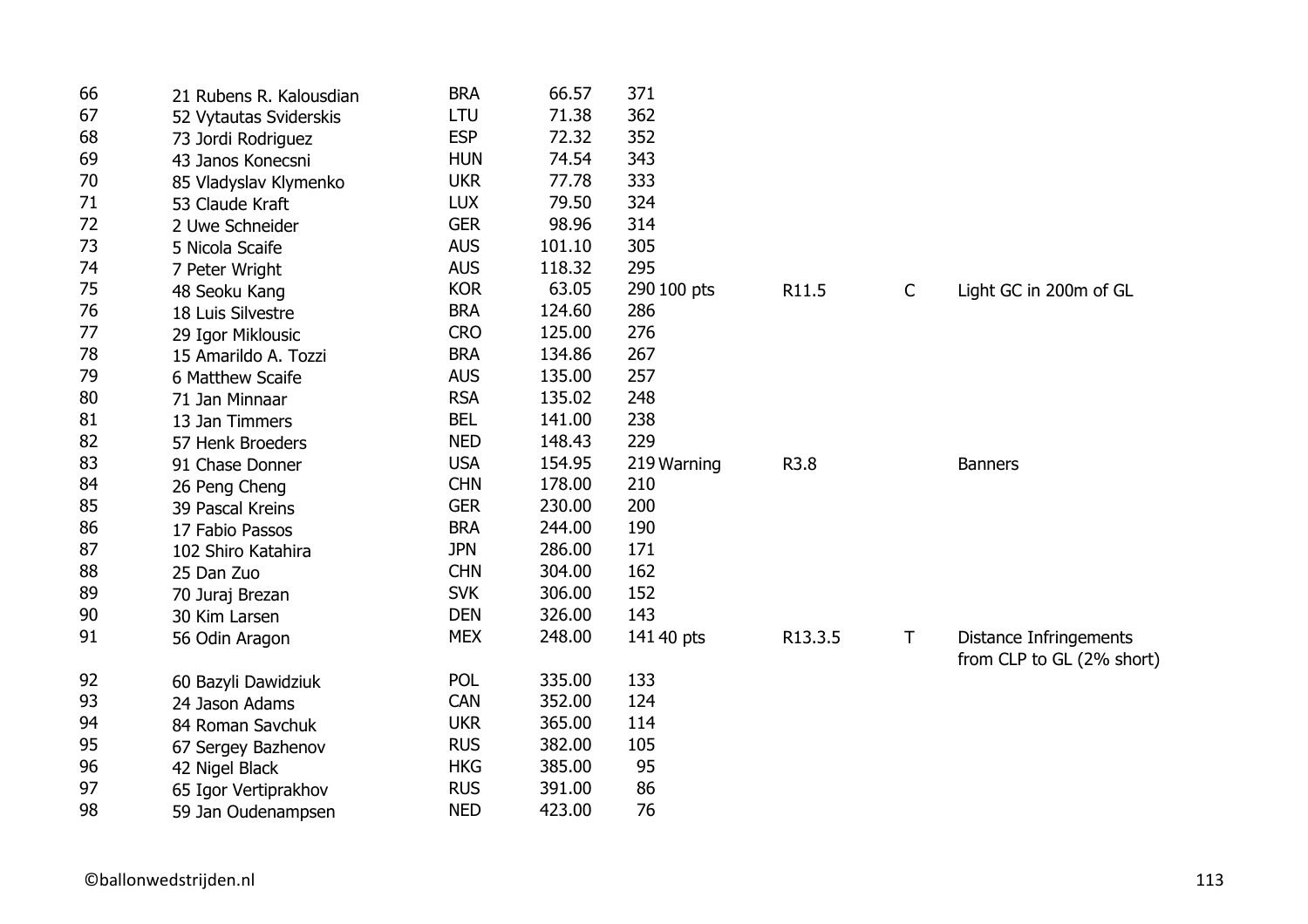| | | | | | | | | |
|---|---|---|---|---|---|---|---|---|
| 66 | 21 Rubens R. Kalousdian | BRA | 66.57 | 371 | | | | |
| 67 | 52 Vytautas Sviderskis | LTU | 71.38 | 362 | | | | |
| 68 | 73 Jordi Rodriguez | ESP | 72.32 | 352 | | | | |
| 69 | 43 Janos Konecsni | HUN | 74.54 | 343 | | | | |
| 70 | 85 Vladyslav Klymenko | UKR | 77.78 | 333 | | | | |
| 71 | 53 Claude Kraft | LUX | 79.50 | 324 | | | | |
| 72 | 2 Uwe Schneider | GER | 98.96 | 314 | | | | |
| 73 | 5 Nicola Scaife | AUS | 101.10 | 305 | | | | |
| 74 | 7 Peter Wright | AUS | 118.32 | 295 | | | | |
| 75 | 48 Seoku Kang | KOR | 63.05 | 290 | 100 pts | R11.5 | C | Light GC in 200m of GL |
| 76 | 18 Luis Silvestre | BRA | 124.60 | 286 | | | | |
| 77 | 29 Igor Miklousic | CRO | 125.00 | 276 | | | | |
| 78 | 15 Amarildo A. Tozzi | BRA | 134.86 | 267 | | | | |
| 79 | 6 Matthew Scaife | AUS | 135.00 | 257 | | | | |
| 80 | 71 Jan Minnaar | RSA | 135.02 | 248 | | | | |
| 81 | 13 Jan Timmers | BEL | 141.00 | 238 | | | | |
| 82 | 57 Henk Broeders | NED | 148.43 | 229 | | | | |
| 83 | 91 Chase Donner | USA | 154.95 | 219 | Warning | R3.8 | | Banners |
| 84 | 26 Peng Cheng | CHN | 178.00 | 210 | | | | |
| 85 | 39 Pascal Kreins | GER | 230.00 | 200 | | | | |
| 86 | 17 Fabio Passos | BRA | 244.00 | 190 | | | | |
| 87 | 102 Shiro Katahira | JPN | 286.00 | 171 | | | | |
| 88 | 25 Dan Zuo | CHN | 304.00 | 162 | | | | |
| 89 | 70 Juraj Brezan | SVK | 306.00 | 152 | | | | |
| 90 | 30 Kim Larsen | DEN | 326.00 | 143 | | | | |
| 91 | 56 Odin Aragon | MEX | 248.00 | 141 | 40 pts | R13.3.5 | T | Distance Infringements from CLP to GL (2% short) |
| 92 | 60 Bazyli Dawidziuk | POL | 335.00 | 133 | | | | |
| 93 | 24 Jason Adams | CAN | 352.00 | 124 | | | | |
| 94 | 84 Roman Savchuk | UKR | 365.00 | 114 | | | | |
| 95 | 67 Sergey Bazhenov | RUS | 382.00 | 105 | | | | |
| 96 | 42 Nigel Black | HKG | 385.00 | 95 | | | | |
| 97 | 65 Igor Vertiprakhov | RUS | 391.00 | 86 | | | | |
| 98 | 59 Jan Oudenampsen | NED | 423.00 | 76 | | | | |

©ballonwedstrijden.nl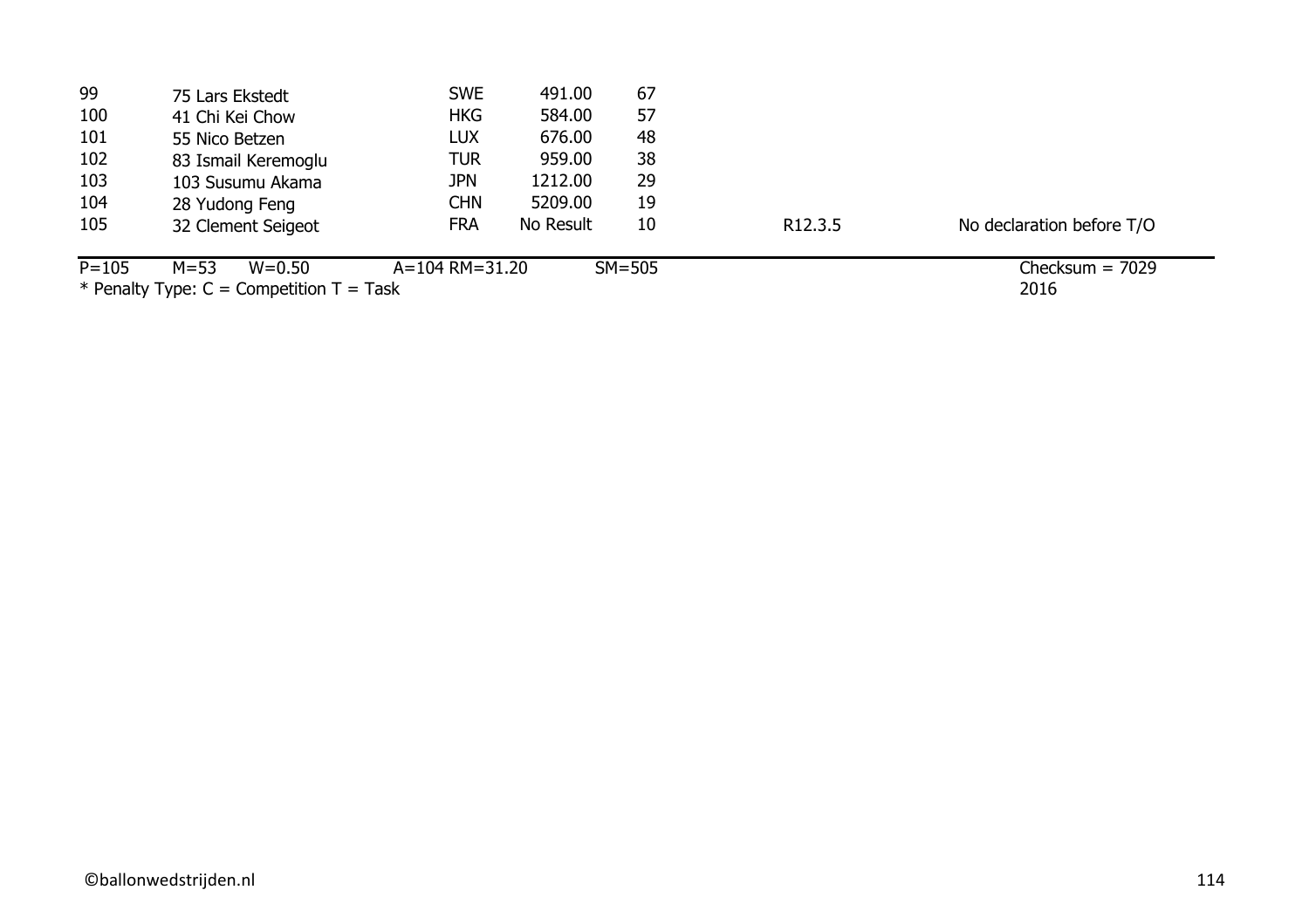| | | | | | | |
|---|---|---|---|---|---|---|
| 99 | 75 Lars Ekstedt | SWE | 491.00 | 67 | | |
| 100 | 41 Chi Kei Chow | HKG | 584.00 | 57 | | |
| 101 | 55 Nico Betzen | LUX | 676.00 | 48 | | |
| 102 | 83 Ismail Keremoglu | TUR | 959.00 | 38 | | |
| 103 | 103 Susumu Akama | JPN | 1212.00 | 29 | | |
| 104 | 28 Yudong Feng | CHN | 5209.00 | 19 | | |
| 105 | 32 Clement Seigeot | FRA | No Result | 10 | R12.3.5 | No declaration before T/O |

P=105 M=53 W=0.50 A=104 RM=31.20 SM=505 Checksum = 7029

* Penalty Type: C = Competition T = Task 2016

©ballonwedstrijden.nl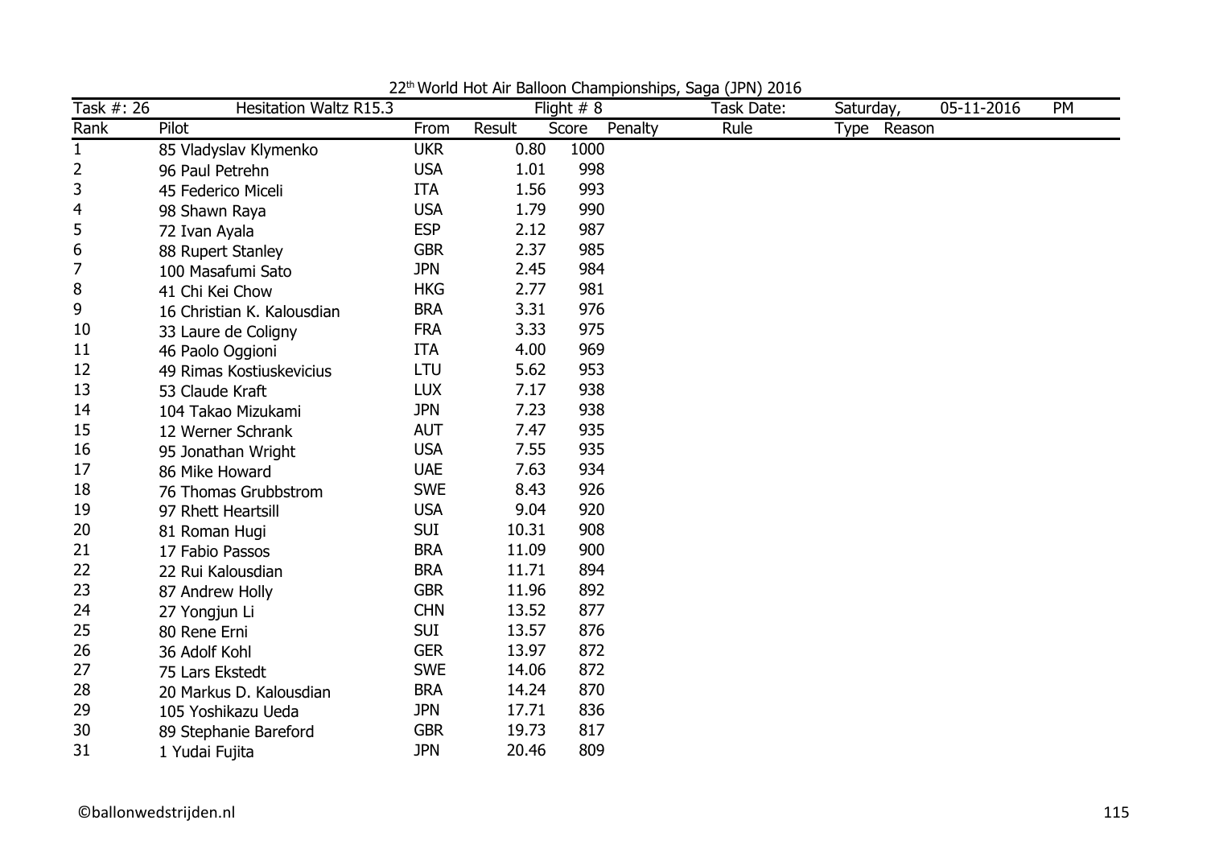22[th] World Hot Air Balloon Championships, Saga (JPN) 2016

| Task #: 26 | Hesitation Waltz R15.3 | | Flight # 8 | | | Task Date: | Saturday, | 05-11-2016 | PM |
|---|---|---|---|---|---|---|---|---|---|
| **Rank** | **Pilot** | **From** | **Result** | **Score** | **Penalty** | **Rule** | **Type** | **Reason** | |
| 1 | 85 Vladyslav Klymenko | UKR | 0.80 | 1000 | | | | | |
| 2 | 96 Paul Petrehn | USA | 1.01 | 998 | | | | | |
| 3 | 45 Federico Miceli | ITA | 1.56 | 993 | | | | | |
| 4 | 98 Shawn Raya | USA | 1.79 | 990 | | | | | |
| 5 | 72 Ivan Ayala | ESP | 2.12 | 987 | | | | | |
| 6 | 88 Rupert Stanley | GBR | 2.37 | 985 | | | | | |
| 7 | 100 Masafumi Sato | JPN | 2.45 | 984 | | | | | |
| 8 | 41 Chi Kei Chow | HKG | 2.77 | 981 | | | | | |
| 9 | 16 Christian K. Kalousdian | BRA | 3.31 | 976 | | | | | |
| 10 | 33 Laure de Coligny | FRA | 3.33 | 975 | | | | | |
| 11 | 46 Paolo Oggioni | ITA | 4.00 | 969 | | | | | |
| 12 | 49 Rimas Kostiuskevicius | LTU | 5.62 | 953 | | | | | |
| 13 | 53 Claude Kraft | LUX | 7.17 | 938 | | | | | |
| 14 | 104 Takao Mizukami | JPN | 7.23 | 938 | | | | | |
| 15 | 12 Werner Schrank | AUT | 7.47 | 935 | | | | | |
| 16 | 95 Jonathan Wright | USA | 7.55 | 935 | | | | | |
| 17 | 86 Mike Howard | UAE | 7.63 | 934 | | | | | |
| 18 | 76 Thomas Grubbstrom | SWE | 8.43 | 926 | | | | | |
| 19 | 97 Rhett Heartsill | USA | 9.04 | 920 | | | | | |
| 20 | 81 Roman Hugi | SUI | 10.31 | 908 | | | | | |
| 21 | 17 Fabio Passos | BRA | 11.09 | 900 | | | | | |
| 22 | 22 Rui Kalousdian | BRA | 11.71 | 894 | | | | | |
| 23 | 87 Andrew Holly | GBR | 11.96 | 892 | | | | | |
| 24 | 27 Yongjun Li | CHN | 13.52 | 877 | | | | | |
| 25 | 80 Rene Erni | SUI | 13.57 | 876 | | | | | |
| 26 | 36 Adolf Kohl | GER | 13.97 | 872 | | | | | |
| 27 | 75 Lars Ekstedt | SWE | 14.06 | 872 | | | | | |
| 28 | 20 Markus D. Kalousdian | BRA | 14.24 | 870 | | | | | |
| 29 | 105 Yoshikazu Ueda | JPN | 17.71 | 836 | | | | | |
| 30 | 89 Stephanie Bareford | GBR | 19.73 | 817 | | | | | |
| 31 | 1 Yudai Fujita | JPN | 20.46 | 809 | | | | | |

©ballonwedstrijden.nl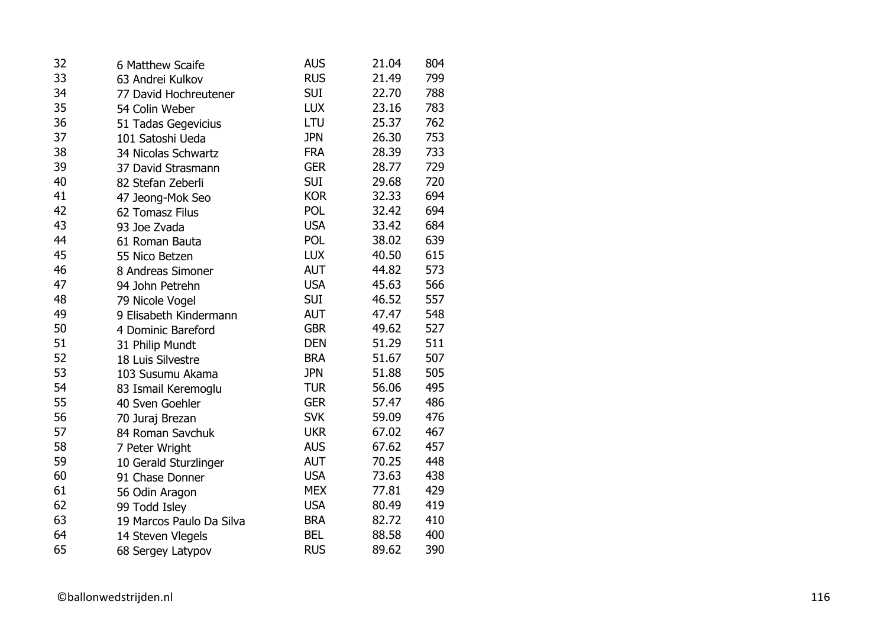| | | | | |
|---|---|---|---|---|
| 32 | 6 Matthew Scaife | AUS | 21.04 | 804 |
| 33 | 63 Andrei Kulkov | RUS | 21.49 | 799 |
| 34 | 77 David Hochreutener | SUI | 22.70 | 788 |
| 35 | 54 Colin Weber | LUX | 23.16 | 783 |
| 36 | 51 Tadas Gegevicius | LTU | 25.37 | 762 |
| 37 | 101 Satoshi Ueda | JPN | 26.30 | 753 |
| 38 | 34 Nicolas Schwartz | FRA | 28.39 | 733 |
| 39 | 37 David Strasmann | GER | 28.77 | 729 |
| 40 | 82 Stefan Zeberli | SUI | 29.68 | 720 |
| 41 | 47 Jeong-Mok Seo | KOR | 32.33 | 694 |
| 42 | 62 Tomasz Filus | POL | 32.42 | 694 |
| 43 | 93 Joe Zvada | USA | 33.42 | 684 |
| 44 | 61 Roman Bauta | POL | 38.02 | 639 |
| 45 | 55 Nico Betzen | LUX | 40.50 | 615 |
| 46 | 8 Andreas Simoner | AUT | 44.82 | 573 |
| 47 | 94 John Petrehn | USA | 45.63 | 566 |
| 48 | 79 Nicole Vogel | SUI | 46.52 | 557 |
| 49 | 9 Elisabeth Kindermann | AUT | 47.47 | 548 |
| 50 | 4 Dominic Bareford | GBR | 49.62 | 527 |
| 51 | 31 Philip Mundt | DEN | 51.29 | 511 |
| 52 | 18 Luis Silvestre | BRA | 51.67 | 507 |
| 53 | 103 Susumu Akama | JPN | 51.88 | 505 |
| 54 | 83 Ismail Keremoglu | TUR | 56.06 | 495 |
| 55 | 40 Sven Goehler | GER | 57.47 | 486 |
| 56 | 70 Juraj Brezan | SVK | 59.09 | 476 |
| 57 | 84 Roman Savchuk | UKR | 67.02 | 467 |
| 58 | 7 Peter Wright | AUS | 67.62 | 457 |
| 59 | 10 Gerald Sturzlinger | AUT | 70.25 | 448 |
| 60 | 91 Chase Donner | USA | 73.63 | 438 |
| 61 | 56 Odin Aragon | MEX | 77.81 | 429 |
| 62 | 99 Todd Isley | USA | 80.49 | 419 |
| 63 | 19 Marcos Paulo Da Silva | BRA | 82.72 | 410 |
| 64 | 14 Steven Vlegels | BEL | 88.58 | 400 |
| 65 | 68 Sergey Latypov | RUS | 89.62 | 390 |

©ballonwedstrijden.nl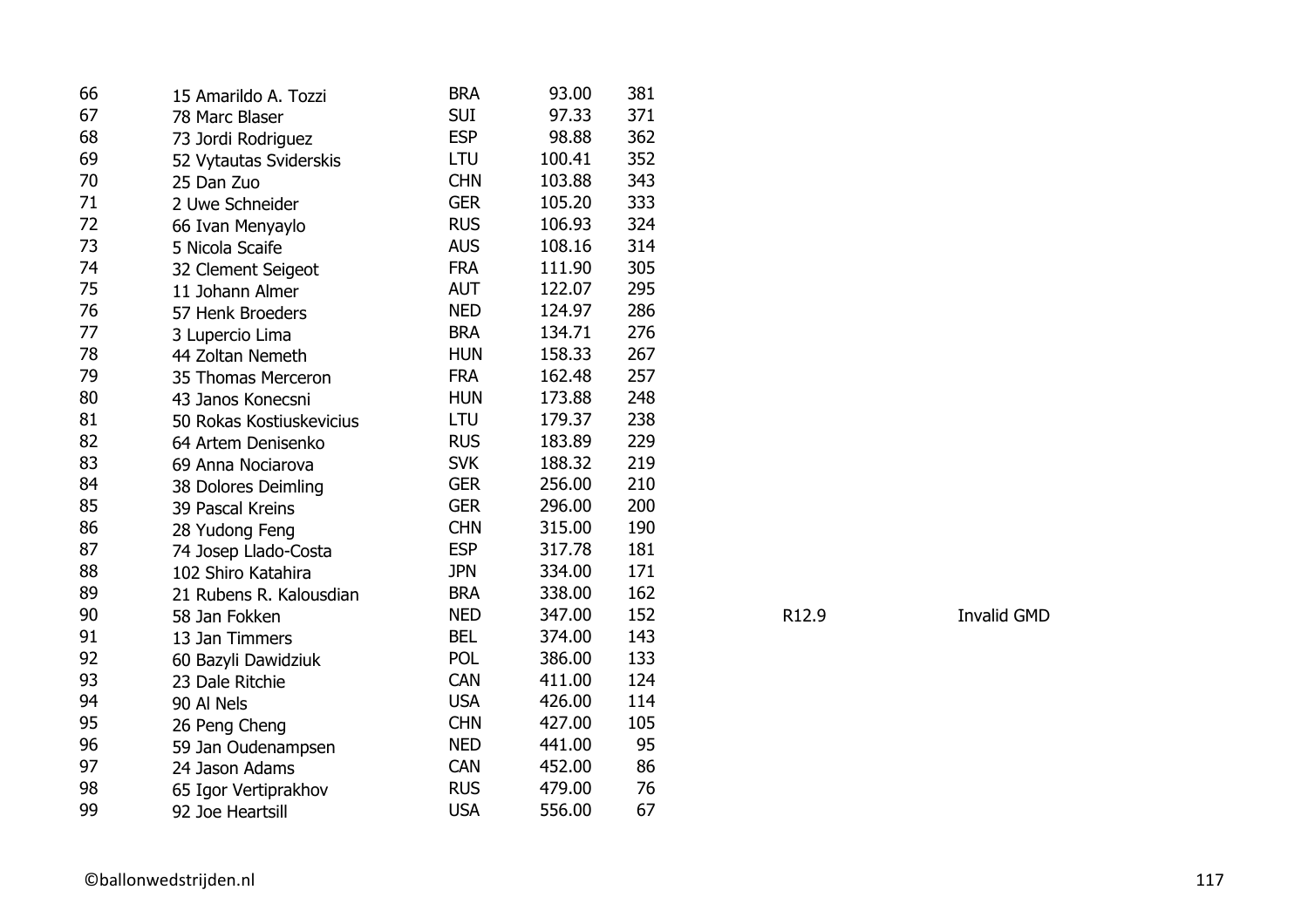| | | | | | | |
|---|---|---|---|---|---|---|
| 66 | 15 Amarildo A. Tozzi | BRA | 93.00 | 381 | | |
| 67 | 78 Marc Blaser | SUI | 97.33 | 371 | | |
| 68 | 73 Jordi Rodriguez | ESP | 98.88 | 362 | | |
| 69 | 52 Vytautas Sviderskis | LTU | 100.41 | 352 | | |
| 70 | 25 Dan Zuo | CHN | 103.88 | 343 | | |
| 71 | 2 Uwe Schneider | GER | 105.20 | 333 | | |
| 72 | 66 Ivan Menyaylo | RUS | 106.93 | 324 | | |
| 73 | 5 Nicola Scaife | AUS | 108.16 | 314 | | |
| 74 | 32 Clement Seigeot | FRA | 111.90 | 305 | | |
| 75 | 11 Johann Almer | AUT | 122.07 | 295 | | |
| 76 | 57 Henk Broeders | NED | 124.97 | 286 | | |
| 77 | 3 Lupercio Lima | BRA | 134.71 | 276 | | |
| 78 | 44 Zoltan Nemeth | HUN | 158.33 | 267 | | |
| 79 | 35 Thomas Merceron | FRA | 162.48 | 257 | | |
| 80 | 43 Janos Konecsni | HUN | 173.88 | 248 | | |
| 81 | 50 Rokas Kostiuskevicius | LTU | 179.37 | 238 | | |
| 82 | 64 Artem Denisenko | RUS | 183.89 | 229 | | |
| 83 | 69 Anna Nociarova | SVK | 188.32 | 219 | | |
| 84 | 38 Dolores Deimling | GER | 256.00 | 210 | | |
| 85 | 39 Pascal Kreins | GER | 296.00 | 200 | | |
| 86 | 28 Yudong Feng | CHN | 315.00 | 190 | | |
| 87 | 74 Josep Llado-Costa | ESP | 317.78 | 181 | | |
| 88 | 102 Shiro Katahira | JPN | 334.00 | 171 | | |
| 89 | 21 Rubens R. Kalousdian | BRA | 338.00 | 162 | | |
| 90 | 58 Jan Fokken | NED | 347.00 | 152 | R12.9 | Invalid GMD |
| 91 | 13 Jan Timmers | BEL | 374.00 | 143 | | |
| 92 | 60 Bazyli Dawidziuk | POL | 386.00 | 133 | | |
| 93 | 23 Dale Ritchie | CAN | 411.00 | 124 | | |
| 94 | 90 Al Nels | USA | 426.00 | 114 | | |
| 95 | 26 Peng Cheng | CHN | 427.00 | 105 | | |
| 96 | 59 Jan Oudenampsen | NED | 441.00 | 95 | | |
| 97 | 24 Jason Adams | CAN | 452.00 | 86 | | |
| 98 | 65 Igor Vertiprakhov | RUS | 479.00 | 76 | | |
| 99 | 92 Joe Heartsill | USA | 556.00 | 67 | | |

©ballonwedstrijden.nl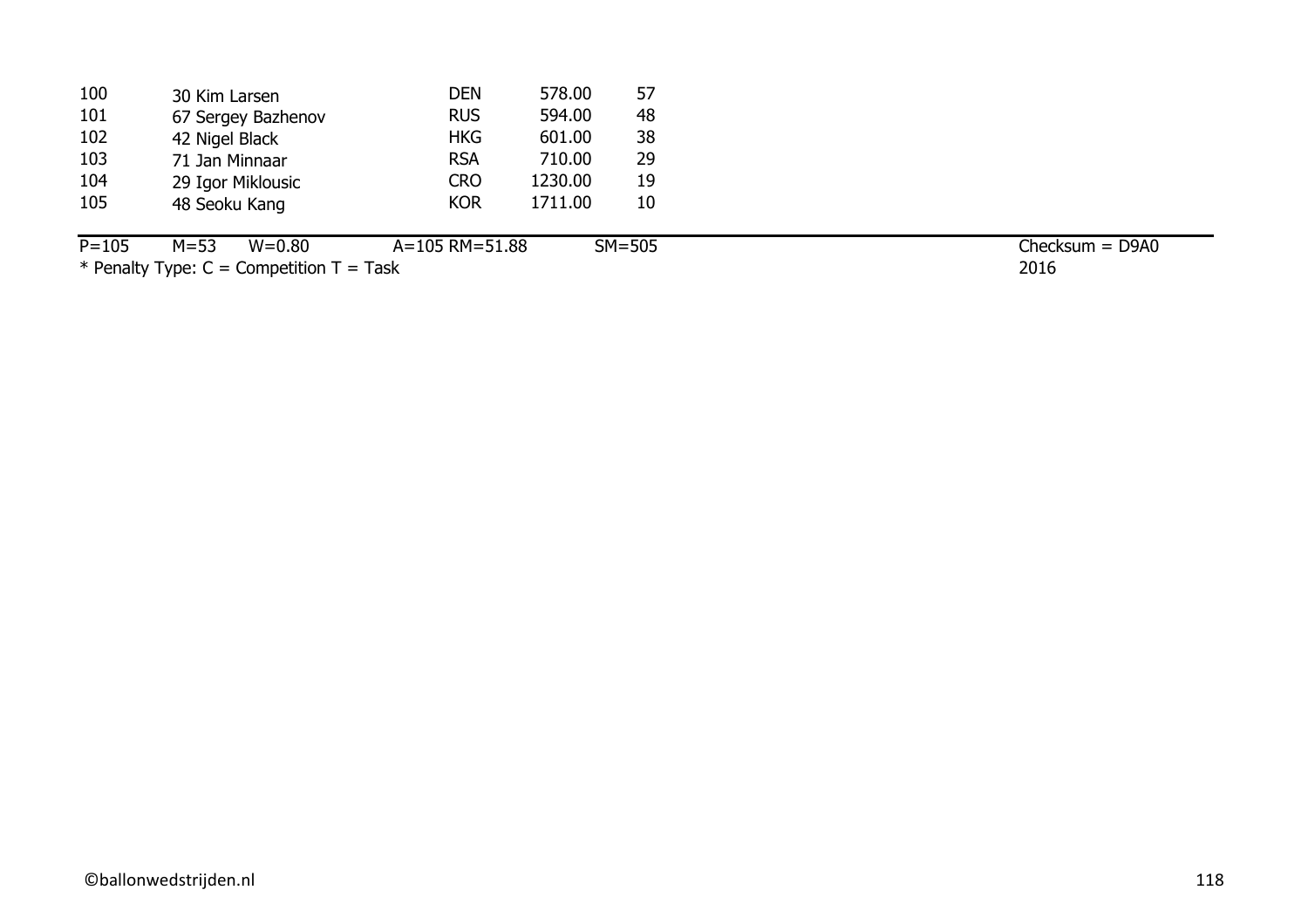| | | | | |
|---|---|---|---|---|
| 100 | 30 Kim Larsen | DEN | 578.00 | 57 |
| 101 | 67 Sergey Bazhenov | RUS | 594.00 | 48 |
| 102 | 42 Nigel Black | HKG | 601.00 | 38 |
| 103 | 71 Jan Minnaar | RSA | 710.00 | 29 |
| 104 | 29 Igor Miklousic | CRO | 1230.00 | 19 |
| 105 | 48 Seoku Kang | KOR | 1711.00 | 10 |

P=105 M=53 W=0.80 A=105 RM=51.88 SM=505 Checksum = D9A0

* Penalty Type: C = Competition T = Task 2016

©ballonwedstrijden.nl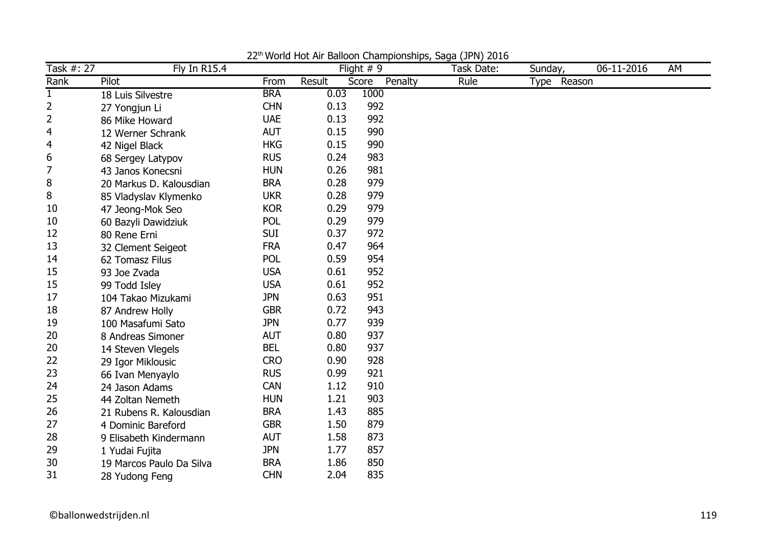22[th] World Hot Air Balloon Championships, Saga (JPN) 2016

| Task #: 27 | Fly In R15.4 | | | Flight # 9 | | Task Date: | Sunday, | 06-11-2016 | AM |
|---|---|---|---|---|---|---|---|---|---|
| Rank | Pilot | From | Result | Score | Penalty | Rule | Type | Reason | |
| 1 | 18 Luis Silvestre | BRA | 0.03 | 1000 | | | | | |
| 2 | 27 Yongjun Li | CHN | 0.13 | 992 | | | | | |
| 2 | 86 Mike Howard | UAE | 0.13 | 992 | | | | | |
| 4 | 12 Werner Schrank | AUT | 0.15 | 990 | | | | | |
| 4 | 42 Nigel Black | HKG | 0.15 | 990 | | | | | |
| 6 | 68 Sergey Latypov | RUS | 0.24 | 983 | | | | | |
| 7 | 43 Janos Konecsni | HUN | 0.26 | 981 | | | | | |
| 8 | 20 Markus D. Kalousdian | BRA | 0.28 | 979 | | | | | |
| 8 | 85 Vladyslav Klymenko | UKR | 0.28 | 979 | | | | | |
| 10 | 47 Jeong-Mok Seo | KOR | 0.29 | 979 | | | | | |
| 10 | 60 Bazyli Dawidziuk | POL | 0.29 | 979 | | | | | |
| 12 | 80 Rene Erni | SUI | 0.37 | 972 | | | | | |
| 13 | 32 Clement Seigeot | FRA | 0.47 | 964 | | | | | |
| 14 | 62 Tomasz Filus | POL | 0.59 | 954 | | | | | |
| 15 | 93 Joe Zvada | USA | 0.61 | 952 | | | | | |
| 15 | 99 Todd Isley | USA | 0.61 | 952 | | | | | |
| 17 | 104 Takao Mizukami | JPN | 0.63 | 951 | | | | | |
| 18 | 87 Andrew Holly | GBR | 0.72 | 943 | | | | | |
| 19 | 100 Masafumi Sato | JPN | 0.77 | 939 | | | | | |
| 20 | 8 Andreas Simoner | AUT | 0.80 | 937 | | | | | |
| 20 | 14 Steven Vlegels | BEL | 0.80 | 937 | | | | | |
| 22 | 29 Igor Miklousic | CRO | 0.90 | 928 | | | | | |
| 23 | 66 Ivan Menyaylo | RUS | 0.99 | 921 | | | | | |
| 24 | 24 Jason Adams | CAN | 1.12 | 910 | | | | | |
| 25 | 44 Zoltan Nemeth | HUN | 1.21 | 903 | | | | | |
| 26 | 21 Rubens R. Kalousdian | BRA | 1.43 | 885 | | | | | |
| 27 | 4 Dominic Bareford | GBR | 1.50 | 879 | | | | | |
| 28 | 9 Elisabeth Kindermann | AUT | 1.58 | 873 | | | | | |
| 29 | 1 Yudai Fujita | JPN | 1.77 | 857 | | | | | |
| 30 | 19 Marcos Paulo Da Silva | BRA | 1.86 | 850 | | | | | |
| 31 | 28 Yudong Feng | CHN | 2.04 | 835 | | | | | |

©ballonwedstrijden.nl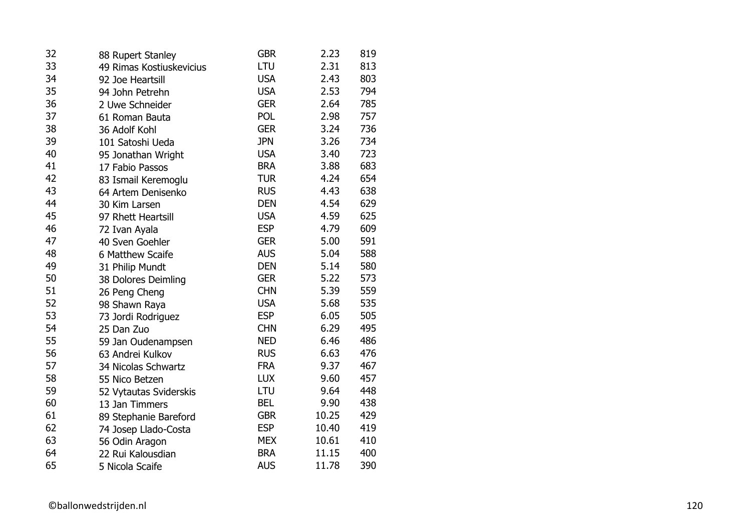| | | | | |
|---|---|---|---|---|
| 32 | 88 Rupert Stanley | GBR | 2.23 | 819 |
| 33 | 49 Rimas Kostiuskevicius | LTU | 2.31 | 813 |
| 34 | 92 Joe Heartsill | USA | 2.43 | 803 |
| 35 | 94 John Petrehn | USA | 2.53 | 794 |
| 36 | 2 Uwe Schneider | GER | 2.64 | 785 |
| 37 | 61 Roman Bauta | POL | 2.98 | 757 |
| 38 | 36 Adolf Kohl | GER | 3.24 | 736 |
| 39 | 101 Satoshi Ueda | JPN | 3.26 | 734 |
| 40 | 95 Jonathan Wright | USA | 3.40 | 723 |
| 41 | 17 Fabio Passos | BRA | 3.88 | 683 |
| 42 | 83 Ismail Keremoglu | TUR | 4.24 | 654 |
| 43 | 64 Artem Denisenko | RUS | 4.43 | 638 |
| 44 | 30 Kim Larsen | DEN | 4.54 | 629 |
| 45 | 97 Rhett Heartsill | USA | 4.59 | 625 |
| 46 | 72 Ivan Ayala | ESP | 4.79 | 609 |
| 47 | 40 Sven Goehler | GER | 5.00 | 591 |
| 48 | 6 Matthew Scaife | AUS | 5.04 | 588 |
| 49 | 31 Philip Mundt | DEN | 5.14 | 580 |
| 50 | 38 Dolores Deimling | GER | 5.22 | 573 |
| 51 | 26 Peng Cheng | CHN | 5.39 | 559 |
| 52 | 98 Shawn Raya | USA | 5.68 | 535 |
| 53 | 73 Jordi Rodriguez | ESP | 6.05 | 505 |
| 54 | 25 Dan Zuo | CHN | 6.29 | 495 |
| 55 | 59 Jan Oudenampsen | NED | 6.46 | 486 |
| 56 | 63 Andrei Kulkov | RUS | 6.63 | 476 |
| 57 | 34 Nicolas Schwartz | FRA | 9.37 | 467 |
| 58 | 55 Nico Betzen | LUX | 9.60 | 457 |
| 59 | 52 Vytautas Sviderskis | LTU | 9.64 | 448 |
| 60 | 13 Jan Timmers | BEL | 9.90 | 438 |
| 61 | 89 Stephanie Bareford | GBR | 10.25 | 429 |
| 62 | 74 Josep Llado-Costa | ESP | 10.40 | 419 |
| 63 | 56 Odin Aragon | MEX | 10.61 | 410 |
| 64 | 22 Rui Kalousdian | BRA | 11.15 | 400 |
| 65 | 5 Nicola Scaife | AUS | 11.78 | 390 |

©ballonwedstrijden.nl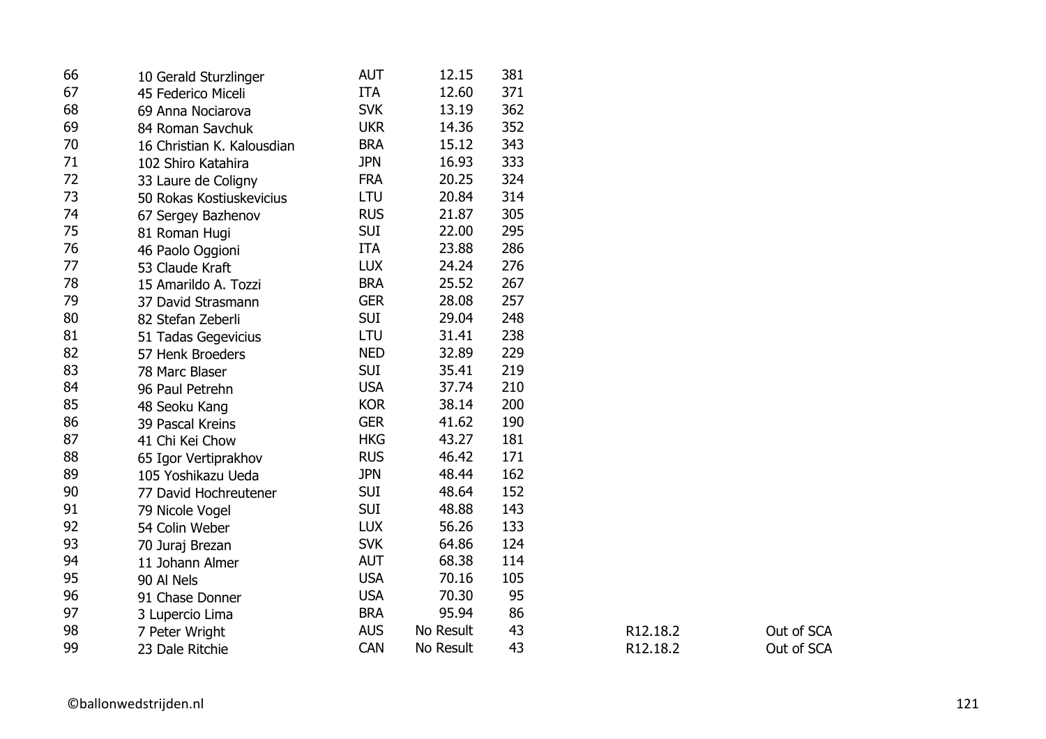| | | | | | | |
|---|---|---|---|---|---|---|
| 66 | 10 Gerald Sturzlinger | AUT | 12.15 | 381 | | |
| 67 | 45 Federico Miceli | ITA | 12.60 | 371 | | |
| 68 | 69 Anna Nociarova | SVK | 13.19 | 362 | | |
| 69 | 84 Roman Savchuk | UKR | 14.36 | 352 | | |
| 70 | 16 Christian K. Kalousdian | BRA | 15.12 | 343 | | |
| 71 | 102 Shiro Katahira | JPN | 16.93 | 333 | | |
| 72 | 33 Laure de Coligny | FRA | 20.25 | 324 | | |
| 73 | 50 Rokas Kostiuskevicius | LTU | 20.84 | 314 | | |
| 74 | 67 Sergey Bazhenov | RUS | 21.87 | 305 | | |
| 75 | 81 Roman Hugi | SUI | 22.00 | 295 | | |
| 76 | 46 Paolo Oggioni | ITA | 23.88 | 286 | | |
| 77 | 53 Claude Kraft | LUX | 24.24 | 276 | | |
| 78 | 15 Amarildo A. Tozzi | BRA | 25.52 | 267 | | |
| 79 | 37 David Strasmann | GER | 28.08 | 257 | | |
| 80 | 82 Stefan Zeberli | SUI | 29.04 | 248 | | |
| 81 | 51 Tadas Gegevicius | LTU | 31.41 | 238 | | |
| 82 | 57 Henk Broeders | NED | 32.89 | 229 | | |
| 83 | 78 Marc Blaser | SUI | 35.41 | 219 | | |
| 84 | 96 Paul Petrehn | USA | 37.74 | 210 | | |
| 85 | 48 Seoku Kang | KOR | 38.14 | 200 | | |
| 86 | 39 Pascal Kreins | GER | 41.62 | 190 | | |
| 87 | 41 Chi Kei Chow | HKG | 43.27 | 181 | | |
| 88 | 65 Igor Vertiprakhov | RUS | 46.42 | 171 | | |
| 89 | 105 Yoshikazu Ueda | JPN | 48.44 | 162 | | |
| 90 | 77 David Hochreutener | SUI | 48.64 | 152 | | |
| 91 | 79 Nicole Vogel | SUI | 48.88 | 143 | | |
| 92 | 54 Colin Weber | LUX | 56.26 | 133 | | |
| 93 | 70 Juraj Brezan | SVK | 64.86 | 124 | | |
| 94 | 11 Johann Almer | AUT | 68.38 | 114 | | |
| 95 | 90 Al Nels | USA | 70.16 | 105 | | |
| 96 | 91 Chase Donner | USA | 70.30 | 95 | | |
| 97 | 3 Lupercio Lima | BRA | 95.94 | 86 | | |
| 98 | 7 Peter Wright | AUS | No Result | 43 | R12.18.2 | Out of SCA |
| 99 | 23 Dale Ritchie | CAN | No Result | 43 | R12.18.2 | Out of SCA |

©ballonwedstrijden.nl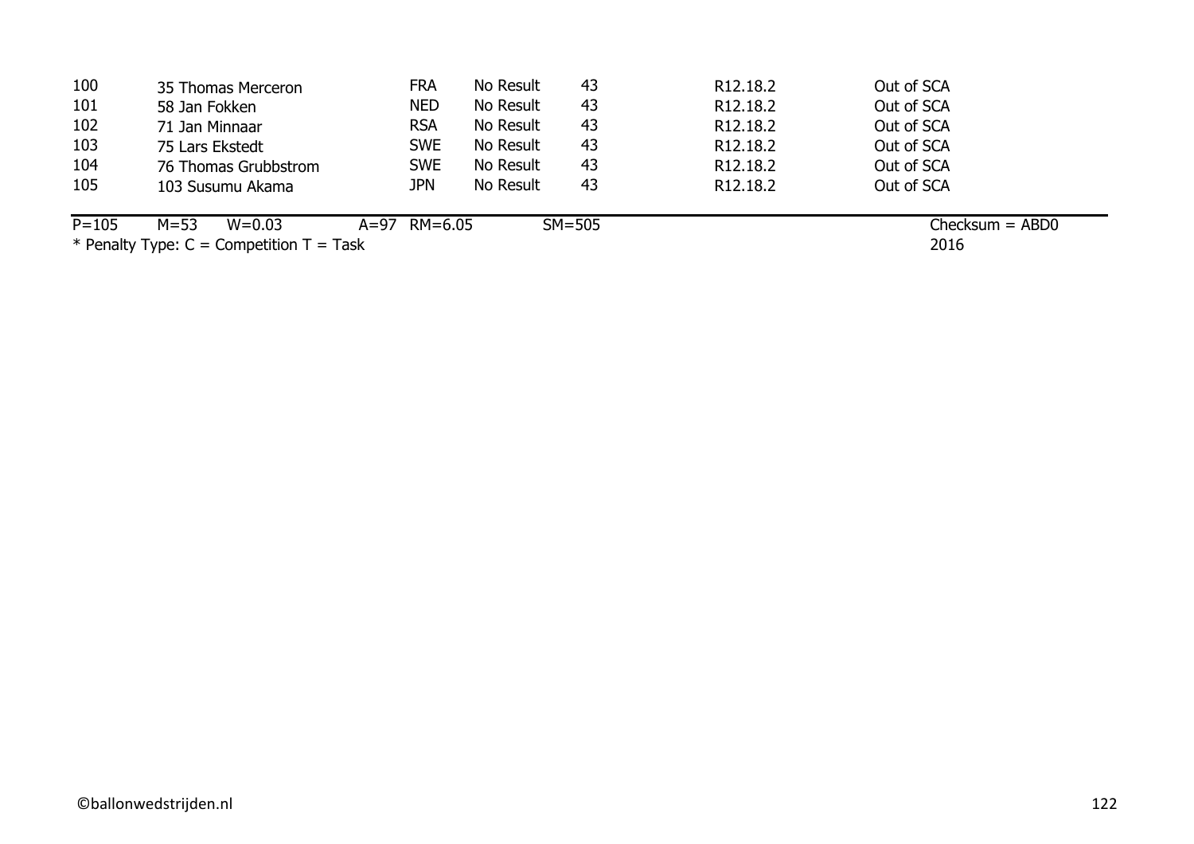| | | | | | | |
|---|---|---|---|---|---|---|
| 100 | 35 Thomas Merceron | FRA | No Result | 43 | R12.18.2 | Out of SCA |
| 101 | 58 Jan Fokken | NED | No Result | 43 | R12.18.2 | Out of SCA |
| 102 | 71 Jan Minnaar | RSA | No Result | 43 | R12.18.2 | Out of SCA |
| 103 | 75 Lars Ekstedt | SWE | No Result | 43 | R12.18.2 | Out of SCA |
| 104 | 76 Thomas Grubbstrom | SWE | No Result | 43 | R12.18.2 | Out of SCA |
| 105 | 103 Susumu Akama | JPN | No Result | 43 | R12.18.2 | Out of SCA |

P=105 M=53 W=0.03 A=97 RM=6.05 SM=505 Checksum = ABD0

* Penalty Type: C = Competition T = Task 2016

©ballonwedstrijden.nl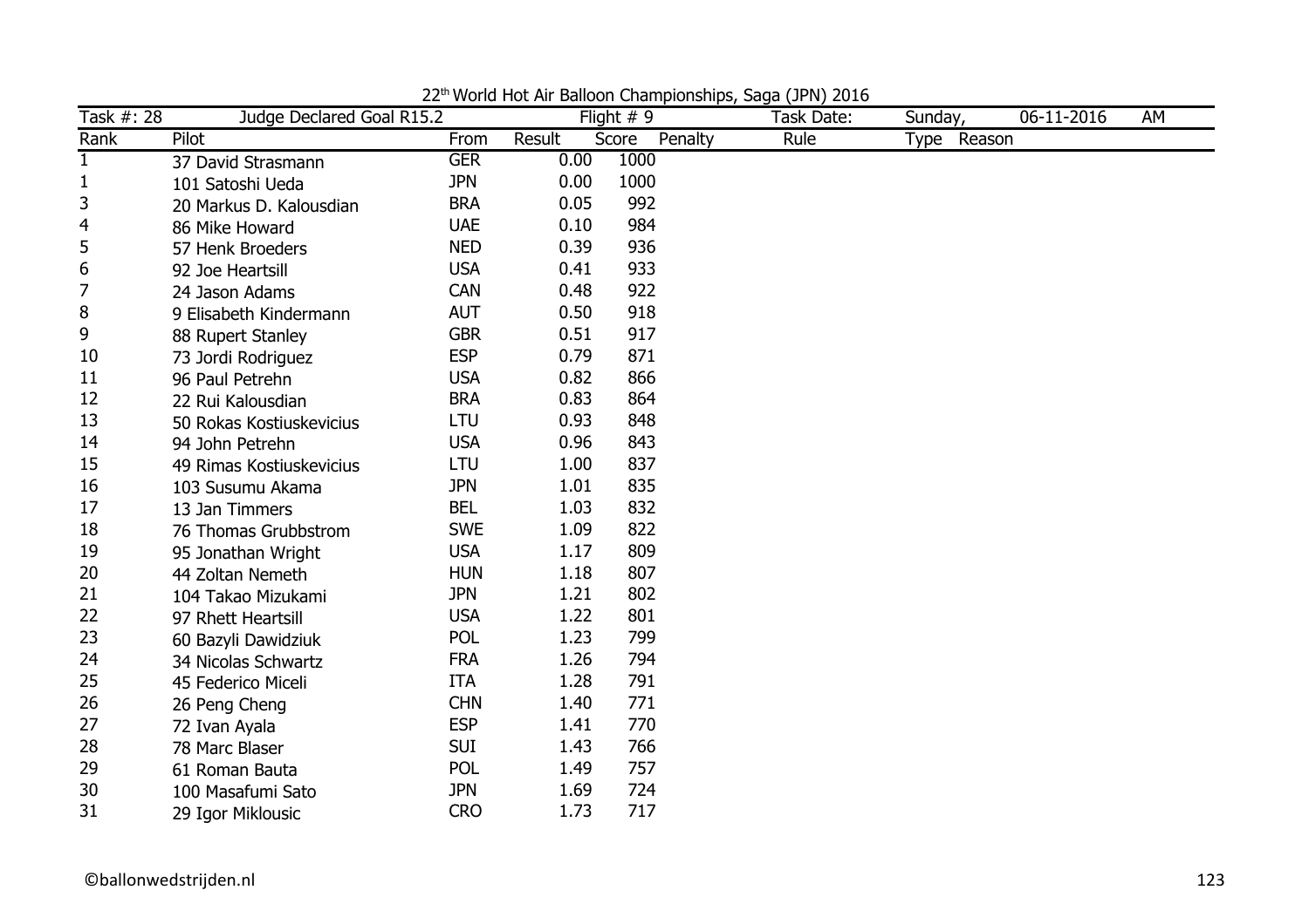22[th] World Hot Air Balloon Championships, Saga (JPN) 2016

| Task #: 28 | Judge Declared Goal R15.2 | | Flight # 9 | | | Task Date: | Sunday, | 06-11-2016 | AM |
|---|---|---|---|---|---|---|---|---|---|
| Rank | Pilot | From | Result | Score | Penalty | Rule | Type | Reason | |
| 1 | 37 David Strasmann | GER | 0.00 | 1000 | | | | | |
| 1 | 101 Satoshi Ueda | JPN | 0.00 | 1000 | | | | | |
| 3 | 20 Markus D. Kalousdian | BRA | 0.05 | 992 | | | | | |
| 4 | 86 Mike Howard | UAE | 0.10 | 984 | | | | | |
| 5 | 57 Henk Broeders | NED | 0.39 | 936 | | | | | |
| 6 | 92 Joe Heartsill | USA | 0.41 | 933 | | | | | |
| 7 | 24 Jason Adams | CAN | 0.48 | 922 | | | | | |
| 8 | 9 Elisabeth Kindermann | AUT | 0.50 | 918 | | | | | |
| 9 | 88 Rupert Stanley | GBR | 0.51 | 917 | | | | | |
| 10 | 73 Jordi Rodriguez | ESP | 0.79 | 871 | | | | | |
| 11 | 96 Paul Petrehn | USA | 0.82 | 866 | | | | | |
| 12 | 22 Rui Kalousdian | BRA | 0.83 | 864 | | | | | |
| 13 | 50 Rokas Kostiuskevicius | LTU | 0.93 | 848 | | | | | |
| 14 | 94 John Petrehn | USA | 0.96 | 843 | | | | | |
| 15 | 49 Rimas Kostiuskevicius | LTU | 1.00 | 837 | | | | | |
| 16 | 103 Susumu Akama | JPN | 1.01 | 835 | | | | | |
| 17 | 13 Jan Timmers | BEL | 1.03 | 832 | | | | | |
| 18 | 76 Thomas Grubbstrom | SWE | 1.09 | 822 | | | | | |
| 19 | 95 Jonathan Wright | USA | 1.17 | 809 | | | | | |
| 20 | 44 Zoltan Nemeth | HUN | 1.18 | 807 | | | | | |
| 21 | 104 Takao Mizukami | JPN | 1.21 | 802 | | | | | |
| 22 | 97 Rhett Heartsill | USA | 1.22 | 801 | | | | | |
| 23 | 60 Bazyli Dawidziuk | POL | 1.23 | 799 | | | | | |
| 24 | 34 Nicolas Schwartz | FRA | 1.26 | 794 | | | | | |
| 25 | 45 Federico Miceli | ITA | 1.28 | 791 | | | | | |
| 26 | 26 Peng Cheng | CHN | 1.40 | 771 | | | | | |
| 27 | 72 Ivan Ayala | ESP | 1.41 | 770 | | | | | |
| 28 | 78 Marc Blaser | SUI | 1.43 | 766 | | | | | |
| 29 | 61 Roman Bauta | POL | 1.49 | 757 | | | | | |
| 30 | 100 Masafumi Sato | JPN | 1.69 | 724 | | | | | |
| 31 | 29 Igor Miklousic | CRO | 1.73 | 717 | | | | | |

©ballonwedstrijden.nl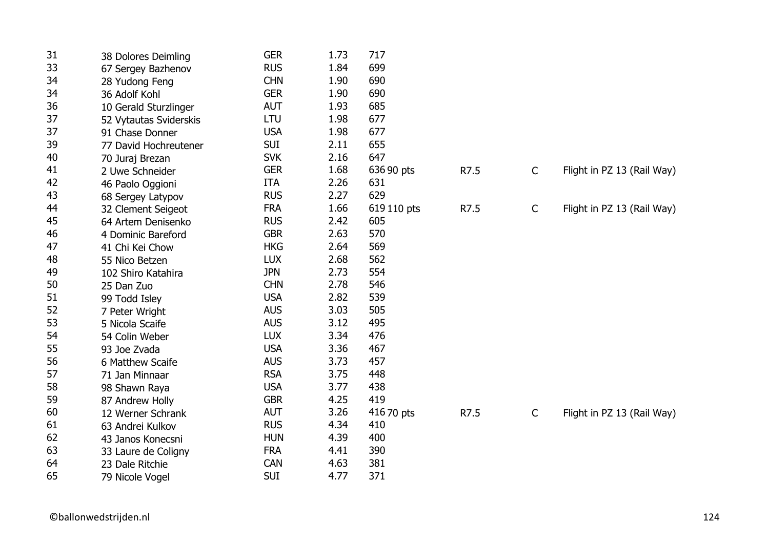| | | | | | | | |
|---|---|---|---|---|---|---|---|
| 31 | 38 Dolores Deimling | GER | 1.73 | 717 | | | |
| 33 | 67 Sergey Bazhenov | RUS | 1.84 | 699 | | | |
| 34 | 28 Yudong Feng | CHN | 1.90 | 690 | | | |
| 34 | 36 Adolf Kohl | GER | 1.90 | 690 | | | |
| 36 | 10 Gerald Sturzlinger | AUT | 1.93 | 685 | | | |
| 37 | 52 Vytautas Sviderskis | LTU | 1.98 | 677 | | | |
| 37 | 91 Chase Donner | USA | 1.98 | 677 | | | |
| 39 | 77 David Hochreutener | SUI | 2.11 | 655 | | | |
| 40 | 70 Juraj Brezan | SVK | 2.16 | 647 | | | |
| 41 | 2 Uwe Schneider | GER | 1.68 | 636 90 pts | R7.5 | C | Flight in PZ 13 (Rail Way) |
| 42 | 46 Paolo Oggioni | ITA | 2.26 | 631 | | | |
| 43 | 68 Sergey Latypov | RUS | 2.27 | 629 | | | |
| 44 | 32 Clement Seigeot | FRA | 1.66 | 619 110 pts | R7.5 | C | Flight in PZ 13 (Rail Way) |
| 45 | 64 Artem Denisenko | RUS | 2.42 | 605 | | | |
| 46 | 4 Dominic Bareford | GBR | 2.63 | 570 | | | |
| 47 | 41 Chi Kei Chow | HKG | 2.64 | 569 | | | |
| 48 | 55 Nico Betzen | LUX | 2.68 | 562 | | | |
| 49 | 102 Shiro Katahira | JPN | 2.73 | 554 | | | |
| 50 | 25 Dan Zuo | CHN | 2.78 | 546 | | | |
| 51 | 99 Todd Isley | USA | 2.82 | 539 | | | |
| 52 | 7 Peter Wright | AUS | 3.03 | 505 | | | |
| 53 | 5 Nicola Scaife | AUS | 3.12 | 495 | | | |
| 54 | 54 Colin Weber | LUX | 3.34 | 476 | | | |
| 55 | 93 Joe Zvada | USA | 3.36 | 467 | | | |
| 56 | 6 Matthew Scaife | AUS | 3.73 | 457 | | | |
| 57 | 71 Jan Minnaar | RSA | 3.75 | 448 | | | |
| 58 | 98 Shawn Raya | USA | 3.77 | 438 | | | |
| 59 | 87 Andrew Holly | GBR | 4.25 | 419 | | | |
| 60 | 12 Werner Schrank | AUT | 3.26 | 416 70 pts | R7.5 | C | Flight in PZ 13 (Rail Way) |
| 61 | 63 Andrei Kulkov | RUS | 4.34 | 410 | | | |
| 62 | 43 Janos Konecsni | HUN | 4.39 | 400 | | | |
| 63 | 33 Laure de Coligny | FRA | 4.41 | 390 | | | |
| 64 | 23 Dale Ritchie | CAN | 4.63 | 381 | | | |
| 65 | 79 Nicole Vogel | SUI | 4.77 | 371 | | | |

©ballonwedstrijden.nl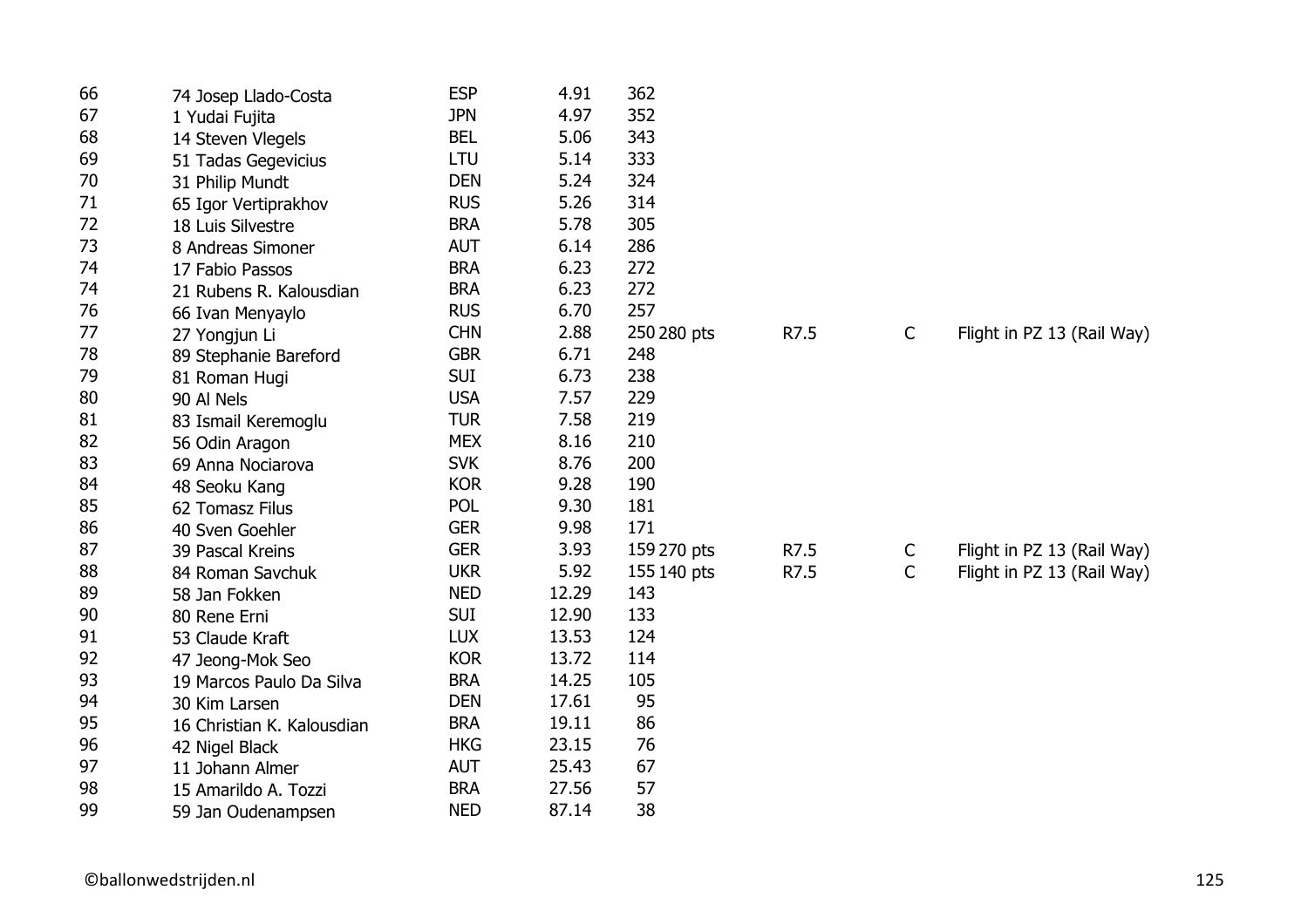| | | | | | | | | |
|---|---|---|---|---|---|---|---|---|
| 66 | 74 Josep Llado-Costa | ESP | 4.91 | 362 | | | | |
| 67 | 1 Yudai Fujita | JPN | 4.97 | 352 | | | | |
| 68 | 14 Steven Vlegels | BEL | 5.06 | 343 | | | | |
| 69 | 51 Tadas Gegevicius | LTU | 5.14 | 333 | | | | |
| 70 | 31 Philip Mundt | DEN | 5.24 | 324 | | | | |
| 71 | 65 Igor Vertiprakhov | RUS | 5.26 | 314 | | | | |
| 72 | 18 Luis Silvestre | BRA | 5.78 | 305 | | | | |
| 73 | 8 Andreas Simoner | AUT | 6.14 | 286 | | | | |
| 74 | 17 Fabio Passos | BRA | 6.23 | 272 | | | | |
| 74 | 21 Rubens R. Kalousdian | BRA | 6.23 | 272 | | | | |
| 76 | 66 Ivan Menyaylo | RUS | 6.70 | 257 | | | | |
| 77 | 27 Yongjun Li | CHN | 2.88 | 250 | 280 pts | R7.5 | C | Flight in PZ 13 (Rail Way) |
| 78 | 89 Stephanie Bareford | GBR | 6.71 | 248 | | | | |
| 79 | 81 Roman Hugi | SUI | 6.73 | 238 | | | | |
| 80 | 90 Al Nels | USA | 7.57 | 229 | | | | |
| 81 | 83 Ismail Keremoglu | TUR | 7.58 | 219 | | | | |
| 82 | 56 Odin Aragon | MEX | 8.16 | 210 | | | | |
| 83 | 69 Anna Nociarova | SVK | 8.76 | 200 | | | | |
| 84 | 48 Seoku Kang | KOR | 9.28 | 190 | | | | |
| 85 | 62 Tomasz Filus | POL | 9.30 | 181 | | | | |
| 86 | 40 Sven Goehler | GER | 9.98 | 171 | | | | |
| 87 | 39 Pascal Kreins | GER | 3.93 | 159 | 270 pts | R7.5 | C | Flight in PZ 13 (Rail Way) |
| 88 | 84 Roman Savchuk | UKR | 5.92 | 155 | 140 pts | R7.5 | C | Flight in PZ 13 (Rail Way) |
| 89 | 58 Jan Fokken | NED | 12.29 | 143 | | | | |
| 90 | 80 Rene Erni | SUI | 12.90 | 133 | | | | |
| 91 | 53 Claude Kraft | LUX | 13.53 | 124 | | | | |
| 92 | 47 Jeong-Mok Seo | KOR | 13.72 | 114 | | | | |
| 93 | 19 Marcos Paulo Da Silva | BRA | 14.25 | 105 | | | | |
| 94 | 30 Kim Larsen | DEN | 17.61 | 95 | | | | |
| 95 | 16 Christian K. Kalousdian | BRA | 19.11 | 86 | | | | |
| 96 | 42 Nigel Black | HKG | 23.15 | 76 | | | | |
| 97 | 11 Johann Almer | AUT | 25.43 | 67 | | | | |
| 98 | 15 Amarildo A. Tozzi | BRA | 27.56 | 57 | | | | |
| 99 | 59 Jan Oudenampsen | NED | 87.14 | 38 | | | | |

©ballonwedstrijden.nl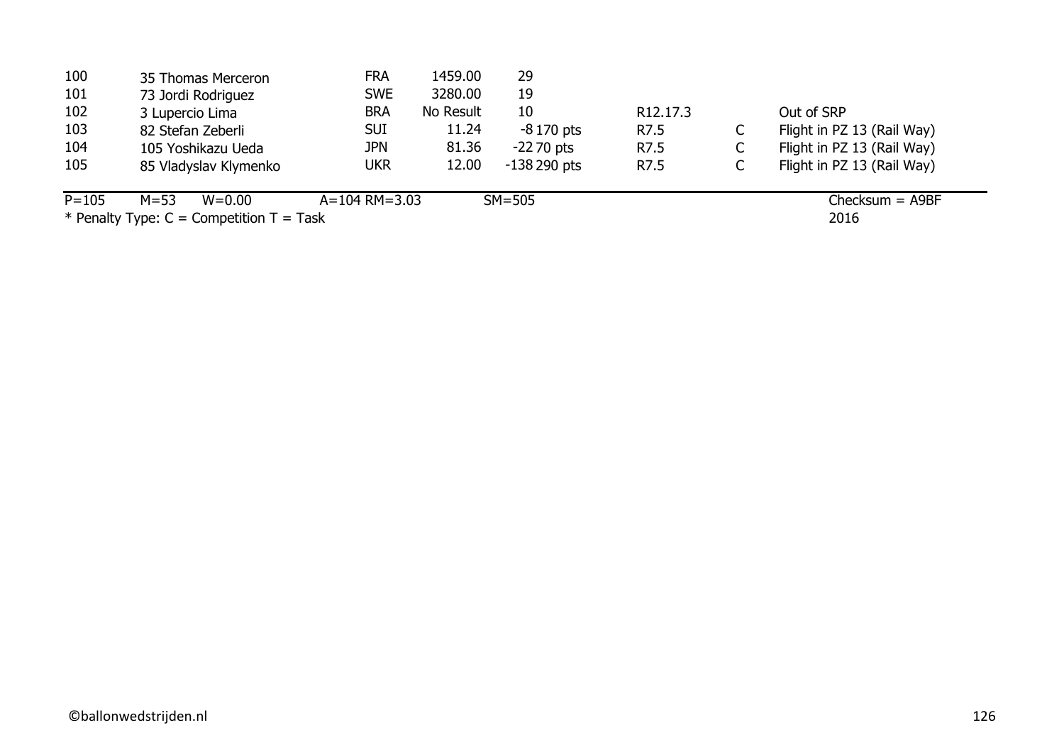| | | | | | | | |
|---|---|---|---|---|---|---|---|
| 100 | 35 Thomas Merceron | FRA | 1459.00 | 29 | | | |
| 101 | 73 Jordi Rodriguez | SWE | 3280.00 | 19 | | | |
| 102 | 3 Lupercio Lima | BRA | No Result | 10 | R12.17.3 | | Out of SRP |
| 103 | 82 Stefan Zeberli | SUI | 11.24 | -8 170 pts | R7.5 | C | Flight in PZ 13 (Rail Way) |
| 104 | 105 Yoshikazu Ueda | JPN | 81.36 | -22 70 pts | R7.5 | C | Flight in PZ 13 (Rail Way) |
| 105 | 85 Vladyslav Klymenko | UKR | 12.00 | -138 290 pts | R7.5 | C | Flight in PZ 13 (Rail Way) |

P=105 M=53 W=0.00 A=104 RM=3.03 SM=505 Checksum = A9BF

* Penalty Type: C = Competition T = Task 2016

©ballonwedstrijden.nl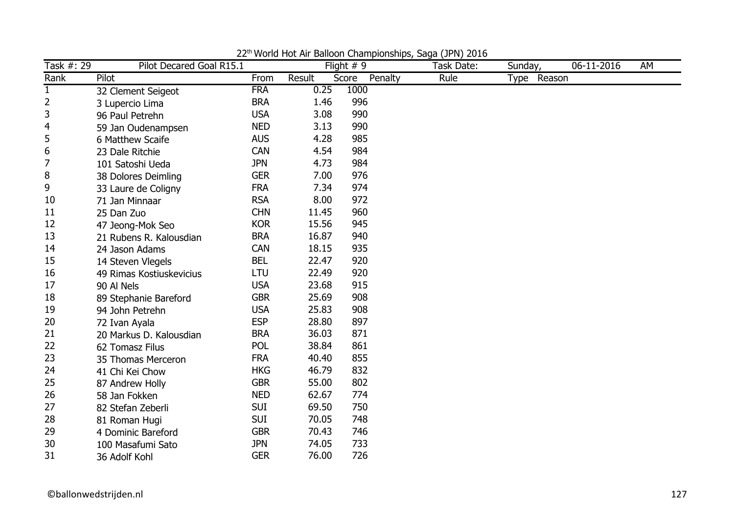22[th] World Hot Air Balloon Championships, Saga (JPN) 2016

| Task #: 29 | Pilot Decared Goal R15.1 | | Flight # 9 | | | Task Date: | Sunday, | 06-11-2016 | AM |
|---|---|---|---|---|---|---|---|---|---|
| Rank | Pilot | From | Result | Score | Penalty | Rule | Type | Reason | |
| 1 | 32 Clement Seigeot | FRA | 0.25 | 1000 | | | | | |
| 2 | 3 Lupercio Lima | BRA | 1.46 | 996 | | | | | |
| 3 | 96 Paul Petrehn | USA | 3.08 | 990 | | | | | |
| 4 | 59 Jan Oudenampsen | NED | 3.13 | 990 | | | | | |
| 5 | 6 Matthew Scaife | AUS | 4.28 | 985 | | | | | |
| 6 | 23 Dale Ritchie | CAN | 4.54 | 984 | | | | | |
| 7 | 101 Satoshi Ueda | JPN | 4.73 | 984 | | | | | |
| 8 | 38 Dolores Deimling | GER | 7.00 | 976 | | | | | |
| 9 | 33 Laure de Coligny | FRA | 7.34 | 974 | | | | | |
| 10 | 71 Jan Minnaar | RSA | 8.00 | 972 | | | | | |
| 11 | 25 Dan Zuo | CHN | 11.45 | 960 | | | | | |
| 12 | 47 Jeong-Mok Seo | KOR | 15.56 | 945 | | | | | |
| 13 | 21 Rubens R. Kalousdian | BRA | 16.87 | 940 | | | | | |
| 14 | 24 Jason Adams | CAN | 18.15 | 935 | | | | | |
| 15 | 14 Steven Vlegels | BEL | 22.47 | 920 | | | | | |
| 16 | 49 Rimas Kostiuskevicius | LTU | 22.49 | 920 | | | | | |
| 17 | 90 Al Nels | USA | 23.68 | 915 | | | | | |
| 18 | 89 Stephanie Bareford | GBR | 25.69 | 908 | | | | | |
| 19 | 94 John Petrehn | USA | 25.83 | 908 | | | | | |
| 20 | 72 Ivan Ayala | ESP | 28.80 | 897 | | | | | |
| 21 | 20 Markus D. Kalousdian | BRA | 36.03 | 871 | | | | | |
| 22 | 62 Tomasz Filus | POL | 38.84 | 861 | | | | | |
| 23 | 35 Thomas Merceron | FRA | 40.40 | 855 | | | | | |
| 24 | 41 Chi Kei Chow | HKG | 46.79 | 832 | | | | | |
| 25 | 87 Andrew Holly | GBR | 55.00 | 802 | | | | | |
| 26 | 58 Jan Fokken | NED | 62.67 | 774 | | | | | |
| 27 | 82 Stefan Zeberli | SUI | 69.50 | 750 | | | | | |
| 28 | 81 Roman Hugi | SUI | 70.05 | 748 | | | | | |
| 29 | 4 Dominic Bareford | GBR | 70.43 | 746 | | | | | |
| 30 | 100 Masafumi Sato | JPN | 74.05 | 733 | | | | | |
| 31 | 36 Adolf Kohl | GER | 76.00 | 726 | | | | | |

©ballonwedstrijden.nl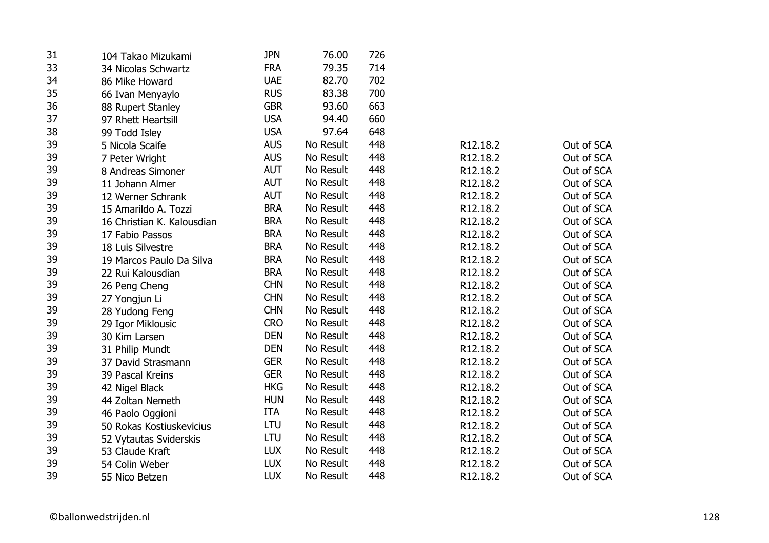| | | | | | | |
|---|---|---|---|---|---|---|
| 31 | 104 Takao Mizukami | JPN | 76.00 | 726 | | |
| 33 | 34 Nicolas Schwartz | FRA | 79.35 | 714 | | |
| 34 | 86 Mike Howard | UAE | 82.70 | 702 | | |
| 35 | 66 Ivan Menyaylo | RUS | 83.38 | 700 | | |
| 36 | 88 Rupert Stanley | GBR | 93.60 | 663 | | |
| 37 | 97 Rhett Heartsill | USA | 94.40 | 660 | | |
| 38 | 99 Todd Isley | USA | 97.64 | 648 | | |
| 39 | 5 Nicola Scaife | AUS | No Result | 448 | R12.18.2 | Out of SCA |
| 39 | 7 Peter Wright | AUS | No Result | 448 | R12.18.2 | Out of SCA |
| 39 | 8 Andreas Simoner | AUT | No Result | 448 | R12.18.2 | Out of SCA |
| 39 | 11 Johann Almer | AUT | No Result | 448 | R12.18.2 | Out of SCA |
| 39 | 12 Werner Schrank | AUT | No Result | 448 | R12.18.2 | Out of SCA |
| 39 | 15 Amarildo A. Tozzi | BRA | No Result | 448 | R12.18.2 | Out of SCA |
| 39 | 16 Christian K. Kalousdian | BRA | No Result | 448 | R12.18.2 | Out of SCA |
| 39 | 17 Fabio Passos | BRA | No Result | 448 | R12.18.2 | Out of SCA |
| 39 | 18 Luis Silvestre | BRA | No Result | 448 | R12.18.2 | Out of SCA |
| 39 | 19 Marcos Paulo Da Silva | BRA | No Result | 448 | R12.18.2 | Out of SCA |
| 39 | 22 Rui Kalousdian | BRA | No Result | 448 | R12.18.2 | Out of SCA |
| 39 | 26 Peng Cheng | CHN | No Result | 448 | R12.18.2 | Out of SCA |
| 39 | 27 Yongjun Li | CHN | No Result | 448 | R12.18.2 | Out of SCA |
| 39 | 28 Yudong Feng | CHN | No Result | 448 | R12.18.2 | Out of SCA |
| 39 | 29 Igor Miklousic | CRO | No Result | 448 | R12.18.2 | Out of SCA |
| 39 | 30 Kim Larsen | DEN | No Result | 448 | R12.18.2 | Out of SCA |
| 39 | 31 Philip Mundt | DEN | No Result | 448 | R12.18.2 | Out of SCA |
| 39 | 37 David Strasmann | GER | No Result | 448 | R12.18.2 | Out of SCA |
| 39 | 39 Pascal Kreins | GER | No Result | 448 | R12.18.2 | Out of SCA |
| 39 | 42 Nigel Black | HKG | No Result | 448 | R12.18.2 | Out of SCA |
| 39 | 44 Zoltan Nemeth | HUN | No Result | 448 | R12.18.2 | Out of SCA |
| 39 | 46 Paolo Oggioni | ITA | No Result | 448 | R12.18.2 | Out of SCA |
| 39 | 50 Rokas Kostiuskevicius | LTU | No Result | 448 | R12.18.2 | Out of SCA |
| 39 | 52 Vytautas Sviderskis | LTU | No Result | 448 | R12.18.2 | Out of SCA |
| 39 | 53 Claude Kraft | LUX | No Result | 448 | R12.18.2 | Out of SCA |
| 39 | 54 Colin Weber | LUX | No Result | 448 | R12.18.2 | Out of SCA |
| 39 | 55 Nico Betzen | LUX | No Result | 448 | R12.18.2 | Out of SCA |

©ballonwedstrijden.nl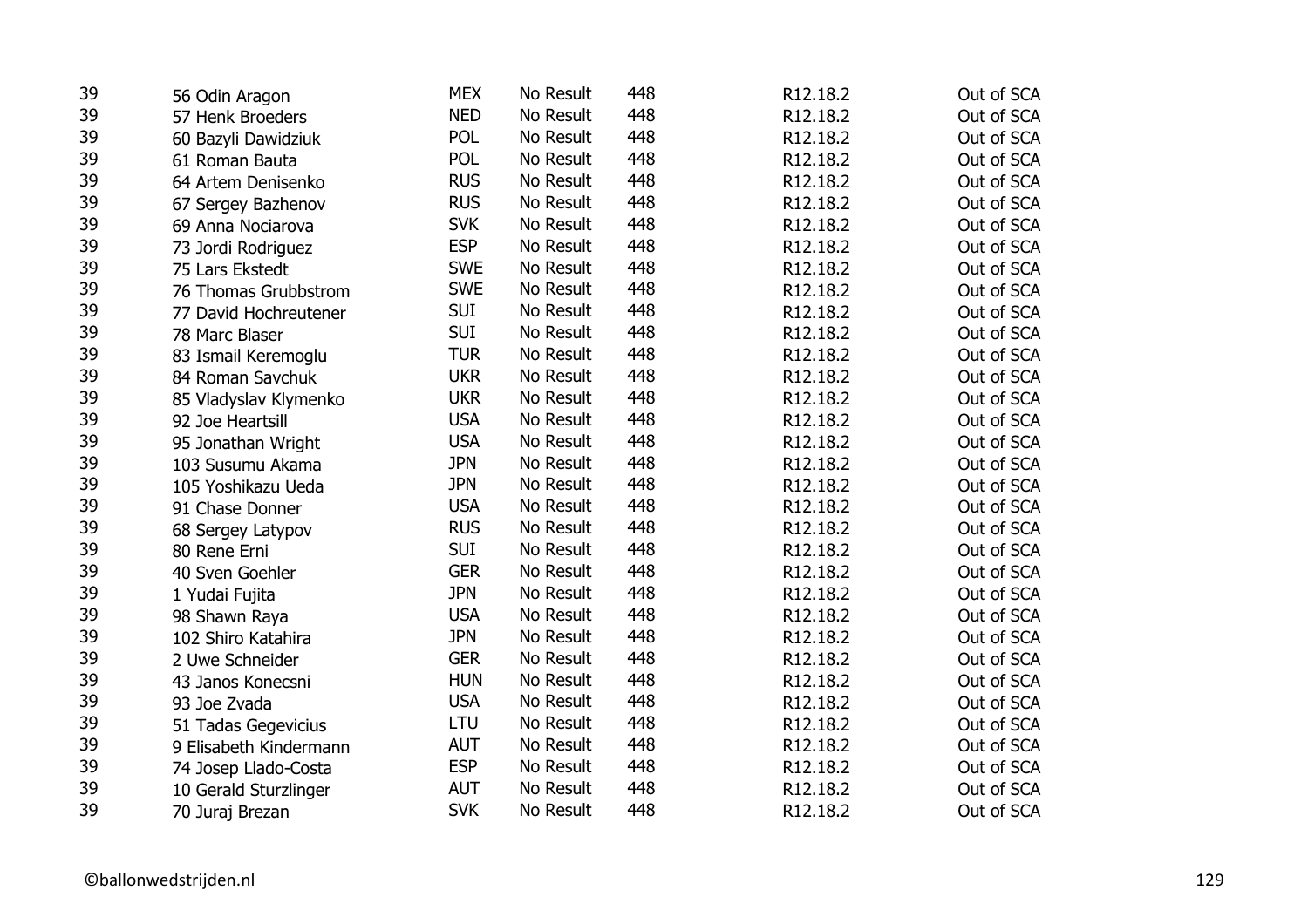| | | | | | | |
|---|---|---|---|---|---|---|
| 39 | 56 Odin Aragon | MEX | No Result | 448 | R12.18.2 | Out of SCA |
| 39 | 57 Henk Broeders | NED | No Result | 448 | R12.18.2 | Out of SCA |
| 39 | 60 Bazyli Dawidziuk | POL | No Result | 448 | R12.18.2 | Out of SCA |
| 39 | 61 Roman Bauta | POL | No Result | 448 | R12.18.2 | Out of SCA |
| 39 | 64 Artem Denisenko | RUS | No Result | 448 | R12.18.2 | Out of SCA |
| 39 | 67 Sergey Bazhenov | RUS | No Result | 448 | R12.18.2 | Out of SCA |
| 39 | 69 Anna Nociarova | SVK | No Result | 448 | R12.18.2 | Out of SCA |
| 39 | 73 Jordi Rodriguez | ESP | No Result | 448 | R12.18.2 | Out of SCA |
| 39 | 75 Lars Ekstedt | SWE | No Result | 448 | R12.18.2 | Out of SCA |
| 39 | 76 Thomas Grubbstrom | SWE | No Result | 448 | R12.18.2 | Out of SCA |
| 39 | 77 David Hochreutener | SUI | No Result | 448 | R12.18.2 | Out of SCA |
| 39 | 78 Marc Blaser | SUI | No Result | 448 | R12.18.2 | Out of SCA |
| 39 | 83 Ismail Keremoglu | TUR | No Result | 448 | R12.18.2 | Out of SCA |
| 39 | 84 Roman Savchuk | UKR | No Result | 448 | R12.18.2 | Out of SCA |
| 39 | 85 Vladyslav Klymenko | UKR | No Result | 448 | R12.18.2 | Out of SCA |
| 39 | 92 Joe Heartsill | USA | No Result | 448 | R12.18.2 | Out of SCA |
| 39 | 95 Jonathan Wright | USA | No Result | 448 | R12.18.2 | Out of SCA |
| 39 | 103 Susumu Akama | JPN | No Result | 448 | R12.18.2 | Out of SCA |
| 39 | 105 Yoshikazu Ueda | JPN | No Result | 448 | R12.18.2 | Out of SCA |
| 39 | 91 Chase Donner | USA | No Result | 448 | R12.18.2 | Out of SCA |
| 39 | 68 Sergey Latypov | RUS | No Result | 448 | R12.18.2 | Out of SCA |
| 39 | 80 Rene Erni | SUI | No Result | 448 | R12.18.2 | Out of SCA |
| 39 | 40 Sven Goehler | GER | No Result | 448 | R12.18.2 | Out of SCA |
| 39 | 1 Yudai Fujita | JPN | No Result | 448 | R12.18.2 | Out of SCA |
| 39 | 98 Shawn Raya | USA | No Result | 448 | R12.18.2 | Out of SCA |
| 39 | 102 Shiro Katahira | JPN | No Result | 448 | R12.18.2 | Out of SCA |
| 39 | 2 Uwe Schneider | GER | No Result | 448 | R12.18.2 | Out of SCA |
| 39 | 43 Janos Konecsni | HUN | No Result | 448 | R12.18.2 | Out of SCA |
| 39 | 93 Joe Zvada | USA | No Result | 448 | R12.18.2 | Out of SCA |
| 39 | 51 Tadas Gegevicius | LTU | No Result | 448 | R12.18.2 | Out of SCA |
| 39 | 9 Elisabeth Kindermann | AUT | No Result | 448 | R12.18.2 | Out of SCA |
| 39 | 74 Josep Llado-Costa | ESP | No Result | 448 | R12.18.2 | Out of SCA |
| 39 | 10 Gerald Sturzlinger | AUT | No Result | 448 | R12.18.2 | Out of SCA |
| 39 | 70 Juraj Brezan | SVK | No Result | 448 | R12.18.2 | Out of SCA |

©ballonwedstrijden.nl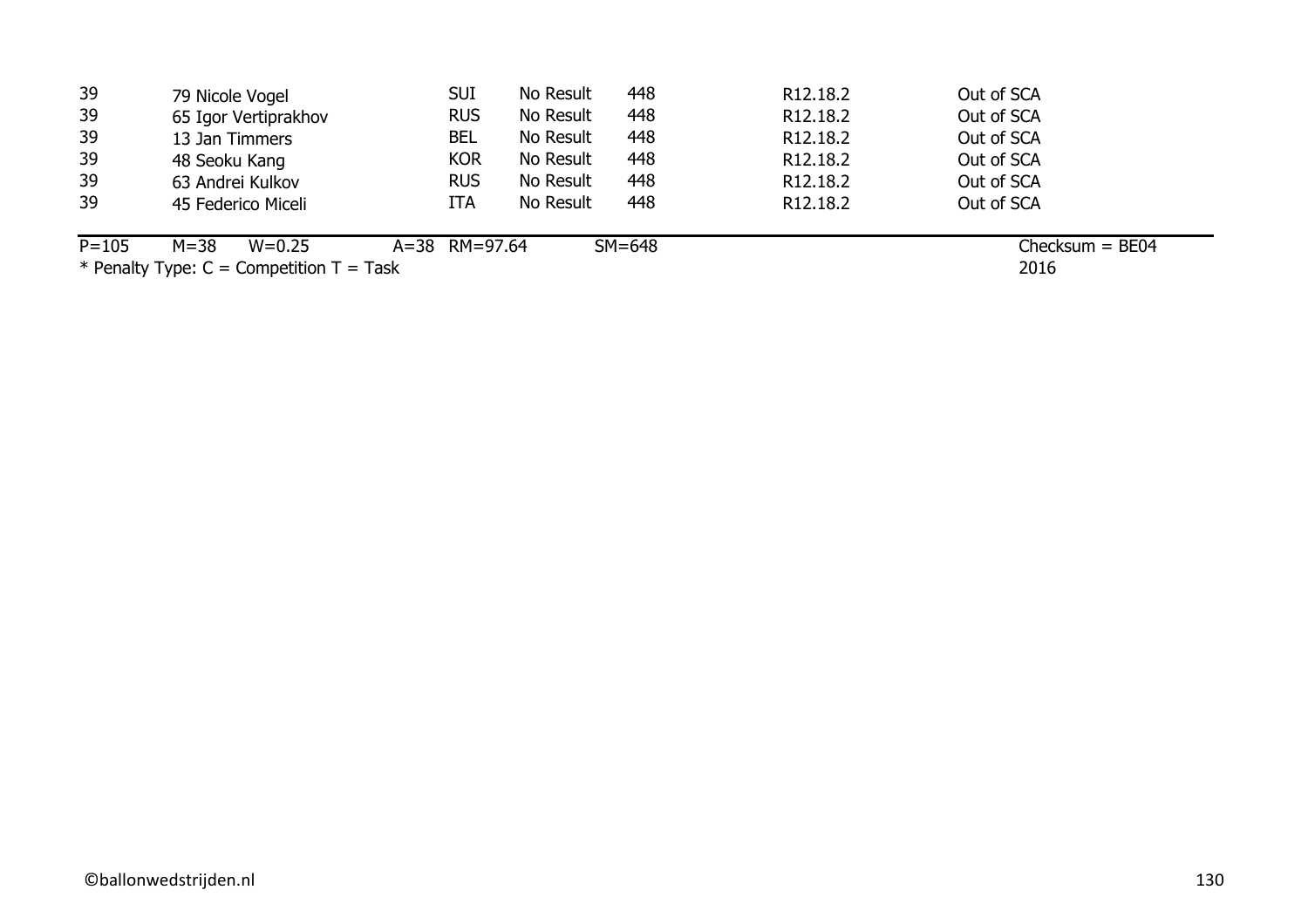| | | | | | | |
|---|---|---|---|---|---|---|
| 39 | 79 Nicole Vogel | SUI | No Result | 448 | R12.18.2 | Out of SCA |
| 39 | 65 Igor Vertiprakhov | RUS | No Result | 448 | R12.18.2 | Out of SCA |
| 39 | 13 Jan Timmers | BEL | No Result | 448 | R12.18.2 | Out of SCA |
| 39 | 48 Seoku Kang | KOR | No Result | 448 | R12.18.2 | Out of SCA |
| 39 | 63 Andrei Kulkov | RUS | No Result | 448 | R12.18.2 | Out of SCA |
| 39 | 45 Federico Miceli | ITA | No Result | 448 | R12.18.2 | Out of SCA |

P=105 M=38 W=0.25 A=38 RM=97.64 SM=648 Checksum = BE04

* Penalty Type: C = Competition T = Task 2016

©ballonwedstrijden.nl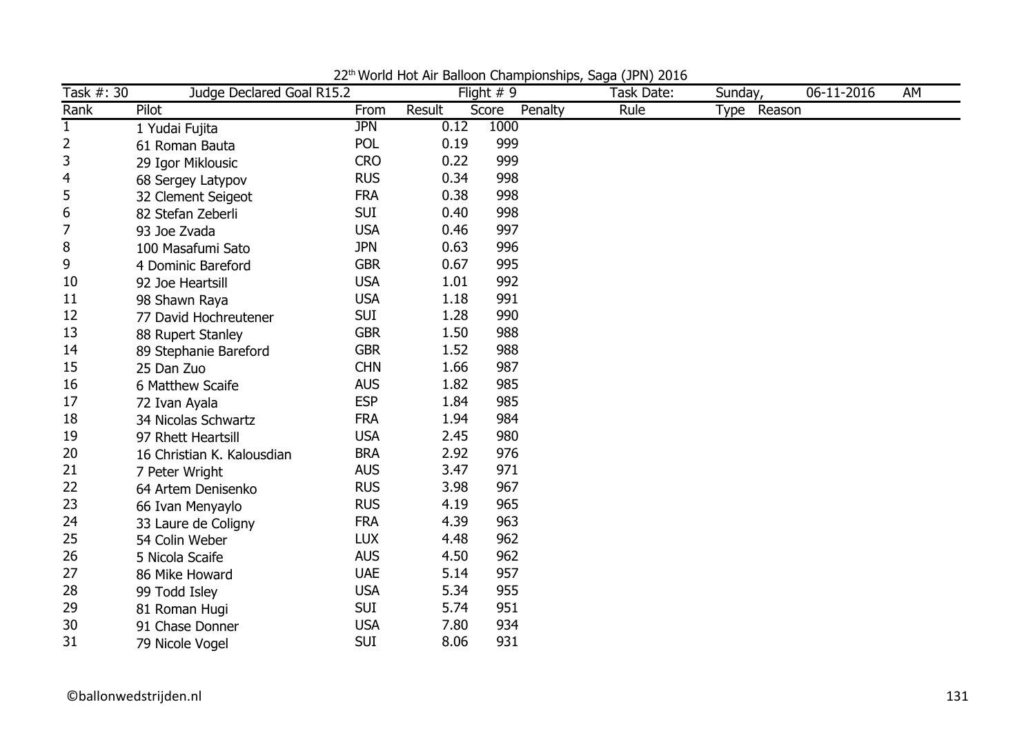22[th] World Hot Air Balloon Championships, Saga (JPN) 2016

| Task #: 30 | Judge Declared Goal R15.2 | | Flight # 9 | | Task Date: | Sunday, | 06-11-2016 | AM |
|---|---|---|---|---|---|---|---|---|
| Rank | Pilot | From | Result | Score | Penalty | Rule | Type | Reason |
| 1 | 1 Yudai Fujita | JPN | 0.12 | 1000 | | | | |
| 2 | 61 Roman Bauta | POL | 0.19 | 999 | | | | |
| 3 | 29 Igor Miklousic | CRO | 0.22 | 999 | | | | |
| 4 | 68 Sergey Latypov | RUS | 0.34 | 998 | | | | |
| 5 | 32 Clement Seigeot | FRA | 0.38 | 998 | | | | |
| 6 | 82 Stefan Zeberli | SUI | 0.40 | 998 | | | | |
| 7 | 93 Joe Zvada | USA | 0.46 | 997 | | | | |
| 8 | 100 Masafumi Sato | JPN | 0.63 | 996 | | | | |
| 9 | 4 Dominic Bareford | GBR | 0.67 | 995 | | | | |
| 10 | 92 Joe Heartsill | USA | 1.01 | 992 | | | | |
| 11 | 98 Shawn Raya | USA | 1.18 | 991 | | | | |
| 12 | 77 David Hochreutener | SUI | 1.28 | 990 | | | | |
| 13 | 88 Rupert Stanley | GBR | 1.50 | 988 | | | | |
| 14 | 89 Stephanie Bareford | GBR | 1.52 | 988 | | | | |
| 15 | 25 Dan Zuo | CHN | 1.66 | 987 | | | | |
| 16 | 6 Matthew Scaife | AUS | 1.82 | 985 | | | | |
| 17 | 72 Ivan Ayala | ESP | 1.84 | 985 | | | | |
| 18 | 34 Nicolas Schwartz | FRA | 1.94 | 984 | | | | |
| 19 | 97 Rhett Heartsill | USA | 2.45 | 980 | | | | |
| 20 | 16 Christian K. Kalousdian | BRA | 2.92 | 976 | | | | |
| 21 | 7 Peter Wright | AUS | 3.47 | 971 | | | | |
| 22 | 64 Artem Denisenko | RUS | 3.98 | 967 | | | | |
| 23 | 66 Ivan Menyaylo | RUS | 4.19 | 965 | | | | |
| 24 | 33 Laure de Coligny | FRA | 4.39 | 963 | | | | |
| 25 | 54 Colin Weber | LUX | 4.48 | 962 | | | | |
| 26 | 5 Nicola Scaife | AUS | 4.50 | 962 | | | | |
| 27 | 86 Mike Howard | UAE | 5.14 | 957 | | | | |
| 28 | 99 Todd Isley | USA | 5.34 | 955 | | | | |
| 29 | 81 Roman Hugi | SUI | 5.74 | 951 | | | | |
| 30 | 91 Chase Donner | USA | 7.80 | 934 | | | | |
| 31 | 79 Nicole Vogel | SUI | 8.06 | 931 | | | | |

©ballonwedstrijden.nl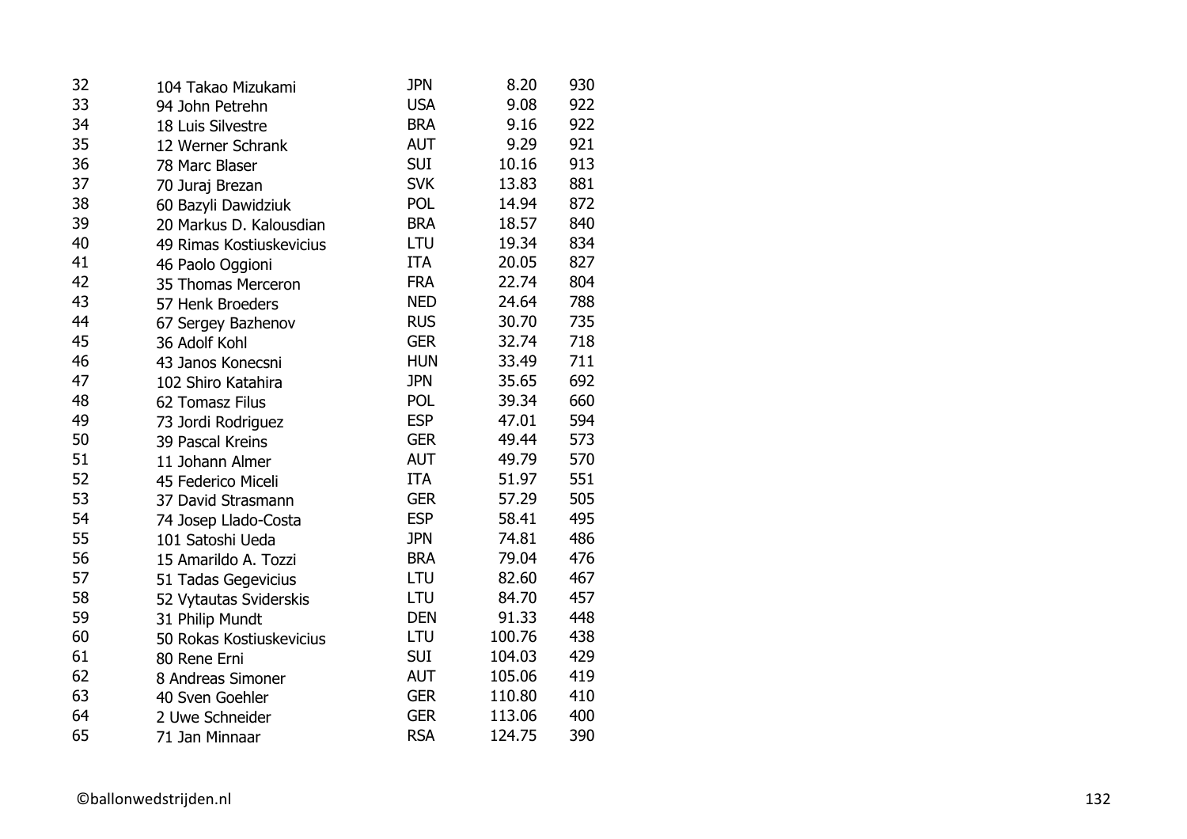| | | | | |
|---|---|---|---|---|
| 32 | 104 Takao Mizukami | JPN | 8.20 | 930 |
| 33 | 94 John Petrehn | USA | 9.08 | 922 |
| 34 | 18 Luis Silvestre | BRA | 9.16 | 922 |
| 35 | 12 Werner Schrank | AUT | 9.29 | 921 |
| 36 | 78 Marc Blaser | SUI | 10.16 | 913 |
| 37 | 70 Juraj Brezan | SVK | 13.83 | 881 |
| 38 | 60 Bazyli Dawidziuk | POL | 14.94 | 872 |
| 39 | 20 Markus D. Kalousdian | BRA | 18.57 | 840 |
| 40 | 49 Rimas Kostiuskevicius | LTU | 19.34 | 834 |
| 41 | 46 Paolo Oggioni | ITA | 20.05 | 827 |
| 42 | 35 Thomas Merceron | FRA | 22.74 | 804 |
| 43 | 57 Henk Broeders | NED | 24.64 | 788 |
| 44 | 67 Sergey Bazhenov | RUS | 30.70 | 735 |
| 45 | 36 Adolf Kohl | GER | 32.74 | 718 |
| 46 | 43 Janos Konecsni | HUN | 33.49 | 711 |
| 47 | 102 Shiro Katahira | JPN | 35.65 | 692 |
| 48 | 62 Tomasz Filus | POL | 39.34 | 660 |
| 49 | 73 Jordi Rodriguez | ESP | 47.01 | 594 |
| 50 | 39 Pascal Kreins | GER | 49.44 | 573 |
| 51 | 11 Johann Almer | AUT | 49.79 | 570 |
| 52 | 45 Federico Miceli | ITA | 51.97 | 551 |
| 53 | 37 David Strasmann | GER | 57.29 | 505 |
| 54 | 74 Josep Llado-Costa | ESP | 58.41 | 495 |
| 55 | 101 Satoshi Ueda | JPN | 74.81 | 486 |
| 56 | 15 Amarildo A. Tozzi | BRA | 79.04 | 476 |
| 57 | 51 Tadas Gegevicius | LTU | 82.60 | 467 |
| 58 | 52 Vytautas Sviderskis | LTU | 84.70 | 457 |
| 59 | 31 Philip Mundt | DEN | 91.33 | 448 |
| 60 | 50 Rokas Kostiuskevicius | LTU | 100.76 | 438 |
| 61 | 80 Rene Erni | SUI | 104.03 | 429 |
| 62 | 8 Andreas Simoner | AUT | 105.06 | 419 |
| 63 | 40 Sven Goehler | GER | 110.80 | 410 |
| 64 | 2 Uwe Schneider | GER | 113.06 | 400 |
| 65 | 71 Jan Minnaar | RSA | 124.75 | 390 |

©ballonwedstrijden.nl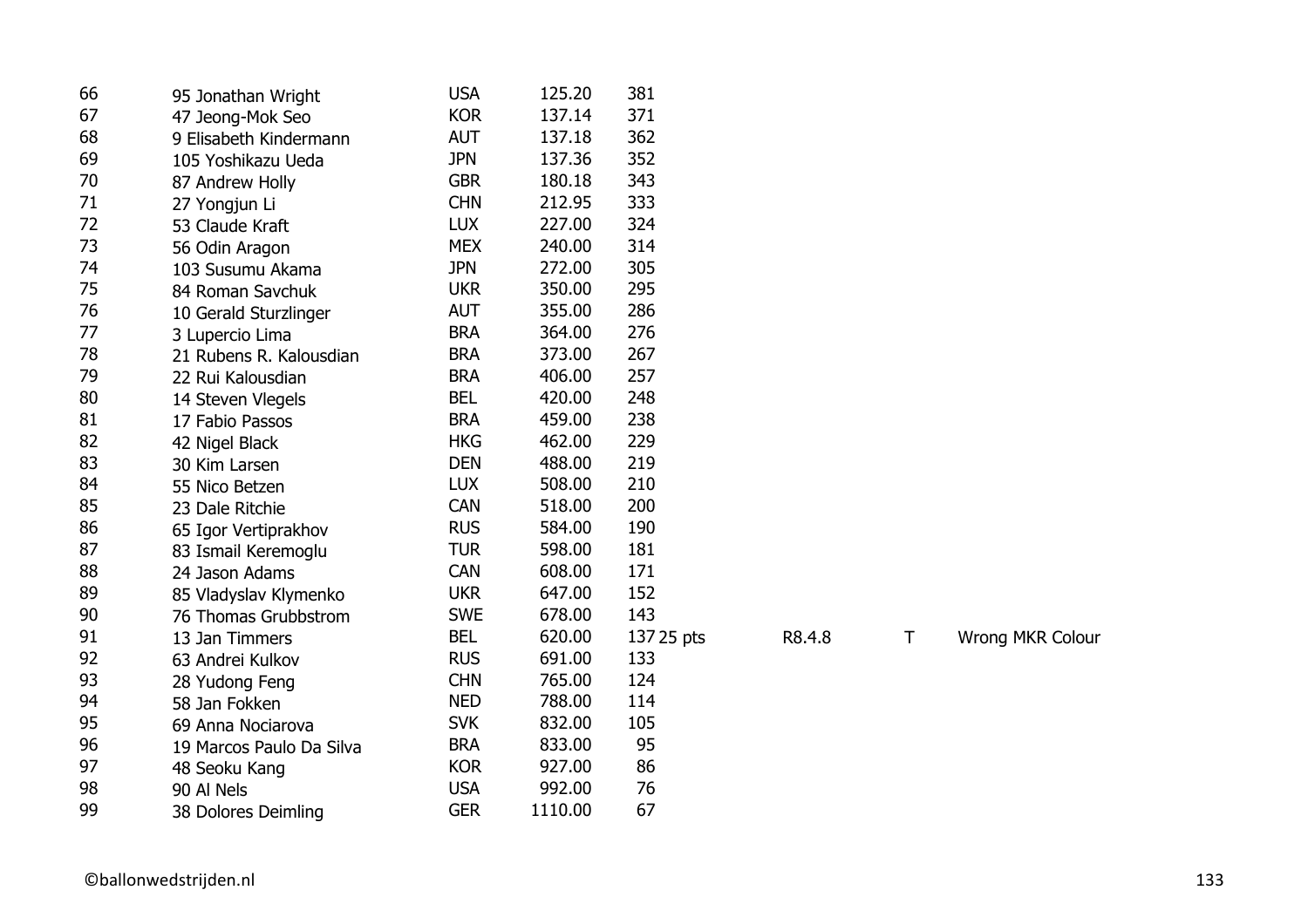| | | | | | | | | |
|---|---|---|---|---|---|---|---|---|
| 66 | 95 Jonathan Wright | USA | 125.20 | 381 | | | | |
| 67 | 47 Jeong-Mok Seo | KOR | 137.14 | 371 | | | | |
| 68 | 9 Elisabeth Kindermann | AUT | 137.18 | 362 | | | | |
| 69 | 105 Yoshikazu Ueda | JPN | 137.36 | 352 | | | | |
| 70 | 87 Andrew Holly | GBR | 180.18 | 343 | | | | |
| 71 | 27 Yongjun Li | CHN | 212.95 | 333 | | | | |
| 72 | 53 Claude Kraft | LUX | 227.00 | 324 | | | | |
| 73 | 56 Odin Aragon | MEX | 240.00 | 314 | | | | |
| 74 | 103 Susumu Akama | JPN | 272.00 | 305 | | | | |
| 75 | 84 Roman Savchuk | UKR | 350.00 | 295 | | | | |
| 76 | 10 Gerald Sturzlinger | AUT | 355.00 | 286 | | | | |
| 77 | 3 Lupercio Lima | BRA | 364.00 | 276 | | | | |
| 78 | 21 Rubens R. Kalousdian | BRA | 373.00 | 267 | | | | |
| 79 | 22 Rui Kalousdian | BRA | 406.00 | 257 | | | | |
| 80 | 14 Steven Vlegels | BEL | 420.00 | 248 | | | | |
| 81 | 17 Fabio Passos | BRA | 459.00 | 238 | | | | |
| 82 | 42 Nigel Black | HKG | 462.00 | 229 | | | | |
| 83 | 30 Kim Larsen | DEN | 488.00 | 219 | | | | |
| 84 | 55 Nico Betzen | LUX | 508.00 | 210 | | | | |
| 85 | 23 Dale Ritchie | CAN | 518.00 | 200 | | | | |
| 86 | 65 Igor Vertiprakhov | RUS | 584.00 | 190 | | | | |
| 87 | 83 Ismail Keremoglu | TUR | 598.00 | 181 | | | | |
| 88 | 24 Jason Adams | CAN | 608.00 | 171 | | | | |
| 89 | 85 Vladyslav Klymenko | UKR | 647.00 | 152 | | | | |
| 90 | 76 Thomas Grubbstrom | SWE | 678.00 | 143 | | | | |
| 91 | 13 Jan Timmers | BEL | 620.00 | 137 | 25 pts | R8.4.8 | T | Wrong MKR Colour |
| 92 | 63 Andrei Kulkov | RUS | 691.00 | 133 | | | | |
| 93 | 28 Yudong Feng | CHN | 765.00 | 124 | | | | |
| 94 | 58 Jan Fokken | NED | 788.00 | 114 | | | | |
| 95 | 69 Anna Nociarova | SVK | 832.00 | 105 | | | | |
| 96 | 19 Marcos Paulo Da Silva | BRA | 833.00 | 95 | | | | |
| 97 | 48 Seoku Kang | KOR | 927.00 | 86 | | | | |
| 98 | 90 Al Nels | USA | 992.00 | 76 | | | | |
| 99 | 38 Dolores Deimling | GER | 1110.00 | 67 | | | | |

©ballonwedstrijden.nl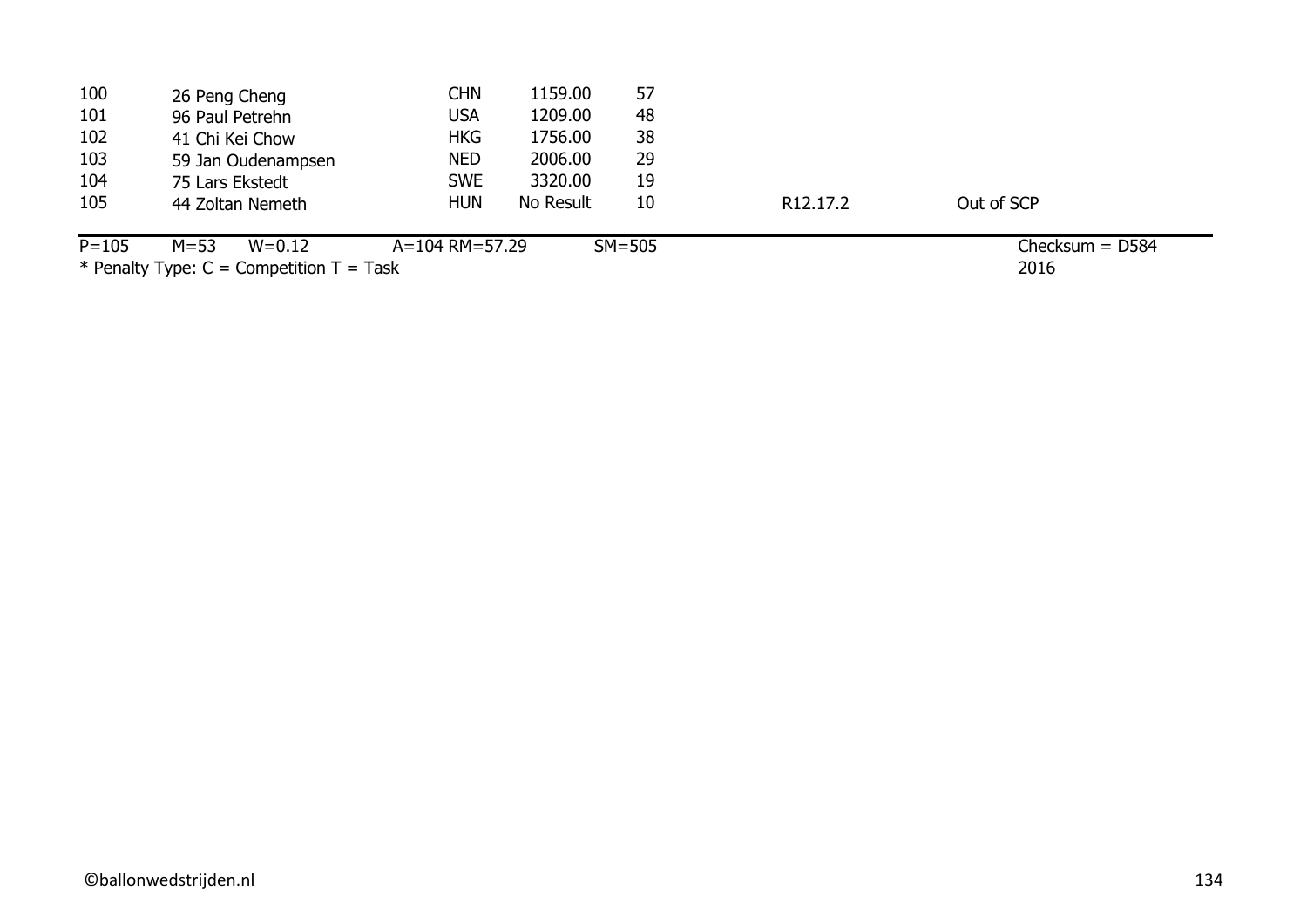| | | | | | | |
|---|---|---|---|---|---|---|
| 100 | 26 Peng Cheng | CHN | 1159.00 | 57 | | |
| 101 | 96 Paul Petrehn | USA | 1209.00 | 48 | | |
| 102 | 41 Chi Kei Chow | HKG | 1756.00 | 38 | | |
| 103 | 59 Jan Oudenampsen | NED | 2006.00 | 29 | | |
| 104 | 75 Lars Ekstedt | SWE | 3320.00 | 19 | | |
| 105 | 44 Zoltan Nemeth | HUN | No Result | 10 | R12.17.2 | Out of SCP |

P=105 M=53 W=0.12 A=104 RM=57.29 SM=505 Checksum = D584

* Penalty Type: C = Competition T = Task 2016

©ballonwedstrijden.nl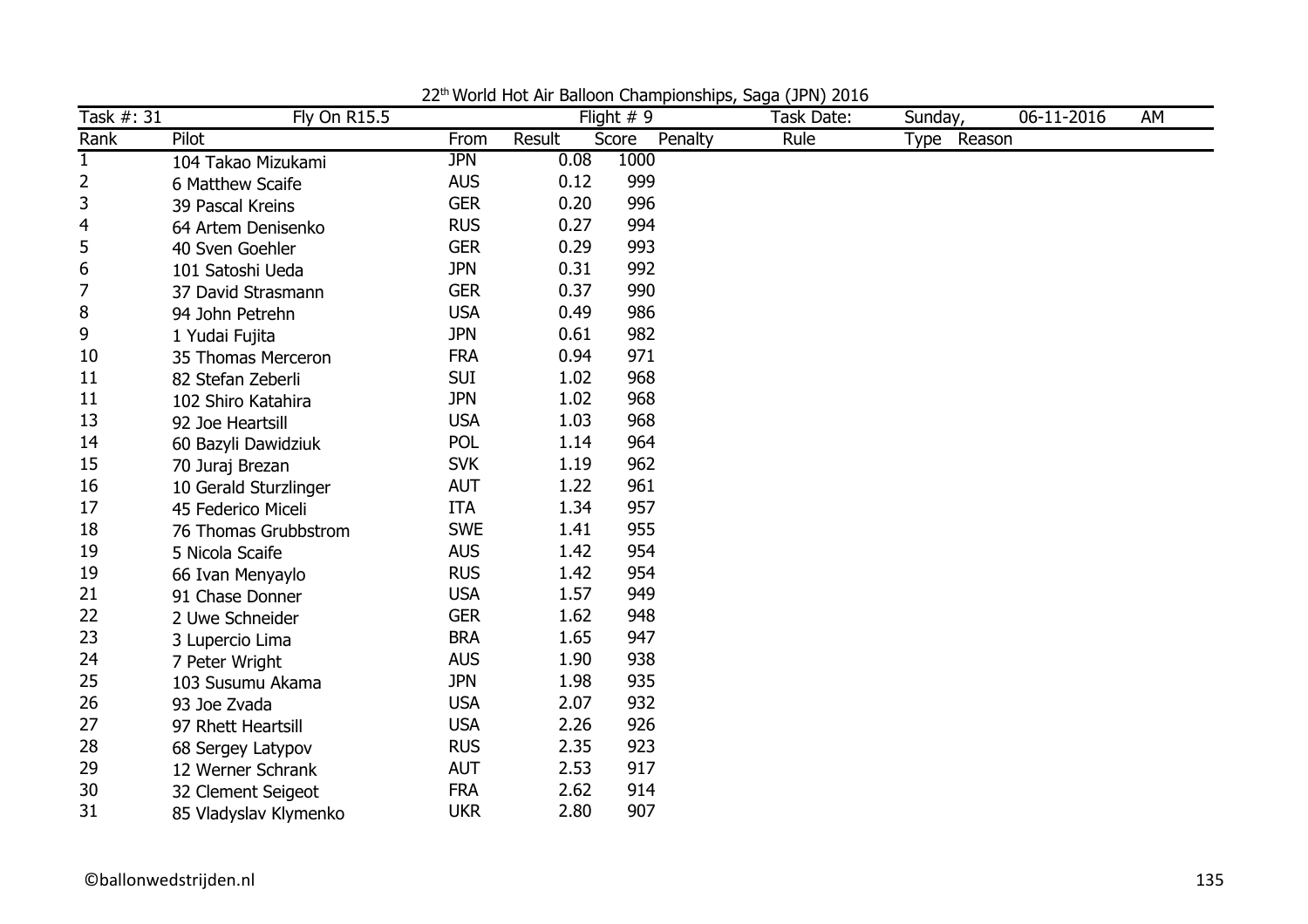22th World Hot Air Balloon Championships, Saga (JPN) 2016

| Task #: 31 | Fly On R15.5 | | Flight # 9 | | | Task Date: | Sunday, | 06-11-2016 | AM |
|---|---|---|---|---|---|---|---|---|---|
| Rank | Pilot | From | Result | Score | Penalty | Rule | Type | Reason | |
| 1 | 104 Takao Mizukami | JPN | 0.08 | 1000 | | | | | |
| 2 | 6 Matthew Scaife | AUS | 0.12 | 999 | | | | | |
| 3 | 39 Pascal Kreins | GER | 0.20 | 996 | | | | | |
| 4 | 64 Artem Denisenko | RUS | 0.27 | 994 | | | | | |
| 5 | 40 Sven Goehler | GER | 0.29 | 993 | | | | | |
| 6 | 101 Satoshi Ueda | JPN | 0.31 | 992 | | | | | |
| 7 | 37 David Strasmann | GER | 0.37 | 990 | | | | | |
| 8 | 94 John Petrehn | USA | 0.49 | 986 | | | | | |
| 9 | 1 Yudai Fujita | JPN | 0.61 | 982 | | | | | |
| 10 | 35 Thomas Merceron | FRA | 0.94 | 971 | | | | | |
| 11 | 82 Stefan Zeberli | SUI | 1.02 | 968 | | | | | |
| 11 | 102 Shiro Katahira | JPN | 1.02 | 968 | | | | | |
| 13 | 92 Joe Heartsill | USA | 1.03 | 968 | | | | | |
| 14 | 60 Bazyli Dawidziuk | POL | 1.14 | 964 | | | | | |
| 15 | 70 Juraj Brezan | SVK | 1.19 | 962 | | | | | |
| 16 | 10 Gerald Sturzlinger | AUT | 1.22 | 961 | | | | | |
| 17 | 45 Federico Miceli | ITA | 1.34 | 957 | | | | | |
| 18 | 76 Thomas Grubbstrom | SWE | 1.41 | 955 | | | | | |
| 19 | 5 Nicola Scaife | AUS | 1.42 | 954 | | | | | |
| 19 | 66 Ivan Menyaylo | RUS | 1.42 | 954 | | | | | |
| 21 | 91 Chase Donner | USA | 1.57 | 949 | | | | | |
| 22 | 2 Uwe Schneider | GER | 1.62 | 948 | | | | | |
| 23 | 3 Lupercio Lima | BRA | 1.65 | 947 | | | | | |
| 24 | 7 Peter Wright | AUS | 1.90 | 938 | | | | | |
| 25 | 103 Susumu Akama | JPN | 1.98 | 935 | | | | | |
| 26 | 93 Joe Zvada | USA | 2.07 | 932 | | | | | |
| 27 | 97 Rhett Heartsill | USA | 2.26 | 926 | | | | | |
| 28 | 68 Sergey Latypov | RUS | 2.35 | 923 | | | | | |
| 29 | 12 Werner Schrank | AUT | 2.53 | 917 | | | | | |
| 30 | 32 Clement Seigeot | FRA | 2.62 | 914 | | | | | |
| 31 | 85 Vladyslav Klymenko | UKR | 2.80 | 907 | | | | | |

©ballonwedstrijden.nl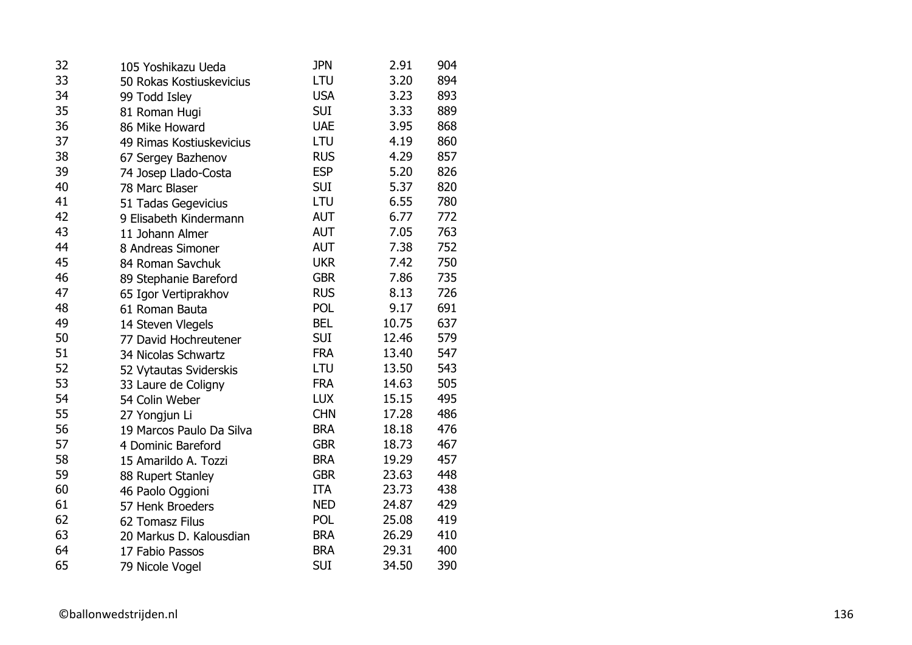| | | | | |
|---|---|---|---|---|
| 32 | 105 Yoshikazu Ueda | JPN | 2.91 | 904 |
| 33 | 50 Rokas Kostiuskevicius | LTU | 3.20 | 894 |
| 34 | 99 Todd Isley | USA | 3.23 | 893 |
| 35 | 81 Roman Hugi | SUI | 3.33 | 889 |
| 36 | 86 Mike Howard | UAE | 3.95 | 868 |
| 37 | 49 Rimas Kostiuskevicius | LTU | 4.19 | 860 |
| 38 | 67 Sergey Bazhenov | RUS | 4.29 | 857 |
| 39 | 74 Josep Llado-Costa | ESP | 5.20 | 826 |
| 40 | 78 Marc Blaser | SUI | 5.37 | 820 |
| 41 | 51 Tadas Gegevicius | LTU | 6.55 | 780 |
| 42 | 9 Elisabeth Kindermann | AUT | 6.77 | 772 |
| 43 | 11 Johann Almer | AUT | 7.05 | 763 |
| 44 | 8 Andreas Simoner | AUT | 7.38 | 752 |
| 45 | 84 Roman Savchuk | UKR | 7.42 | 750 |
| 46 | 89 Stephanie Bareford | GBR | 7.86 | 735 |
| 47 | 65 Igor Vertiprakhov | RUS | 8.13 | 726 |
| 48 | 61 Roman Bauta | POL | 9.17 | 691 |
| 49 | 14 Steven Vlegels | BEL | 10.75 | 637 |
| 50 | 77 David Hochreutener | SUI | 12.46 | 579 |
| 51 | 34 Nicolas Schwartz | FRA | 13.40 | 547 |
| 52 | 52 Vytautas Sviderskis | LTU | 13.50 | 543 |
| 53 | 33 Laure de Coligny | FRA | 14.63 | 505 |
| 54 | 54 Colin Weber | LUX | 15.15 | 495 |
| 55 | 27 Yongjun Li | CHN | 17.28 | 486 |
| 56 | 19 Marcos Paulo Da Silva | BRA | 18.18 | 476 |
| 57 | 4 Dominic Bareford | GBR | 18.73 | 467 |
| 58 | 15 Amarildo A. Tozzi | BRA | 19.29 | 457 |
| 59 | 88 Rupert Stanley | GBR | 23.63 | 448 |
| 60 | 46 Paolo Oggioni | ITA | 23.73 | 438 |
| 61 | 57 Henk Broeders | NED | 24.87 | 429 |
| 62 | 62 Tomasz Filus | POL | 25.08 | 419 |
| 63 | 20 Markus D. Kalousdian | BRA | 26.29 | 410 |
| 64 | 17 Fabio Passos | BRA | 29.31 | 400 |
| 65 | 79 Nicole Vogel | SUI | 34.50 | 390 |

©ballonwedstrijden.nl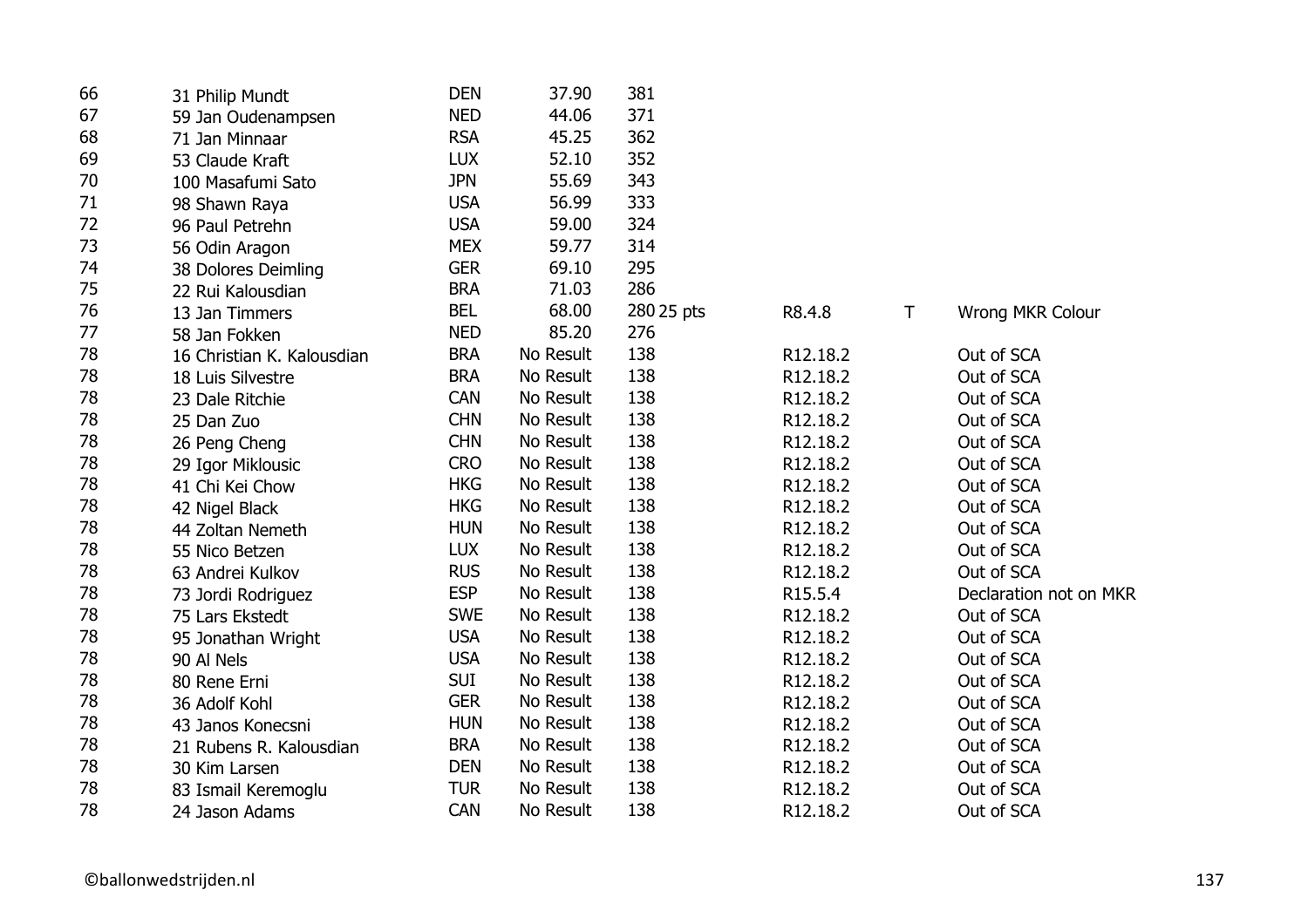| | | | | | | | |
|---|---|---|---|---|---|---|---|
| 66 | 31 Philip Mundt | DEN | 37.90 | 381 | | | |
| 67 | 59 Jan Oudenampsen | NED | 44.06 | 371 | | | |
| 68 | 71 Jan Minnaar | RSA | 45.25 | 362 | | | |
| 69 | 53 Claude Kraft | LUX | 52.10 | 352 | | | |
| 70 | 100 Masafumi Sato | JPN | 55.69 | 343 | | | |
| 71 | 98 Shawn Raya | USA | 56.99 | 333 | | | |
| 72 | 96 Paul Petrehn | USA | 59.00 | 324 | | | |
| 73 | 56 Odin Aragon | MEX | 59.77 | 314 | | | |
| 74 | 38 Dolores Deimling | GER | 69.10 | 295 | | | |
| 75 | 22 Rui Kalousdian | BRA | 71.03 | 286 | | | |
| 76 | 13 Jan Timmers | BEL | 68.00 | 280 25 pts | R8.4.8 | T | Wrong MKR Colour |
| 77 | 58 Jan Fokken | NED | 85.20 | 276 | | | |
| 78 | 16 Christian K. Kalousdian | BRA | No Result | 138 | R12.18.2 | | Out of SCA |
| 78 | 18 Luis Silvestre | BRA | No Result | 138 | R12.18.2 | | Out of SCA |
| 78 | 23 Dale Ritchie | CAN | No Result | 138 | R12.18.2 | | Out of SCA |
| 78 | 25 Dan Zuo | CHN | No Result | 138 | R12.18.2 | | Out of SCA |
| 78 | 26 Peng Cheng | CHN | No Result | 138 | R12.18.2 | | Out of SCA |
| 78 | 29 Igor Miklousic | CRO | No Result | 138 | R12.18.2 | | Out of SCA |
| 78 | 41 Chi Kei Chow | HKG | No Result | 138 | R12.18.2 | | Out of SCA |
| 78 | 42 Nigel Black | HKG | No Result | 138 | R12.18.2 | | Out of SCA |
| 78 | 44 Zoltan Nemeth | HUN | No Result | 138 | R12.18.2 | | Out of SCA |
| 78 | 55 Nico Betzen | LUX | No Result | 138 | R12.18.2 | | Out of SCA |
| 78 | 63 Andrei Kulkov | RUS | No Result | 138 | R12.18.2 | | Out of SCA |
| 78 | 73 Jordi Rodriguez | ESP | No Result | 138 | R15.5.4 | | Declaration not on MKR |
| 78 | 75 Lars Ekstedt | SWE | No Result | 138 | R12.18.2 | | Out of SCA |
| 78 | 95 Jonathan Wright | USA | No Result | 138 | R12.18.2 | | Out of SCA |
| 78 | 90 Al Nels | USA | No Result | 138 | R12.18.2 | | Out of SCA |
| 78 | 80 Rene Erni | SUI | No Result | 138 | R12.18.2 | | Out of SCA |
| 78 | 36 Adolf Kohl | GER | No Result | 138 | R12.18.2 | | Out of SCA |
| 78 | 43 Janos Konecsni | HUN | No Result | 138 | R12.18.2 | | Out of SCA |
| 78 | 21 Rubens R. Kalousdian | BRA | No Result | 138 | R12.18.2 | | Out of SCA |
| 78 | 30 Kim Larsen | DEN | No Result | 138 | R12.18.2 | | Out of SCA |
| 78 | 83 Ismail Keremoglu | TUR | No Result | 138 | R12.18.2 | | Out of SCA |
| 78 | 24 Jason Adams | CAN | No Result | 138 | R12.18.2 | | Out of SCA |

©ballonwedstrijden.nl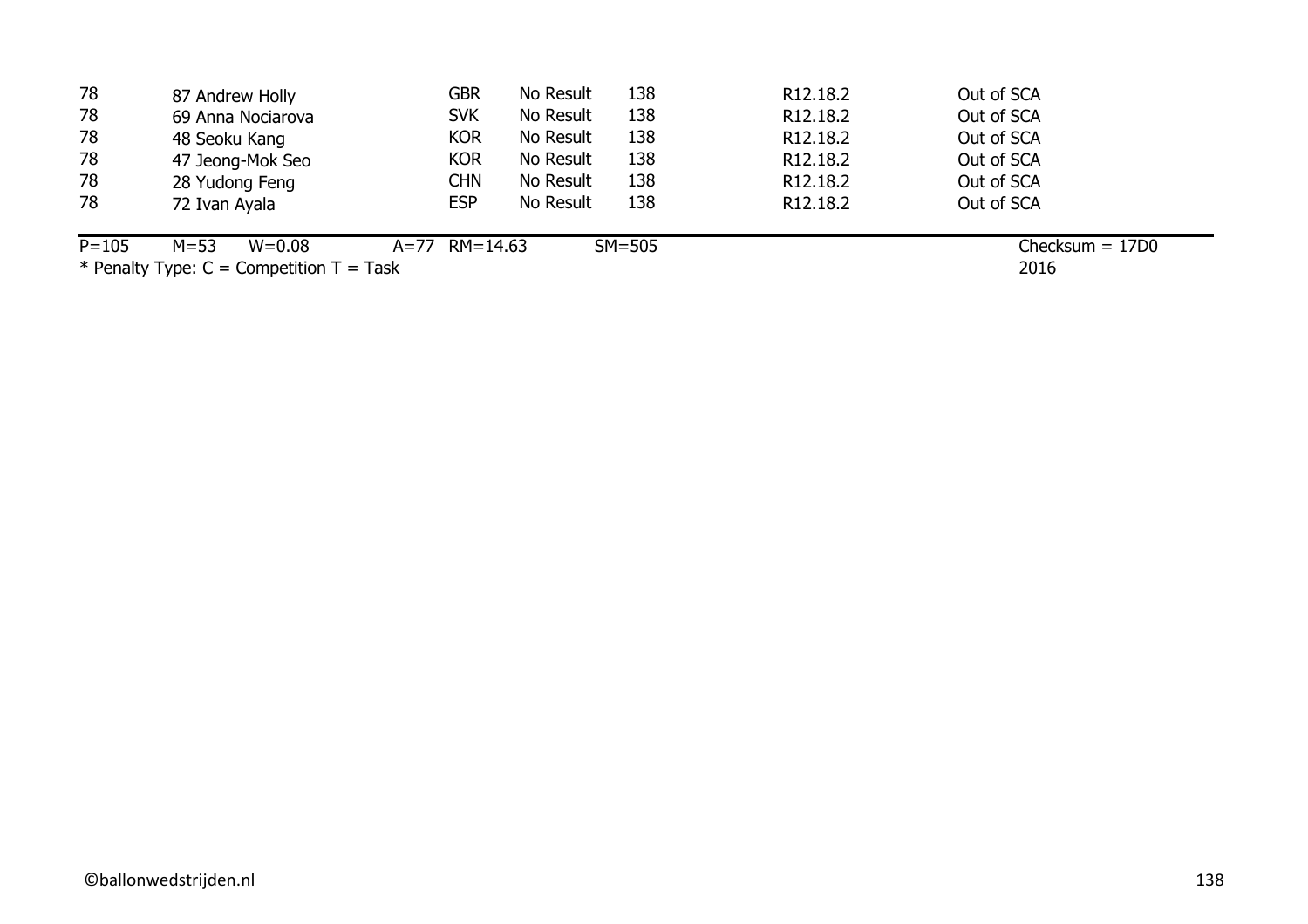| | | | | | | |
|---|---|---|---|---|---|---|
| 78 | 87 Andrew Holly | GBR | No Result | 138 | R12.18.2 | Out of SCA |
| 78 | 69 Anna Nociarova | SVK | No Result | 138 | R12.18.2 | Out of SCA |
| 78 | 48 Seoku Kang | KOR | No Result | 138 | R12.18.2 | Out of SCA |
| 78 | 47 Jeong-Mok Seo | KOR | No Result | 138 | R12.18.2 | Out of SCA |
| 78 | 28 Yudong Feng | CHN | No Result | 138 | R12.18.2 | Out of SCA |
| 78 | 72 Ivan Ayala | ESP | No Result | 138 | R12.18.2 | Out of SCA |

P=105 M=53 W=0.08 A=77 RM=14.63 SM=505 Checksum = 17D0

* Penalty Type: C = Competition T = Task 2016

©ballonwedstrijden.nl